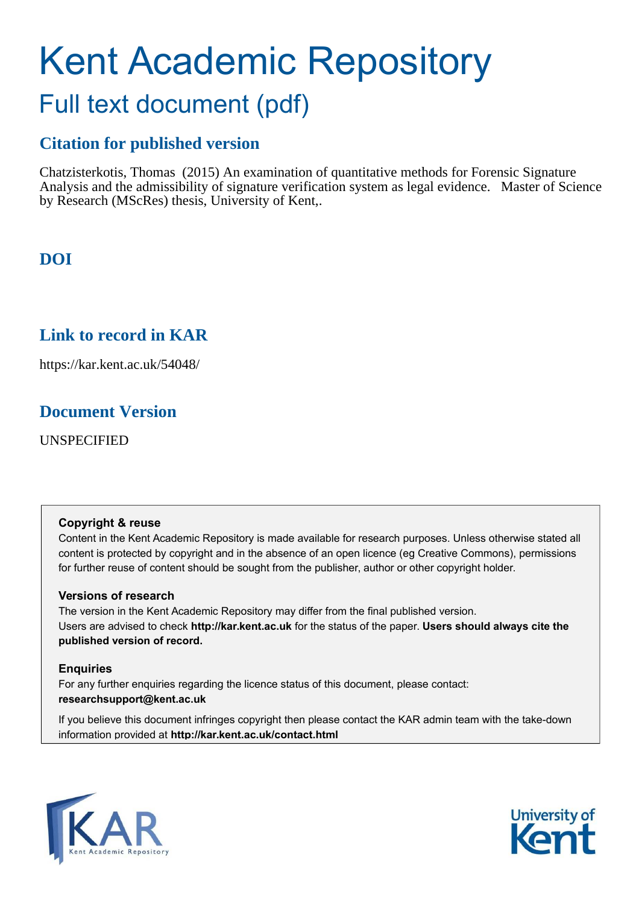# Kent Academic Repository

## Full text document (pdf)

### Citation for published version

Chatzisterkotis, Thomas (2015) An examination of quantitative methods for Forensic Signature Analysis and the admissibility of signature verification system as legal evidence. Master of Science by Research (MScRes) thesis, University of Kent,.

### DOI

### Link to record in KAR

https://kar.kent.ac.uk/54048/

### Document Version

UNSPECIFIED

**Copyright & reuse**

Content in the Kent Academic Repository is made available for research purposes. Unless otherwise stated all content is protected by copyright and in the absence of an open licence (eg Creative Commons), permissions for further reuse of content should be sought from the publisher, author or other copyright holder.

**Versions of research**

The version in the Kent Academic Repository may differ from the final published version. Users are advised to check **http://kar.kent.ac.uk** for the status of the paper. **Users should always cite the published version of record.**

**Enquiries**

For any further enquiries regarding the licence status of this document, please contact: **researchsupport@kent.ac.uk**

If you believe this document infringes copyright then please contact the KAR admin team with the take-down information provided at **http://kar.kent.ac.uk/contact.html**

KAR Kent Academic Repository

University of Kent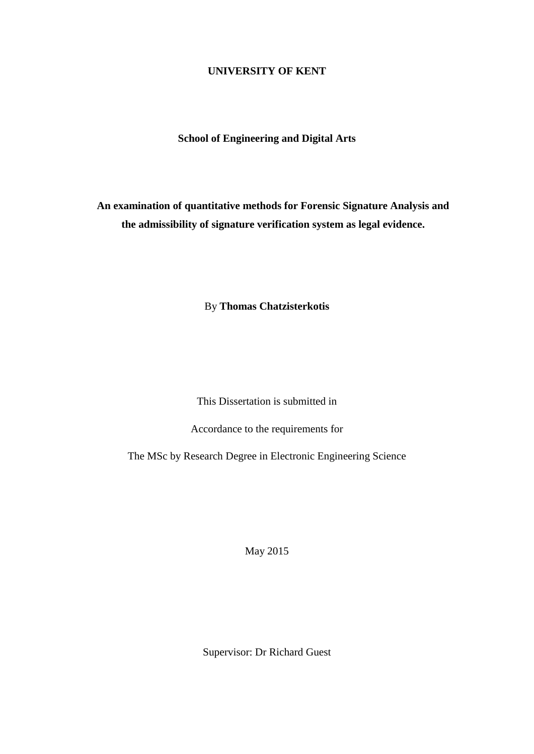**UNIVERSITY OF KENT**

**School of Engineering and Digital Arts**

**An examination of quantitative methods for Forensic Signature Analysis and the admissibility of signature verification system as legal evidence.**

By **Thomas Chatzisterkotis**

This Dissertation is submitted in

Accordance to the requirements for

The MSc by Research Degree in Electronic Engineering Science

May 2015

Supervisor: Dr Richard Guest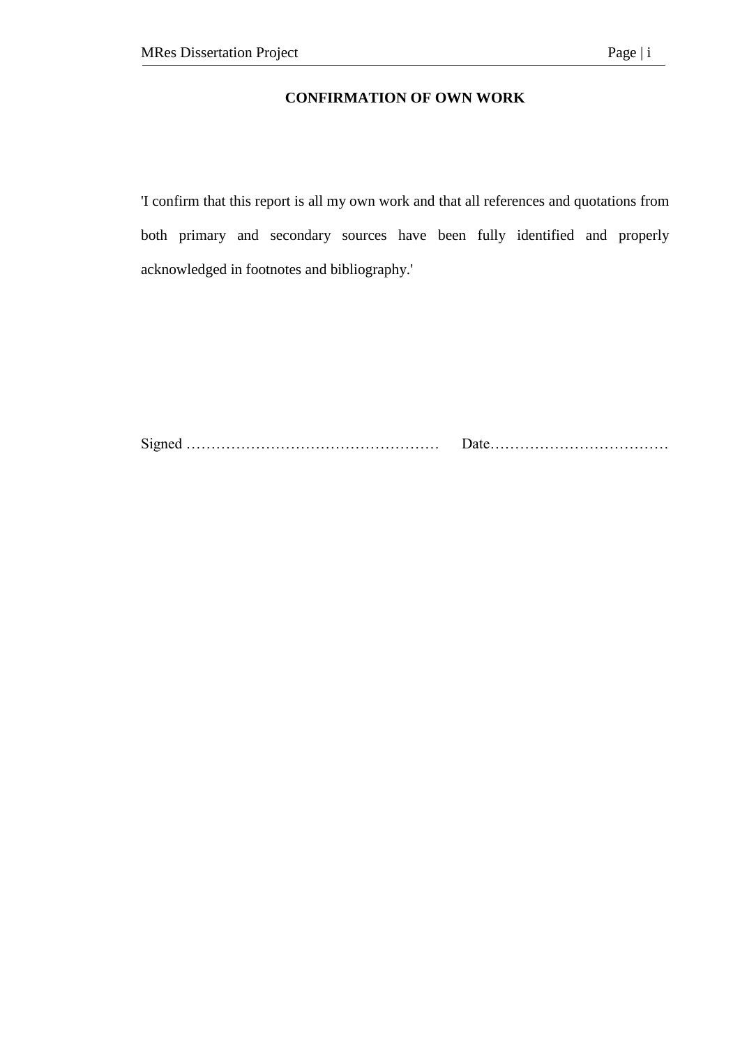## CONFIRMATION OF OWN WORK

'I confirm that this report is all my own work and that all references and quotations from both primary and secondary sources have been fully identified and properly acknowledged in footnotes and bibliography.'

Signed ……………………………………………… Date………………………………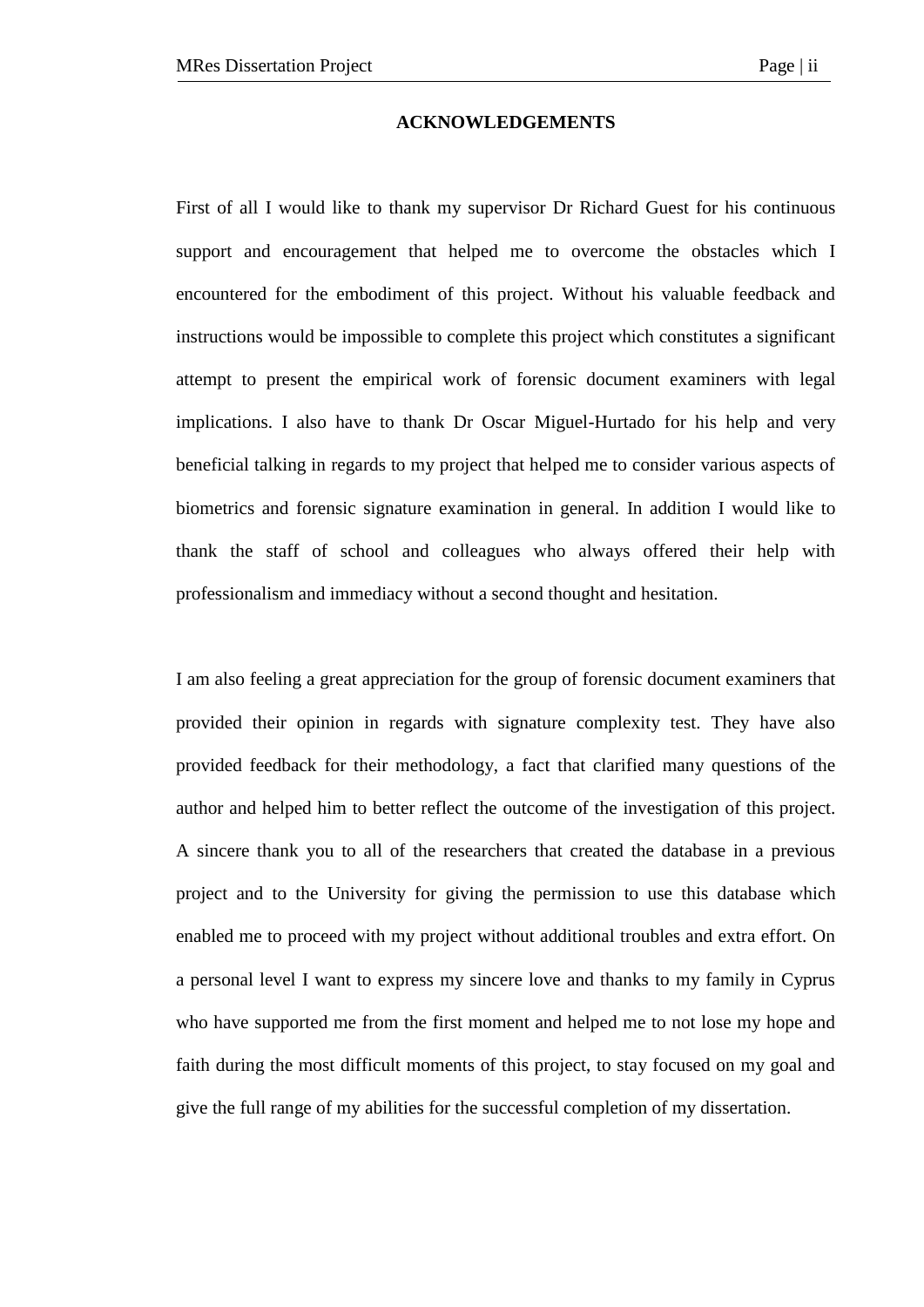**ACKNOWLEDGEMENTS**

First of all I would like to thank my supervisor Dr Richard Guest for his continuous support and encouragement that helped me to overcome the obstacles which I encountered for the embodiment of this project. Without his valuable feedback and instructions would be impossible to complete this project which constitutes a significant attempt to present the empirical work of forensic document examiners with legal implications. I also have to thank Dr Oscar Miguel-Hurtado for his help and very beneficial talking in regards to my project that helped me to consider various aspects of biometrics and forensic signature examination in general. In addition I would like to thank the staff of school and colleagues who always offered their help with professionalism and immediacy without a second thought and hesitation.

I am also feeling a great appreciation for the group of forensic document examiners that provided their opinion in regards with signature complexity test. They have also provided feedback for their methodology, a fact that clarified many questions of the author and helped him to better reflect the outcome of the investigation of this project. A sincere thank you to all of the researchers that created the database in a previous project and to the University for giving the permission to use this database which enabled me to proceed with my project without additional troubles and extra effort. On a personal level I want to express my sincere love and thanks to my family in Cyprus who have supported me from the first moment and helped me to not lose my hope and faith during the most difficult moments of this project, to stay focused on my goal and give the full range of my abilities for the successful completion of my dissertation.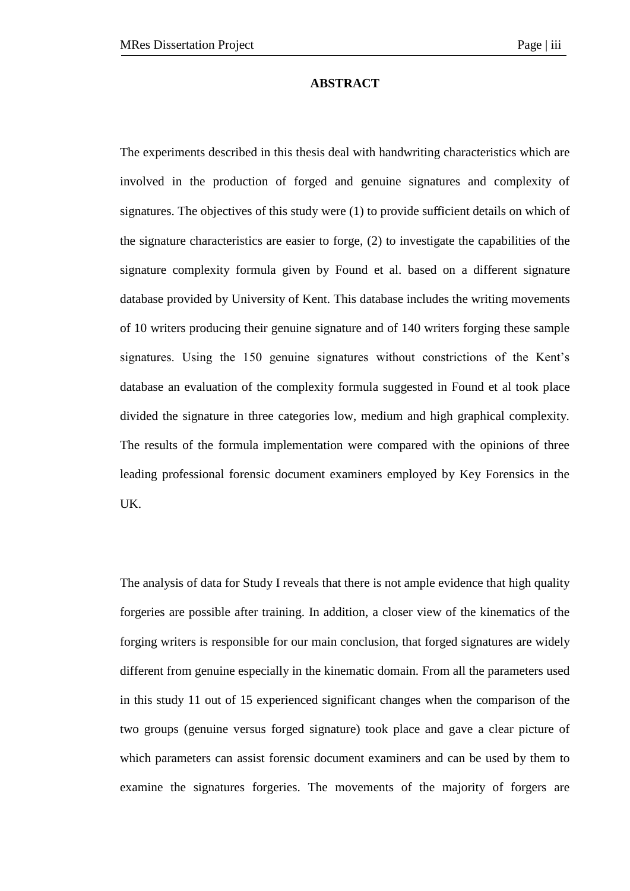# ABSTRACT

The experiments described in this thesis deal with handwriting characteristics which are involved in the production of forged and genuine signatures and complexity of signatures. The objectives of this study were (1) to provide sufficient details on which of the signature characteristics are easier to forge, (2) to investigate the capabilities of the signature complexity formula given by Found et al. based on a different signature database provided by University of Kent. This database includes the writing movements of 10 writers producing their genuine signature and of 140 writers forging these sample signatures. Using the 150 genuine signatures without constrictions of the Kent's database an evaluation of the complexity formula suggested in Found et al took place divided the signature in three categories low, medium and high graphical complexity. The results of the formula implementation were compared with the opinions of three leading professional forensic document examiners employed by Key Forensics in the UK.

The analysis of data for Study I reveals that there is not ample evidence that high quality forgeries are possible after training. In addition, a closer view of the kinematics of the forging writers is responsible for our main conclusion, that forged signatures are widely different from genuine especially in the kinematic domain. From all the parameters used in this study 11 out of 15 experienced significant changes when the comparison of the two groups (genuine versus forged signature) took place and gave a clear picture of which parameters can assist forensic document examiners and can be used by them to examine the signatures forgeries. The movements of the majority of forgers are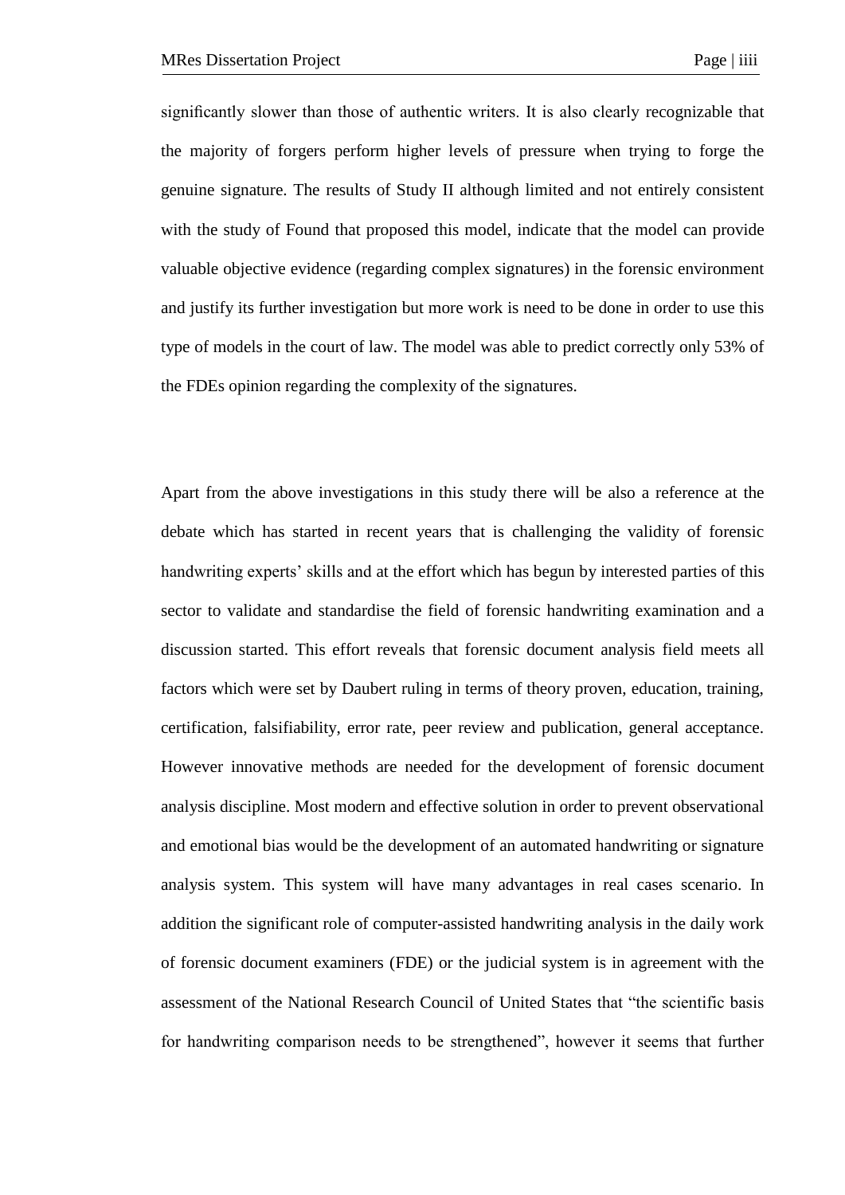significantly slower than those of authentic writers. It is also clearly recognizable that the majority of forgers perform higher levels of pressure when trying to forge the genuine signature. The results of Study II although limited and not entirely consistent with the study of Found that proposed this model, indicate that the model can provide valuable objective evidence (regarding complex signatures) in the forensic environment and justify its further investigation but more work is need to be done in order to use this type of models in the court of law. The model was able to predict correctly only 53% of the FDEs opinion regarding the complexity of the signatures.

Apart from the above investigations in this study there will be also a reference at the debate which has started in recent years that is challenging the validity of forensic handwriting experts' skills and at the effort which has begun by interested parties of this sector to validate and standardise the field of forensic handwriting examination and a discussion started. This effort reveals that forensic document analysis field meets all factors which were set by Daubert ruling in terms of theory proven, education, training, certification, falsifiability, error rate, peer review and publication, general acceptance. However innovative methods are needed for the development of forensic document analysis discipline. Most modern and effective solution in order to prevent observational and emotional bias would be the development of an automated handwriting or signature analysis system. This system will have many advantages in real cases scenario. In addition the significant role of computer-assisted handwriting analysis in the daily work of forensic document examiners (FDE) or the judicial system is in agreement with the assessment of the National Research Council of United States that "the scientific basis for handwriting comparison needs to be strengthened", however it seems that further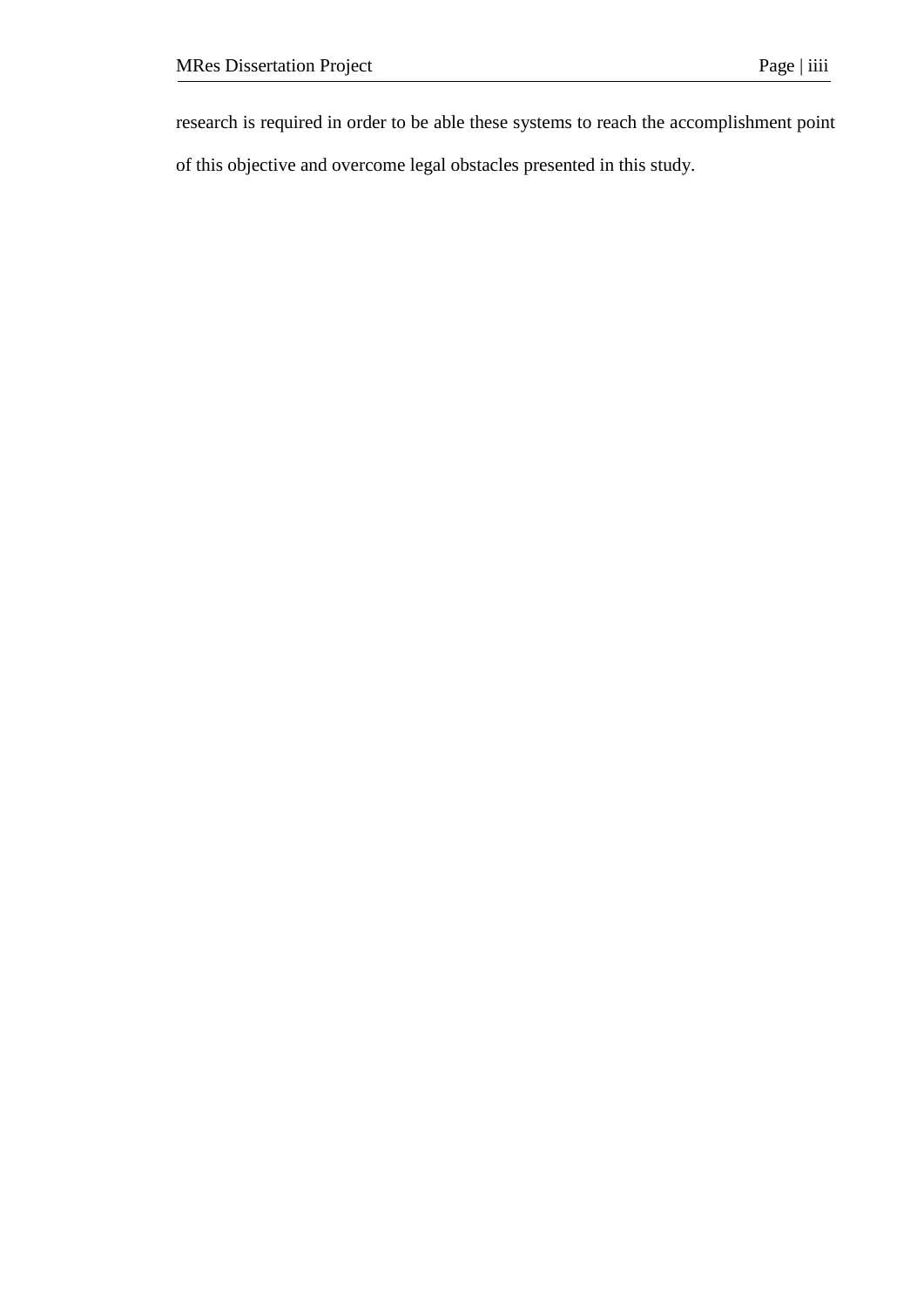research is required in order to be able these systems to reach the accomplishment point of this objective and overcome legal obstacles presented in this study.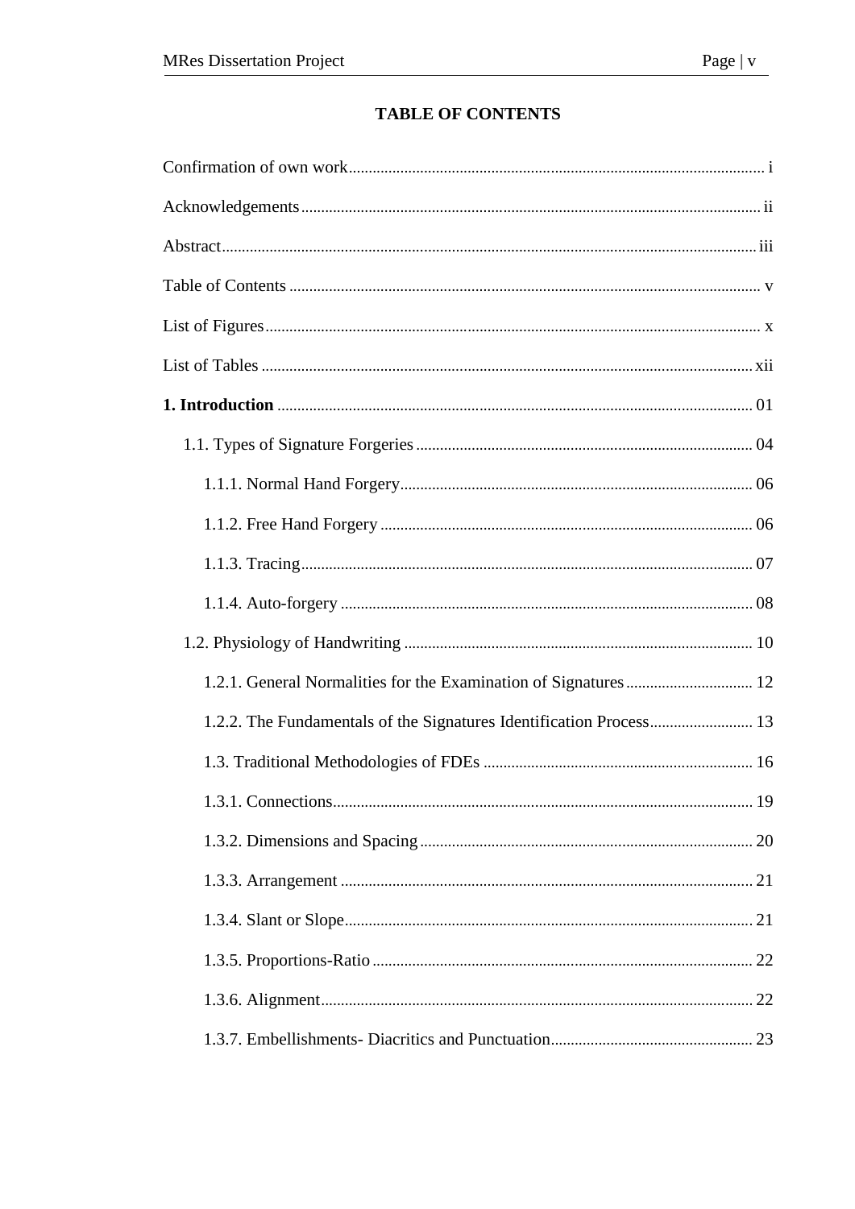# TABLE OF CONTENTS

Confirmation of own work ..... i

Acknowledgements ..... ii

Abstract ..... iii

Table of Contents ..... v

List of Figures ..... x

List of Tables ..... xii

**1. Introduction** ..... 01

- 1.1. Types of Signature Forgeries ..... 04
  - 1.1.1. Normal Hand Forgery ..... 06
  - 1.1.2. Free Hand Forgery ..... 06
  - 1.1.3. Tracing ..... 07
  - 1.1.4. Auto-forgery ..... 08
- 1.2. Physiology of Handwriting ..... 10
  - 1.2.1. General Normalities for the Examination of Signatures ..... 12
  - 1.2.2. The Fundamentals of the Signatures Identification Process ..... 13
  - 1.3. Traditional Methodologies of FDEs ..... 16
  - 1.3.1. Connections ..... 19
  - 1.3.2. Dimensions and Spacing ..... 20
  - 1.3.3. Arrangement ..... 21
  - 1.3.4. Slant or Slope ..... 21
  - 1.3.5. Proportions-Ratio ..... 22
  - 1.3.6. Alignment ..... 22
  - 1.3.7. Embellishments- Diacritics and Punctuation ..... 23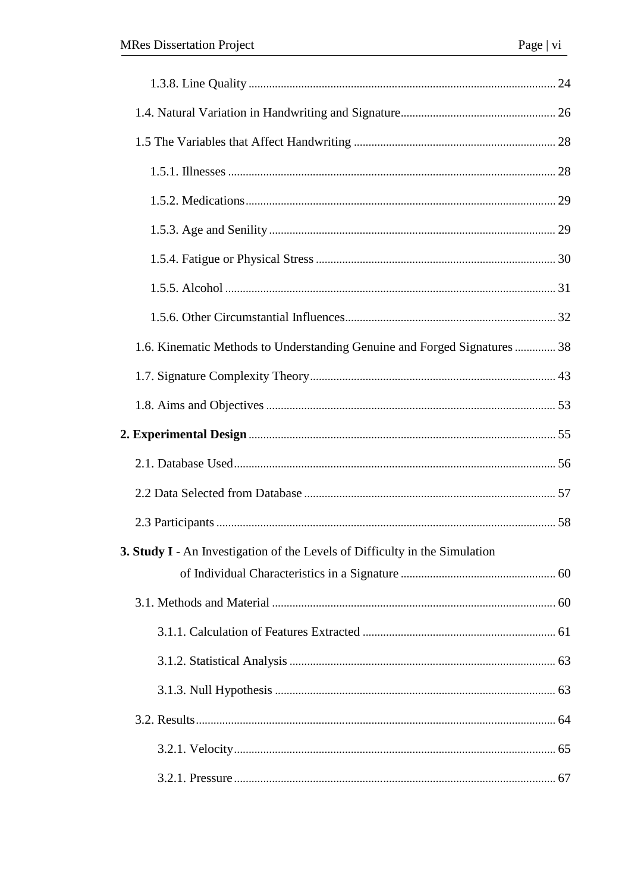1.3.8. Line Quality ........................................................................................................ 24

1.4. Natural Variation in Handwriting and Signature..................................................... 26

1.5 The Variables that Affect Handwriting ..................................................................... 28

1.5.1. Illnesses ............................................................................................................... 28

1.5.2. Medications......................................................................................................... 29

1.5.3. Age and Senility .................................................................................................. 29

1.5.4. Fatigue or Physical Stress .................................................................................. 30

1.5.5. Alcohol ................................................................................................................ 31

1.5.6. Other Circumstantial Influences....................................................................... 32

1.6. Kinematic Methods to Understanding Genuine and Forged Signatures .............. 38

1.7. Signature Complexity Theory.................................................................................... 43

1.8. Aims and Objectives ................................................................................................... 53

**2. Experimental Design** ........................................................................................................ 55

2.1. Database Used............................................................................................................. 56

2.2 Data Selected from Database ...................................................................................... 57

2.3 Participants ................................................................................................................... 58

**3. Study I** - An Investigation of the Levels of Difficulty in the Simulation of Individual Characteristics in a Signature ..................................................... 60

3.1. Methods and Material ................................................................................................ 60

3.1.1. Calculation of Features Extracted ................................................................. 61

3.1.2. Statistical Analysis .......................................................................................... 63

3.1.3. Null Hypothesis ............................................................................................... 63

3.2. Results.......................................................................................................................... 64

3.2.1. Velocity............................................................................................................. 65

3.2.1. Pressure............................................................................................................. 67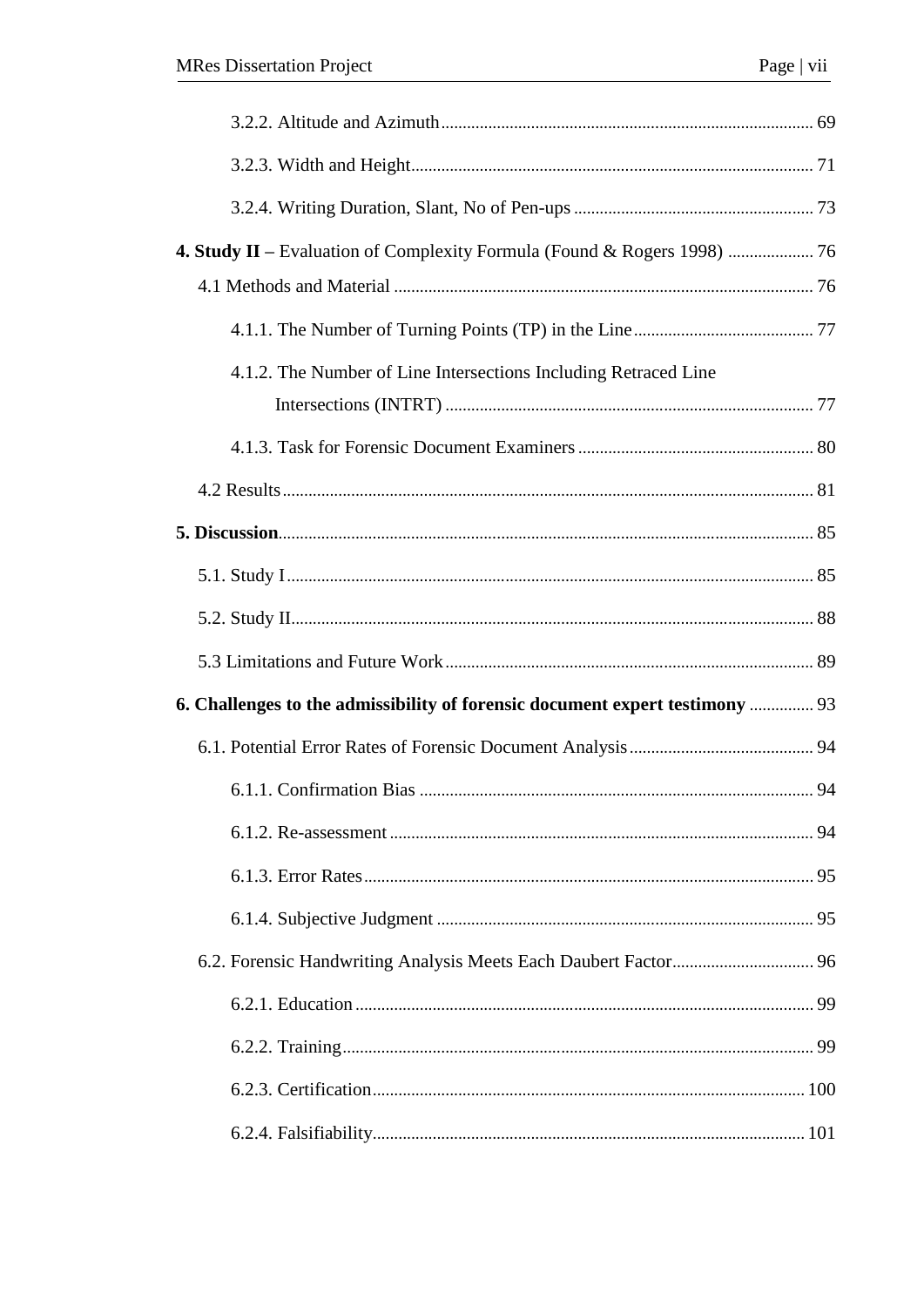3.2.2. Altitude and Azimuth ........................................ 69

3.2.3. Width and Height ........................................ 71

3.2.4. Writing Duration, Slant, No of Pen-ups ........................................ 73

**4. Study II** – Evaluation of Complexity Formula (Found & Rogers 1998) ........................................ 76

4.1 Methods and Material ........................................ 76

4.1.1. The Number of Turning Points (TP) in the Line ........................................ 77

4.1.2. The Number of Line Intersections Including Retraced Line Intersections (INTRT) ........................................ 77

4.1.3. Task for Forensic Document Examiners ........................................ 80

4.2 Results ........................................ 81

**5. Discussion** ........................................ 85

5.1. Study I ........................................ 85

5.2. Study II ........................................ 88

5.3 Limitations and Future Work ........................................ 89

**6. Challenges to the admissibility of forensic document expert testimony** ........................................ 93

6.1. Potential Error Rates of Forensic Document Analysis ........................................ 94

6.1.1. Confirmation Bias ........................................ 94

6.1.2. Re-assessment ........................................ 94

6.1.3. Error Rates ........................................ 95

6.1.4. Subjective Judgment ........................................ 95

6.2. Forensic Handwriting Analysis Meets Each Daubert Factor ........................................ 96

6.2.1. Education ........................................ 99

6.2.2. Training ........................................ 99

6.2.3. Certification ........................................ 100

6.2.4. Falsifiability ........................................ 101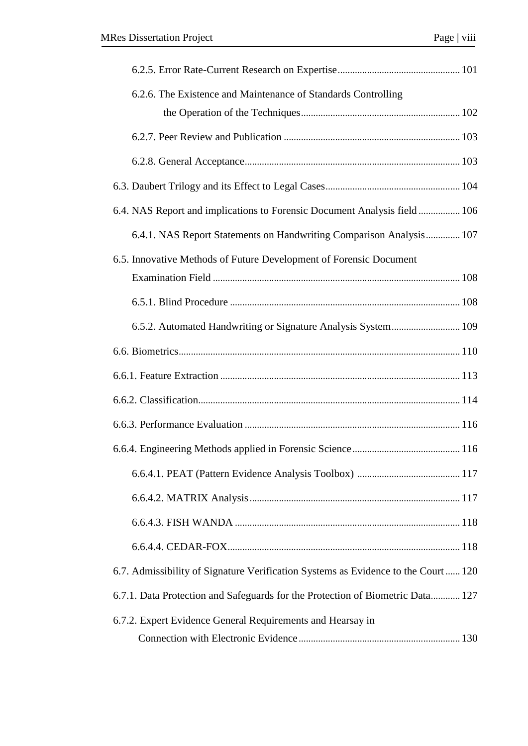6.2.5. Error Rate-Current Research on Expertise ... 101

6.2.6. The Existence and Maintenance of Standards Controlling the Operation of the Techniques ... 102

6.2.7. Peer Review and Publication ... 103

6.2.8. General Acceptance ... 103

6.3. Daubert Trilogy and its Effect to Legal Cases ... 104

6.4. NAS Report and implications to Forensic Document Analysis field ... 106

6.4.1. NAS Report Statements on Handwriting Comparison Analysis ... 107

6.5. Innovative Methods of Future Development of Forensic Document Examination Field ... 108

6.5.1. Blind Procedure ... 108

6.5.2. Automated Handwriting or Signature Analysis System ... 109

6.6. Biometrics ... 110

6.6.1. Feature Extraction ... 113

6.6.2. Classification ... 114

6.6.3. Performance Evaluation ... 116

6.6.4. Engineering Methods applied in Forensic Science ... 116

6.6.4.1. PEAT (Pattern Evidence Analysis Toolbox) ... 117

6.6.4.2. MATRIX Analysis ... 117

6.6.4.3. FISH WANDA ... 118

6.6.4.4. CEDAR-FOX ... 118

6.7. Admissibility of Signature Verification Systems as Evidence to the Court ... 120

6.7.1. Data Protection and Safeguards for the Protection of Biometric Data ... 127

6.7.2. Expert Evidence General Requirements and Hearsay in Connection with Electronic Evidence ... 130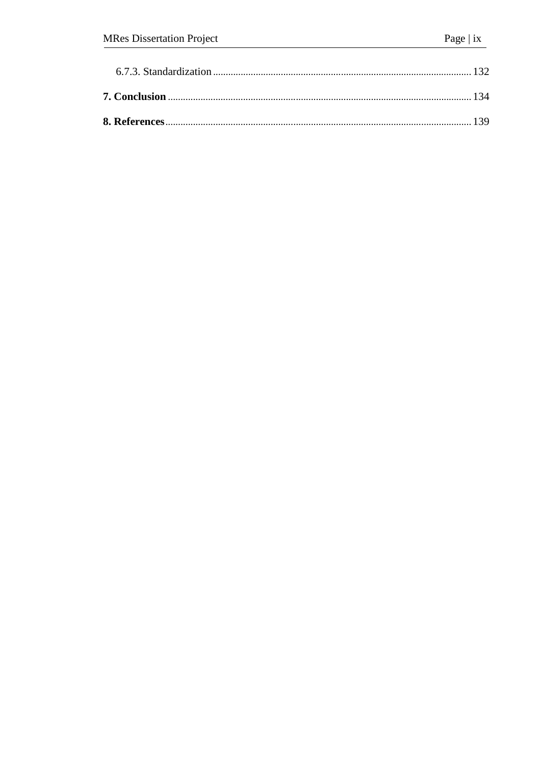6.7.3. Standardization ........................................................................................................ 132

**7. Conclusion** ........................................................................................................ 134

**8. References** ........................................................................................................ 139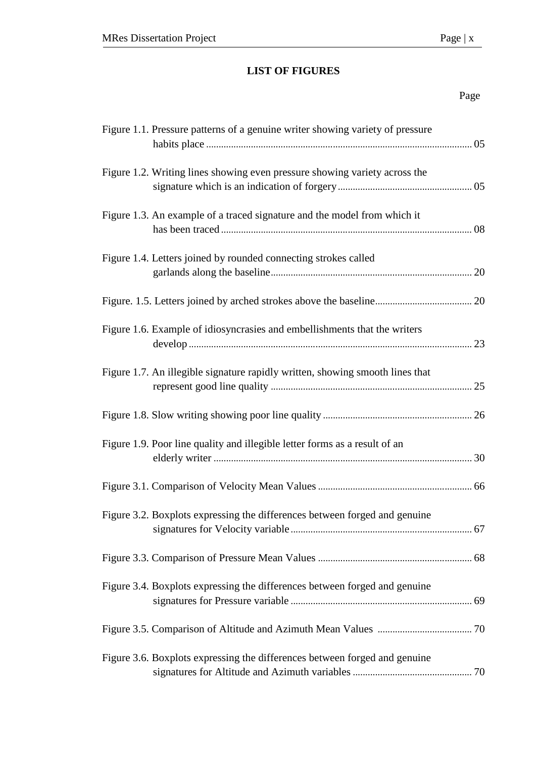## LIST OF FIGURES

Page

Figure 1.1. Pressure patterns of a genuine writer showing variety of pressure habits place .......... 05

Figure 1.2. Writing lines showing even pressure showing variety across the signature which is an indication of forgery .......... 05

Figure 1.3. An example of a traced signature and the model from which it has been traced .......... 08

Figure 1.4. Letters joined by rounded connecting strokes called garlands along the baseline .......... 20

Figure. 1.5. Letters joined by arched strokes above the baseline .......... 20

Figure 1.6. Example of idiosyncrasies and embellishments that the writers develop .......... 23

Figure 1.7. An illegible signature rapidly written, showing smooth lines that represent good line quality .......... 25

Figure 1.8. Slow writing showing poor line quality .......... 26

Figure 1.9. Poor line quality and illegible letter forms as a result of an elderly writer .......... 30

Figure 3.1. Comparison of Velocity Mean Values .......... 66

Figure 3.2. Boxplots expressing the differences between forged and genuine signatures for Velocity variable .......... 67

Figure 3.3. Comparison of Pressure Mean Values .......... 68

Figure 3.4. Boxplots expressing the differences between forged and genuine signatures for Pressure variable .......... 69

Figure 3.5. Comparison of Altitude and Azimuth Mean Values .......... 70

Figure 3.6. Boxplots expressing the differences between forged and genuine signatures for Altitude and Azimuth variables .......... 70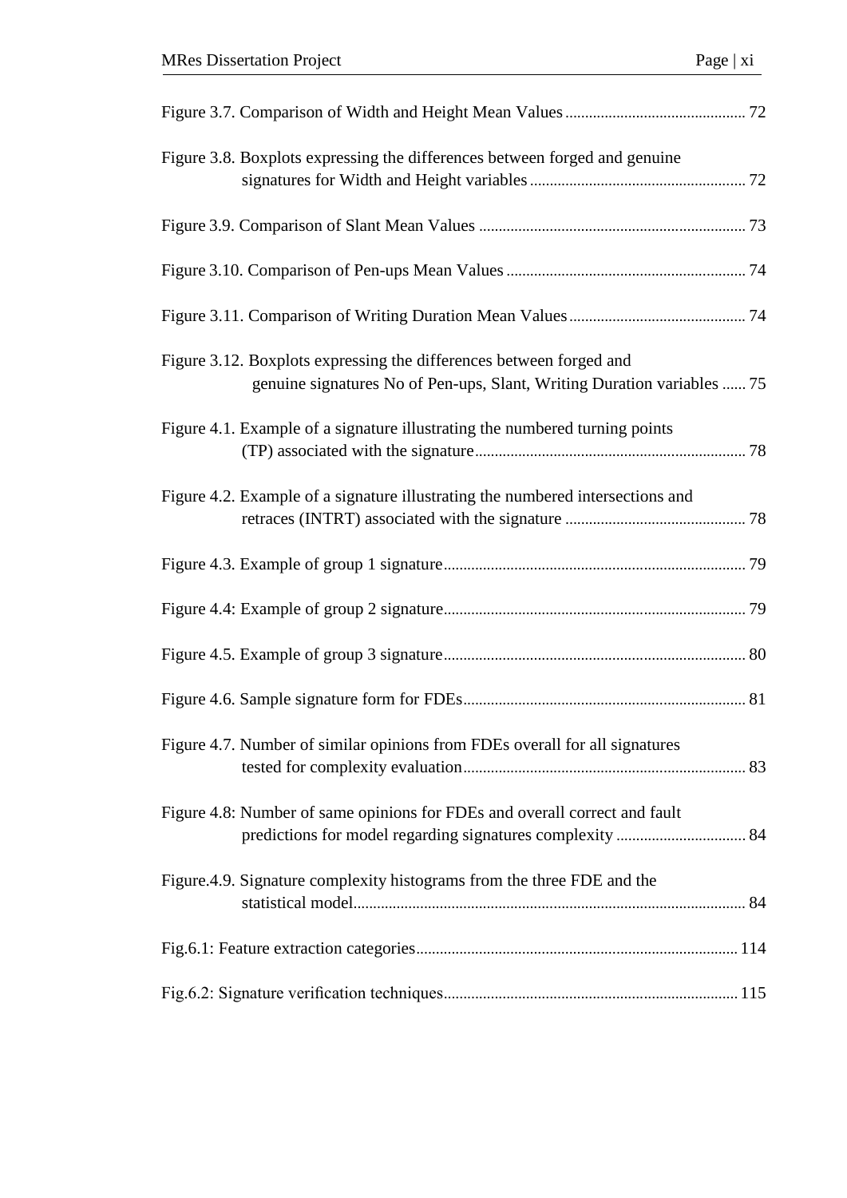Figure 3.7. Comparison of Width and Height Mean Values ............................................. 72

Figure 3.8. Boxplots expressing the differences between forged and genuine signatures for Width and Height variables ...................................................... 72

Figure 3.9. Comparison of Slant Mean Values ................................................................... 73

Figure 3.10. Comparison of Pen-ups Mean Values ............................................................ 74

Figure 3.11. Comparison of Writing Duration Mean Values ............................................ 74

Figure 3.12. Boxplots expressing the differences between forged and genuine signatures No of Pen-ups, Slant, Writing Duration variables ...... 75

Figure 4.1. Example of a signature illustrating the numbered turning points (TP) associated with the signature .................................................................... 78

Figure 4.2. Example of a signature illustrating the numbered intersections and retraces (INTRT) associated with the signature ............................................. 78

Figure 4.3. Example of group 1 signature ............................................................................ 79

Figure 4.4: Example of group 2 signature ............................................................................ 79

Figure 4.5. Example of group 3 signature ............................................................................ 80

Figure 4.6. Sample signature form for FDEs ....................................................................... 81

Figure 4.7. Number of similar opinions from FDEs overall for all signatures tested for complexity evaluation ....................................................................... 83

Figure 4.8: Number of same opinions for FDEs and overall correct and fault predictions for model regarding signatures complexity ................................ 84

Figure.4.9. Signature complexity histograms from the three FDE and the statistical model .................................................................................................. 84

Fig.6.1: Feature extraction categories ................................................................................. 114

Fig.6.2: Signature verification techniques .......................................................................... 115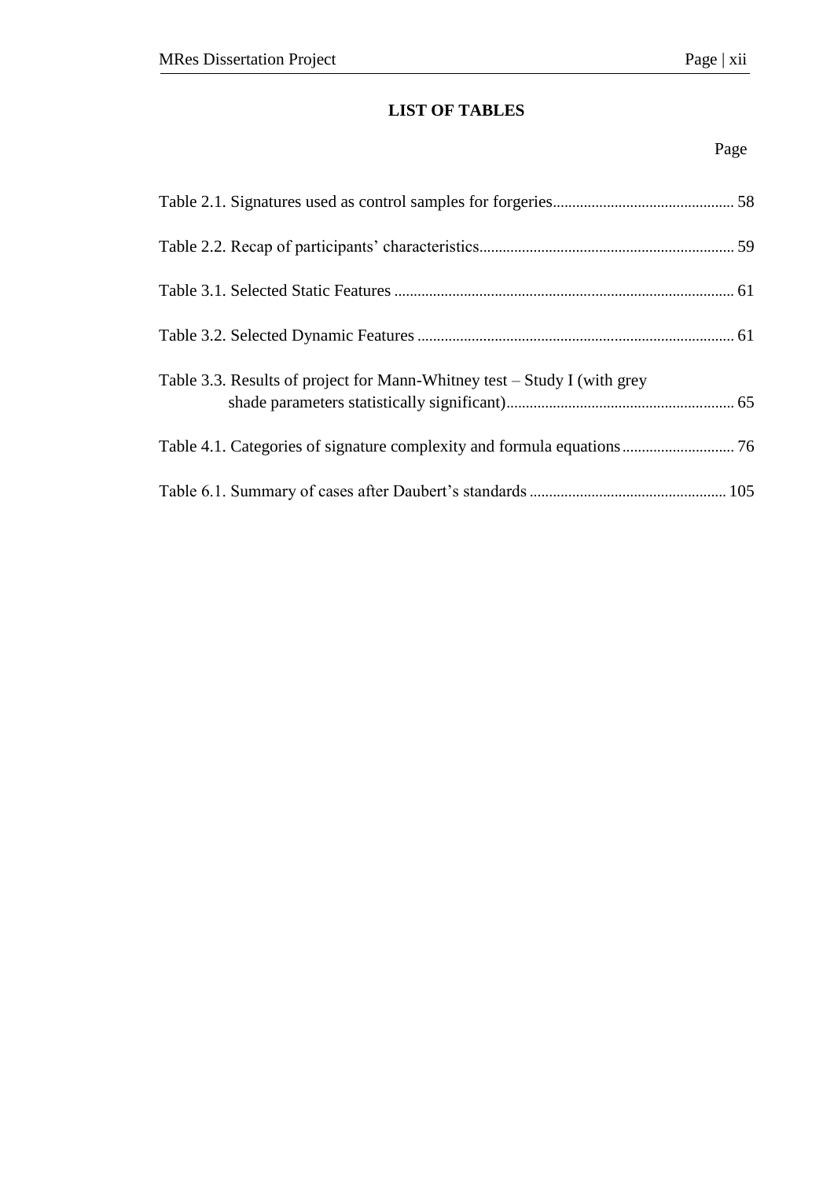# LIST OF TABLES

| | Page |
|---|---|
| Table 2.1. Signatures used as control samples for forgeries | 58 |
| Table 2.2. Recap of participants' characteristics | 59 |
| Table 3.1. Selected Static Features | 61 |
| Table 3.2. Selected Dynamic Features | 61 |
| Table 3.3. Results of project for Mann-Whitney test – Study I (with grey shade parameters statistically significant) | 65 |
| Table 4.1. Categories of signature complexity and formula equations | 76 |
| Table 6.1. Summary of cases after Daubert's standards | 105 |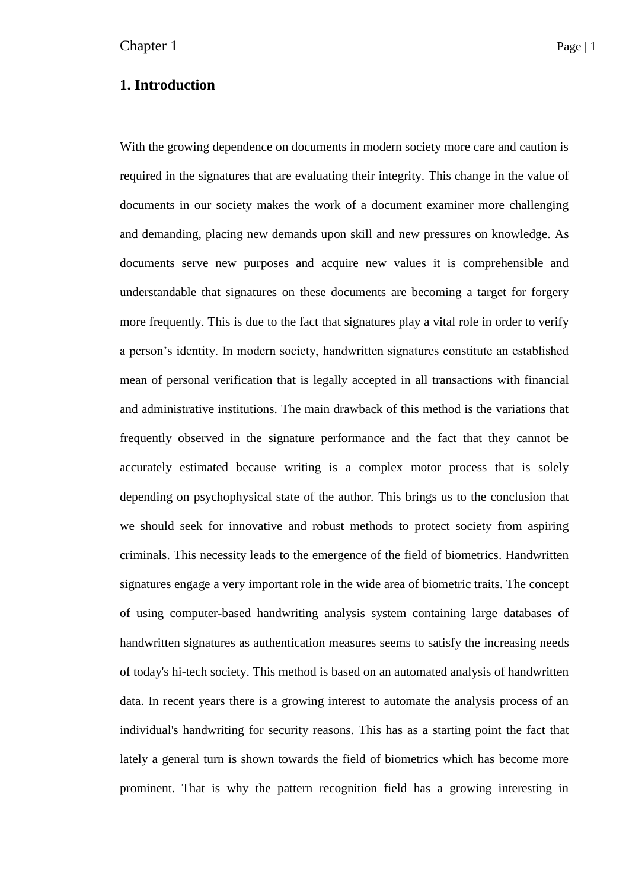# 1. Introduction

With the growing dependence on documents in modern society more care and caution is required in the signatures that are evaluating their integrity. This change in the value of documents in our society makes the work of a document examiner more challenging and demanding, placing new demands upon skill and new pressures on knowledge. As documents serve new purposes and acquire new values it is comprehensible and understandable that signatures on these documents are becoming a target for forgery more frequently. This is due to the fact that signatures play a vital role in order to verify a person's identity. In modern society, handwritten signatures constitute an established mean of personal verification that is legally accepted in all transactions with financial and administrative institutions. The main drawback of this method is the variations that frequently observed in the signature performance and the fact that they cannot be accurately estimated because writing is a complex motor process that is solely depending on psychophysical state of the author. This brings us to the conclusion that we should seek for innovative and robust methods to protect society from aspiring criminals. This necessity leads to the emergence of the field of biometrics. Handwritten signatures engage a very important role in the wide area of biometric traits. The concept of using computer-based handwriting analysis system containing large databases of handwritten signatures as authentication measures seems to satisfy the increasing needs of today's hi-tech society. This method is based on an automated analysis of handwritten data. In recent years there is a growing interest to automate the analysis process of an individual's handwriting for security reasons. This has as a starting point the fact that lately a general turn is shown towards the field of biometrics which has become more prominent. That is why the pattern recognition field has a growing interesting in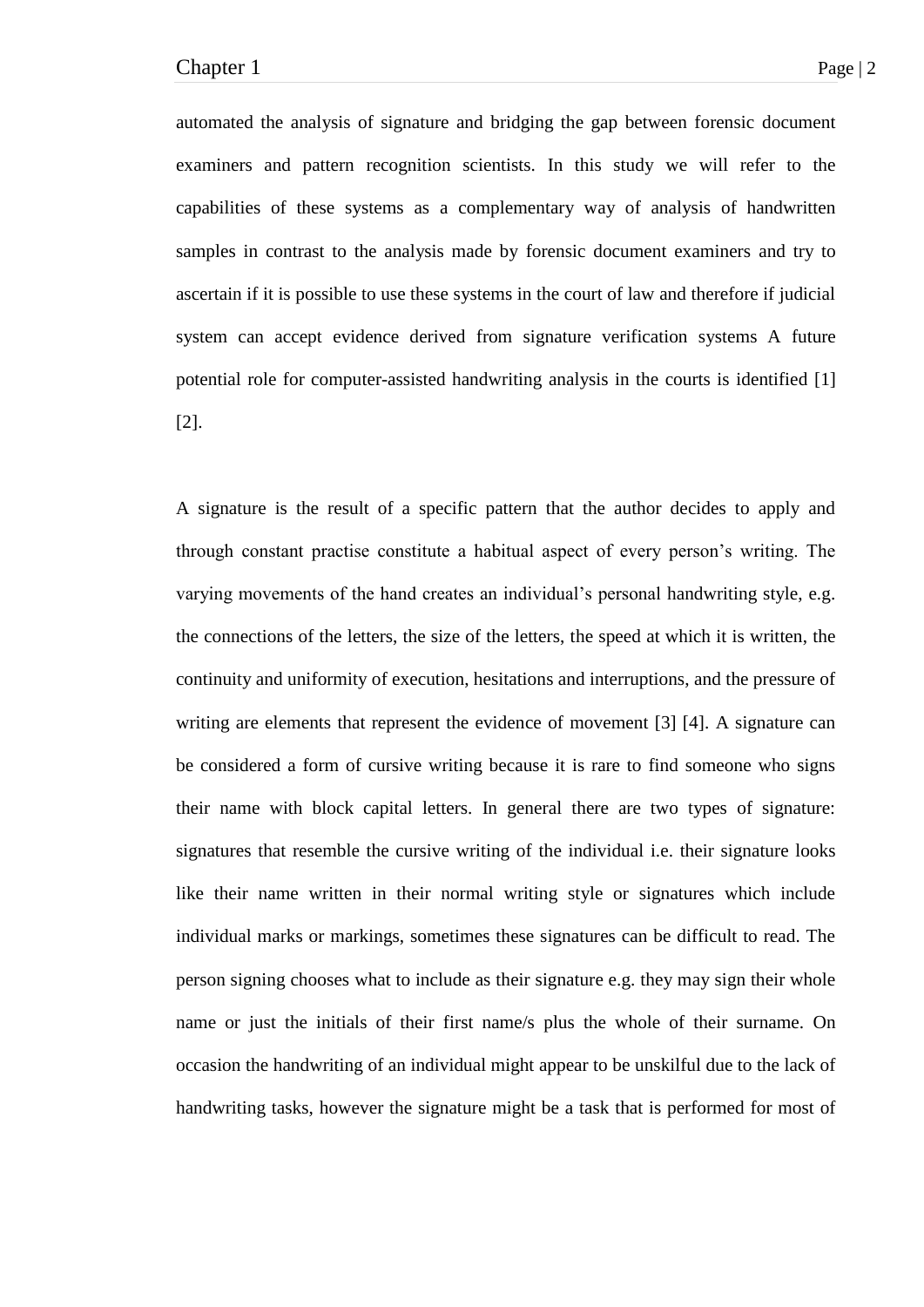automated the analysis of signature and bridging the gap between forensic document examiners and pattern recognition scientists. In this study we will refer to the capabilities of these systems as a complementary way of analysis of handwritten samples in contrast to the analysis made by forensic document examiners and try to ascertain if it is possible to use these systems in the court of law and therefore if judicial system can accept evidence derived from signature verification systems A future potential role for computer-assisted handwriting analysis in the courts is identified [1] [2].

A signature is the result of a specific pattern that the author decides to apply and through constant practise constitute a habitual aspect of every person's writing. The varying movements of the hand creates an individual's personal handwriting style, e.g. the connections of the letters, the size of the letters, the speed at which it is written, the continuity and uniformity of execution, hesitations and interruptions, and the pressure of writing are elements that represent the evidence of movement [3] [4]. A signature can be considered a form of cursive writing because it is rare to find someone who signs their name with block capital letters. In general there are two types of signature: signatures that resemble the cursive writing of the individual i.e. their signature looks like their name written in their normal writing style or signatures which include individual marks or markings, sometimes these signatures can be difficult to read. The person signing chooses what to include as their signature e.g. they may sign their whole name or just the initials of their first name/s plus the whole of their surname. On occasion the handwriting of an individual might appear to be unskilful due to the lack of handwriting tasks, however the signature might be a task that is performed for most of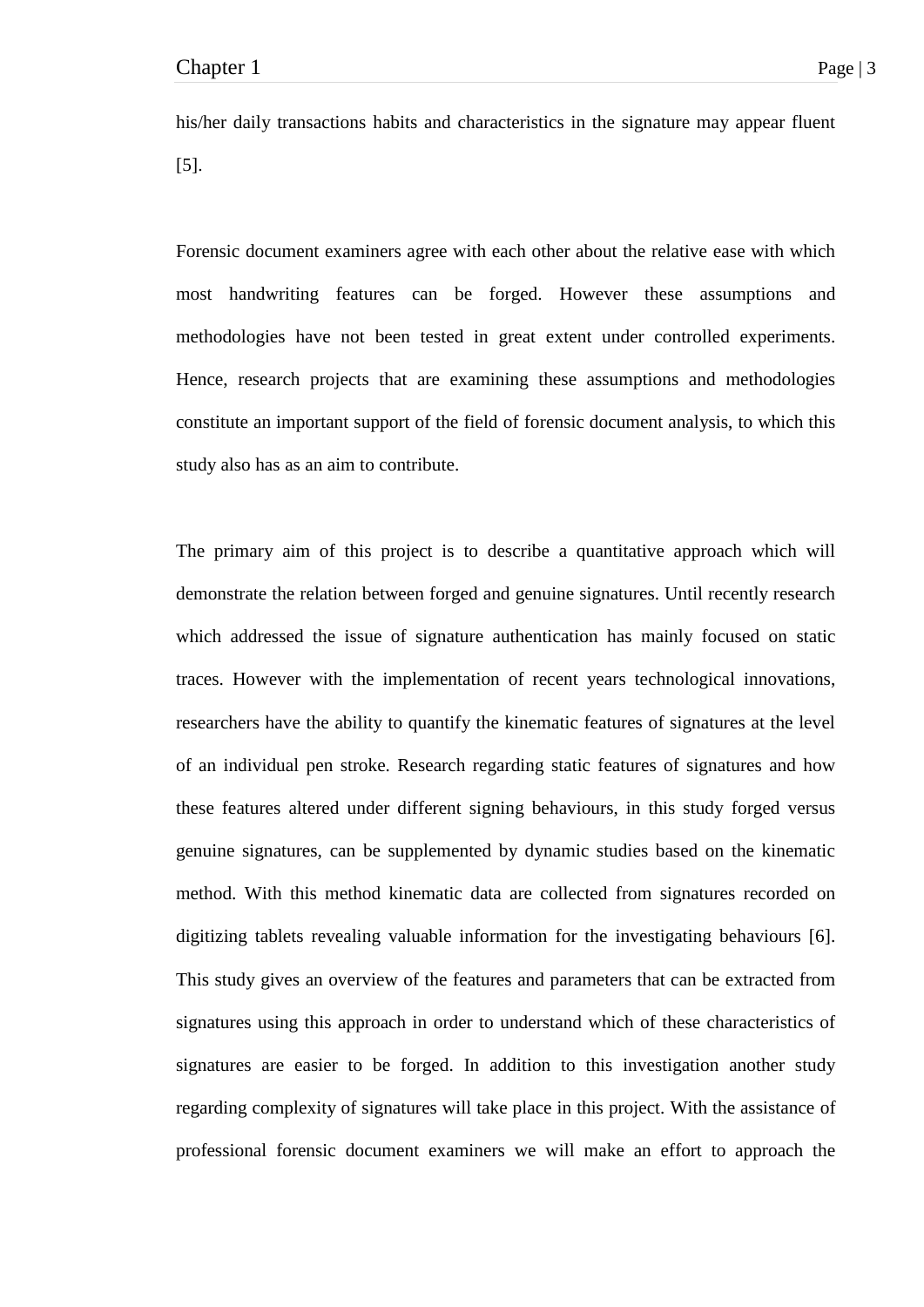his/her daily transactions habits and characteristics in the signature may appear fluent [5].

Forensic document examiners agree with each other about the relative ease with which most handwriting features can be forged. However these assumptions and methodologies have not been tested in great extent under controlled experiments. Hence, research projects that are examining these assumptions and methodologies constitute an important support of the field of forensic document analysis, to which this study also has as an aim to contribute.

The primary aim of this project is to describe a quantitative approach which will demonstrate the relation between forged and genuine signatures. Until recently research which addressed the issue of signature authentication has mainly focused on static traces. However with the implementation of recent years technological innovations, researchers have the ability to quantify the kinematic features of signatures at the level of an individual pen stroke. Research regarding static features of signatures and how these features altered under different signing behaviours, in this study forged versus genuine signatures, can be supplemented by dynamic studies based on the kinematic method. With this method kinematic data are collected from signatures recorded on digitizing tablets revealing valuable information for the investigating behaviours [6]. This study gives an overview of the features and parameters that can be extracted from signatures using this approach in order to understand which of these characteristics of signatures are easier to be forged. In addition to this investigation another study regarding complexity of signatures will take place in this project. With the assistance of professional forensic document examiners we will make an effort to approach the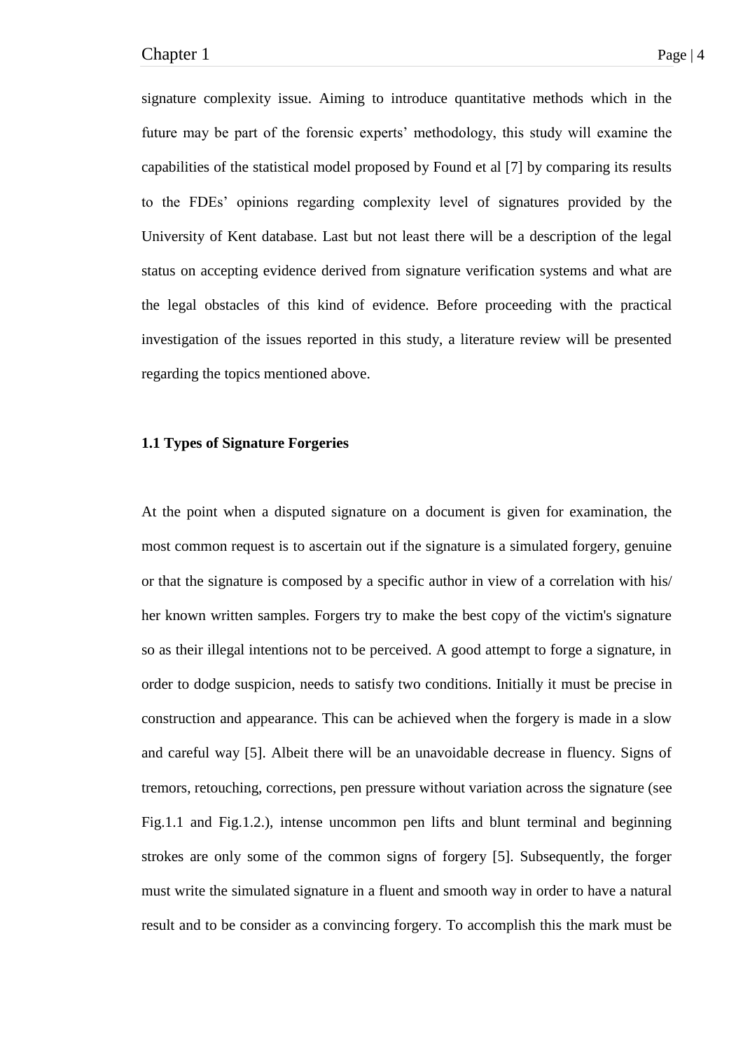signature complexity issue. Aiming to introduce quantitative methods which in the future may be part of the forensic experts' methodology, this study will examine the capabilities of the statistical model proposed by Found et al [7] by comparing its results to the FDEs' opinions regarding complexity level of signatures provided by the University of Kent database. Last but not least there will be a description of the legal status on accepting evidence derived from signature verification systems and what are the legal obstacles of this kind of evidence. Before proceeding with the practical investigation of the issues reported in this study, a literature review will be presented regarding the topics mentioned above.

### 1.1 Types of Signature Forgeries

At the point when a disputed signature on a document is given for examination, the most common request is to ascertain out if the signature is a simulated forgery, genuine or that the signature is composed by a specific author in view of a correlation with his/ her known written samples. Forgers try to make the best copy of the victim's signature so as their illegal intentions not to be perceived. A good attempt to forge a signature, in order to dodge suspicion, needs to satisfy two conditions. Initially it must be precise in construction and appearance. This can be achieved when the forgery is made in a slow and careful way [5]. Albeit there will be an unavoidable decrease in fluency. Signs of tremors, retouching, corrections, pen pressure without variation across the signature (see Fig.1.1 and Fig.1.2.), intense uncommon pen lifts and blunt terminal and beginning strokes are only some of the common signs of forgery [5]. Subsequently, the forger must write the simulated signature in a fluent and smooth way in order to have a natural result and to be consider as a convincing forgery. To accomplish this the mark must be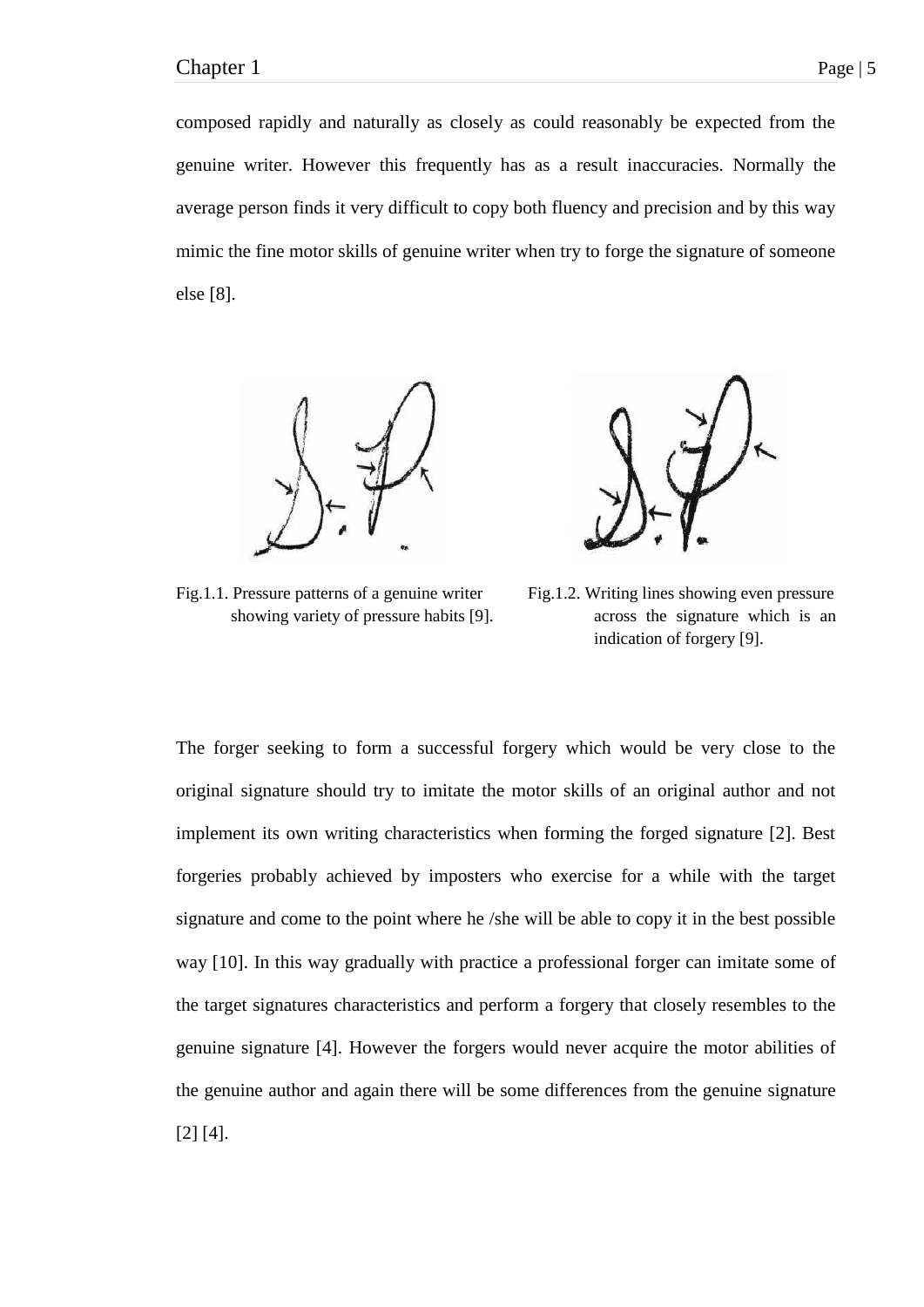composed rapidly and naturally as closely as could reasonably be expected from the genuine writer. However this frequently has as a result inaccuracies. Normally the average person finds it very difficult to copy both fluency and precision and by this way mimic the fine motor skills of genuine writer when try to forge the signature of someone else [8].

Fig.1.1. Pressure patterns of a genuine writer showing variety of pressure habits [9].

Fig.1.2. Writing lines showing even pressure across the signature which is an indication of forgery [9].

The forger seeking to form a successful forgery which would be very close to the original signature should try to imitate the motor skills of an original author and not implement its own writing characteristics when forming the forged signature [2]. Best forgeries probably achieved by imposters who exercise for a while with the target signature and come to the point where he /she will be able to copy it in the best possible way [10]. In this way gradually with practice a professional forger can imitate some of the target signatures characteristics and perform a forgery that closely resembles to the genuine signature [4]. However the forgers would never acquire the motor abilities of the genuine author and again there will be some differences from the genuine signature [2] [4].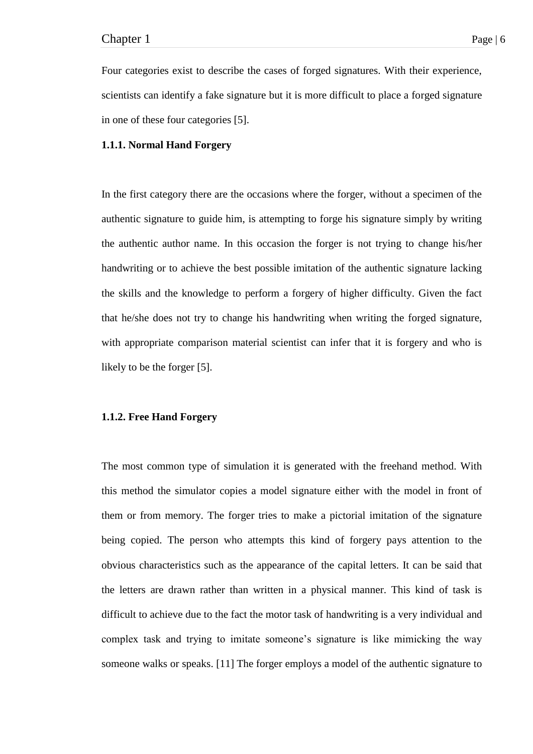Four categories exist to describe the cases of forged signatures. With their experience, scientists can identify a fake signature but it is more difficult to place a forged signature in one of these four categories [5].

### 1.1.1. Normal Hand Forgery

In the first category there are the occasions where the forger, without a specimen of the authentic signature to guide him, is attempting to forge his signature simply by writing the authentic author name. In this occasion the forger is not trying to change his/her handwriting or to achieve the best possible imitation of the authentic signature lacking the skills and the knowledge to perform a forgery of higher difficulty. Given the fact that he/she does not try to change his handwriting when writing the forged signature, with appropriate comparison material scientist can infer that it is forgery and who is likely to be the forger [5].

### 1.1.2. Free Hand Forgery

The most common type of simulation it is generated with the freehand method. With this method the simulator copies a model signature either with the model in front of them or from memory. The forger tries to make a pictorial imitation of the signature being copied. The person who attempts this kind of forgery pays attention to the obvious characteristics such as the appearance of the capital letters. It can be said that the letters are drawn rather than written in a physical manner. This kind of task is difficult to achieve due to the fact the motor task of handwriting is a very individual and complex task and trying to imitate someone's signature is like mimicking the way someone walks or speaks. [11] The forger employs a model of the authentic signature to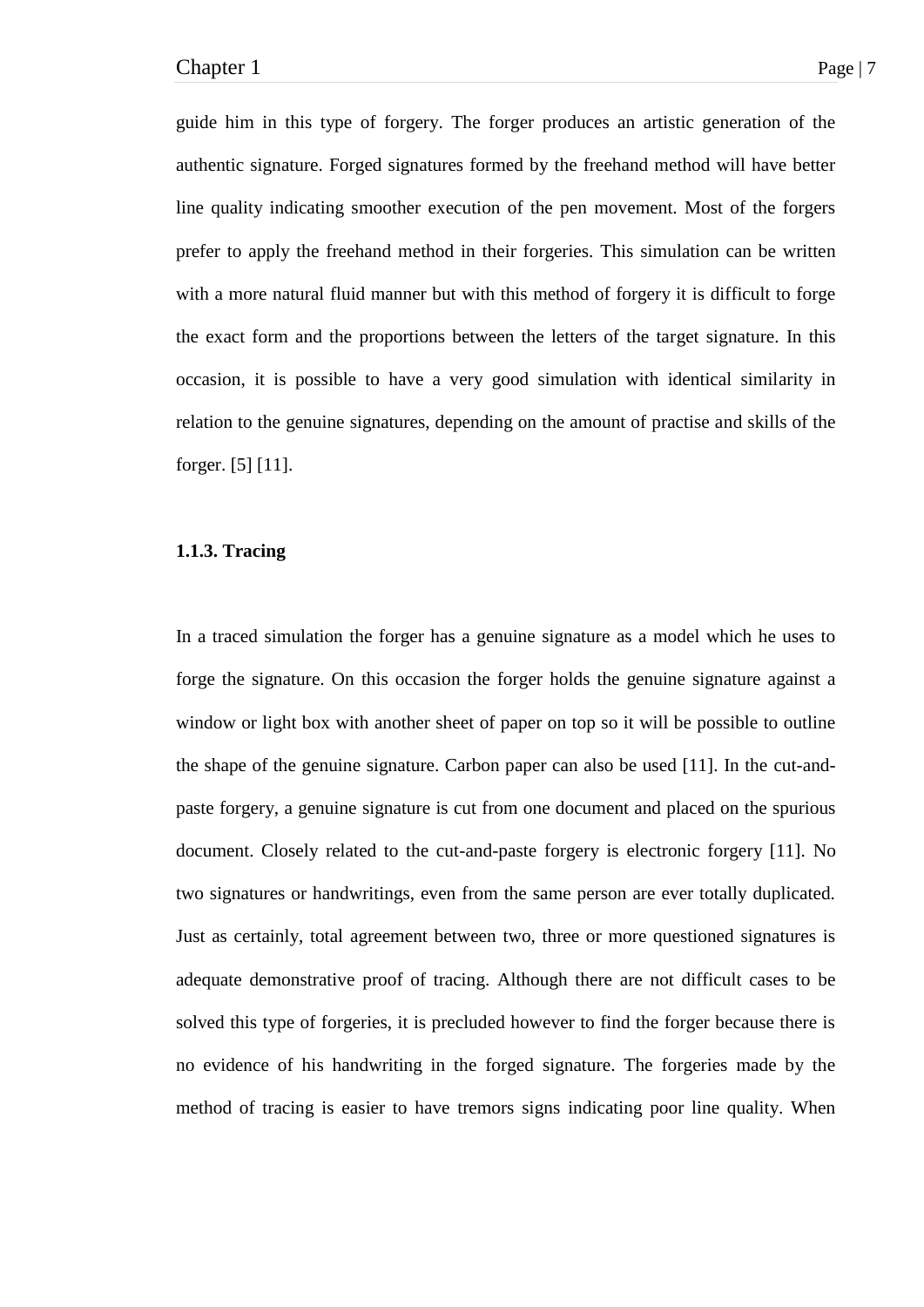guide him in this type of forgery. The forger produces an artistic generation of the authentic signature. Forged signatures formed by the freehand method will have better line quality indicating smoother execution of the pen movement. Most of the forgers prefer to apply the freehand method in their forgeries. This simulation can be written with a more natural fluid manner but with this method of forgery it is difficult to forge the exact form and the proportions between the letters of the target signature. In this occasion, it is possible to have a very good simulation with identical similarity in relation to the genuine signatures, depending on the amount of practise and skills of the forger. [5] [11].

### 1.1.3. Tracing

In a traced simulation the forger has a genuine signature as a model which he uses to forge the signature. On this occasion the forger holds the genuine signature against a window or light box with another sheet of paper on top so it will be possible to outline the shape of the genuine signature. Carbon paper can also be used [11]. In the cut-and-paste forgery, a genuine signature is cut from one document and placed on the spurious document. Closely related to the cut-and-paste forgery is electronic forgery [11]. No two signatures or handwritings, even from the same person are ever totally duplicated. Just as certainly, total agreement between two, three or more questioned signatures is adequate demonstrative proof of tracing. Although there are not difficult cases to be solved this type of forgeries, it is precluded however to find the forger because there is no evidence of his handwriting in the forged signature. The forgeries made by the method of tracing is easier to have tremors signs indicating poor line quality. When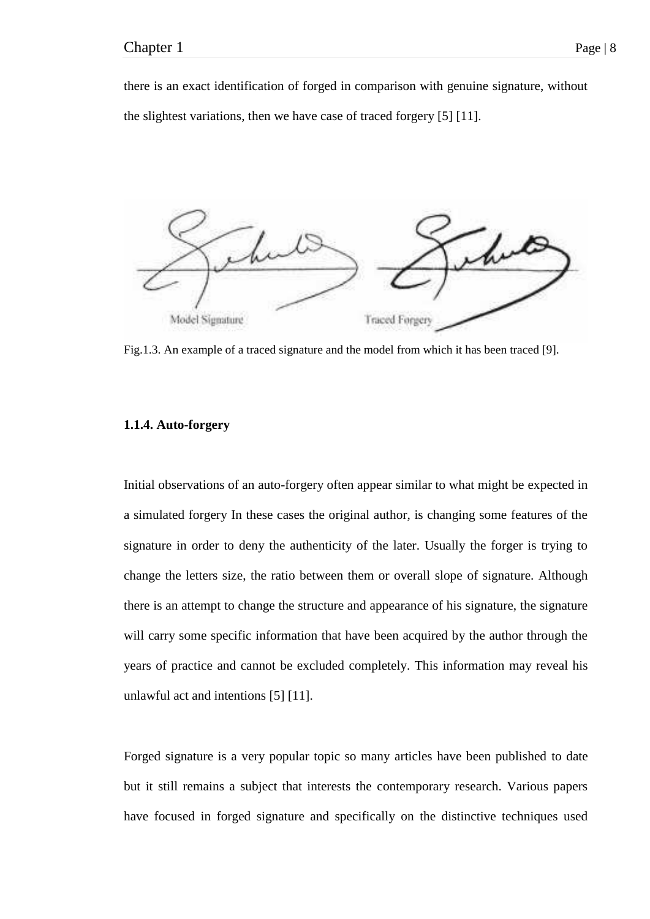there is an exact identification of forged in comparison with genuine signature, without the slightest variations, then we have case of traced forgery [5] [11].

Fig.1.3. An example of a traced signature and the model from which it has been traced [9].

#### 1.1.4. Auto-forgery

Initial observations of an auto-forgery often appear similar to what might be expected in a simulated forgery In these cases the original author, is changing some features of the signature in order to deny the authenticity of the later. Usually the forger is trying to change the letters size, the ratio between them or overall slope of signature. Although there is an attempt to change the structure and appearance of his signature, the signature will carry some specific information that have been acquired by the author through the years of practice and cannot be excluded completely. This information may reveal his unlawful act and intentions [5] [11].

Forged signature is a very popular topic so many articles have been published to date but it still remains a subject that interests the contemporary research. Various papers have focused in forged signature and specifically on the distinctive techniques used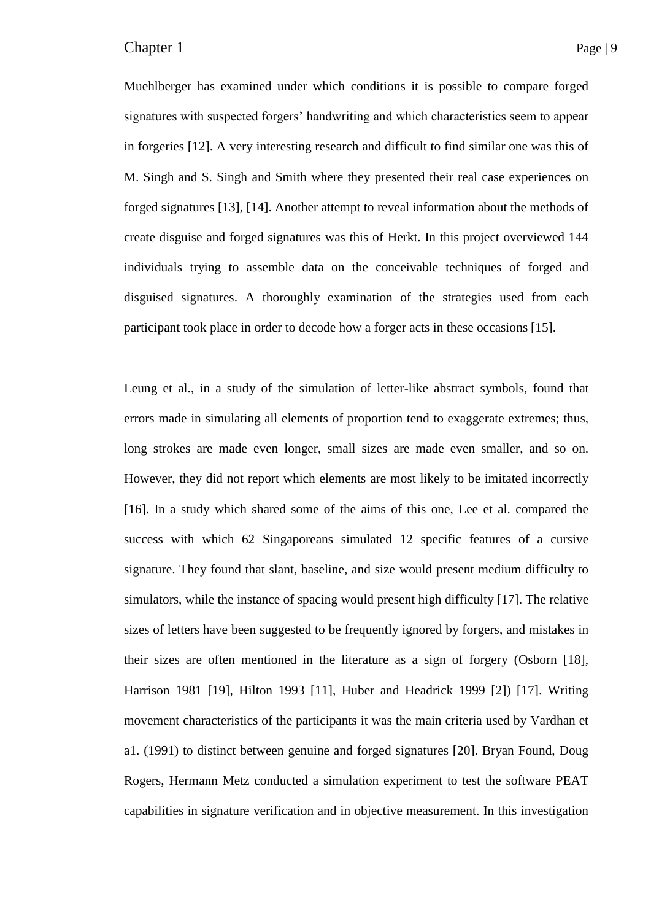Muehlberger has examined under which conditions it is possible to compare forged signatures with suspected forgers' handwriting and which characteristics seem to appear in forgeries [12]. A very interesting research and difficult to find similar one was this of M. Singh and S. Singh and Smith where they presented their real case experiences on forged signatures [13], [14]. Another attempt to reveal information about the methods of create disguise and forged signatures was this of Herkt. In this project overviewed 144 individuals trying to assemble data on the conceivable techniques of forged and disguised signatures. A thoroughly examination of the strategies used from each participant took place in order to decode how a forger acts in these occasions [15].

Leung et al., in a study of the simulation of letter-like abstract symbols, found that errors made in simulating all elements of proportion tend to exaggerate extremes; thus, long strokes are made even longer, small sizes are made even smaller, and so on. However, they did not report which elements are most likely to be imitated incorrectly [16]. In a study which shared some of the aims of this one, Lee et al. compared the success with which 62 Singaporeans simulated 12 specific features of a cursive signature. They found that slant, baseline, and size would present medium difficulty to simulators, while the instance of spacing would present high difficulty [17]. The relative sizes of letters have been suggested to be frequently ignored by forgers, and mistakes in their sizes are often mentioned in the literature as a sign of forgery (Osborn [18], Harrison 1981 [19], Hilton 1993 [11], Huber and Headrick 1999 [2]) [17]. Writing movement characteristics of the participants it was the main criteria used by Vardhan et a1. (1991) to distinct between genuine and forged signatures [20]. Bryan Found, Doug Rogers, Hermann Metz conducted a simulation experiment to test the software PEAT capabilities in signature verification and in objective measurement. In this investigation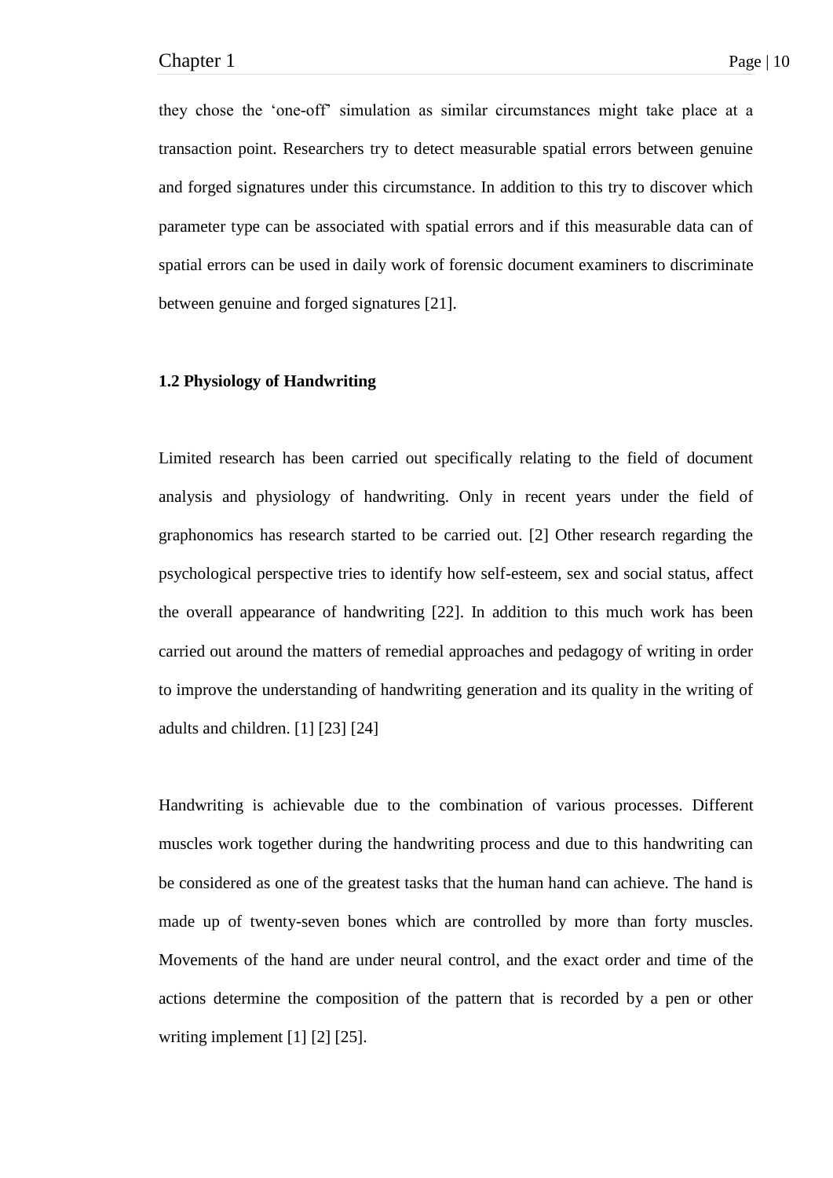they chose the 'one-off' simulation as similar circumstances might take place at a transaction point. Researchers try to detect measurable spatial errors between genuine and forged signatures under this circumstance. In addition to this try to discover which parameter type can be associated with spatial errors and if this measurable data can of spatial errors can be used in daily work of forensic document examiners to discriminate between genuine and forged signatures [21].

### 1.2 Physiology of Handwriting

Limited research has been carried out specifically relating to the field of document analysis and physiology of handwriting. Only in recent years under the field of graphonomics has research started to be carried out. [2] Other research regarding the psychological perspective tries to identify how self-esteem, sex and social status, affect the overall appearance of handwriting [22]. In addition to this much work has been carried out around the matters of remedial approaches and pedagogy of writing in order to improve the understanding of handwriting generation and its quality in the writing of adults and children. [1] [23] [24]

Handwriting is achievable due to the combination of various processes. Different muscles work together during the handwriting process and due to this handwriting can be considered as one of the greatest tasks that the human hand can achieve. The hand is made up of twenty-seven bones which are controlled by more than forty muscles. Movements of the hand are under neural control, and the exact order and time of the actions determine the composition of the pattern that is recorded by a pen or other writing implement [1] [2] [25].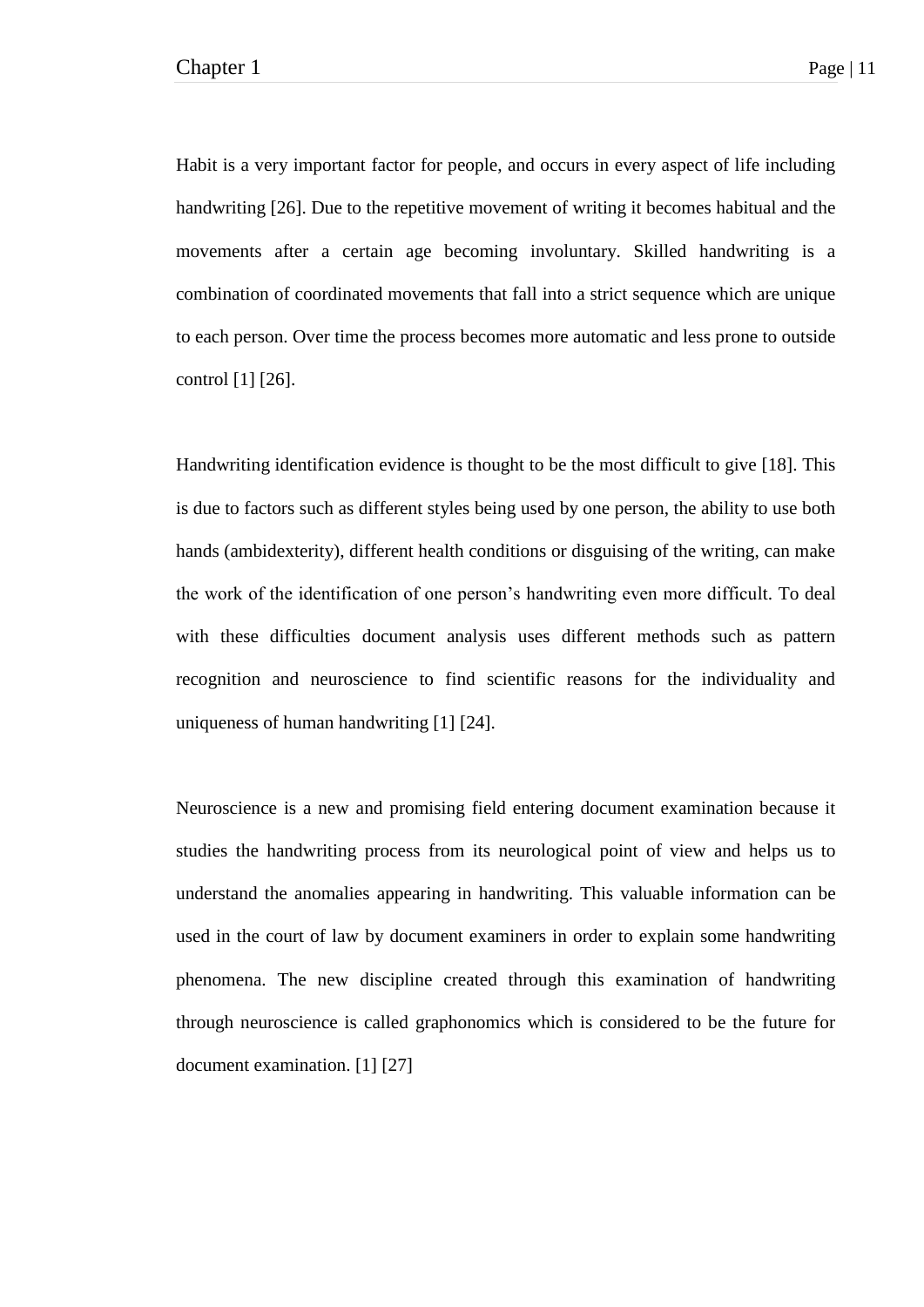Habit is a very important factor for people, and occurs in every aspect of life including handwriting [26]. Due to the repetitive movement of writing it becomes habitual and the movements after a certain age becoming involuntary. Skilled handwriting is a combination of coordinated movements that fall into a strict sequence which are unique to each person. Over time the process becomes more automatic and less prone to outside control [1] [26].

Handwriting identification evidence is thought to be the most difficult to give [18]. This is due to factors such as different styles being used by one person, the ability to use both hands (ambidexterity), different health conditions or disguising of the writing, can make the work of the identification of one person's handwriting even more difficult. To deal with these difficulties document analysis uses different methods such as pattern recognition and neuroscience to find scientific reasons for the individuality and uniqueness of human handwriting [1] [24].

Neuroscience is a new and promising field entering document examination because it studies the handwriting process from its neurological point of view and helps us to understand the anomalies appearing in handwriting. This valuable information can be used in the court of law by document examiners in order to explain some handwriting phenomena. The new discipline created through this examination of handwriting through neuroscience is called graphonomics which is considered to be the future for document examination. [1] [27]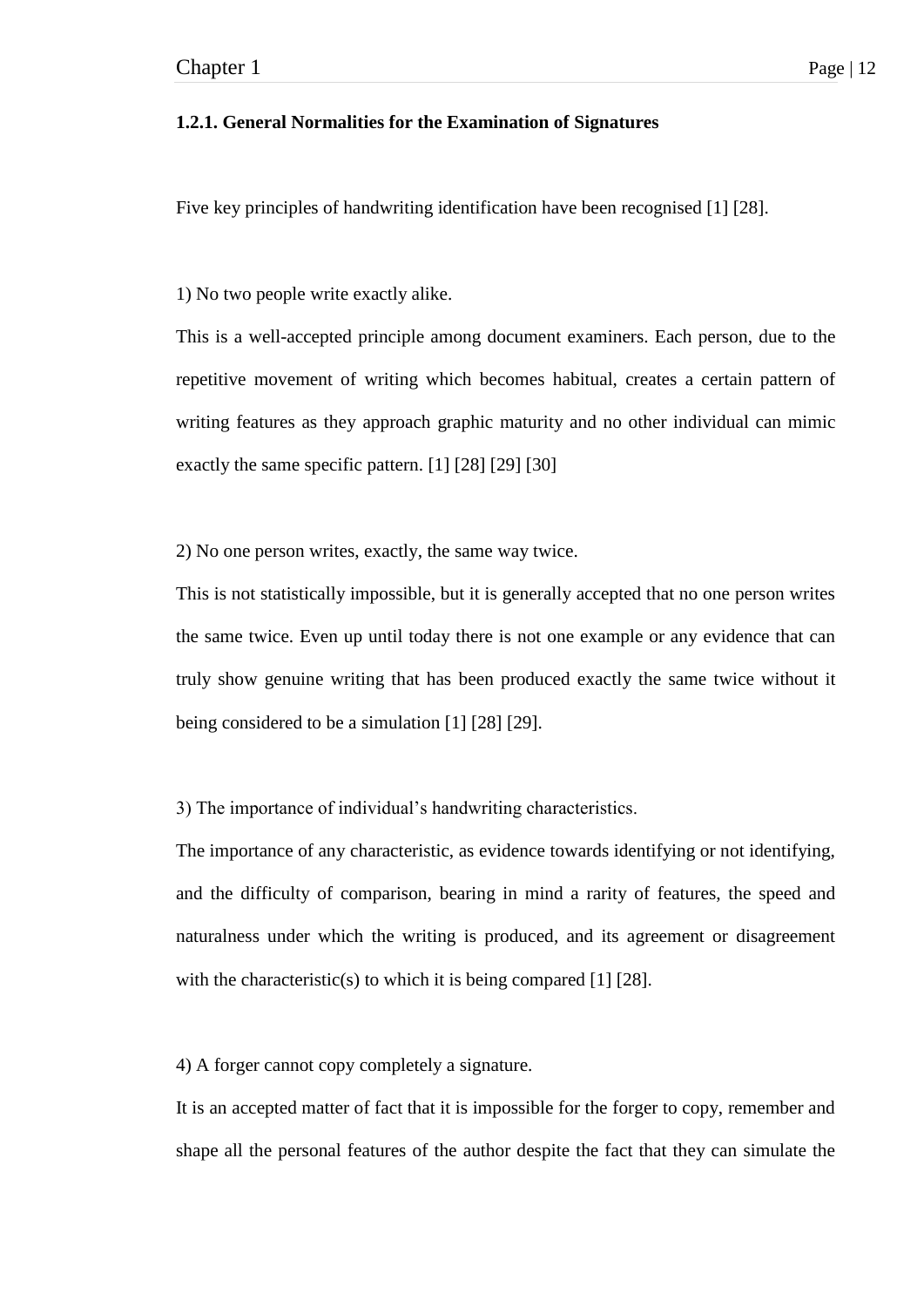### 1.2.1. General Normalities for the Examination of Signatures

Five key principles of handwriting identification have been recognised [1] [28].

1) No two people write exactly alike.

This is a well-accepted principle among document examiners. Each person, due to the repetitive movement of writing which becomes habitual, creates a certain pattern of writing features as they approach graphic maturity and no other individual can mimic exactly the same specific pattern. [1] [28] [29] [30]

2) No one person writes, exactly, the same way twice.

This is not statistically impossible, but it is generally accepted that no one person writes the same twice. Even up until today there is not one example or any evidence that can truly show genuine writing that has been produced exactly the same twice without it being considered to be a simulation [1] [28] [29].

3) The importance of individual's handwriting characteristics.

The importance of any characteristic, as evidence towards identifying or not identifying, and the difficulty of comparison, bearing in mind a rarity of features, the speed and naturalness under which the writing is produced, and its agreement or disagreement with the characteristic(s) to which it is being compared [1] [28].

4) A forger cannot copy completely a signature.

It is an accepted matter of fact that it is impossible for the forger to copy, remember and shape all the personal features of the author despite the fact that they can simulate the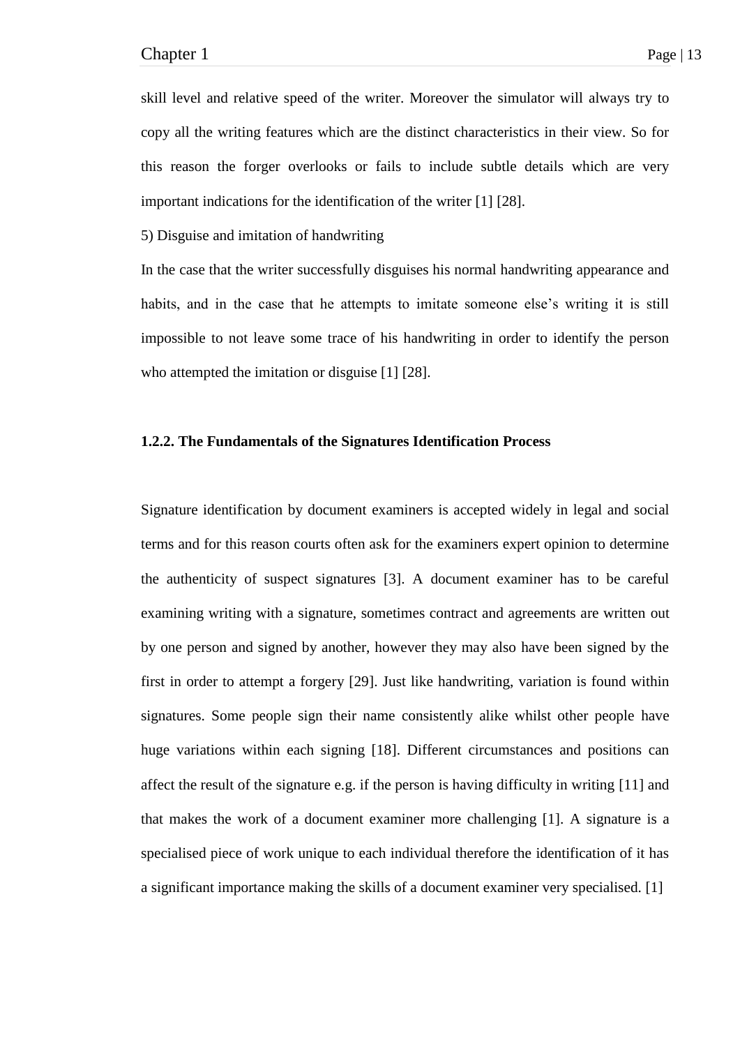skill level and relative speed of the writer. Moreover the simulator will always try to copy all the writing features which are the distinct characteristics in their view. So for this reason the forger overlooks or fails to include subtle details which are very important indications for the identification of the writer [1] [28].

5) Disguise and imitation of handwriting

In the case that the writer successfully disguises his normal handwriting appearance and habits, and in the case that he attempts to imitate someone else's writing it is still impossible to not leave some trace of his handwriting in order to identify the person who attempted the imitation or disguise [1] [28].

### 1.2.2. The Fundamentals of the Signatures Identification Process

Signature identification by document examiners is accepted widely in legal and social terms and for this reason courts often ask for the examiners expert opinion to determine the authenticity of suspect signatures [3]. A document examiner has to be careful examining writing with a signature, sometimes contract and agreements are written out by one person and signed by another, however they may also have been signed by the first in order to attempt a forgery [29]. Just like handwriting, variation is found within signatures. Some people sign their name consistently alike whilst other people have huge variations within each signing [18]. Different circumstances and positions can affect the result of the signature e.g. if the person is having difficulty in writing [11] and that makes the work of a document examiner more challenging [1]. A signature is a specialised piece of work unique to each individual therefore the identification of it has a significant importance making the skills of a document examiner very specialised. [1]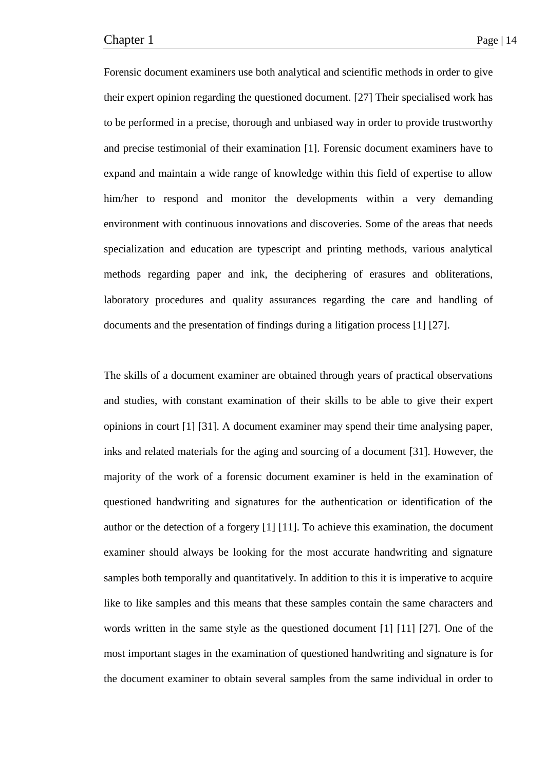Forensic document examiners use both analytical and scientific methods in order to give their expert opinion regarding the questioned document. [27] Their specialised work has to be performed in a precise, thorough and unbiased way in order to provide trustworthy and precise testimonial of their examination [1]. Forensic document examiners have to expand and maintain a wide range of knowledge within this field of expertise to allow him/her to respond and monitor the developments within a very demanding environment with continuous innovations and discoveries. Some of the areas that needs specialization and education are typescript and printing methods, various analytical methods regarding paper and ink, the deciphering of erasures and obliterations, laboratory procedures and quality assurances regarding the care and handling of documents and the presentation of findings during a litigation process [1] [27].

The skills of a document examiner are obtained through years of practical observations and studies, with constant examination of their skills to be able to give their expert opinions in court [1] [31]. A document examiner may spend their time analysing paper, inks and related materials for the aging and sourcing of a document [31]. However, the majority of the work of a forensic document examiner is held in the examination of questioned handwriting and signatures for the authentication or identification of the author or the detection of a forgery [1] [11]. To achieve this examination, the document examiner should always be looking for the most accurate handwriting and signature samples both temporally and quantitatively. In addition to this it is imperative to acquire like to like samples and this means that these samples contain the same characters and words written in the same style as the questioned document [1] [11] [27]. One of the most important stages in the examination of questioned handwriting and signature is for the document examiner to obtain several samples from the same individual in order to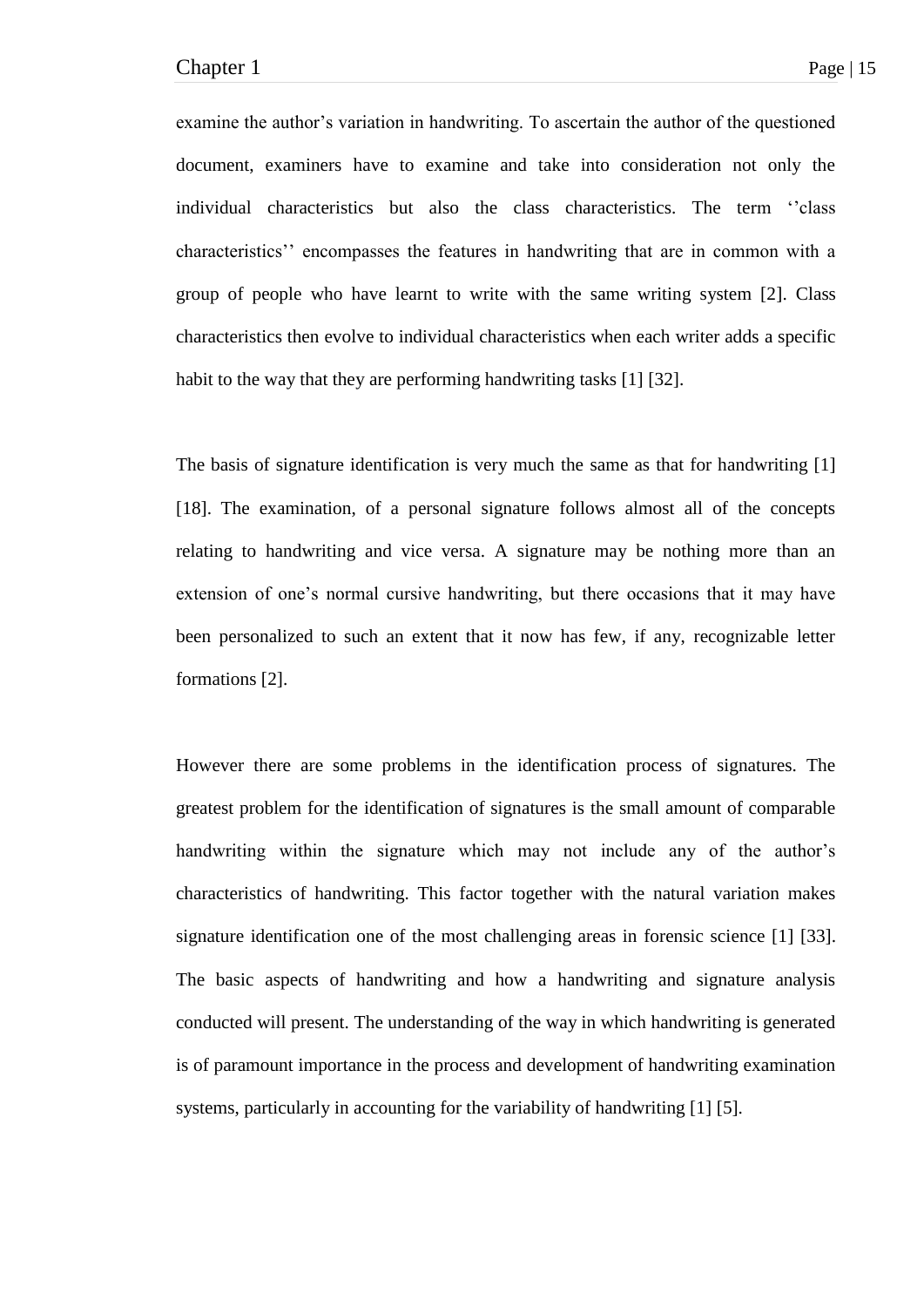examine the author's variation in handwriting. To ascertain the author of the questioned document, examiners have to examine and take into consideration not only the individual characteristics but also the class characteristics. The term ''class characteristics'' encompasses the features in handwriting that are in common with a group of people who have learnt to write with the same writing system [2]. Class characteristics then evolve to individual characteristics when each writer adds a specific habit to the way that they are performing handwriting tasks [1] [32].

The basis of signature identification is very much the same as that for handwriting [1] [18]. The examination, of a personal signature follows almost all of the concepts relating to handwriting and vice versa. A signature may be nothing more than an extension of one's normal cursive handwriting, but there occasions that it may have been personalized to such an extent that it now has few, if any, recognizable letter formations [2].

However there are some problems in the identification process of signatures. The greatest problem for the identification of signatures is the small amount of comparable handwriting within the signature which may not include any of the author's characteristics of handwriting. This factor together with the natural variation makes signature identification one of the most challenging areas in forensic science [1] [33]. The basic aspects of handwriting and how a handwriting and signature analysis conducted will present. The understanding of the way in which handwriting is generated is of paramount importance in the process and development of handwriting examination systems, particularly in accounting for the variability of handwriting [1] [5].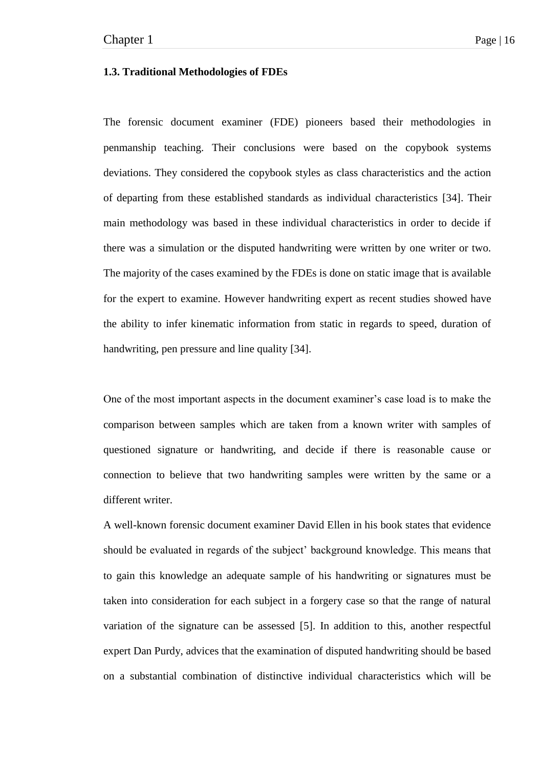### 1.3. Traditional Methodologies of FDEs

The forensic document examiner (FDE) pioneers based their methodologies in penmanship teaching. Their conclusions were based on the copybook systems deviations. They considered the copybook styles as class characteristics and the action of departing from these established standards as individual characteristics [34]. Their main methodology was based in these individual characteristics in order to decide if there was a simulation or the disputed handwriting were written by one writer or two. The majority of the cases examined by the FDEs is done on static image that is available for the expert to examine. However handwriting expert as recent studies showed have the ability to infer kinematic information from static in regards to speed, duration of handwriting, pen pressure and line quality [34].

One of the most important aspects in the document examiner's case load is to make the comparison between samples which are taken from a known writer with samples of questioned signature or handwriting, and decide if there is reasonable cause or connection to believe that two handwriting samples were written by the same or a different writer.

A well-known forensic document examiner David Ellen in his book states that evidence should be evaluated in regards of the subject' background knowledge. This means that to gain this knowledge an adequate sample of his handwriting or signatures must be taken into consideration for each subject in a forgery case so that the range of natural variation of the signature can be assessed [5]. In addition to this, another respectful expert Dan Purdy, advices that the examination of disputed handwriting should be based on a substantial combination of distinctive individual characteristics which will be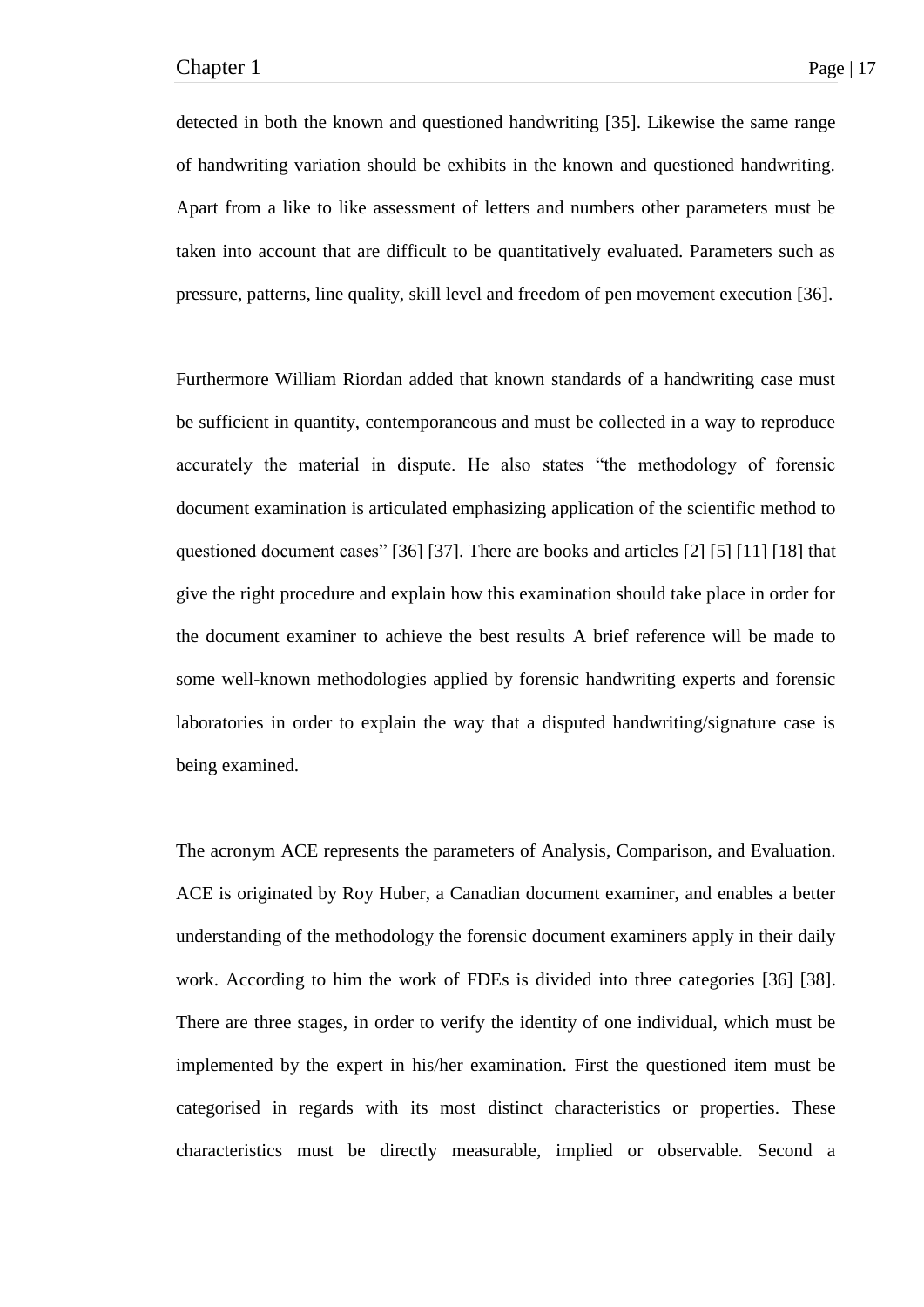detected in both the known and questioned handwriting [35]. Likewise the same range of handwriting variation should be exhibits in the known and questioned handwriting. Apart from a like to like assessment of letters and numbers other parameters must be taken into account that are difficult to be quantitatively evaluated. Parameters such as pressure, patterns, line quality, skill level and freedom of pen movement execution [36].

Furthermore William Riordan added that known standards of a handwriting case must be sufficient in quantity, contemporaneous and must be collected in a way to reproduce accurately the material in dispute. He also states "the methodology of forensic document examination is articulated emphasizing application of the scientific method to questioned document cases" [36] [37]. There are books and articles [2] [5] [11] [18] that give the right procedure and explain how this examination should take place in order for the document examiner to achieve the best results A brief reference will be made to some well-known methodologies applied by forensic handwriting experts and forensic laboratories in order to explain the way that a disputed handwriting/signature case is being examined.

The acronym ACE represents the parameters of Analysis, Comparison, and Evaluation. ACE is originated by Roy Huber, a Canadian document examiner, and enables a better understanding of the methodology the forensic document examiners apply in their daily work. According to him the work of FDEs is divided into three categories [36] [38]. There are three stages, in order to verify the identity of one individual, which must be implemented by the expert in his/her examination. First the questioned item must be categorised in regards with its most distinct characteristics or properties. These characteristics must be directly measurable, implied or observable. Second a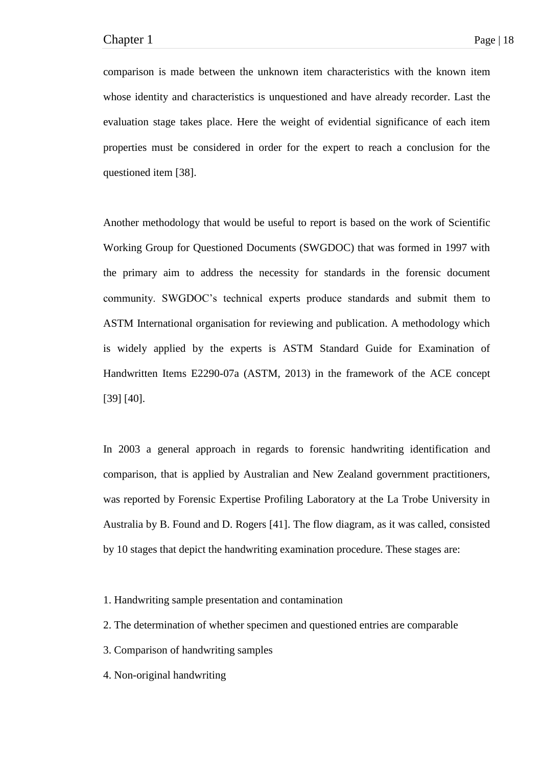comparison is made between the unknown item characteristics with the known item whose identity and characteristics is unquestioned and have already recorder. Last the evaluation stage takes place. Here the weight of evidential significance of each item properties must be considered in order for the expert to reach a conclusion for the questioned item [38].

Another methodology that would be useful to report is based on the work of Scientific Working Group for Questioned Documents (SWGDOC) that was formed in 1997 with the primary aim to address the necessity for standards in the forensic document community. SWGDOC's technical experts produce standards and submit them to ASTM International organisation for reviewing and publication. A methodology which is widely applied by the experts is ASTM Standard Guide for Examination of Handwritten Items E2290-07a (ASTM, 2013) in the framework of the ACE concept [39] [40].

In 2003 a general approach in regards to forensic handwriting identification and comparison, that is applied by Australian and New Zealand government practitioners, was reported by Forensic Expertise Profiling Laboratory at the La Trobe University in Australia by B. Found and D. Rogers [41]. The flow diagram, as it was called, consisted by 10 stages that depict the handwriting examination procedure. These stages are:

1. Handwriting sample presentation and contamination
2. The determination of whether specimen and questioned entries are comparable
3. Comparison of handwriting samples
4. Non-original handwriting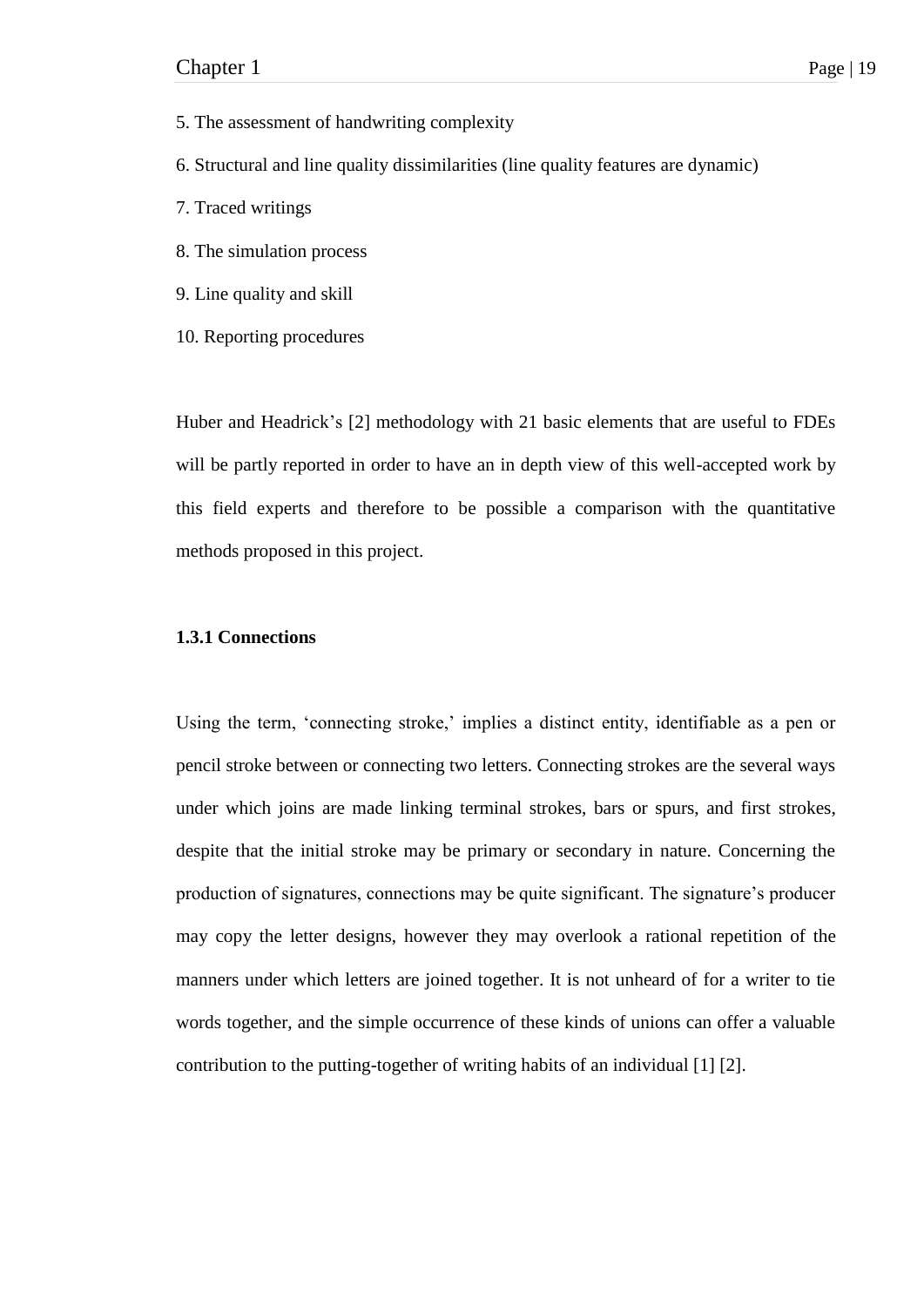5. The assessment of handwriting complexity

6. Structural and line quality dissimilarities (line quality features are dynamic)

7. Traced writings

8. The simulation process

9. Line quality and skill

10. Reporting procedures

Huber and Headrick's [2] methodology with 21 basic elements that are useful to FDEs will be partly reported in order to have an in depth view of this well-accepted work by this field experts and therefore to be possible a comparison with the quantitative methods proposed in this project.

### 1.3.1 Connections

Using the term, 'connecting stroke,' implies a distinct entity, identifiable as a pen or pencil stroke between or connecting two letters. Connecting strokes are the several ways under which joins are made linking terminal strokes, bars or spurs, and first strokes, despite that the initial stroke may be primary or secondary in nature. Concerning the production of signatures, connections may be quite significant. The signature's producer may copy the letter designs, however they may overlook a rational repetition of the manners under which letters are joined together. It is not unheard of for a writer to tie words together, and the simple occurrence of these kinds of unions can offer a valuable contribution to the putting-together of writing habits of an individual [1] [2].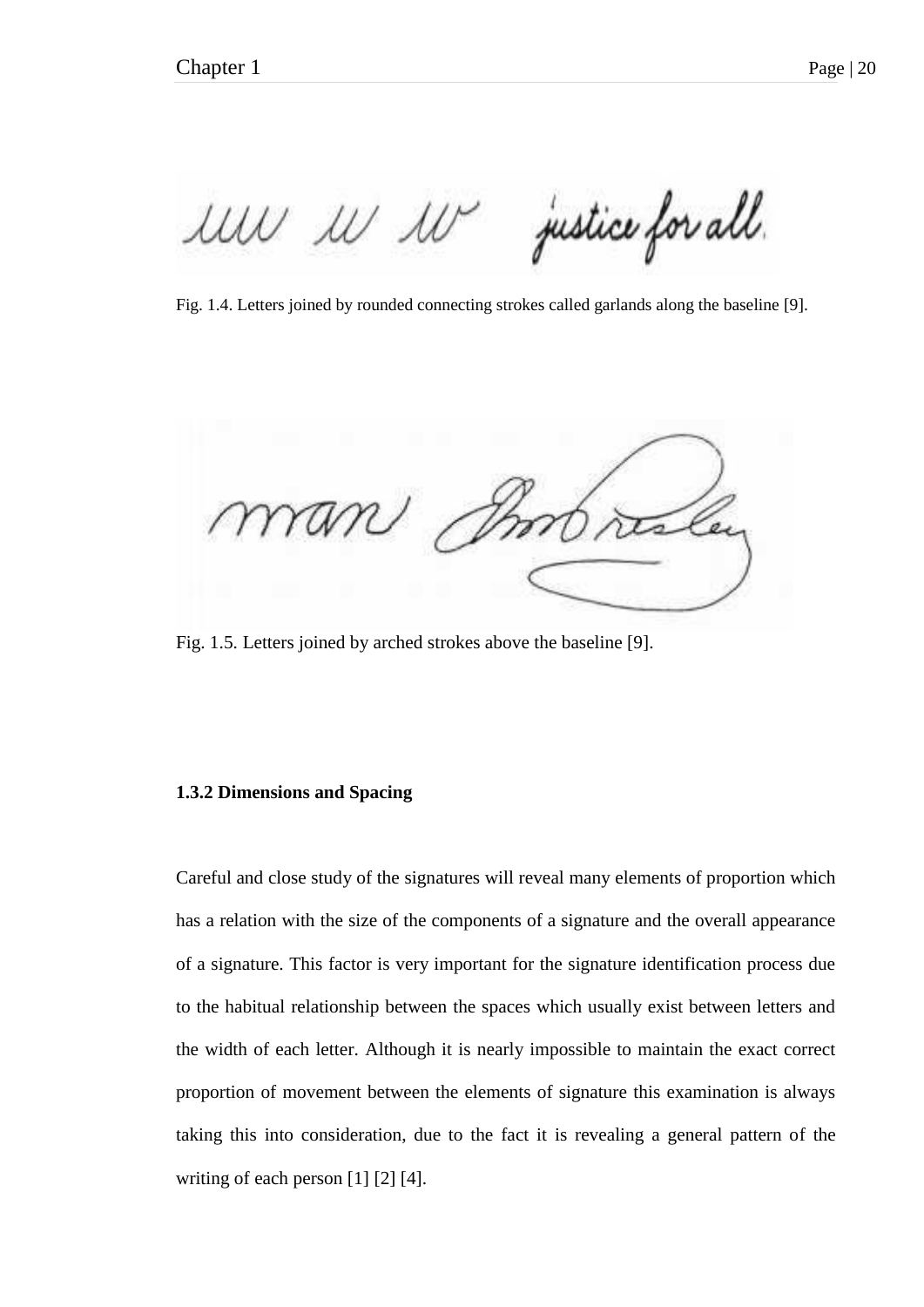Fig. 1.4. Letters joined by rounded connecting strokes called garlands along the baseline [9].

Fig. 1.5. Letters joined by arched strokes above the baseline [9].

**1.3.2 Dimensions and Spacing**

Careful and close study of the signatures will reveal many elements of proportion which has a relation with the size of the components of a signature and the overall appearance of a signature. This factor is very important for the signature identification process due to the habitual relationship between the spaces which usually exist between letters and the width of each letter. Although it is nearly impossible to maintain the exact correct proportion of movement between the elements of signature this examination is always taking this into consideration, due to the fact it is revealing a general pattern of the writing of each person [1] [2] [4].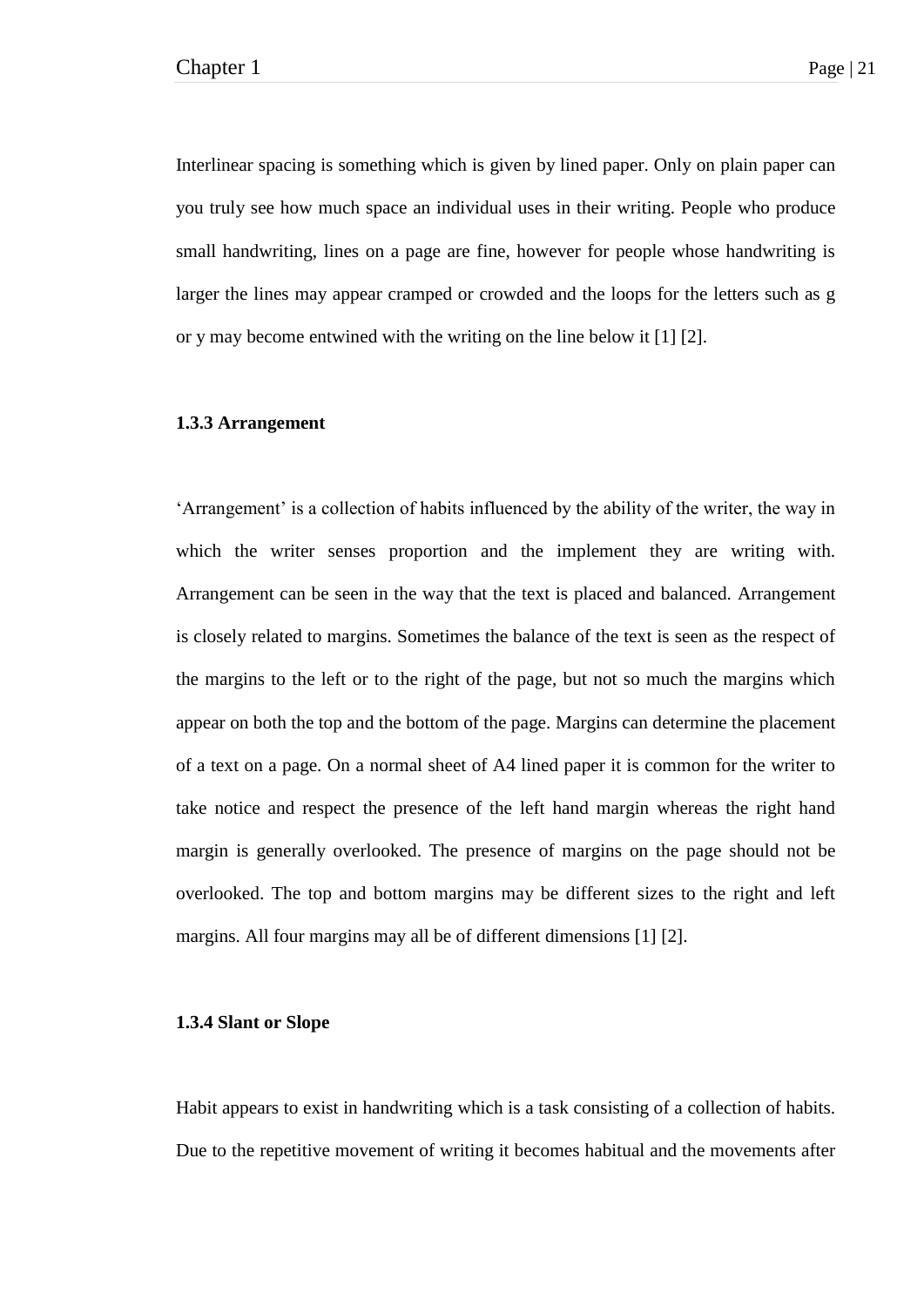Interlinear spacing is something which is given by lined paper. Only on plain paper can you truly see how much space an individual uses in their writing. People who produce small handwriting, lines on a page are fine, however for people whose handwriting is larger the lines may appear cramped or crowded and the loops for the letters such as g or y may become entwined with the writing on the line below it [1] [2].

### 1.3.3 Arrangement

'Arrangement' is a collection of habits influenced by the ability of the writer, the way in which the writer senses proportion and the implement they are writing with. Arrangement can be seen in the way that the text is placed and balanced. Arrangement is closely related to margins. Sometimes the balance of the text is seen as the respect of the margins to the left or to the right of the page, but not so much the margins which appear on both the top and the bottom of the page. Margins can determine the placement of a text on a page. On a normal sheet of A4 lined paper it is common for the writer to take notice and respect the presence of the left hand margin whereas the right hand margin is generally overlooked. The presence of margins on the page should not be overlooked. The top and bottom margins may be different sizes to the right and left margins. All four margins may all be of different dimensions [1] [2].

### 1.3.4 Slant or Slope

Habit appears to exist in handwriting which is a task consisting of a collection of habits. Due to the repetitive movement of writing it becomes habitual and the movements after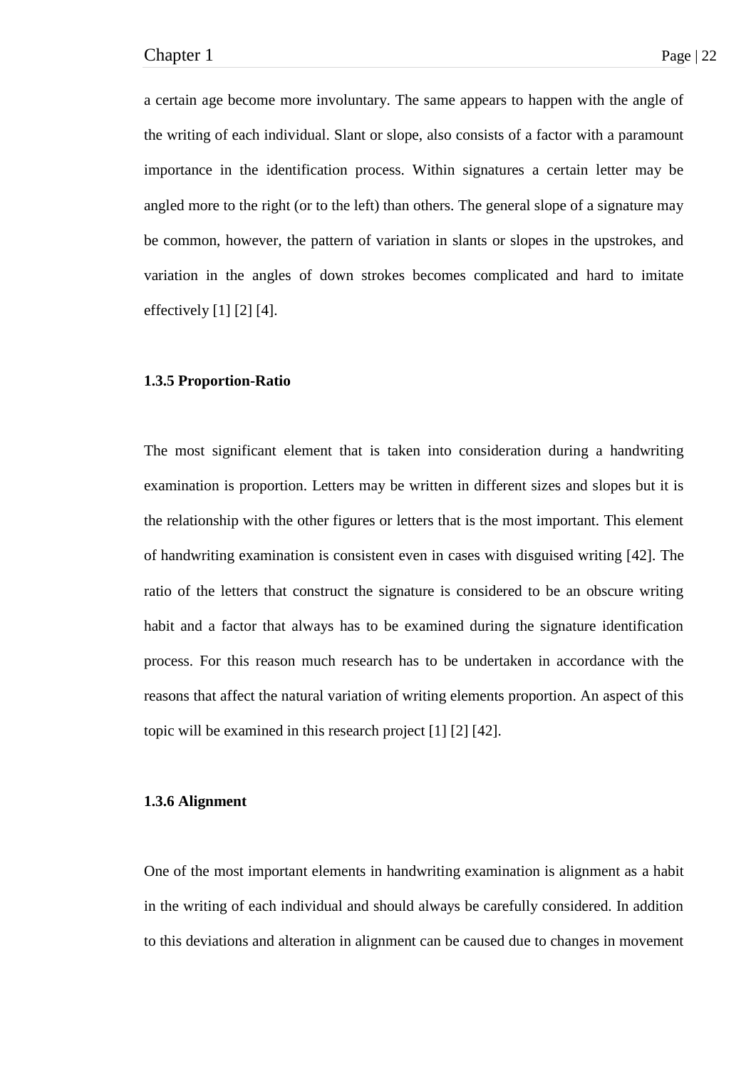a certain age become more involuntary. The same appears to happen with the angle of the writing of each individual. Slant or slope, also consists of a factor with a paramount importance in the identification process. Within signatures a certain letter may be angled more to the right (or to the left) than others. The general slope of a signature may be common, however, the pattern of variation in slants or slopes in the upstrokes, and variation in the angles of down strokes becomes complicated and hard to imitate effectively [1] [2] [4].

### 1.3.5 Proportion-Ratio

The most significant element that is taken into consideration during a handwriting examination is proportion. Letters may be written in different sizes and slopes but it is the relationship with the other figures or letters that is the most important. This element of handwriting examination is consistent even in cases with disguised writing [42]. The ratio of the letters that construct the signature is considered to be an obscure writing habit and a factor that always has to be examined during the signature identification process. For this reason much research has to be undertaken in accordance with the reasons that affect the natural variation of writing elements proportion. An aspect of this topic will be examined in this research project [1] [2] [42].

### 1.3.6 Alignment

One of the most important elements in handwriting examination is alignment as a habit in the writing of each individual and should always be carefully considered. In addition to this deviations and alteration in alignment can be caused due to changes in movement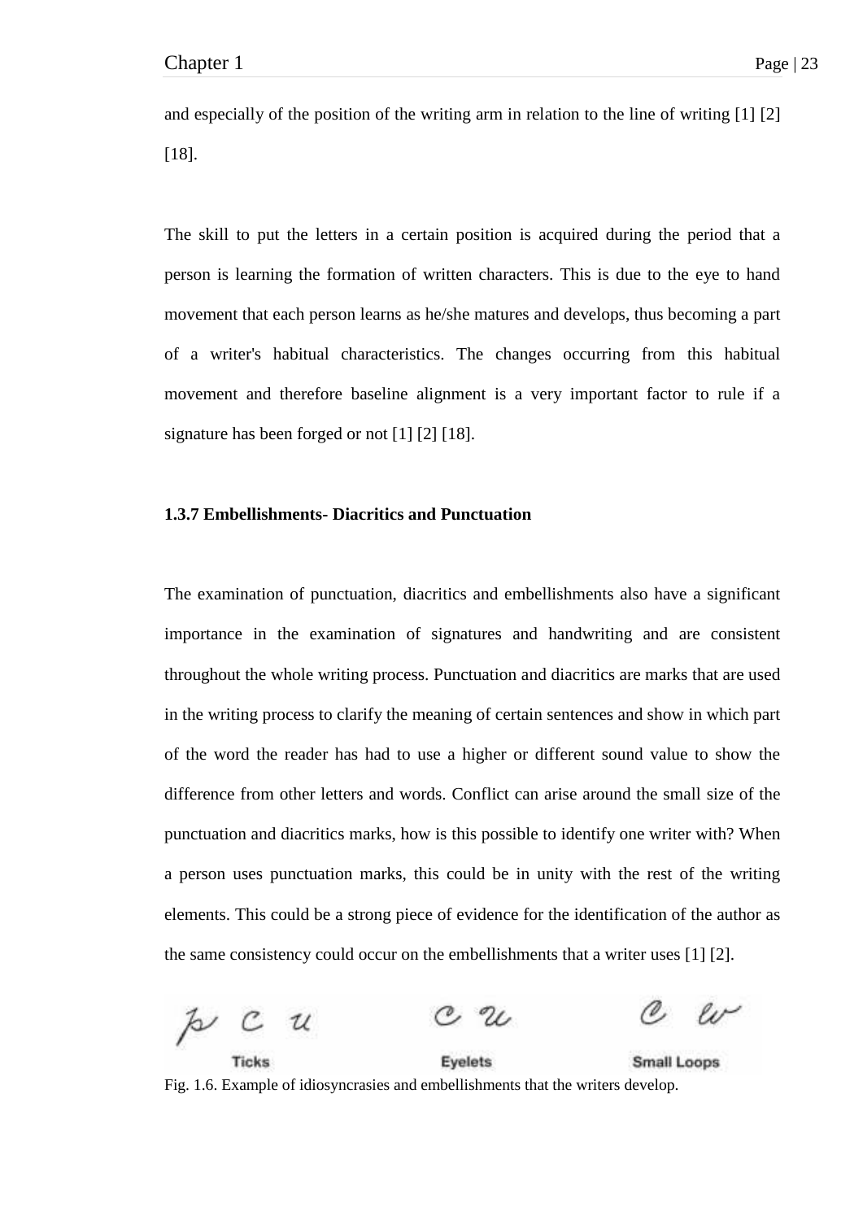and especially of the position of the writing arm in relation to the line of writing [1] [2] [18].

The skill to put the letters in a certain position is acquired during the period that a person is learning the formation of written characters. This is due to the eye to hand movement that each person learns as he/she matures and develops, thus becoming a part of a writer's habitual characteristics. The changes occurring from this habitual movement and therefore baseline alignment is a very important factor to rule if a signature has been forged or not [1] [2] [18].

### 1.3.7 Embellishments- Diacritics and Punctuation

The examination of punctuation, diacritics and embellishments also have a significant importance in the examination of signatures and handwriting and are consistent throughout the whole writing process. Punctuation and diacritics are marks that are used in the writing process to clarify the meaning of certain sentences and show in which part of the word the reader has had to use a higher or different sound value to show the difference from other letters and words. Conflict can arise around the small size of the punctuation and diacritics marks, how is this possible to identify one writer with? When a person uses punctuation marks, this could be in unity with the rest of the writing elements. This could be a strong piece of evidence for the identification of the author as the same consistency could occur on the embellishments that a writer uses [1] [2].

Ticks Eyelets Small Loops

Fig. 1.6. Example of idiosyncrasies and embellishments that the writers develop.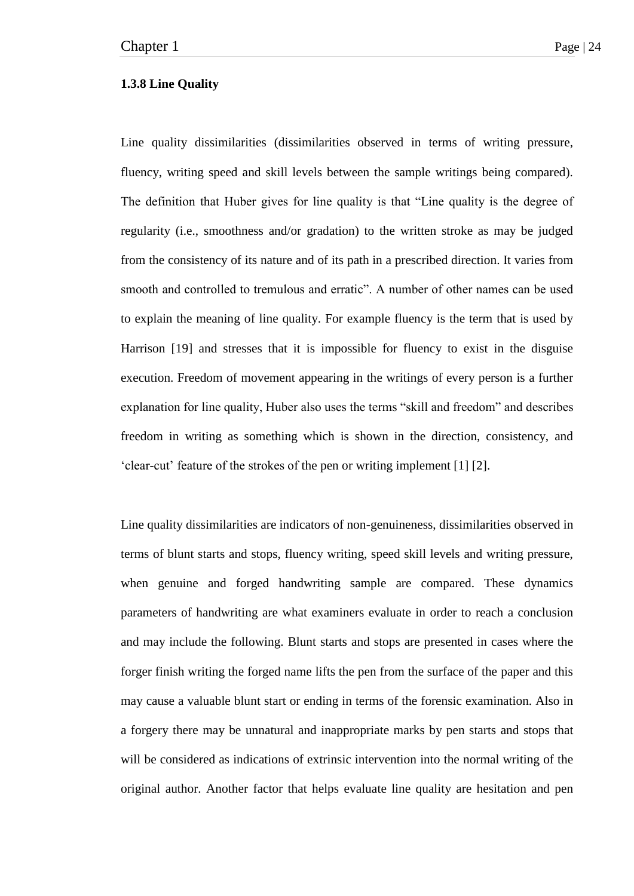### 1.3.8 Line Quality

Line quality dissimilarities (dissimilarities observed in terms of writing pressure, fluency, writing speed and skill levels between the sample writings being compared). The definition that Huber gives for line quality is that "Line quality is the degree of regularity (i.e., smoothness and/or gradation) to the written stroke as may be judged from the consistency of its nature and of its path in a prescribed direction. It varies from smooth and controlled to tremulous and erratic". A number of other names can be used to explain the meaning of line quality. For example fluency is the term that is used by Harrison [19] and stresses that it is impossible for fluency to exist in the disguise execution. Freedom of movement appearing in the writings of every person is a further explanation for line quality, Huber also uses the terms "skill and freedom" and describes freedom in writing as something which is shown in the direction, consistency, and 'clear-cut' feature of the strokes of the pen or writing implement [1] [2].

Line quality dissimilarities are indicators of non-genuineness, dissimilarities observed in terms of blunt starts and stops, fluency writing, speed skill levels and writing pressure, when genuine and forged handwriting sample are compared. These dynamics parameters of handwriting are what examiners evaluate in order to reach a conclusion and may include the following. Blunt starts and stops are presented in cases where the forger finish writing the forged name lifts the pen from the surface of the paper and this may cause a valuable blunt start or ending in terms of the forensic examination. Also in a forgery there may be unnatural and inappropriate marks by pen starts and stops that will be considered as indications of extrinsic intervention into the normal writing of the original author. Another factor that helps evaluate line quality are hesitation and pen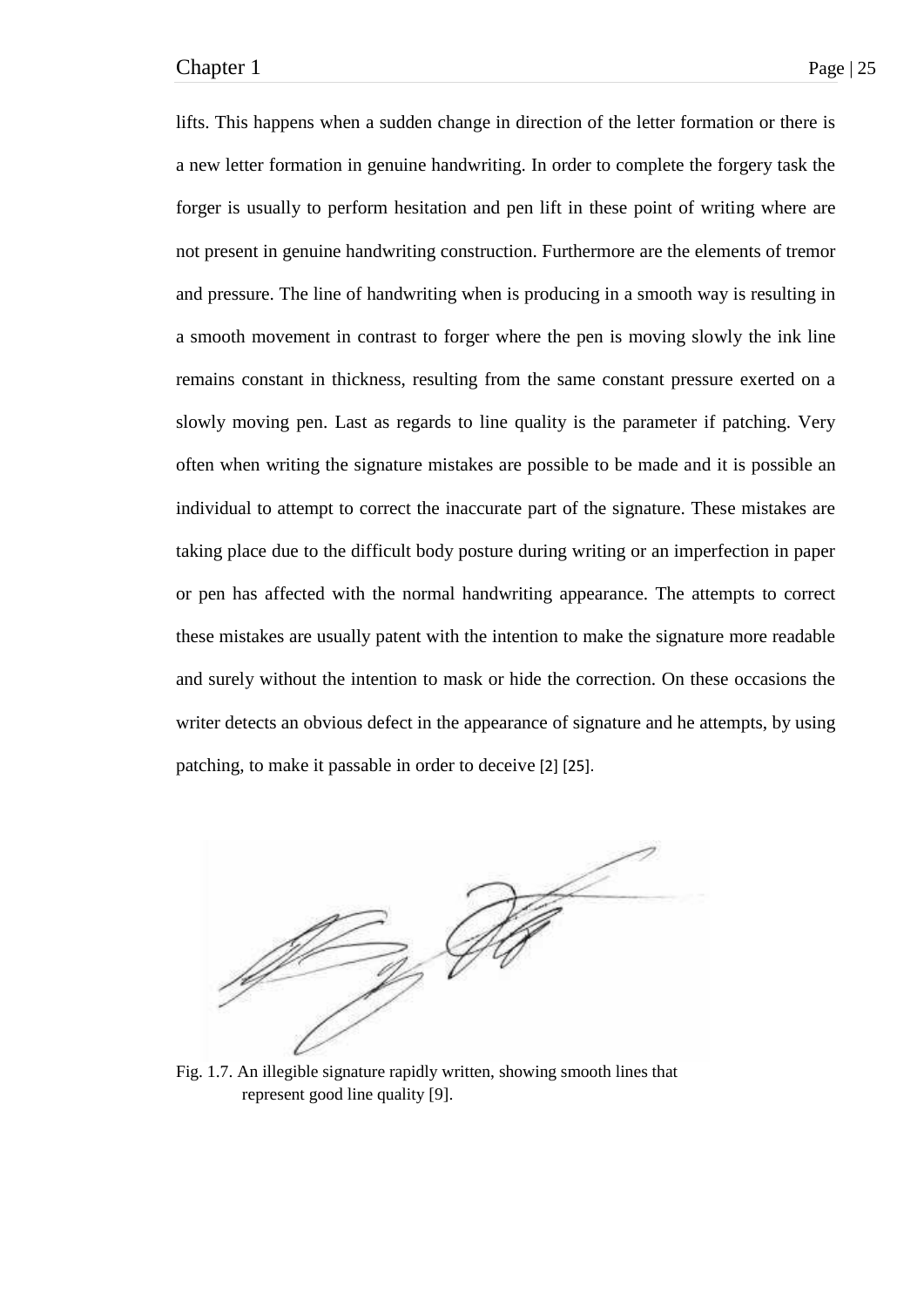lifts. This happens when a sudden change in direction of the letter formation or there is a new letter formation in genuine handwriting. In order to complete the forgery task the forger is usually to perform hesitation and pen lift in these point of writing where are not present in genuine handwriting construction. Furthermore are the elements of tremor and pressure. The line of handwriting when is producing in a smooth way is resulting in a smooth movement in contrast to forger where the pen is moving slowly the ink line remains constant in thickness, resulting from the same constant pressure exerted on a slowly moving pen. Last as regards to line quality is the parameter if patching. Very often when writing the signature mistakes are possible to be made and it is possible an individual to attempt to correct the inaccurate part of the signature. These mistakes are taking place due to the difficult body posture during writing or an imperfection in paper or pen has affected with the normal handwriting appearance. The attempts to correct these mistakes are usually patent with the intention to make the signature more readable and surely without the intention to mask or hide the correction. On these occasions the writer detects an obvious defect in the appearance of signature and he attempts, by using patching, to make it passable in order to deceive [2] [25].

Fig. 1.7. An illegible signature rapidly written, showing smooth lines that represent good line quality [9].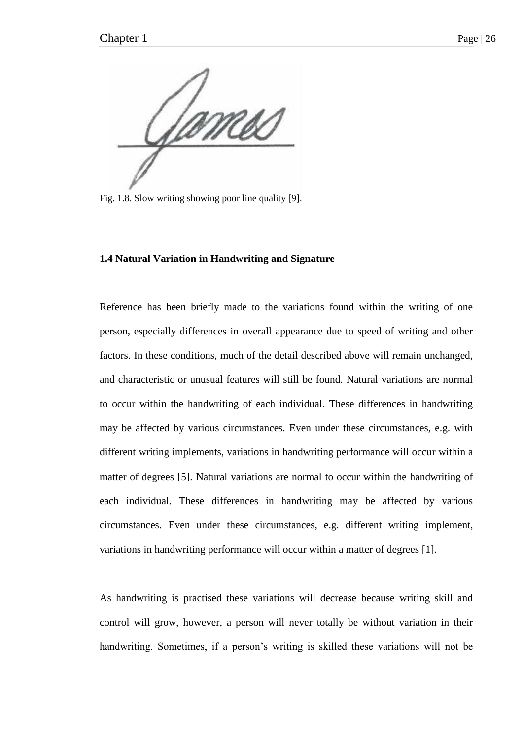Fig. 1.8. Slow writing showing poor line quality [9].

**1.4 Natural Variation in Handwriting and Signature**

Reference has been briefly made to the variations found within the writing of one person, especially differences in overall appearance due to speed of writing and other factors. In these conditions, much of the detail described above will remain unchanged, and characteristic or unusual features will still be found. Natural variations are normal to occur within the handwriting of each individual. These differences in handwriting may be affected by various circumstances. Even under these circumstances, e.g. with different writing implements, variations in handwriting performance will occur within a matter of degrees [5]. Natural variations are normal to occur within the handwriting of each individual. These differences in handwriting may be affected by various circumstances. Even under these circumstances, e.g. different writing implement, variations in handwriting performance will occur within a matter of degrees [1].

As handwriting is practised these variations will decrease because writing skill and control will grow, however, a person will never totally be without variation in their handwriting. Sometimes, if a person's writing is skilled these variations will not be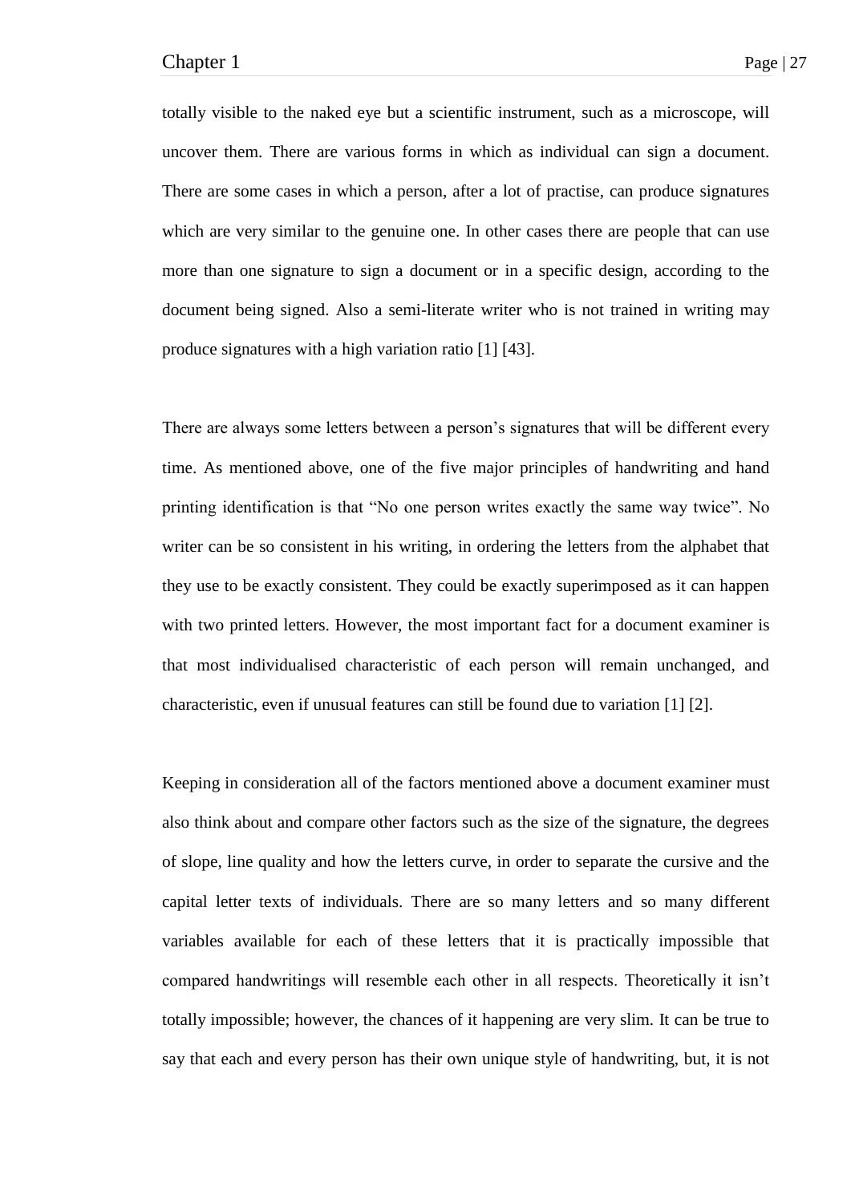totally visible to the naked eye but a scientific instrument, such as a microscope, will uncover them. There are various forms in which as individual can sign a document. There are some cases in which a person, after a lot of practise, can produce signatures which are very similar to the genuine one. In other cases there are people that can use more than one signature to sign a document or in a specific design, according to the document being signed. Also a semi-literate writer who is not trained in writing may produce signatures with a high variation ratio [1] [43].

There are always some letters between a person's signatures that will be different every time. As mentioned above, one of the five major principles of handwriting and hand printing identification is that "No one person writes exactly the same way twice". No writer can be so consistent in his writing, in ordering the letters from the alphabet that they use to be exactly consistent. They could be exactly superimposed as it can happen with two printed letters. However, the most important fact for a document examiner is that most individualised characteristic of each person will remain unchanged, and characteristic, even if unusual features can still be found due to variation [1] [2].

Keeping in consideration all of the factors mentioned above a document examiner must also think about and compare other factors such as the size of the signature, the degrees of slope, line quality and how the letters curve, in order to separate the cursive and the capital letter texts of individuals. There are so many letters and so many different variables available for each of these letters that it is practically impossible that compared handwritings will resemble each other in all respects. Theoretically it isn't totally impossible; however, the chances of it happening are very slim. It can be true to say that each and every person has their own unique style of handwriting, but, it is not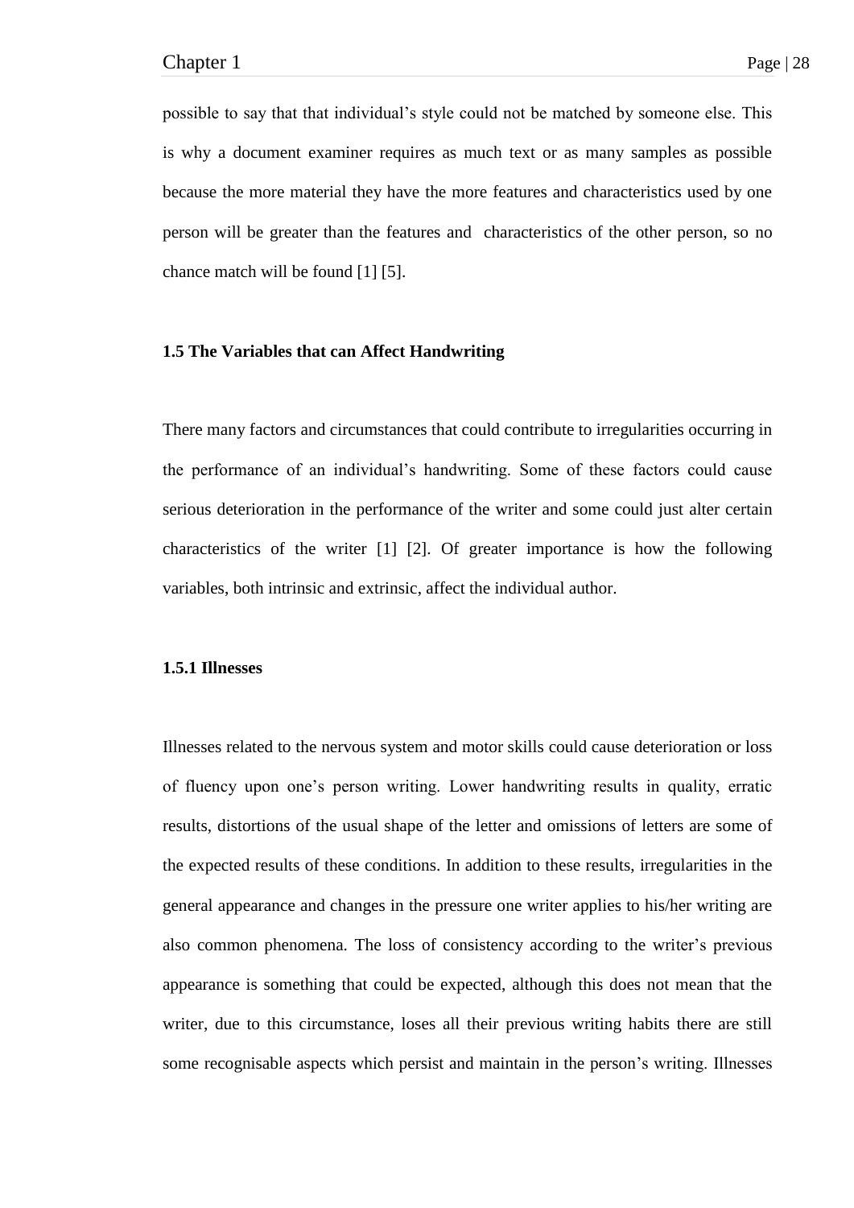possible to say that that individual's style could not be matched by someone else. This is why a document examiner requires as much text or as many samples as possible because the more material they have the more features and characteristics used by one person will be greater than the features and characteristics of the other person, so no chance match will be found [1] [5].

### 1.5 The Variables that can Affect Handwriting

There many factors and circumstances that could contribute to irregularities occurring in the performance of an individual's handwriting. Some of these factors could cause serious deterioration in the performance of the writer and some could just alter certain characteristics of the writer [1] [2]. Of greater importance is how the following variables, both intrinsic and extrinsic, affect the individual author.

#### 1.5.1 Illnesses

Illnesses related to the nervous system and motor skills could cause deterioration or loss of fluency upon one's person writing. Lower handwriting results in quality, erratic results, distortions of the usual shape of the letter and omissions of letters are some of the expected results of these conditions. In addition to these results, irregularities in the general appearance and changes in the pressure one writer applies to his/her writing are also common phenomena. The loss of consistency according to the writer's previous appearance is something that could be expected, although this does not mean that the writer, due to this circumstance, loses all their previous writing habits there are still some recognisable aspects which persist and maintain in the person's writing. Illnesses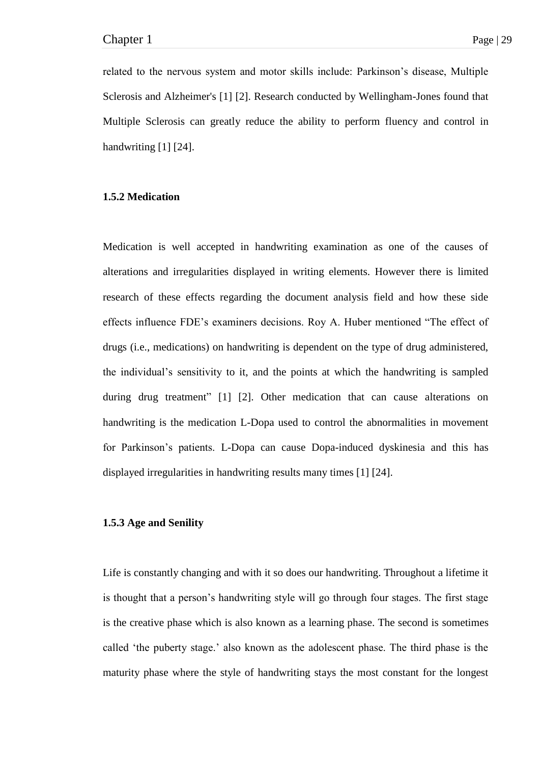related to the nervous system and motor skills include: Parkinson's disease, Multiple Sclerosis and Alzheimer's [1] [2]. Research conducted by Wellingham-Jones found that Multiple Sclerosis can greatly reduce the ability to perform fluency and control in handwriting [1] [24].

### 1.5.2 Medication

Medication is well accepted in handwriting examination as one of the causes of alterations and irregularities displayed in writing elements. However there is limited research of these effects regarding the document analysis field and how these side effects influence FDE's examiners decisions. Roy A. Huber mentioned "The effect of drugs (i.e., medications) on handwriting is dependent on the type of drug administered, the individual's sensitivity to it, and the points at which the handwriting is sampled during drug treatment" [1] [2]. Other medication that can cause alterations on handwriting is the medication L-Dopa used to control the abnormalities in movement for Parkinson's patients. L-Dopa can cause Dopa-induced dyskinesia and this has displayed irregularities in handwriting results many times [1] [24].

### 1.5.3 Age and Senility

Life is constantly changing and with it so does our handwriting. Throughout a lifetime it is thought that a person's handwriting style will go through four stages. The first stage is the creative phase which is also known as a learning phase. The second is sometimes called 'the puberty stage.' also known as the adolescent phase. The third phase is the maturity phase where the style of handwriting stays the most constant for the longest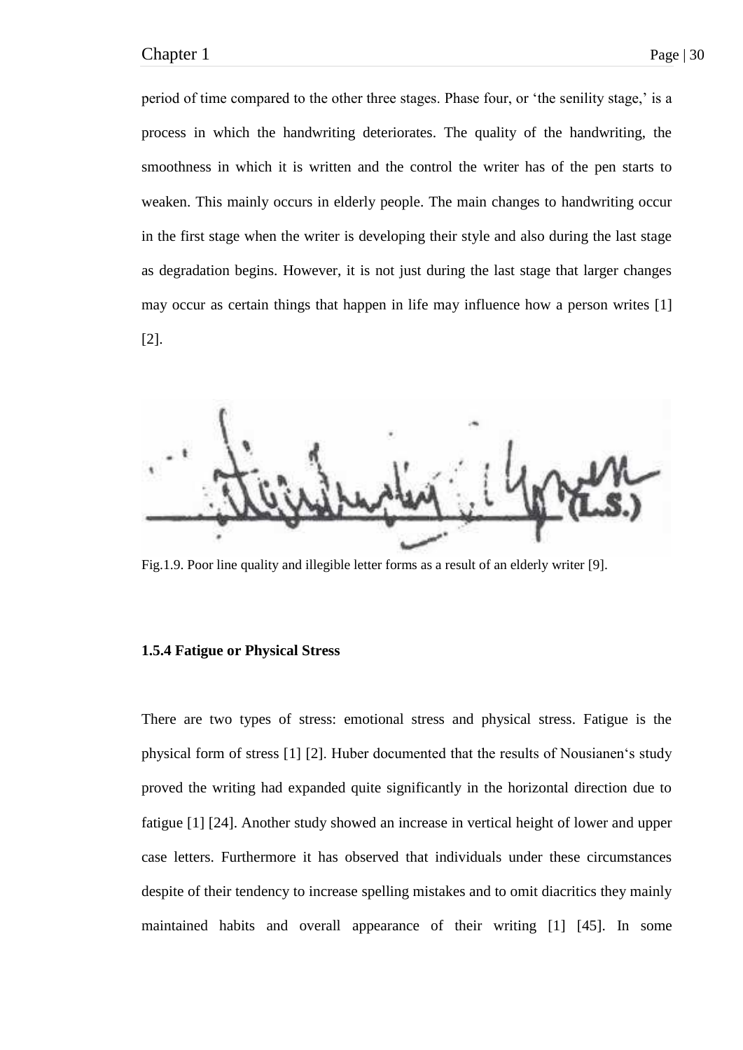period of time compared to the other three stages. Phase four, or 'the senility stage,' is a process in which the handwriting deteriorates. The quality of the handwriting, the smoothness in which it is written and the control the writer has of the pen starts to weaken. This mainly occurs in elderly people. The main changes to handwriting occur in the first stage when the writer is developing their style and also during the last stage as degradation begins. However, it is not just during the last stage that larger changes may occur as certain things that happen in life may influence how a person writes [1] [2].

Fig.1.9. Poor line quality and illegible letter forms as a result of an elderly writer [9].

#### 1.5.4 Fatigue or Physical Stress

There are two types of stress: emotional stress and physical stress. Fatigue is the physical form of stress [1] [2]. Huber documented that the results of Nousianen's study proved the writing had expanded quite significantly in the horizontal direction due to fatigue [1] [24]. Another study showed an increase in vertical height of lower and upper case letters. Furthermore it has observed that individuals under these circumstances despite of their tendency to increase spelling mistakes and to omit diacritics they mainly maintained habits and overall appearance of their writing [1] [45]. In some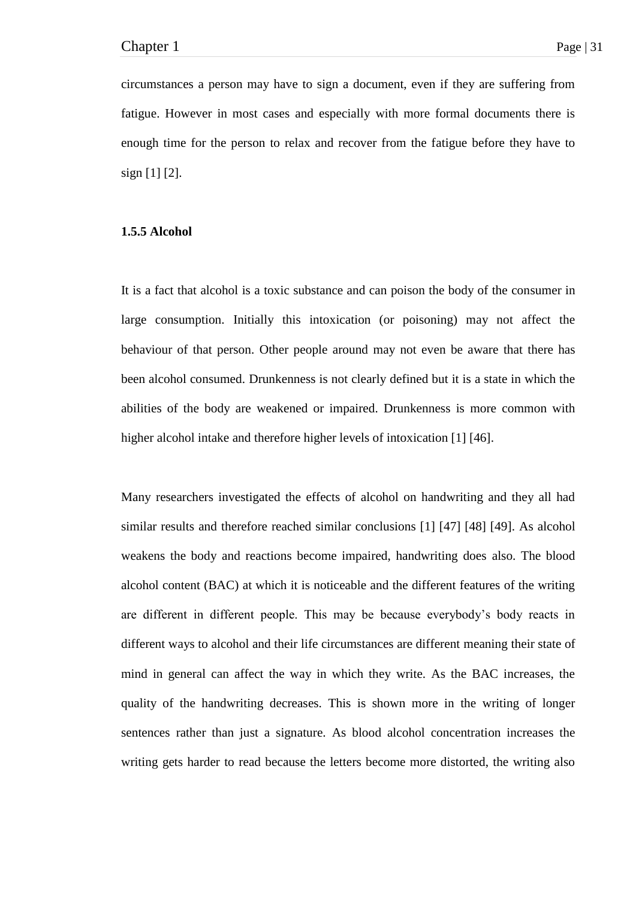circumstances a person may have to sign a document, even if they are suffering from fatigue. However in most cases and especially with more formal documents there is enough time for the person to relax and recover from the fatigue before they have to sign [1] [2].

### 1.5.5 Alcohol

It is a fact that alcohol is a toxic substance and can poison the body of the consumer in large consumption. Initially this intoxication (or poisoning) may not affect the behaviour of that person. Other people around may not even be aware that there has been alcohol consumed. Drunkenness is not clearly defined but it is a state in which the abilities of the body are weakened or impaired. Drunkenness is more common with higher alcohol intake and therefore higher levels of intoxication [1] [46].

Many researchers investigated the effects of alcohol on handwriting and they all had similar results and therefore reached similar conclusions [1] [47] [48] [49]. As alcohol weakens the body and reactions become impaired, handwriting does also. The blood alcohol content (BAC) at which it is noticeable and the different features of the writing are different in different people. This may be because everybody's body reacts in different ways to alcohol and their life circumstances are different meaning their state of mind in general can affect the way in which they write. As the BAC increases, the quality of the handwriting decreases. This is shown more in the writing of longer sentences rather than just a signature. As blood alcohol concentration increases the writing gets harder to read because the letters become more distorted, the writing also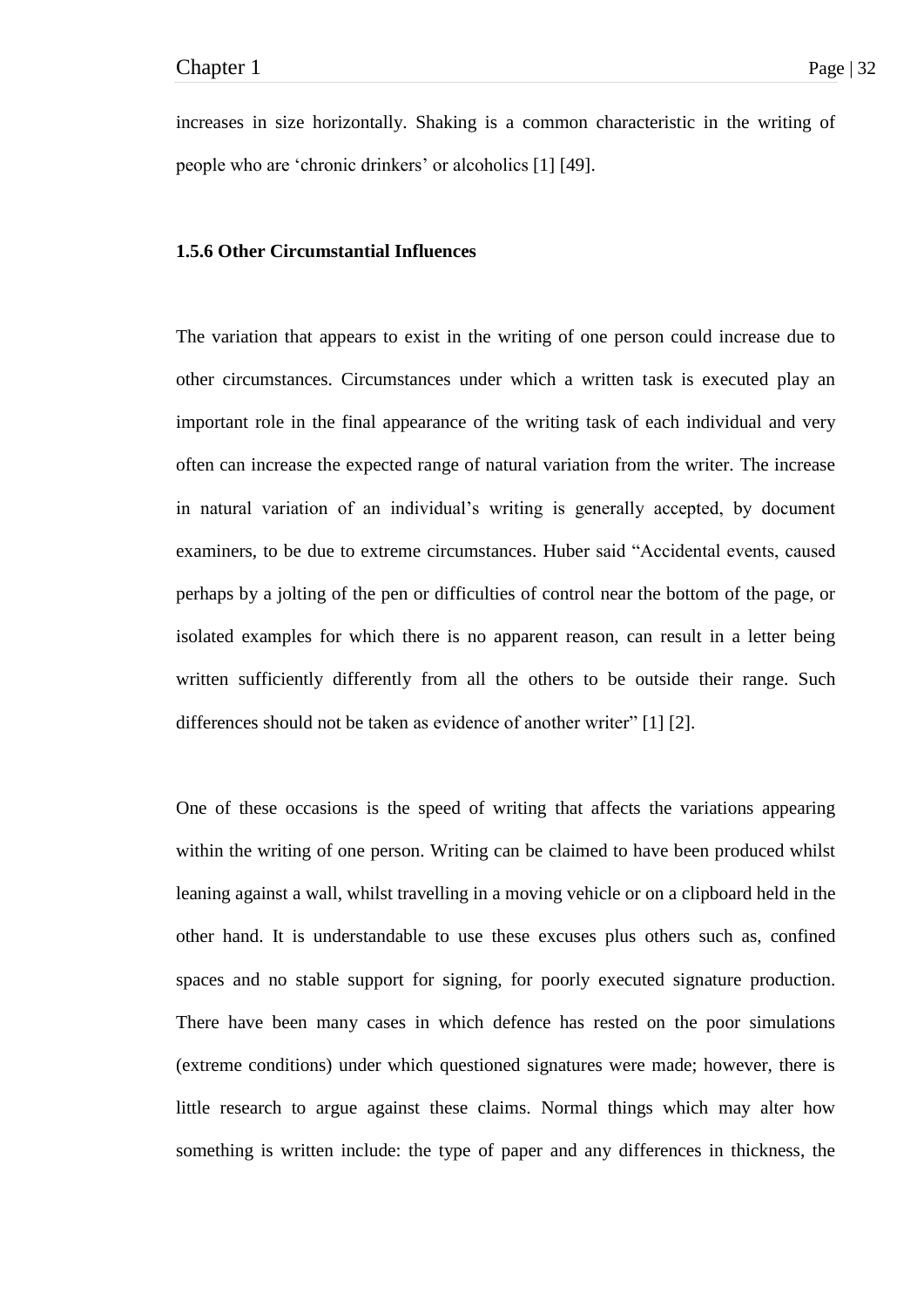increases in size horizontally. Shaking is a common characteristic in the writing of people who are 'chronic drinkers' or alcoholics [1] [49].

### 1.5.6 Other Circumstantial Influences

The variation that appears to exist in the writing of one person could increase due to other circumstances. Circumstances under which a written task is executed play an important role in the final appearance of the writing task of each individual and very often can increase the expected range of natural variation from the writer. The increase in natural variation of an individual's writing is generally accepted, by document examiners, to be due to extreme circumstances. Huber said "Accidental events, caused perhaps by a jolting of the pen or difficulties of control near the bottom of the page, or isolated examples for which there is no apparent reason, can result in a letter being written sufficiently differently from all the others to be outside their range. Such differences should not be taken as evidence of another writer" [1] [2].

One of these occasions is the speed of writing that affects the variations appearing within the writing of one person. Writing can be claimed to have been produced whilst leaning against a wall, whilst travelling in a moving vehicle or on a clipboard held in the other hand. It is understandable to use these excuses plus others such as, confined spaces and no stable support for signing, for poorly executed signature production. There have been many cases in which defence has rested on the poor simulations (extreme conditions) under which questioned signatures were made; however, there is little research to argue against these claims. Normal things which may alter how something is written include: the type of paper and any differences in thickness, the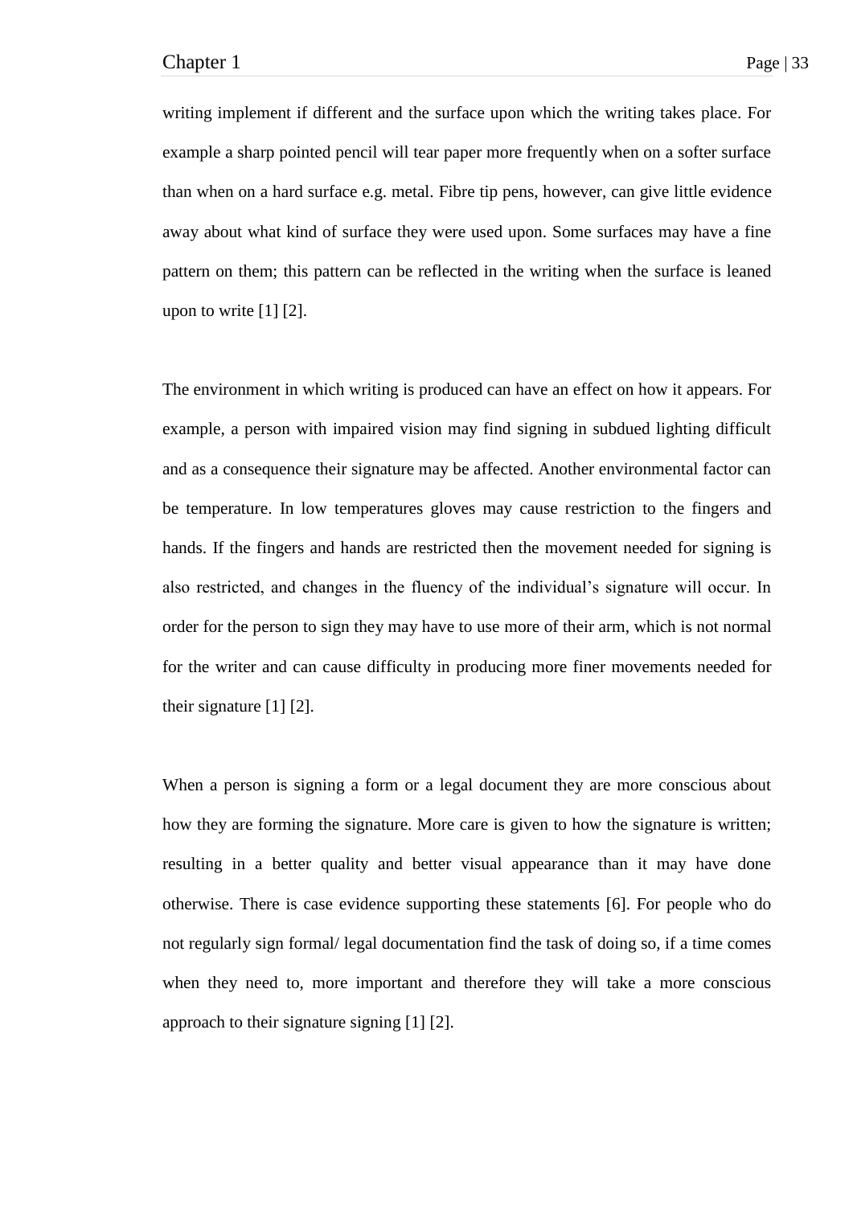writing implement if different and the surface upon which the writing takes place. For example a sharp pointed pencil will tear paper more frequently when on a softer surface than when on a hard surface e.g. metal. Fibre tip pens, however, can give little evidence away about what kind of surface they were used upon. Some surfaces may have a fine pattern on them; this pattern can be reflected in the writing when the surface is leaned upon to write [1] [2].

The environment in which writing is produced can have an effect on how it appears. For example, a person with impaired vision may find signing in subdued lighting difficult and as a consequence their signature may be affected. Another environmental factor can be temperature. In low temperatures gloves may cause restriction to the fingers and hands. If the fingers and hands are restricted then the movement needed for signing is also restricted, and changes in the fluency of the individual's signature will occur. In order for the person to sign they may have to use more of their arm, which is not normal for the writer and can cause difficulty in producing more finer movements needed for their signature [1] [2].

When a person is signing a form or a legal document they are more conscious about how they are forming the signature. More care is given to how the signature is written; resulting in a better quality and better visual appearance than it may have done otherwise. There is case evidence supporting these statements [6]. For people who do not regularly sign formal/ legal documentation find the task of doing so, if a time comes when they need to, more important and therefore they will take a more conscious approach to their signature signing [1] [2].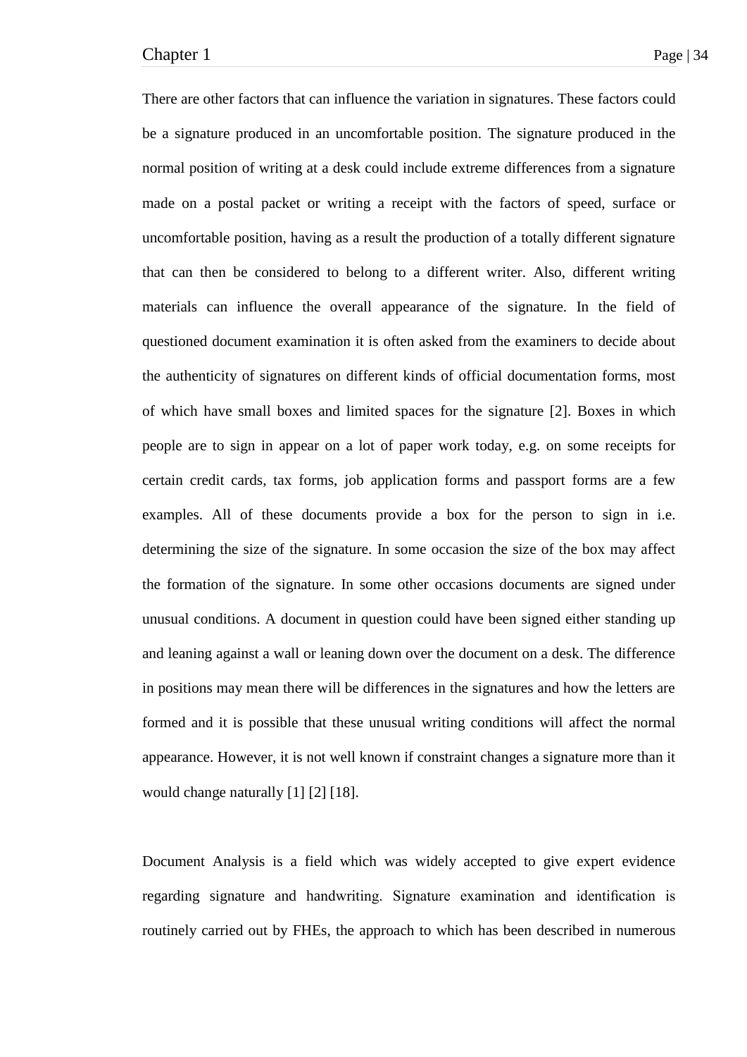There are other factors that can influence the variation in signatures. These factors could be a signature produced in an uncomfortable position. The signature produced in the normal position of writing at a desk could include extreme differences from a signature made on a postal packet or writing a receipt with the factors of speed, surface or uncomfortable position, having as a result the production of a totally different signature that can then be considered to belong to a different writer. Also, different writing materials can influence the overall appearance of the signature. In the field of questioned document examination it is often asked from the examiners to decide about the authenticity of signatures on different kinds of official documentation forms, most of which have small boxes and limited spaces for the signature [2]. Boxes in which people are to sign in appear on a lot of paper work today, e.g. on some receipts for certain credit cards, tax forms, job application forms and passport forms are a few examples. All of these documents provide a box for the person to sign in i.e. determining the size of the signature. In some occasion the size of the box may affect the formation of the signature. In some other occasions documents are signed under unusual conditions. A document in question could have been signed either standing up and leaning against a wall or leaning down over the document on a desk. The difference in positions may mean there will be differences in the signatures and how the letters are formed and it is possible that these unusual writing conditions will affect the normal appearance. However, it is not well known if constraint changes a signature more than it would change naturally [1] [2] [18].

Document Analysis is a field which was widely accepted to give expert evidence regarding signature and handwriting. Signature examination and identification is routinely carried out by FHEs, the approach to which has been described in numerous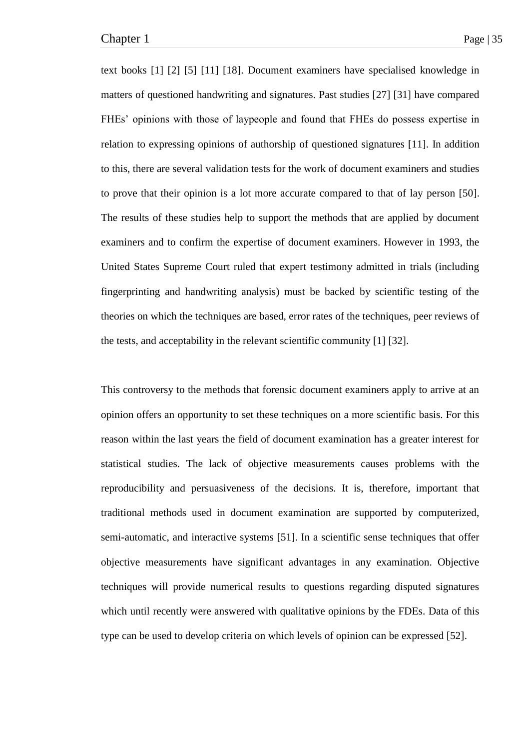text books [1] [2] [5] [11] [18]. Document examiners have specialised knowledge in matters of questioned handwriting and signatures. Past studies [27] [31] have compared FHEs' opinions with those of laypeople and found that FHEs do possess expertise in relation to expressing opinions of authorship of questioned signatures [11]. In addition to this, there are several validation tests for the work of document examiners and studies to prove that their opinion is a lot more accurate compared to that of lay person [50]. The results of these studies help to support the methods that are applied by document examiners and to confirm the expertise of document examiners. However in 1993, the United States Supreme Court ruled that expert testimony admitted in trials (including fingerprinting and handwriting analysis) must be backed by scientific testing of the theories on which the techniques are based, error rates of the techniques, peer reviews of the tests, and acceptability in the relevant scientific community [1] [32].

This controversy to the methods that forensic document examiners apply to arrive at an opinion offers an opportunity to set these techniques on a more scientific basis. For this reason within the last years the field of document examination has a greater interest for statistical studies. The lack of objective measurements causes problems with the reproducibility and persuasiveness of the decisions. It is, therefore, important that traditional methods used in document examination are supported by computerized, semi-automatic, and interactive systems [51]. In a scientific sense techniques that offer objective measurements have significant advantages in any examination. Objective techniques will provide numerical results to questions regarding disputed signatures which until recently were answered with qualitative opinions by the FDEs. Data of this type can be used to develop criteria on which levels of opinion can be expressed [52].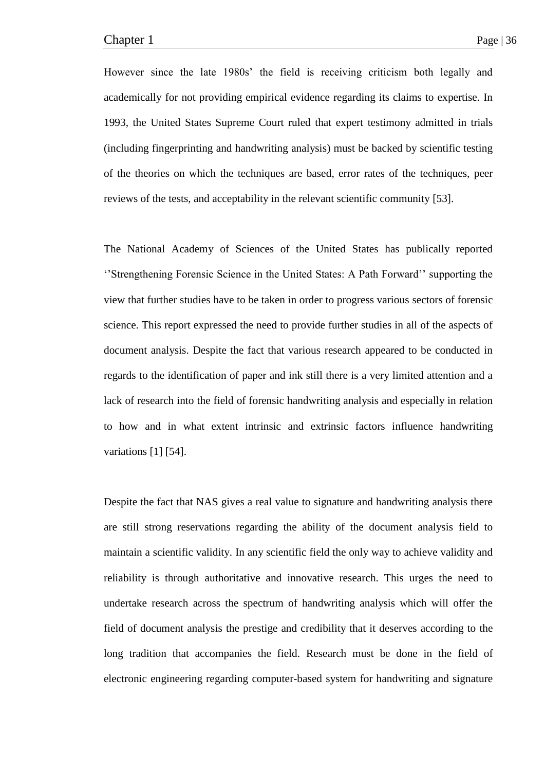However since the late 1980s' the field is receiving criticism both legally and academically for not providing empirical evidence regarding its claims to expertise. In 1993, the United States Supreme Court ruled that expert testimony admitted in trials (including fingerprinting and handwriting analysis) must be backed by scientific testing of the theories on which the techniques are based, error rates of the techniques, peer reviews of the tests, and acceptability in the relevant scientific community [53].

The National Academy of Sciences of the United States has publically reported ''Strengthening Forensic Science in the United States: A Path Forward'' supporting the view that further studies have to be taken in order to progress various sectors of forensic science. This report expressed the need to provide further studies in all of the aspects of document analysis. Despite the fact that various research appeared to be conducted in regards to the identification of paper and ink still there is a very limited attention and a lack of research into the field of forensic handwriting analysis and especially in relation to how and in what extent intrinsic and extrinsic factors influence handwriting variations [1] [54].

Despite the fact that NAS gives a real value to signature and handwriting analysis there are still strong reservations regarding the ability of the document analysis field to maintain a scientific validity. In any scientific field the only way to achieve validity and reliability is through authoritative and innovative research. This urges the need to undertake research across the spectrum of handwriting analysis which will offer the field of document analysis the prestige and credibility that it deserves according to the long tradition that accompanies the field. Research must be done in the field of electronic engineering regarding computer-based system for handwriting and signature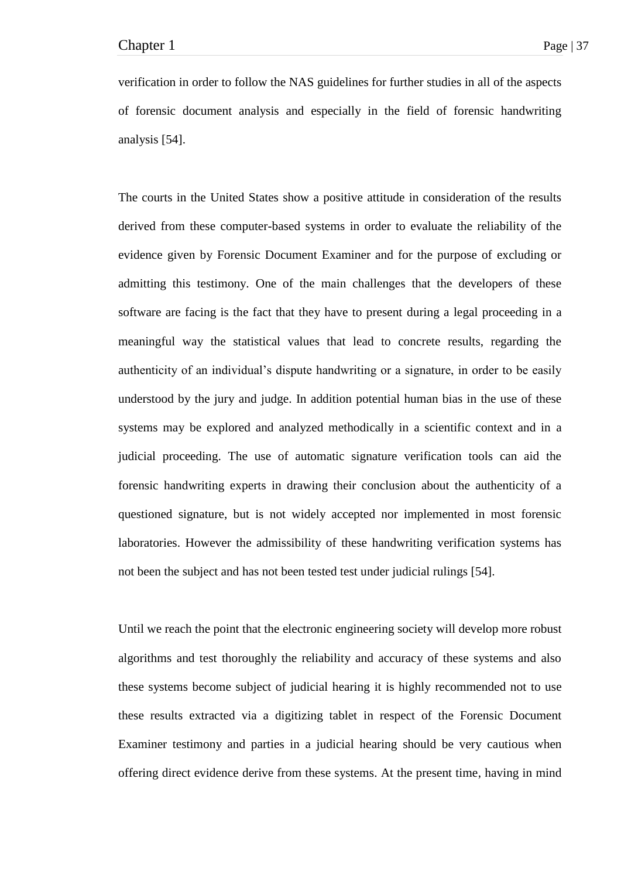verification in order to follow the NAS guidelines for further studies in all of the aspects of forensic document analysis and especially in the field of forensic handwriting analysis [54].

The courts in the United States show a positive attitude in consideration of the results derived from these computer-based systems in order to evaluate the reliability of the evidence given by Forensic Document Examiner and for the purpose of excluding or admitting this testimony. One of the main challenges that the developers of these software are facing is the fact that they have to present during a legal proceeding in a meaningful way the statistical values that lead to concrete results, regarding the authenticity of an individual's dispute handwriting or a signature, in order to be easily understood by the jury and judge. In addition potential human bias in the use of these systems may be explored and analyzed methodically in a scientific context and in a judicial proceeding. The use of automatic signature verification tools can aid the forensic handwriting experts in drawing their conclusion about the authenticity of a questioned signature, but is not widely accepted nor implemented in most forensic laboratories. However the admissibility of these handwriting verification systems has not been the subject and has not been tested test under judicial rulings [54].

Until we reach the point that the electronic engineering society will develop more robust algorithms and test thoroughly the reliability and accuracy of these systems and also these systems become subject of judicial hearing it is highly recommended not to use these results extracted via a digitizing tablet in respect of the Forensic Document Examiner testimony and parties in a judicial hearing should be very cautious when offering direct evidence derive from these systems. At the present time, having in mind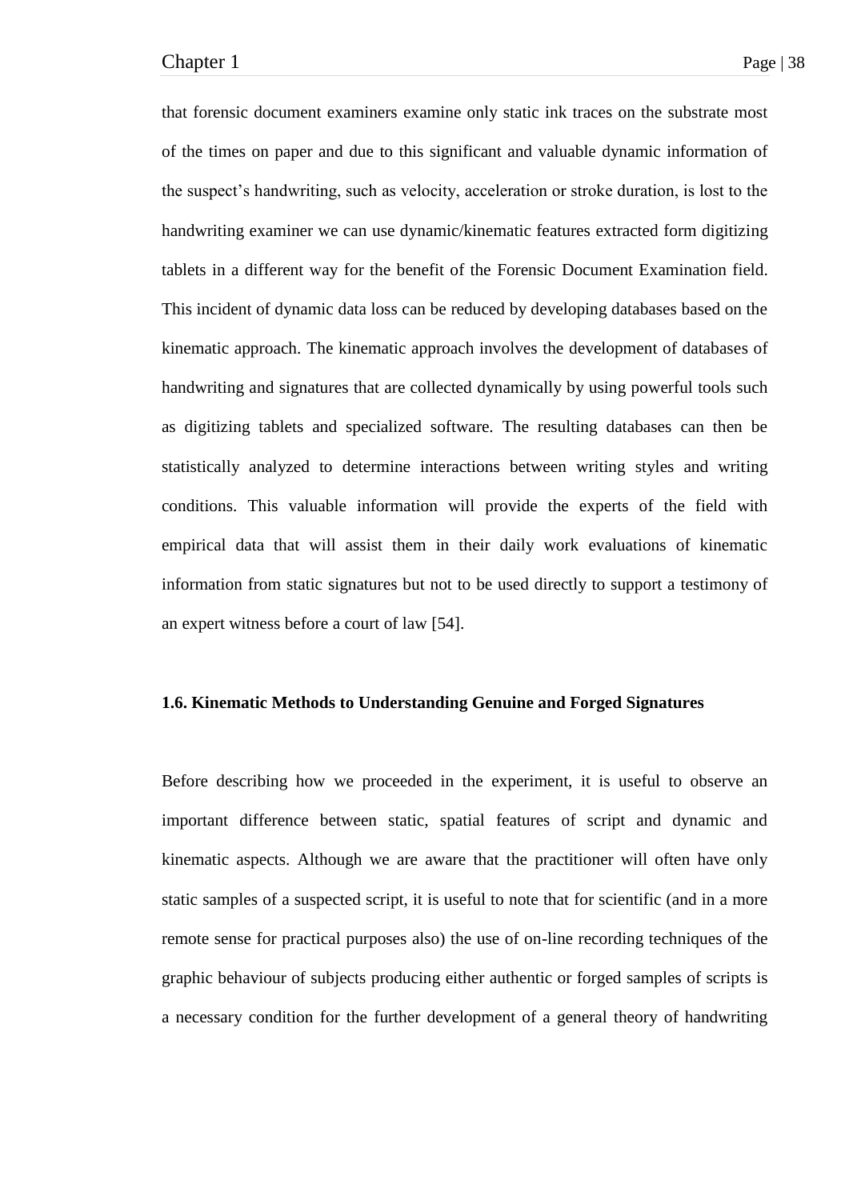that forensic document examiners examine only static ink traces on the substrate most of the times on paper and due to this significant and valuable dynamic information of the suspect's handwriting, such as velocity, acceleration or stroke duration, is lost to the handwriting examiner we can use dynamic/kinematic features extracted form digitizing tablets in a different way for the benefit of the Forensic Document Examination field. This incident of dynamic data loss can be reduced by developing databases based on the kinematic approach. The kinematic approach involves the development of databases of handwriting and signatures that are collected dynamically by using powerful tools such as digitizing tablets and specialized software. The resulting databases can then be statistically analyzed to determine interactions between writing styles and writing conditions. This valuable information will provide the experts of the field with empirical data that will assist them in their daily work evaluations of kinematic information from static signatures but not to be used directly to support a testimony of an expert witness before a court of law [54].

### 1.6. Kinematic Methods to Understanding Genuine and Forged Signatures

Before describing how we proceeded in the experiment, it is useful to observe an important difference between static, spatial features of script and dynamic and kinematic aspects. Although we are aware that the practitioner will often have only static samples of a suspected script, it is useful to note that for scientific (and in a more remote sense for practical purposes also) the use of on-line recording techniques of the graphic behaviour of subjects producing either authentic or forged samples of scripts is a necessary condition for the further development of a general theory of handwriting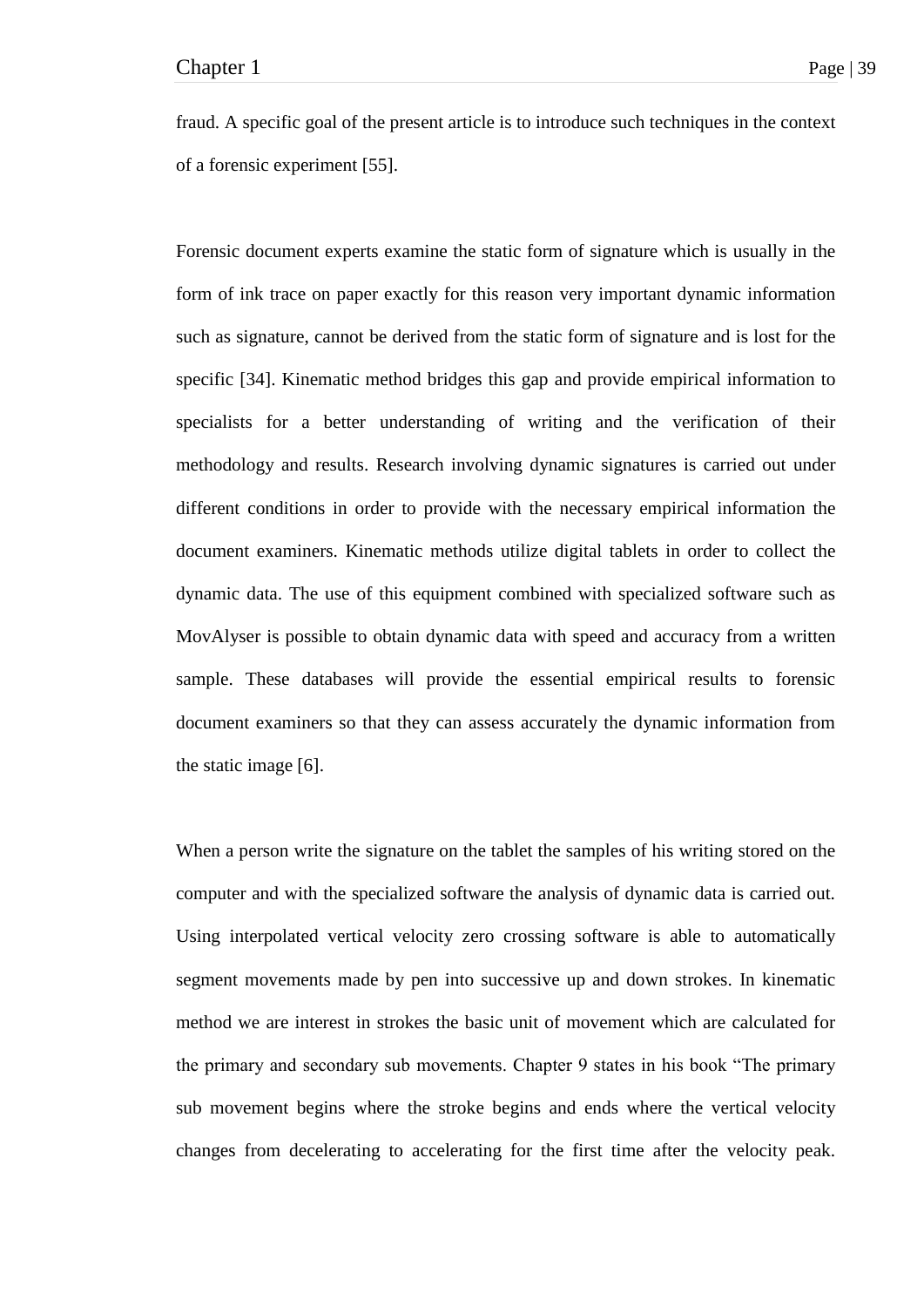fraud. A specific goal of the present article is to introduce such techniques in the context of a forensic experiment [55].

Forensic document experts examine the static form of signature which is usually in the form of ink trace on paper exactly for this reason very important dynamic information such as signature, cannot be derived from the static form of signature and is lost for the specific [34]. Kinematic method bridges this gap and provide empirical information to specialists for a better understanding of writing and the verification of their methodology and results. Research involving dynamic signatures is carried out under different conditions in order to provide with the necessary empirical information the document examiners. Kinematic methods utilize digital tablets in order to collect the dynamic data. The use of this equipment combined with specialized software such as MovAlyser is possible to obtain dynamic data with speed and accuracy from a written sample. These databases will provide the essential empirical results to forensic document examiners so that they can assess accurately the dynamic information from the static image [6].

When a person write the signature on the tablet the samples of his writing stored on the computer and with the specialized software the analysis of dynamic data is carried out. Using interpolated vertical velocity zero crossing software is able to automatically segment movements made by pen into successive up and down strokes. In kinematic method we are interest in strokes the basic unit of movement which are calculated for the primary and secondary sub movements. Chapter 9 states in his book "The primary sub movement begins where the stroke begins and ends where the vertical velocity changes from decelerating to accelerating for the first time after the velocity peak.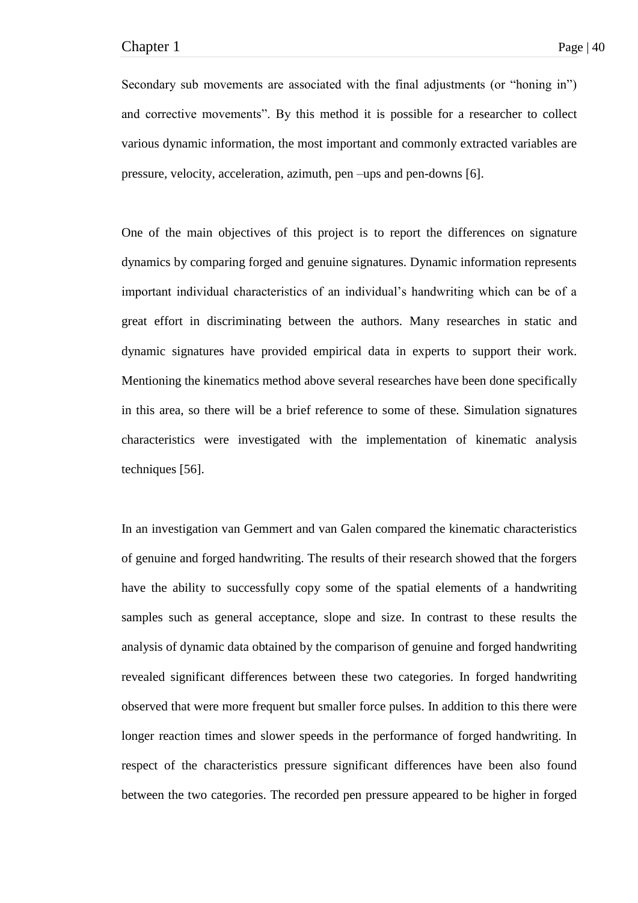Secondary sub movements are associated with the final adjustments (or “honing in”) and corrective movements”. By this method it is possible for a researcher to collect various dynamic information, the most important and commonly extracted variables are pressure, velocity, acceleration, azimuth, pen –ups and pen-downs [6].

One of the main objectives of this project is to report the differences on signature dynamics by comparing forged and genuine signatures. Dynamic information represents important individual characteristics of an individual’s handwriting which can be of a great effort in discriminating between the authors. Many researches in static and dynamic signatures have provided empirical data in experts to support their work. Mentioning the kinematics method above several researches have been done specifically in this area, so there will be a brief reference to some of these. Simulation signatures characteristics were investigated with the implementation of kinematic analysis techniques [56].

In an investigation van Gemmert and van Galen compared the kinematic characteristics of genuine and forged handwriting. The results of their research showed that the forgers have the ability to successfully copy some of the spatial elements of a handwriting samples such as general acceptance, slope and size. In contrast to these results the analysis of dynamic data obtained by the comparison of genuine and forged handwriting revealed significant differences between these two categories. In forged handwriting observed that were more frequent but smaller force pulses. In addition to this there were longer reaction times and slower speeds in the performance of forged handwriting. In respect of the characteristics pressure significant differences have been also found between the two categories. The recorded pen pressure appeared to be higher in forged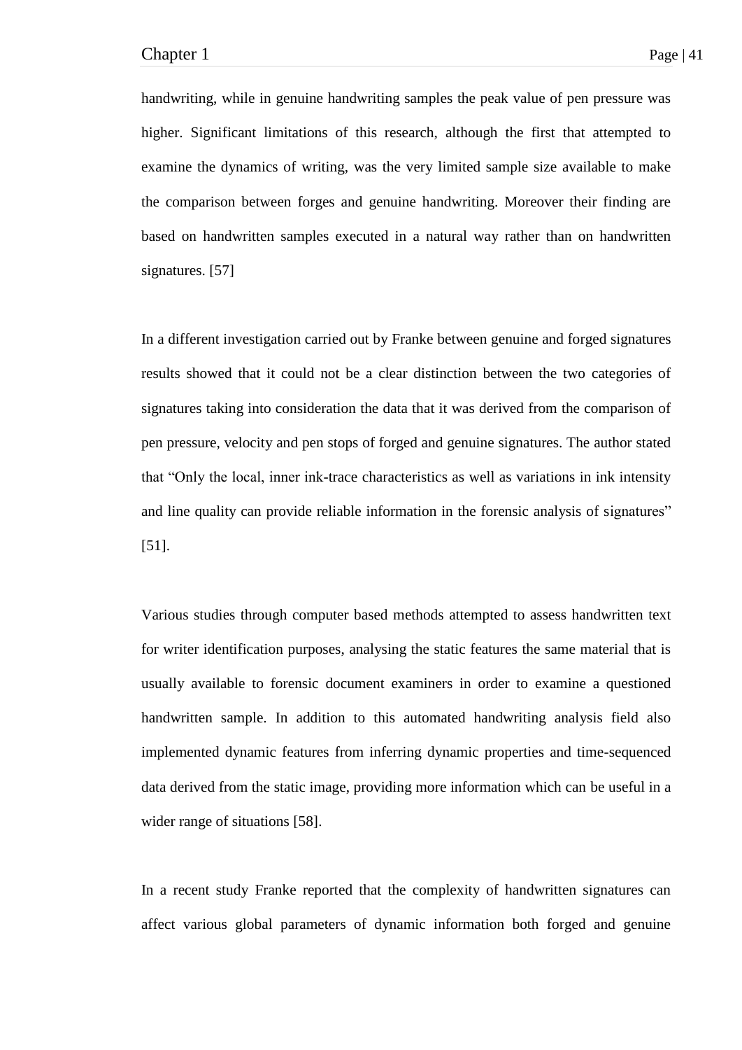handwriting, while in genuine handwriting samples the peak value of pen pressure was higher. Significant limitations of this research, although the first that attempted to examine the dynamics of writing, was the very limited sample size available to make the comparison between forges and genuine handwriting. Moreover their finding are based on handwritten samples executed in a natural way rather than on handwritten signatures. [57]

In a different investigation carried out by Franke between genuine and forged signatures results showed that it could not be a clear distinction between the two categories of signatures taking into consideration the data that it was derived from the comparison of pen pressure, velocity and pen stops of forged and genuine signatures. The author stated that "Only the local, inner ink-trace characteristics as well as variations in ink intensity and line quality can provide reliable information in the forensic analysis of signatures" [51].

Various studies through computer based methods attempted to assess handwritten text for writer identification purposes, analysing the static features the same material that is usually available to forensic document examiners in order to examine a questioned handwritten sample. In addition to this automated handwriting analysis field also implemented dynamic features from inferring dynamic properties and time-sequenced data derived from the static image, providing more information which can be useful in a wider range of situations [58].

In a recent study Franke reported that the complexity of handwritten signatures can affect various global parameters of dynamic information both forged and genuine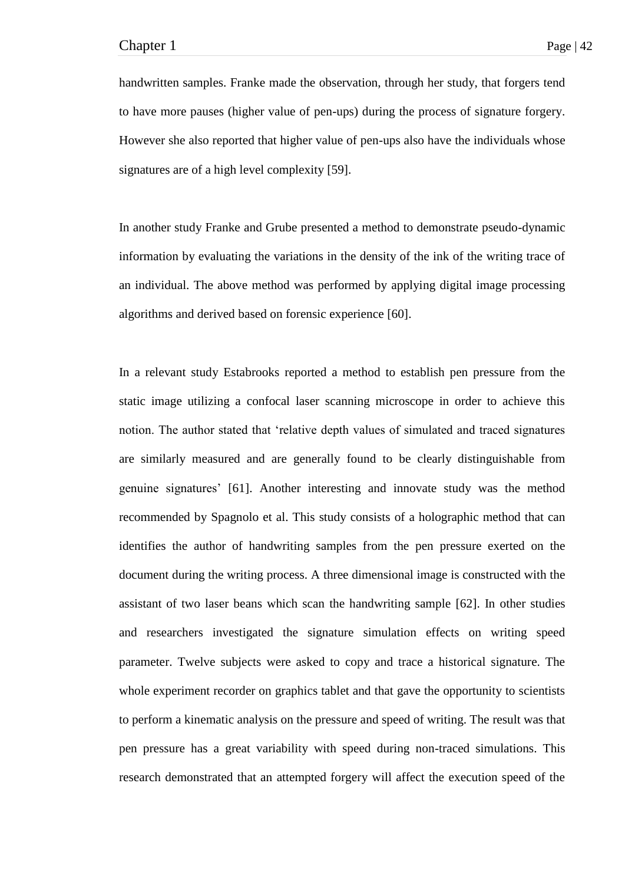handwritten samples. Franke made the observation, through her study, that forgers tend to have more pauses (higher value of pen-ups) during the process of signature forgery. However she also reported that higher value of pen-ups also have the individuals whose signatures are of a high level complexity [59].

In another study Franke and Grube presented a method to demonstrate pseudo-dynamic information by evaluating the variations in the density of the ink of the writing trace of an individual. The above method was performed by applying digital image processing algorithms and derived based on forensic experience [60].

In a relevant study Estabrooks reported a method to establish pen pressure from the static image utilizing a confocal laser scanning microscope in order to achieve this notion. The author stated that 'relative depth values of simulated and traced signatures are similarly measured and are generally found to be clearly distinguishable from genuine signatures' [61]. Another interesting and innovate study was the method recommended by Spagnolo et al. This study consists of a holographic method that can identifies the author of handwriting samples from the pen pressure exerted on the document during the writing process. A three dimensional image is constructed with the assistant of two laser beans which scan the handwriting sample [62]. In other studies and researchers investigated the signature simulation effects on writing speed parameter. Twelve subjects were asked to copy and trace a historical signature. The whole experiment recorder on graphics tablet and that gave the opportunity to scientists to perform a kinematic analysis on the pressure and speed of writing. The result was that pen pressure has a great variability with speed during non-traced simulations. This research demonstrated that an attempted forgery will affect the execution speed of the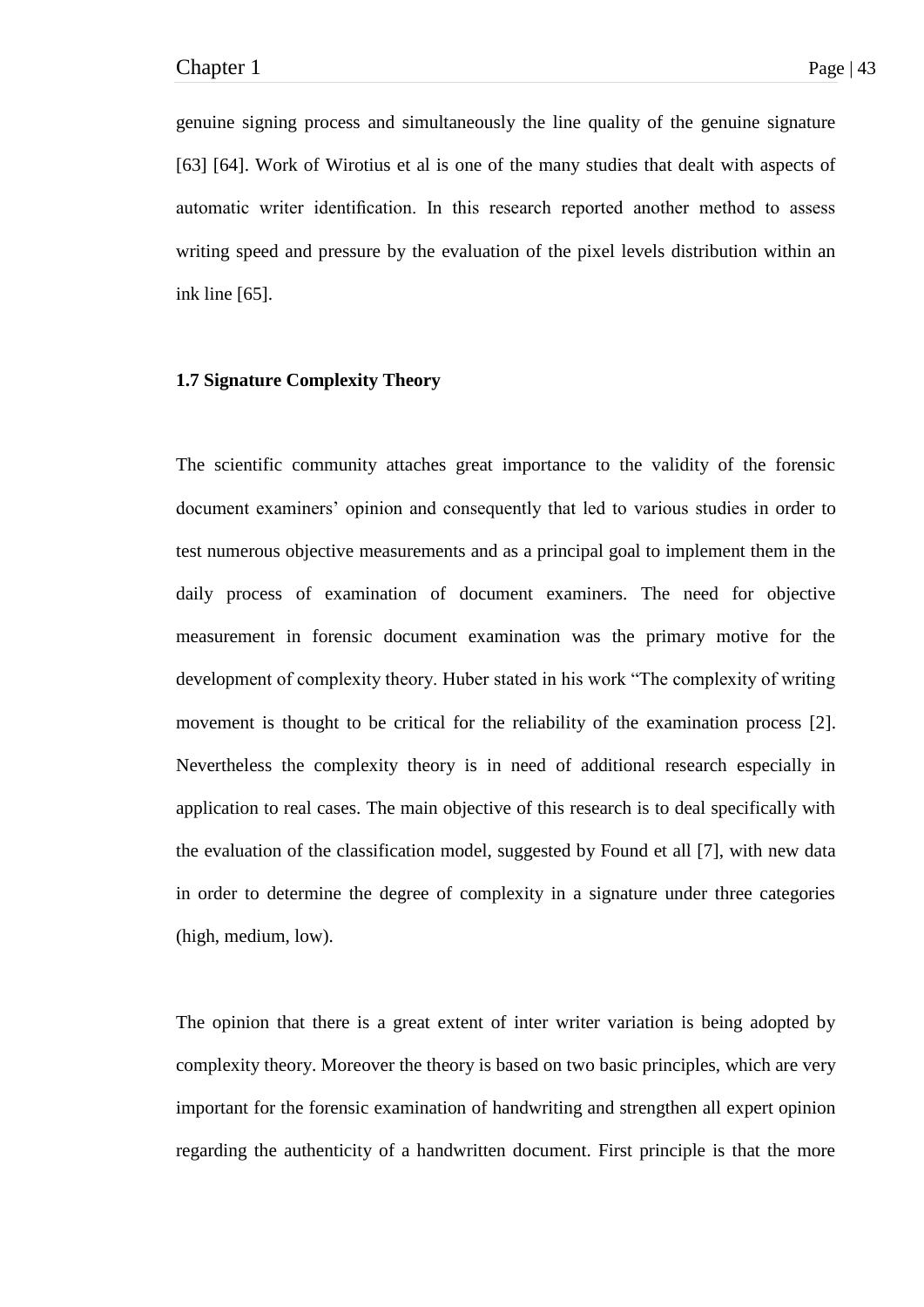genuine signing process and simultaneously the line quality of the genuine signature [63] [64]. Work of Wirotius et al is one of the many studies that dealt with aspects of automatic writer identification. In this research reported another method to assess writing speed and pressure by the evaluation of the pixel levels distribution within an ink line [65].

### 1.7 Signature Complexity Theory

The scientific community attaches great importance to the validity of the forensic document examiners' opinion and consequently that led to various studies in order to test numerous objective measurements and as a principal goal to implement them in the daily process of examination of document examiners. The need for objective measurement in forensic document examination was the primary motive for the development of complexity theory. Huber stated in his work "The complexity of writing movement is thought to be critical for the reliability of the examination process [2]. Nevertheless the complexity theory is in need of additional research especially in application to real cases. The main objective of this research is to deal specifically with the evaluation of the classification model, suggested by Found et all [7], with new data in order to determine the degree of complexity in a signature under three categories (high, medium, low).

The opinion that there is a great extent of inter writer variation is being adopted by complexity theory. Moreover the theory is based on two basic principles, which are very important for the forensic examination of handwriting and strengthen all expert opinion regarding the authenticity of a handwritten document. First principle is that the more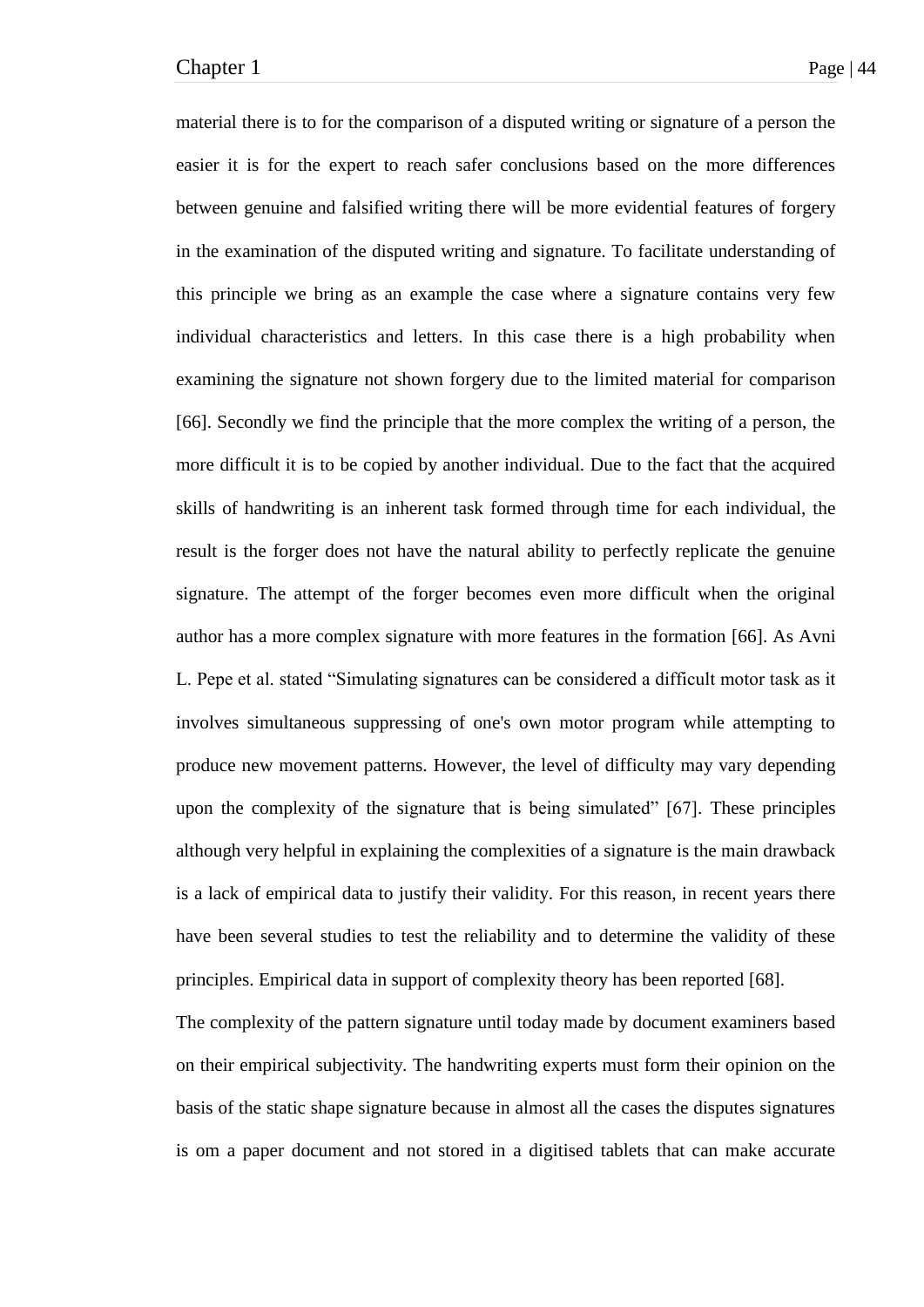material there is to for the comparison of a disputed writing or signature of a person the easier it is for the expert to reach safer conclusions based on the more differences between genuine and falsified writing there will be more evidential features of forgery in the examination of the disputed writing and signature. To facilitate understanding of this principle we bring as an example the case where a signature contains very few individual characteristics and letters. In this case there is a high probability when examining the signature not shown forgery due to the limited material for comparison [66]. Secondly we find the principle that the more complex the writing of a person, the more difficult it is to be copied by another individual. Due to the fact that the acquired skills of handwriting is an inherent task formed through time for each individual, the result is the forger does not have the natural ability to perfectly replicate the genuine signature. The attempt of the forger becomes even more difficult when the original author has a more complex signature with more features in the formation [66]. As Avni L. Pepe et al. stated "Simulating signatures can be considered a difficult motor task as it involves simultaneous suppressing of one's own motor program while attempting to produce new movement patterns. However, the level of difficulty may vary depending upon the complexity of the signature that is being simulated" [67]. These principles although very helpful in explaining the complexities of a signature is the main drawback is a lack of empirical data to justify their validity. For this reason, in recent years there have been several studies to test the reliability and to determine the validity of these principles. Empirical data in support of complexity theory has been reported [68].

The complexity of the pattern signature until today made by document examiners based on their empirical subjectivity. The handwriting experts must form their opinion on the basis of the static shape signature because in almost all the cases the disputes signatures is om a paper document and not stored in a digitised tablets that can make accurate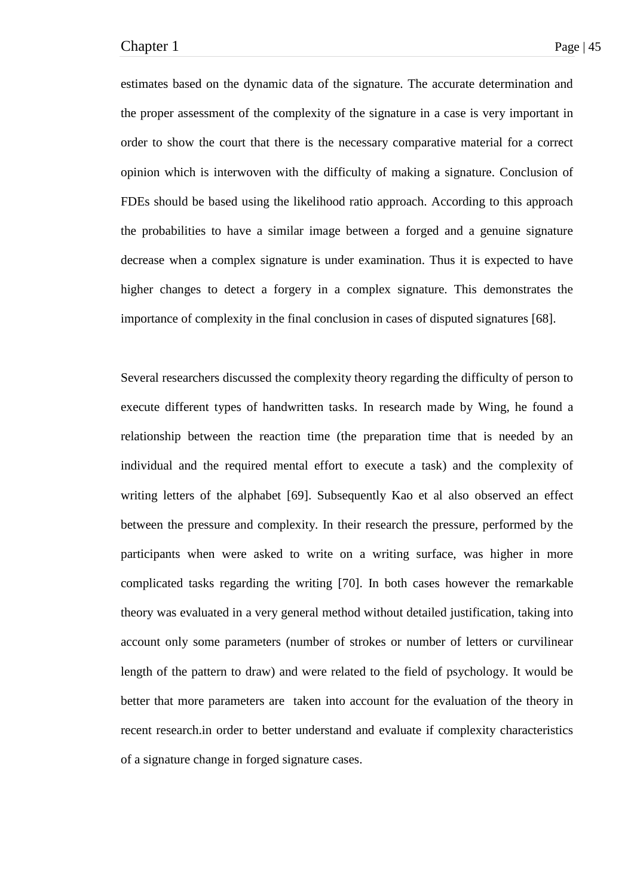estimates based on the dynamic data of the signature. The accurate determination and the proper assessment of the complexity of the signature in a case is very important in order to show the court that there is the necessary comparative material for a correct opinion which is interwoven with the difficulty of making a signature. Conclusion of FDEs should be based using the likelihood ratio approach. According to this approach the probabilities to have a similar image between a forged and a genuine signature decrease when a complex signature is under examination. Thus it is expected to have higher changes to detect a forgery in a complex signature. This demonstrates the importance of complexity in the final conclusion in cases of disputed signatures [68].

Several researchers discussed the complexity theory regarding the difficulty of person to execute different types of handwritten tasks. In research made by Wing, he found a relationship between the reaction time (the preparation time that is needed by an individual and the required mental effort to execute a task) and the complexity of writing letters of the alphabet [69]. Subsequently Kao et al also observed an effect between the pressure and complexity. In their research the pressure, performed by the participants when were asked to write on a writing surface, was higher in more complicated tasks regarding the writing [70]. In both cases however the remarkable theory was evaluated in a very general method without detailed justification, taking into account only some parameters (number of strokes or number of letters or curvilinear length of the pattern to draw) and were related to the field of psychology. It would be better that more parameters are taken into account for the evaluation of the theory in recent research.in order to better understand and evaluate if complexity characteristics of a signature change in forged signature cases.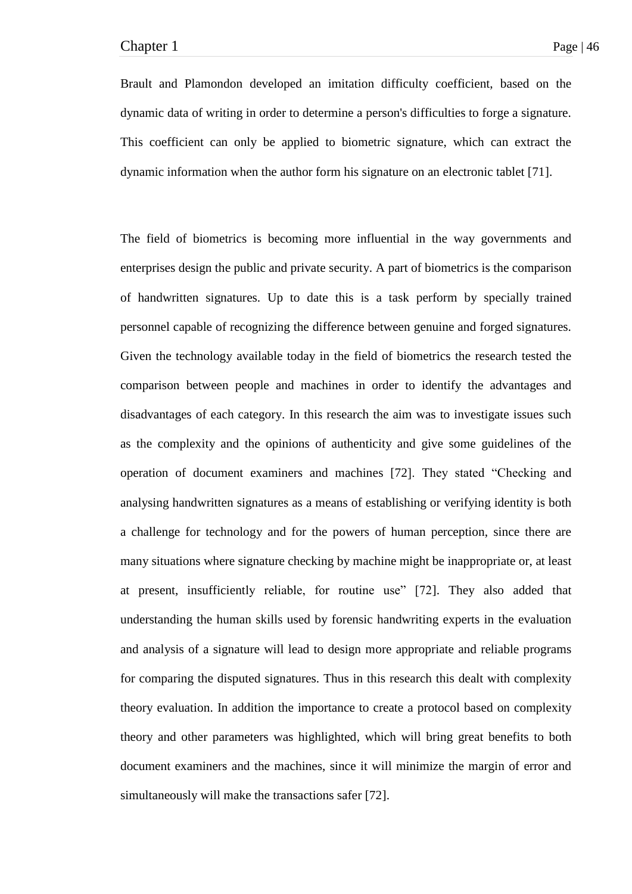Brault and Plamondon developed an imitation difficulty coefficient, based on the dynamic data of writing in order to determine a person's difficulties to forge a signature. This coefficient can only be applied to biometric signature, which can extract the dynamic information when the author form his signature on an electronic tablet [71].

The field of biometrics is becoming more influential in the way governments and enterprises design the public and private security. A part of biometrics is the comparison of handwritten signatures. Up to date this is a task perform by specially trained personnel capable of recognizing the difference between genuine and forged signatures. Given the technology available today in the field of biometrics the research tested the comparison between people and machines in order to identify the advantages and disadvantages of each category. In this research the aim was to investigate issues such as the complexity and the opinions of authenticity and give some guidelines of the operation of document examiners and machines [72]. They stated "Checking and analysing handwritten signatures as a means of establishing or verifying identity is both a challenge for technology and for the powers of human perception, since there are many situations where signature checking by machine might be inappropriate or, at least at present, insufficiently reliable, for routine use" [72]. They also added that understanding the human skills used by forensic handwriting experts in the evaluation and analysis of a signature will lead to design more appropriate and reliable programs for comparing the disputed signatures. Thus in this research this dealt with complexity theory evaluation. In addition the importance to create a protocol based on complexity theory and other parameters was highlighted, which will bring great benefits to both document examiners and the machines, since it will minimize the margin of error and simultaneously will make the transactions safer [72].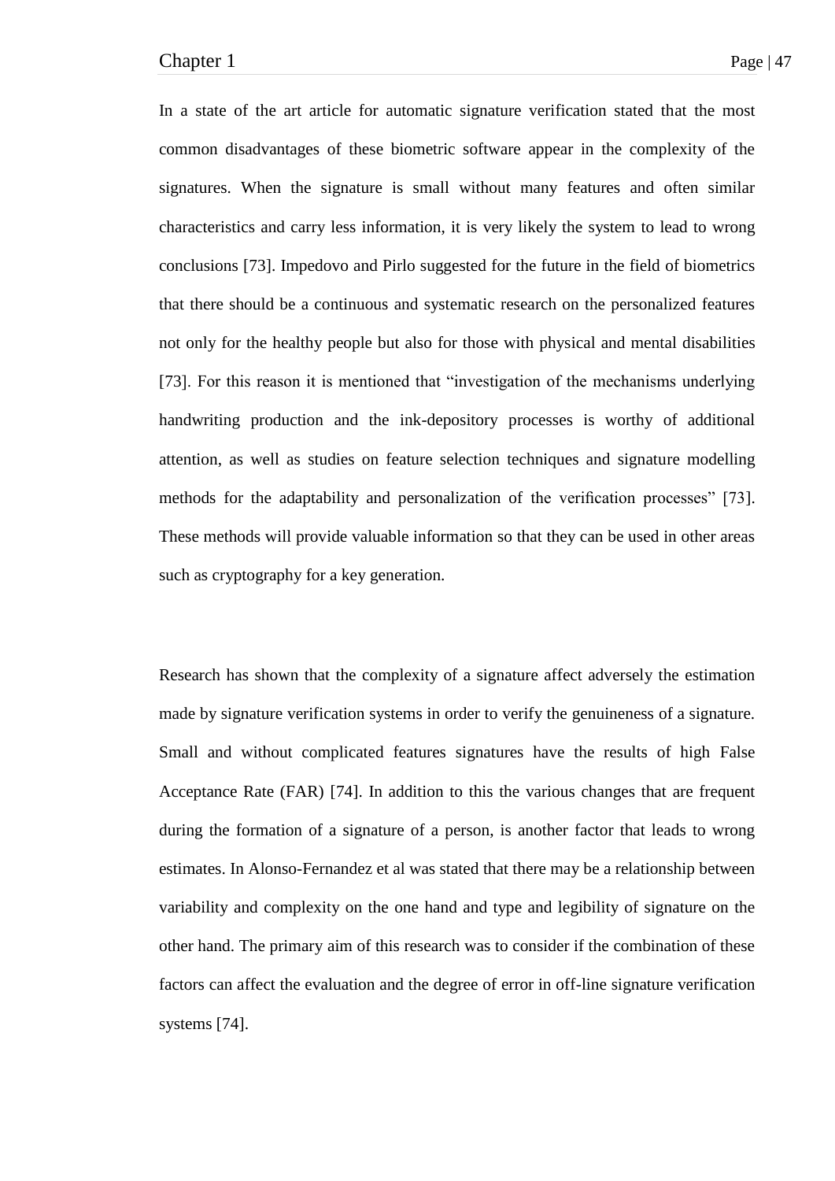In a state of the art article for automatic signature verification stated that the most common disadvantages of these biometric software appear in the complexity of the signatures. When the signature is small without many features and often similar characteristics and carry less information, it is very likely the system to lead to wrong conclusions [73]. Impedovo and Pirlo suggested for the future in the field of biometrics that there should be a continuous and systematic research on the personalized features not only for the healthy people but also for those with physical and mental disabilities [73]. For this reason it is mentioned that "investigation of the mechanisms underlying handwriting production and the ink-depository processes is worthy of additional attention, as well as studies on feature selection techniques and signature modelling methods for the adaptability and personalization of the verification processes" [73]. These methods will provide valuable information so that they can be used in other areas such as cryptography for a key generation.

Research has shown that the complexity of a signature affect adversely the estimation made by signature verification systems in order to verify the genuineness of a signature. Small and without complicated features signatures have the results of high False Acceptance Rate (FAR) [74]. In addition to this the various changes that are frequent during the formation of a signature of a person, is another factor that leads to wrong estimates. In Alonso-Fernandez et al was stated that there may be a relationship between variability and complexity on the one hand and type and legibility of signature on the other hand. The primary aim of this research was to consider if the combination of these factors can affect the evaluation and the degree of error in off-line signature verification systems [74].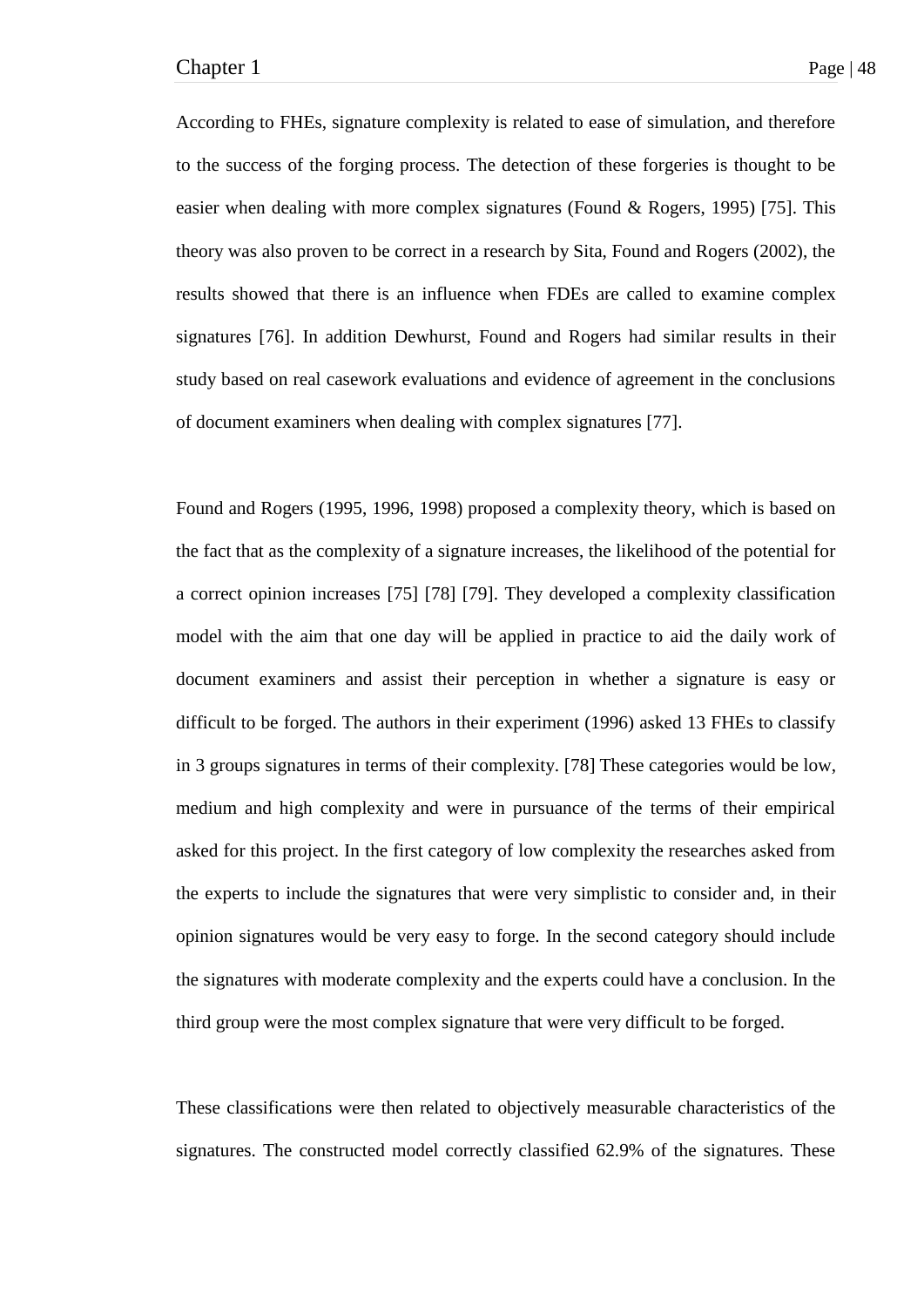According to FHEs, signature complexity is related to ease of simulation, and therefore to the success of the forging process. The detection of these forgeries is thought to be easier when dealing with more complex signatures (Found & Rogers, 1995) [75]. This theory was also proven to be correct in a research by Sita, Found and Rogers (2002), the results showed that there is an influence when FDEs are called to examine complex signatures [76]. In addition Dewhurst, Found and Rogers had similar results in their study based on real casework evaluations and evidence of agreement in the conclusions of document examiners when dealing with complex signatures [77].

Found and Rogers (1995, 1996, 1998) proposed a complexity theory, which is based on the fact that as the complexity of a signature increases, the likelihood of the potential for a correct opinion increases [75] [78] [79]. They developed a complexity classification model with the aim that one day will be applied in practice to aid the daily work of document examiners and assist their perception in whether a signature is easy or difficult to be forged. The authors in their experiment (1996) asked 13 FHEs to classify in 3 groups signatures in terms of their complexity. [78] These categories would be low, medium and high complexity and were in pursuance of the terms of their empirical asked for this project. In the first category of low complexity the researches asked from the experts to include the signatures that were very simplistic to consider and, in their opinion signatures would be very easy to forge. In the second category should include the signatures with moderate complexity and the experts could have a conclusion. In the third group were the most complex signature that were very difficult to be forged.

These classifications were then related to objectively measurable characteristics of the signatures. The constructed model correctly classified 62.9% of the signatures. These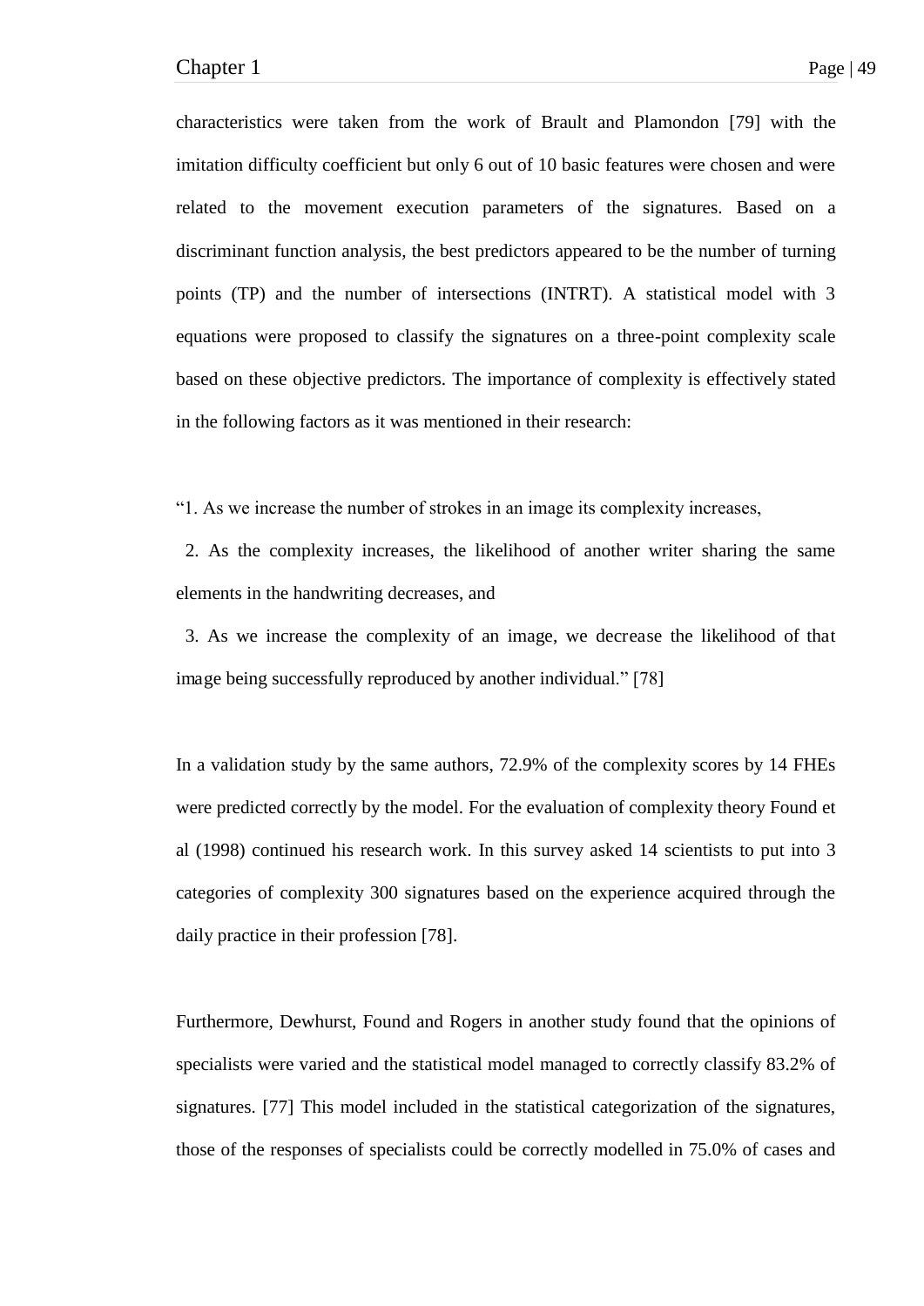characteristics were taken from the work of Brault and Plamondon [79] with the imitation difficulty coefficient but only 6 out of 10 basic features were chosen and were related to the movement execution parameters of the signatures. Based on a discriminant function analysis, the best predictors appeared to be the number of turning points (TP) and the number of intersections (INTRT). A statistical model with 3 equations were proposed to classify the signatures on a three-point complexity scale based on these objective predictors. The importance of complexity is effectively stated in the following factors as it was mentioned in their research:

"1. As we increase the number of strokes in an image its complexity increases,

2. As the complexity increases, the likelihood of another writer sharing the same elements in the handwriting decreases, and

3. As we increase the complexity of an image, we decrease the likelihood of that image being successfully reproduced by another individual." [78]

In a validation study by the same authors, 72.9% of the complexity scores by 14 FHEs were predicted correctly by the model. For the evaluation of complexity theory Found et al (1998) continued his research work. In this survey asked 14 scientists to put into 3 categories of complexity 300 signatures based on the experience acquired through the daily practice in their profession [78].

Furthermore, Dewhurst, Found and Rogers in another study found that the opinions of specialists were varied and the statistical model managed to correctly classify 83.2% of signatures. [77] This model included in the statistical categorization of the signatures, those of the responses of specialists could be correctly modelled in 75.0% of cases and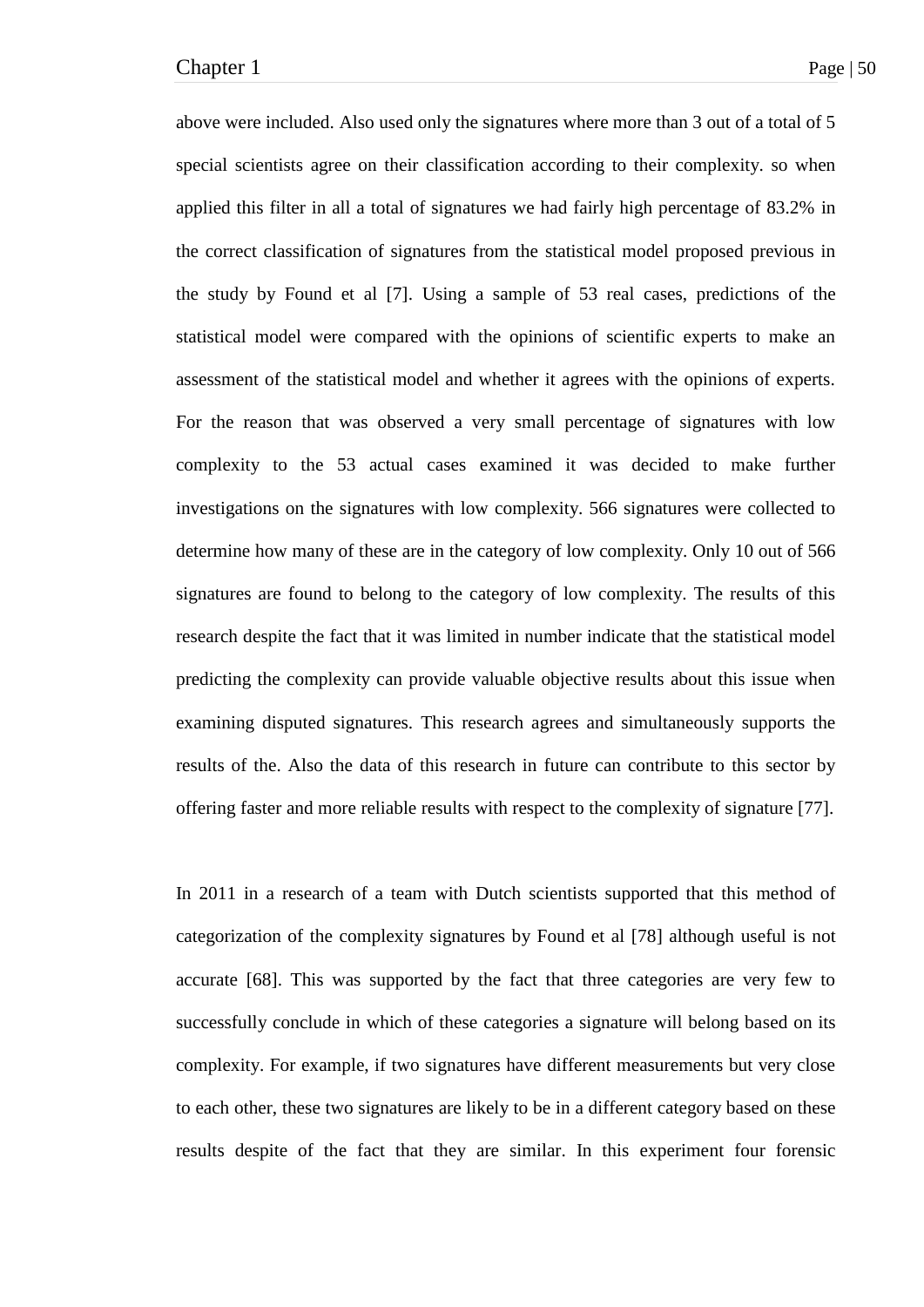above were included. Also used only the signatures where more than 3 out of a total of 5 special scientists agree on their classification according to their complexity. so when applied this filter in all a total of signatures we had fairly high percentage of 83.2% in the correct classification of signatures from the statistical model proposed previous in the study by Found et al [7]. Using a sample of 53 real cases, predictions of the statistical model were compared with the opinions of scientific experts to make an assessment of the statistical model and whether it agrees with the opinions of experts. For the reason that was observed a very small percentage of signatures with low complexity to the 53 actual cases examined it was decided to make further investigations on the signatures with low complexity. 566 signatures were collected to determine how many of these are in the category of low complexity. Only 10 out of 566 signatures are found to belong to the category of low complexity. The results of this research despite the fact that it was limited in number indicate that the statistical model predicting the complexity can provide valuable objective results about this issue when examining disputed signatures. This research agrees and simultaneously supports the results of the. Also the data of this research in future can contribute to this sector by offering faster and more reliable results with respect to the complexity of signature [77].

In 2011 in a research of a team with Dutch scientists supported that this method of categorization of the complexity signatures by Found et al [78] although useful is not accurate [68]. This was supported by the fact that three categories are very few to successfully conclude in which of these categories a signature will belong based on its complexity. For example, if two signatures have different measurements but very close to each other, these two signatures are likely to be in a different category based on these results despite of the fact that they are similar. In this experiment four forensic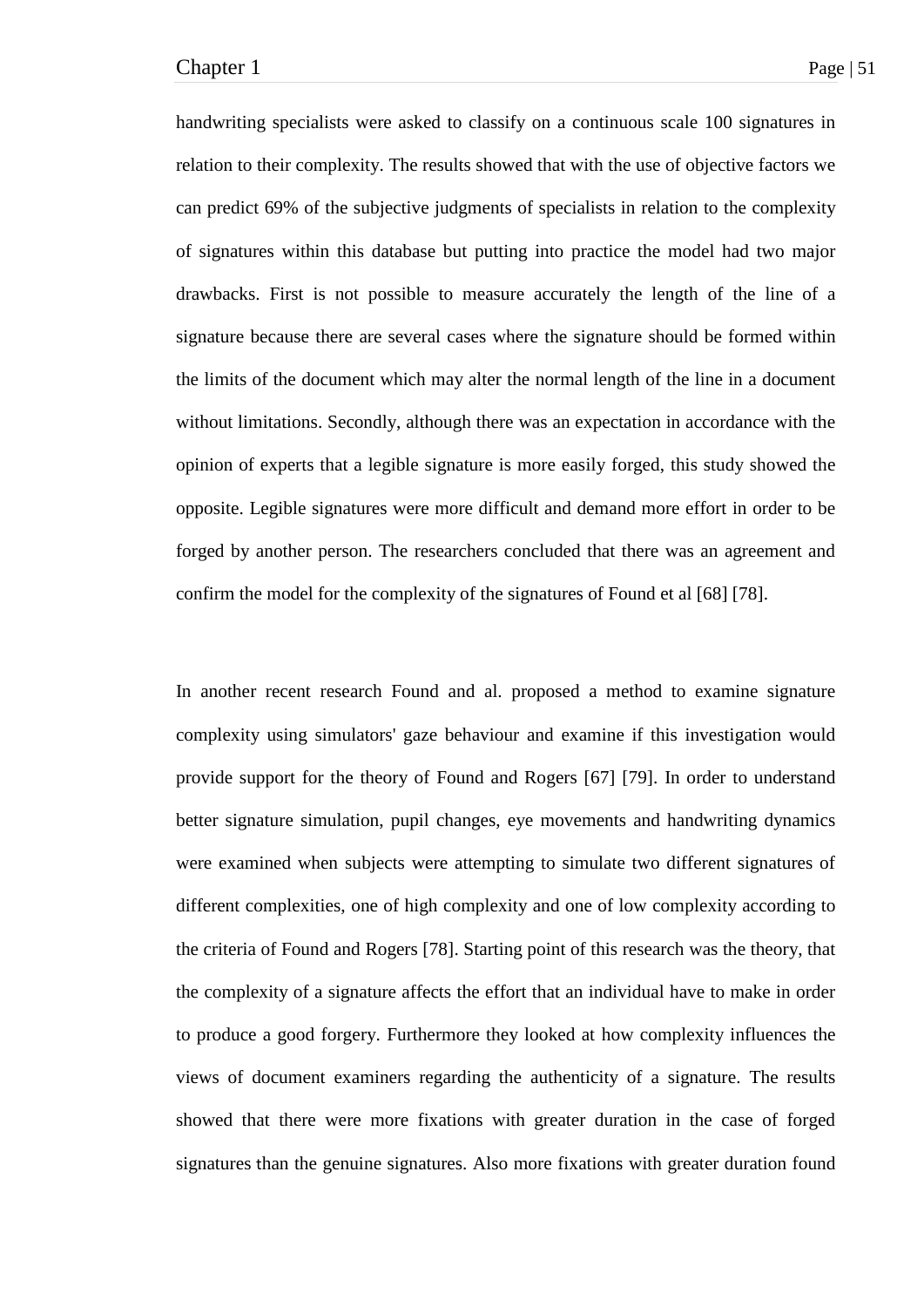handwriting specialists were asked to classify on a continuous scale 100 signatures in relation to their complexity. The results showed that with the use of objective factors we can predict 69% of the subjective judgments of specialists in relation to the complexity of signatures within this database but putting into practice the model had two major drawbacks. First is not possible to measure accurately the length of the line of a signature because there are several cases where the signature should be formed within the limits of the document which may alter the normal length of the line in a document without limitations. Secondly, although there was an expectation in accordance with the opinion of experts that a legible signature is more easily forged, this study showed the opposite. Legible signatures were more difficult and demand more effort in order to be forged by another person. The researchers concluded that there was an agreement and confirm the model for the complexity of the signatures of Found et al [68] [78].

In another recent research Found and al. proposed a method to examine signature complexity using simulators' gaze behaviour and examine if this investigation would provide support for the theory of Found and Rogers [67] [79]. In order to understand better signature simulation, pupil changes, eye movements and handwriting dynamics were examined when subjects were attempting to simulate two different signatures of different complexities, one of high complexity and one of low complexity according to the criteria of Found and Rogers [78]. Starting point of this research was the theory, that the complexity of a signature affects the effort that an individual have to make in order to produce a good forgery. Furthermore they looked at how complexity influences the views of document examiners regarding the authenticity of a signature. The results showed that there were more fixations with greater duration in the case of forged signatures than the genuine signatures. Also more fixations with greater duration found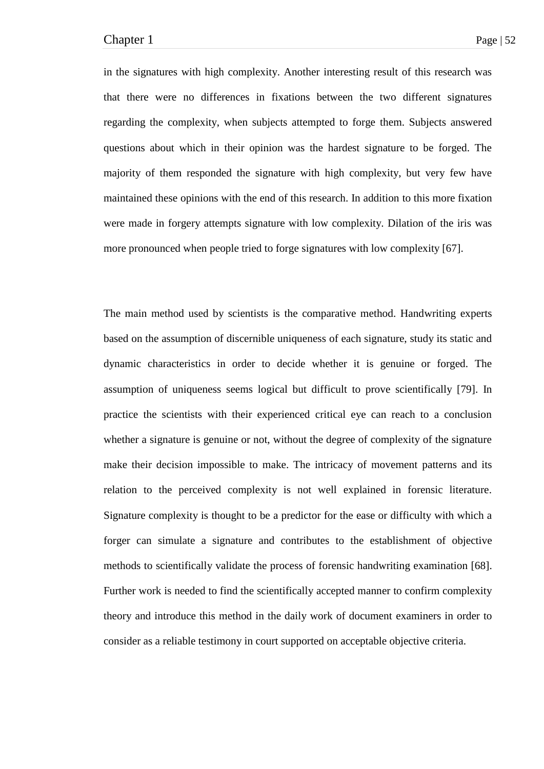in the signatures with high complexity. Another interesting result of this research was that there were no differences in fixations between the two different signatures regarding the complexity, when subjects attempted to forge them. Subjects answered questions about which in their opinion was the hardest signature to be forged. The majority of them responded the signature with high complexity, but very few have maintained these opinions with the end of this research. In addition to this more fixation were made in forgery attempts signature with low complexity. Dilation of the iris was more pronounced when people tried to forge signatures with low complexity [67].

The main method used by scientists is the comparative method. Handwriting experts based on the assumption of discernible uniqueness of each signature, study its static and dynamic characteristics in order to decide whether it is genuine or forged. The assumption of uniqueness seems logical but difficult to prove scientifically [79]. In practice the scientists with their experienced critical eye can reach to a conclusion whether a signature is genuine or not, without the degree of complexity of the signature make their decision impossible to make. The intricacy of movement patterns and its relation to the perceived complexity is not well explained in forensic literature. Signature complexity is thought to be a predictor for the ease or difficulty with which a forger can simulate a signature and contributes to the establishment of objective methods to scientifically validate the process of forensic handwriting examination [68]. Further work is needed to find the scientifically accepted manner to confirm complexity theory and introduce this method in the daily work of document examiners in order to consider as a reliable testimony in court supported on acceptable objective criteria.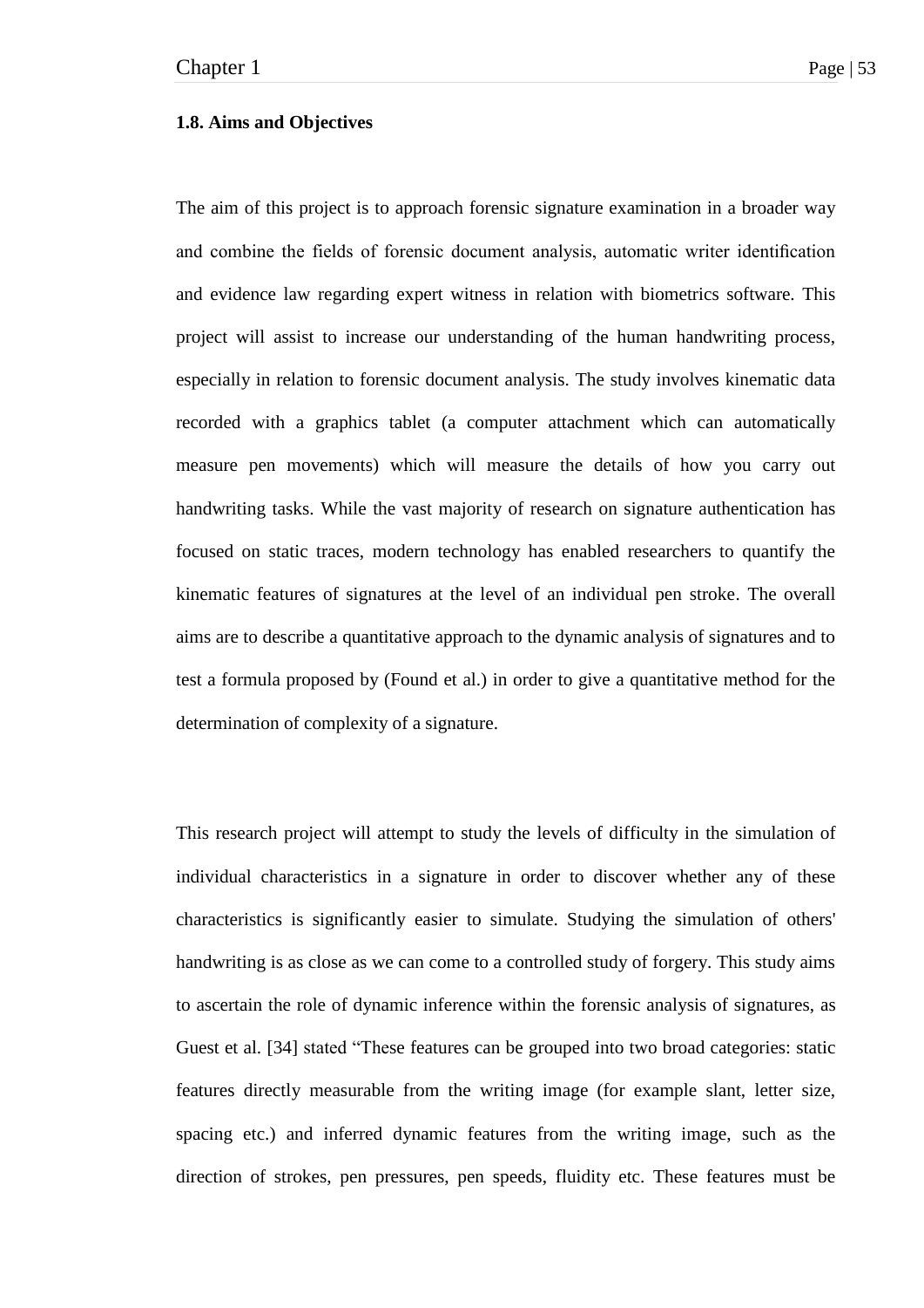### 1.8. Aims and Objectives

The aim of this project is to approach forensic signature examination in a broader way and combine the fields of forensic document analysis, automatic writer identification and evidence law regarding expert witness in relation with biometrics software. This project will assist to increase our understanding of the human handwriting process, especially in relation to forensic document analysis. The study involves kinematic data recorded with a graphics tablet (a computer attachment which can automatically measure pen movements) which will measure the details of how you carry out handwriting tasks. While the vast majority of research on signature authentication has focused on static traces, modern technology has enabled researchers to quantify the kinematic features of signatures at the level of an individual pen stroke. The overall aims are to describe a quantitative approach to the dynamic analysis of signatures and to test a formula proposed by (Found et al.) in order to give a quantitative method for the determination of complexity of a signature.

This research project will attempt to study the levels of difficulty in the simulation of individual characteristics in a signature in order to discover whether any of these characteristics is significantly easier to simulate. Studying the simulation of others' handwriting is as close as we can come to a controlled study of forgery. This study aims to ascertain the role of dynamic inference within the forensic analysis of signatures, as Guest et al. [34] stated "These features can be grouped into two broad categories: static features directly measurable from the writing image (for example slant, letter size, spacing etc.) and inferred dynamic features from the writing image, such as the direction of strokes, pen pressures, pen speeds, fluidity etc. These features must be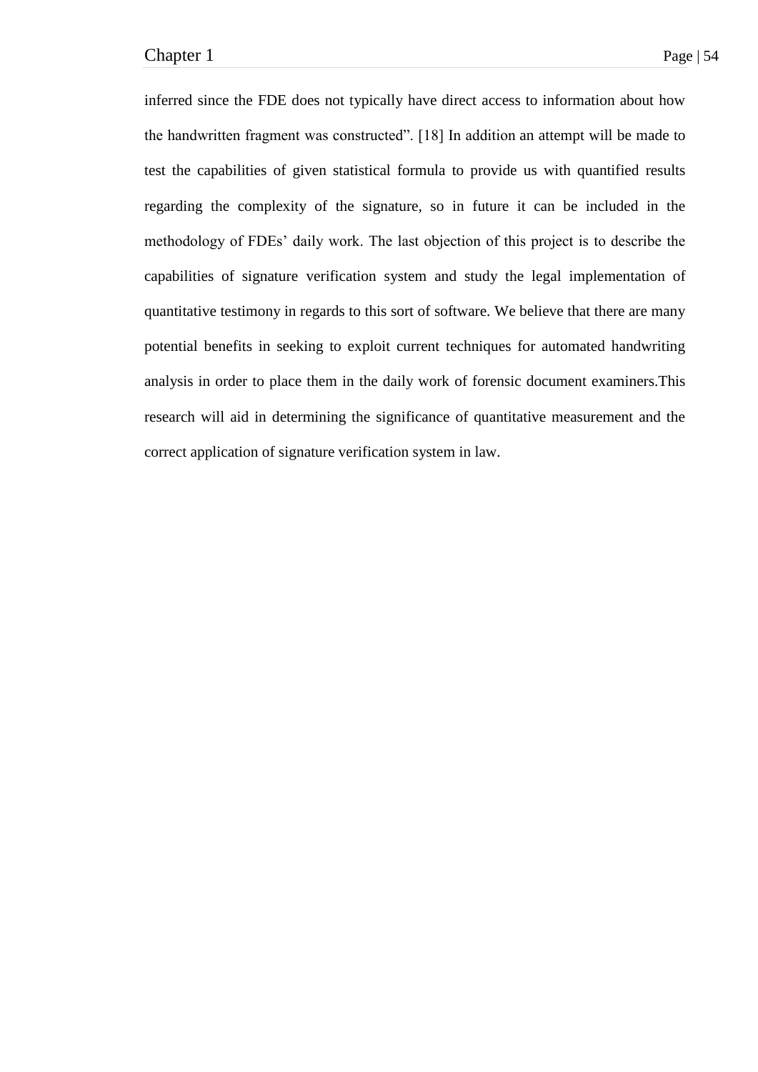inferred since the FDE does not typically have direct access to information about how the handwritten fragment was constructed". [18] In addition an attempt will be made to test the capabilities of given statistical formula to provide us with quantified results regarding the complexity of the signature, so in future it can be included in the methodology of FDEs' daily work. The last objection of this project is to describe the capabilities of signature verification system and study the legal implementation of quantitative testimony in regards to this sort of software. We believe that there are many potential benefits in seeking to exploit current techniques for automated handwriting analysis in order to place them in the daily work of forensic document examiners.This research will aid in determining the significance of quantitative measurement and the correct application of signature verification system in law.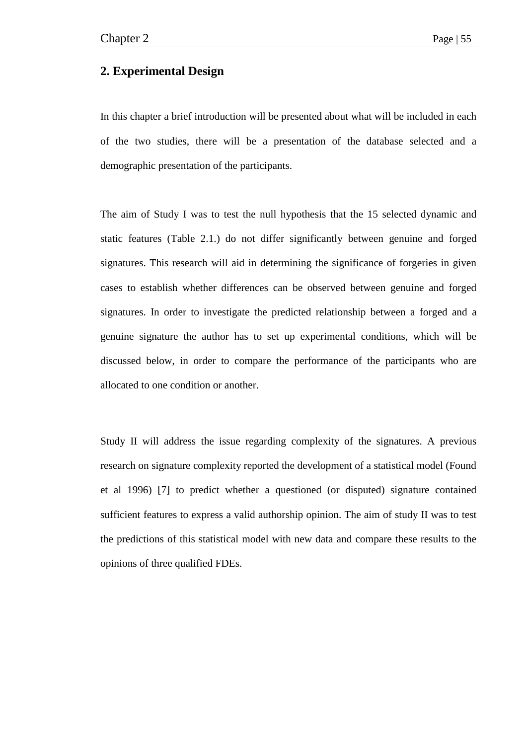# 2. Experimental Design

In this chapter a brief introduction will be presented about what will be included in each of the two studies, there will be a presentation of the database selected and a demographic presentation of the participants.

The aim of Study I was to test the null hypothesis that the 15 selected dynamic and static features (Table 2.1.) do not differ significantly between genuine and forged signatures. This research will aid in determining the significance of forgeries in given cases to establish whether differences can be observed between genuine and forged signatures. In order to investigate the predicted relationship between a forged and a genuine signature the author has to set up experimental conditions, which will be discussed below, in order to compare the performance of the participants who are allocated to one condition or another.

Study II will address the issue regarding complexity of the signatures. A previous research on signature complexity reported the development of a statistical model (Found et al 1996) [7] to predict whether a questioned (or disputed) signature contained sufficient features to express a valid authorship opinion. The aim of study II was to test the predictions of this statistical model with new data and compare these results to the opinions of three qualified FDEs.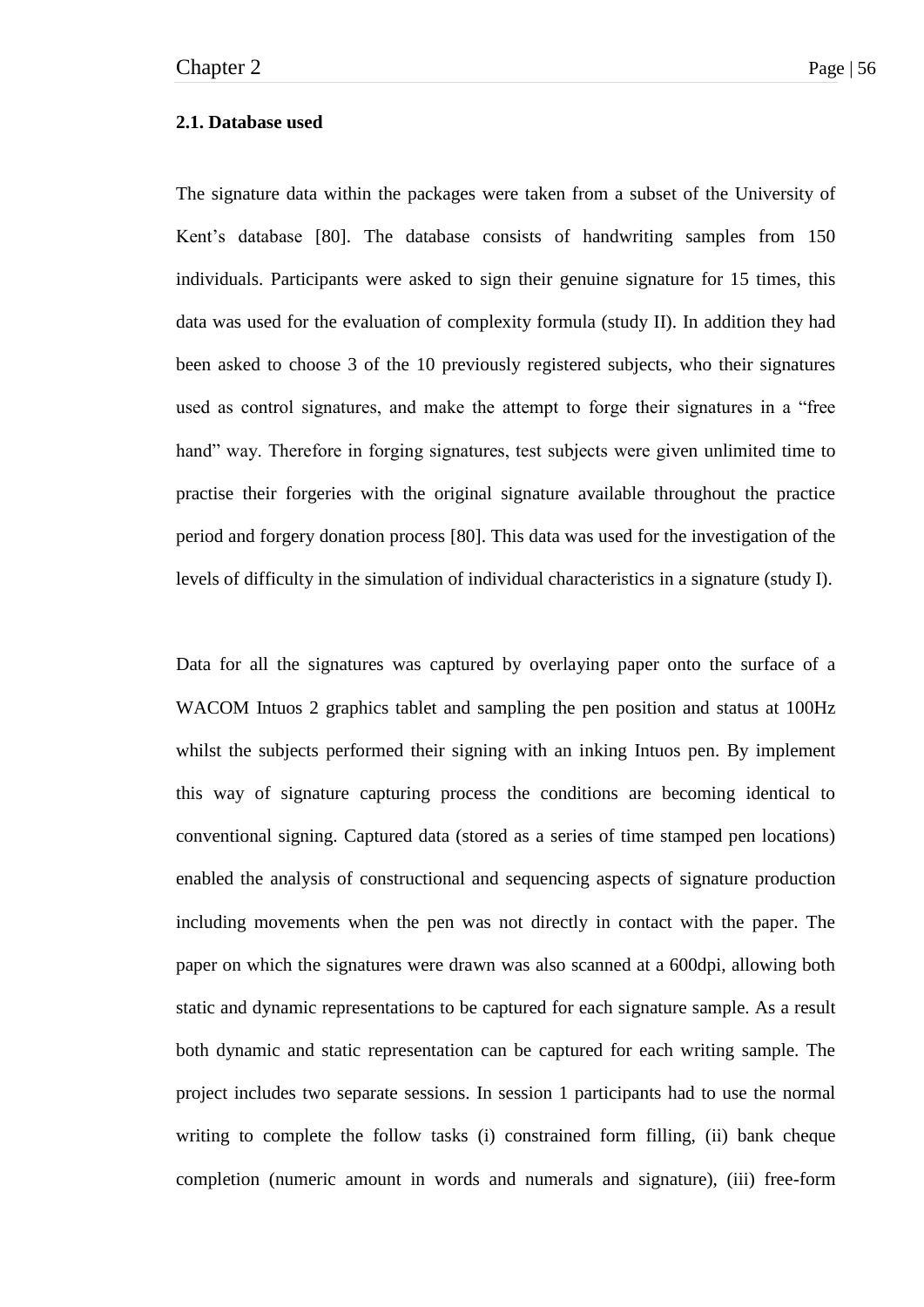## 2.1. Database used

The signature data within the packages were taken from a subset of the University of Kent's database [80]. The database consists of handwriting samples from 150 individuals. Participants were asked to sign their genuine signature for 15 times, this data was used for the evaluation of complexity formula (study II). In addition they had been asked to choose 3 of the 10 previously registered subjects, who their signatures used as control signatures, and make the attempt to forge their signatures in a "free hand" way. Therefore in forging signatures, test subjects were given unlimited time to practise their forgeries with the original signature available throughout the practice period and forgery donation process [80]. This data was used for the investigation of the levels of difficulty in the simulation of individual characteristics in a signature (study I).

Data for all the signatures was captured by overlaying paper onto the surface of a WACOM Intuos 2 graphics tablet and sampling the pen position and status at 100Hz whilst the subjects performed their signing with an inking Intuos pen. By implement this way of signature capturing process the conditions are becoming identical to conventional signing. Captured data (stored as a series of time stamped pen locations) enabled the analysis of constructional and sequencing aspects of signature production including movements when the pen was not directly in contact with the paper. The paper on which the signatures were drawn was also scanned at a 600dpi, allowing both static and dynamic representations to be captured for each signature sample. As a result both dynamic and static representation can be captured for each writing sample. The project includes two separate sessions. In session 1 participants had to use the normal writing to complete the follow tasks (i) constrained form filling, (ii) bank cheque completion (numeric amount in words and numerals and signature), (iii) free-form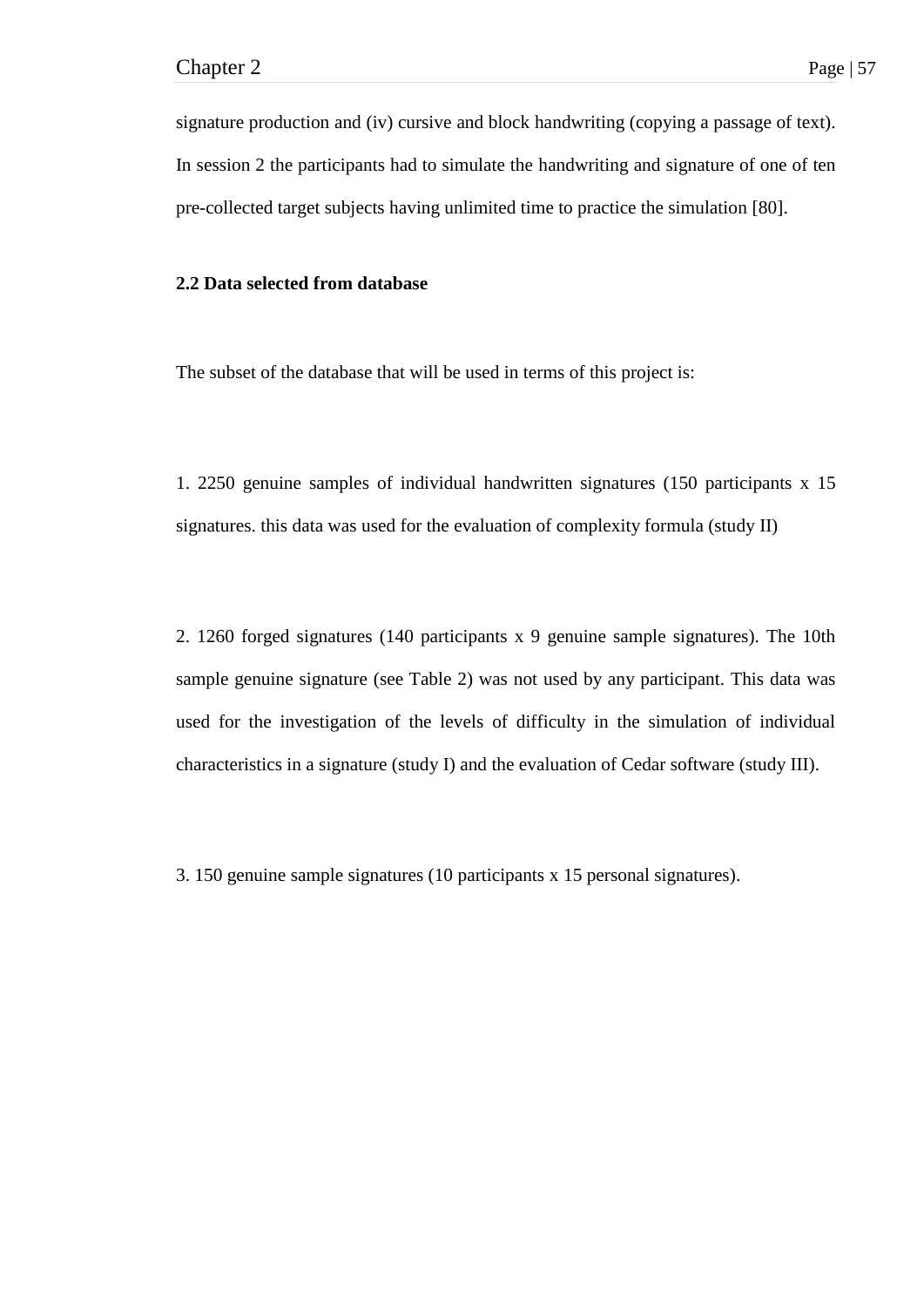signature production and (iv) cursive and block handwriting (copying a passage of text). In session 2 the participants had to simulate the handwriting and signature of one of ten pre-collected target subjects having unlimited time to practice the simulation [80].

### 2.2 Data selected from database

The subset of the database that will be used in terms of this project is:

1. 2250 genuine samples of individual handwritten signatures (150 participants x 15 signatures. this data was used for the evaluation of complexity formula (study II)

2. 1260 forged signatures (140 participants x 9 genuine sample signatures). The 10th sample genuine signature (see Table 2) was not used by any participant. This data was used for the investigation of the levels of difficulty in the simulation of individual characteristics in a signature (study I) and the evaluation of Cedar software (study III).

3. 150 genuine sample signatures (10 participants x 15 personal signatures).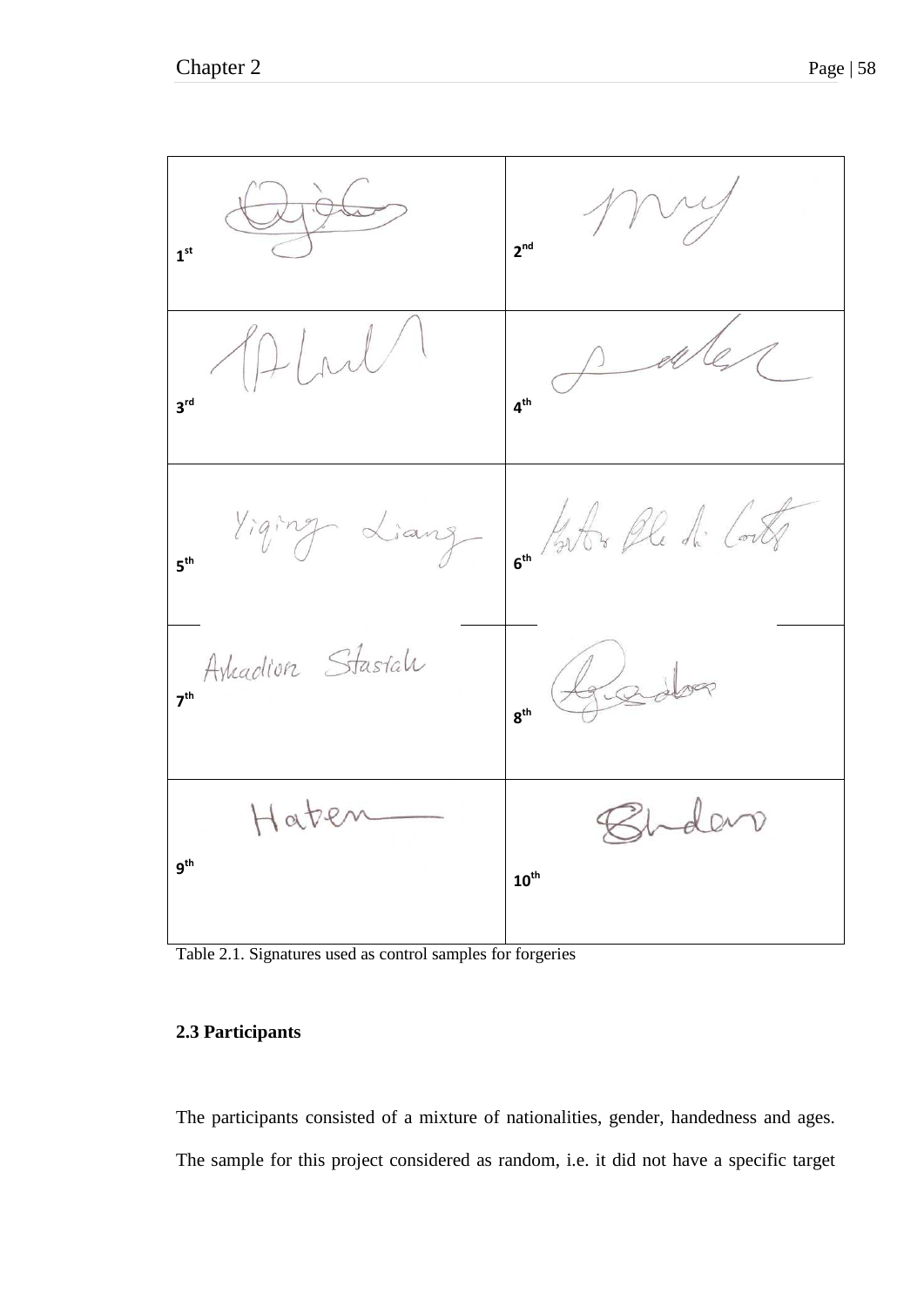| | |
|---|---|
| 1[st] | 2[nd] |
| 3[rd] | 4[th] |
| 5[th] | 6[th] |
| 7[th] | 8[th] |
| 9[th] | 10[th] |

Table 2.1. Signatures used as control samples for forgeries

### 2.3 Participants

The participants consisted of a mixture of nationalities, gender, handedness and ages. The sample for this project considered as random, i.e. it did not have a specific target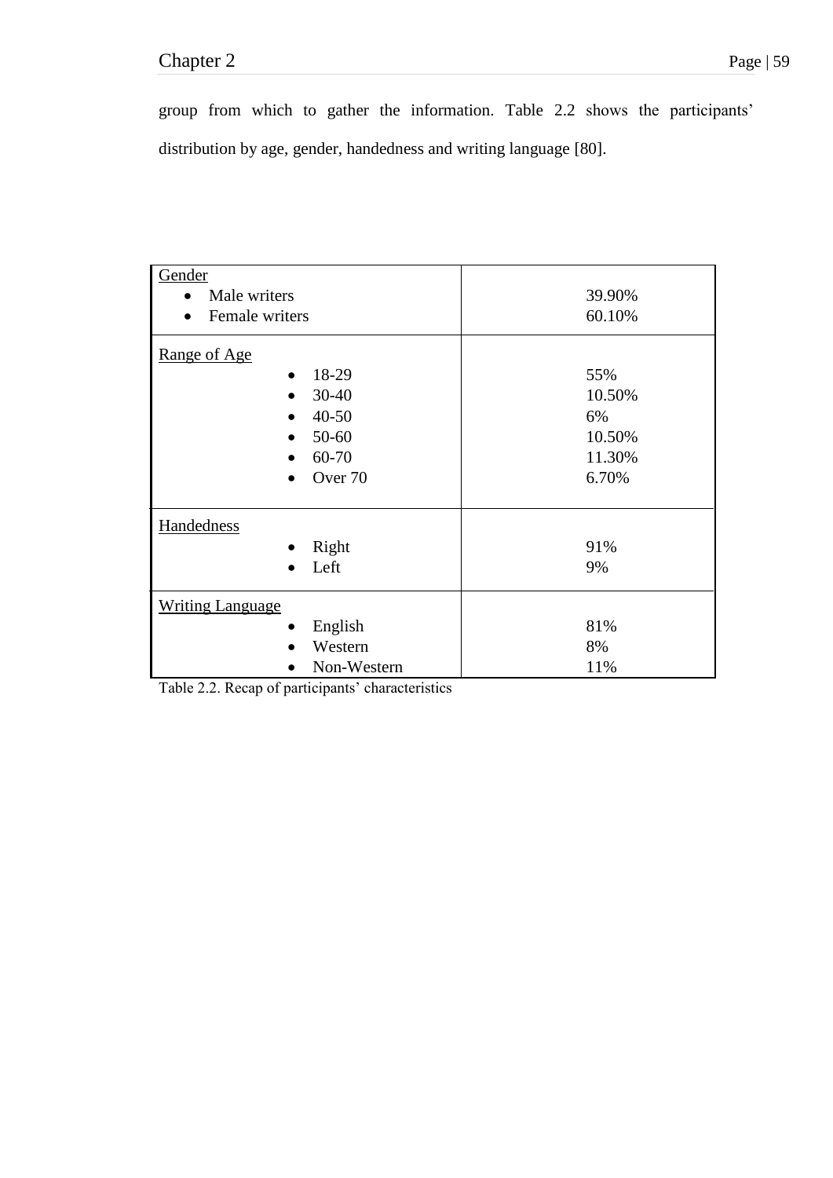group from which to gather the information. Table 2.2 shows the participants' distribution by age, gender, handedness and writing language [80].

| Characteristic | Percentage |
|---|---|
| Gender | |
| • Male writers | 39.90% |
| • Female writers | 60.10% |
| Range of Age | |
| • 18-29 | 55% |
| • 30-40 | 10.50% |
| • 40-50 | 6% |
| • 50-60 | 10.50% |
| • 60-70 | 11.30% |
| • Over 70 | 6.70% |
| Handedness | |
| • Right | 91% |
| • Left | 9% |
| Writing Language | |
| • English | 81% |
| • Western | 8% |
| • Non-Western | 11% |

Table 2.2. Recap of participants' characteristics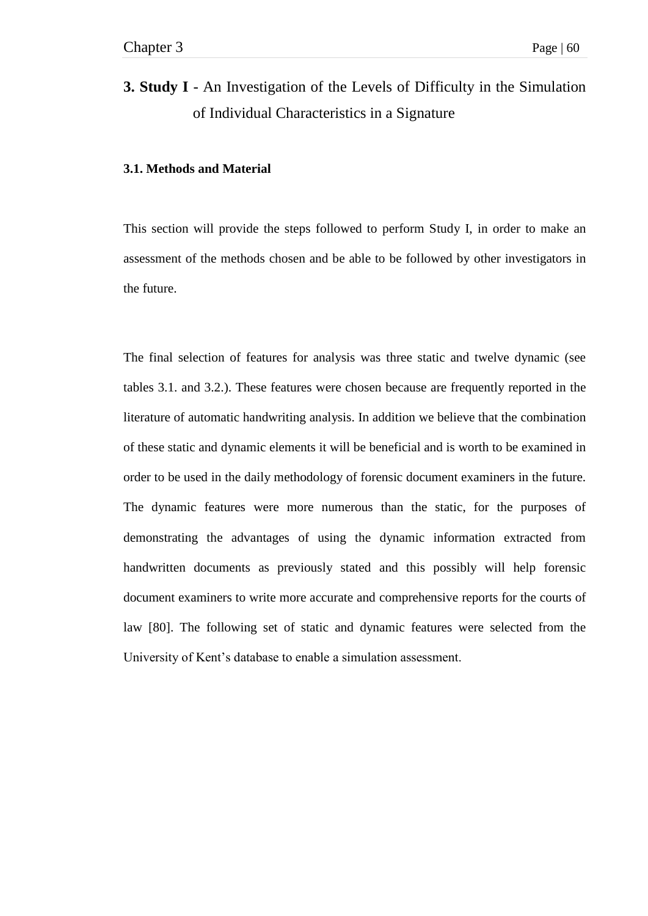# 3. Study I - An Investigation of the Levels of Difficulty in the Simulation of Individual Characteristics in a Signature

## 3.1. Methods and Material

This section will provide the steps followed to perform Study I, in order to make an assessment of the methods chosen and be able to be followed by other investigators in the future.

The final selection of features for analysis was three static and twelve dynamic (see tables 3.1. and 3.2.). These features were chosen because are frequently reported in the literature of automatic handwriting analysis. In addition we believe that the combination of these static and dynamic elements it will be beneficial and is worth to be examined in order to be used in the daily methodology of forensic document examiners in the future. The dynamic features were more numerous than the static, for the purposes of demonstrating the advantages of using the dynamic information extracted from handwritten documents as previously stated and this possibly will help forensic document examiners to write more accurate and comprehensive reports for the courts of law [80]. The following set of static and dynamic features were selected from the University of Kent's database to enable a simulation assessment.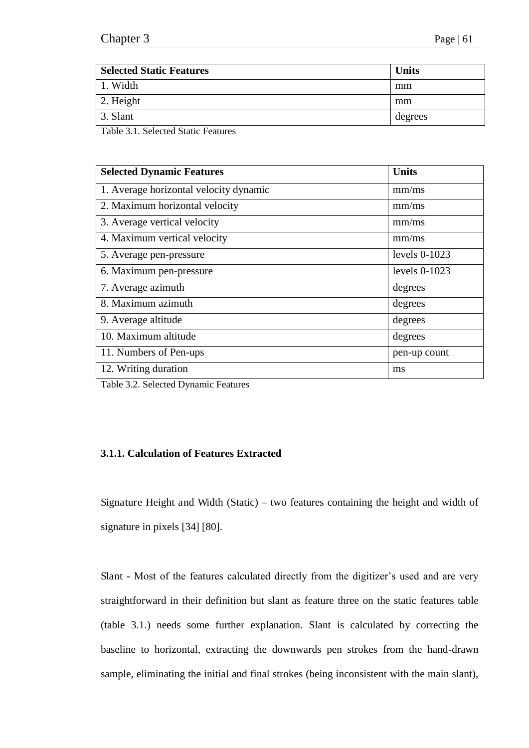| Selected Static Features | Units |
|---|---|
| 1. Width | mm |
| 2. Height | mm |
| 3. Slant | degrees |

Table 3.1. Selected Static Features

| Selected Dynamic Features | Units |
|---|---|
| 1. Average horizontal velocity dynamic | mm/ms |
| 2. Maximum horizontal velocity | mm/ms |
| 3. Average vertical velocity | mm/ms |
| 4. Maximum vertical velocity | mm/ms |
| 5. Average pen-pressure | levels 0-1023 |
| 6. Maximum pen-pressure | levels 0-1023 |
| 7. Average azimuth | degrees |
| 8. Maximum azimuth | degrees |
| 9. Average altitude | degrees |
| 10. Maximum altitude | degrees |
| 11. Numbers of Pen-ups | pen-up count |
| 12. Writing duration | ms |

Table 3.2. Selected Dynamic Features

### 3.1.1. Calculation of Features Extracted

Signature Height and Width (Static) – two features containing the height and width of signature in pixels [34] [80].

Slant - Most of the features calculated directly from the digitizer's used and are very straightforward in their definition but slant as feature three on the static features table (table 3.1.) needs some further explanation. Slant is calculated by correcting the baseline to horizontal, extracting the downwards pen strokes from the hand-drawn sample, eliminating the initial and final strokes (being inconsistent with the main slant),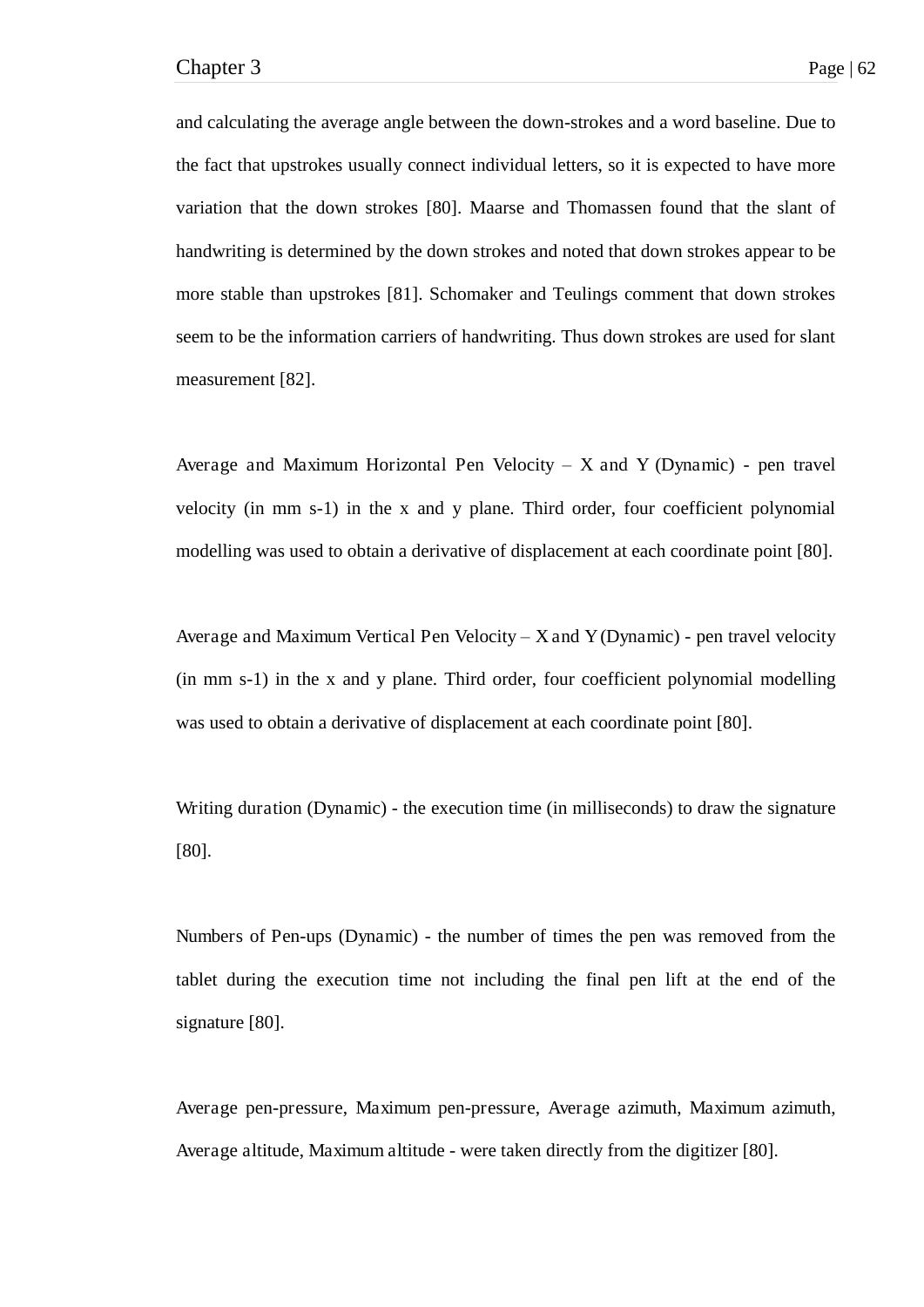and calculating the average angle between the down-strokes and a word baseline. Due to the fact that upstrokes usually connect individual letters, so it is expected to have more variation that the down strokes [80]. Maarse and Thomassen found that the slant of handwriting is determined by the down strokes and noted that down strokes appear to be more stable than upstrokes [81]. Schomaker and Teulings comment that down strokes seem to be the information carriers of handwriting. Thus down strokes are used for slant measurement [82].

Average and Maximum Horizontal Pen Velocity – X and Y (Dynamic) - pen travel velocity (in mm s-1) in the x and y plane. Third order, four coefficient polynomial modelling was used to obtain a derivative of displacement at each coordinate point [80].

Average and Maximum Vertical Pen Velocity – X and Y (Dynamic) - pen travel velocity (in mm s-1) in the x and y plane. Third order, four coefficient polynomial modelling was used to obtain a derivative of displacement at each coordinate point [80].

Writing duration (Dynamic) - the execution time (in milliseconds) to draw the signature [80].

Numbers of Pen-ups (Dynamic) - the number of times the pen was removed from the tablet during the execution time not including the final pen lift at the end of the signature [80].

Average pen-pressure, Maximum pen-pressure, Average azimuth, Maximum azimuth, Average altitude, Maximum altitude - were taken directly from the digitizer [80].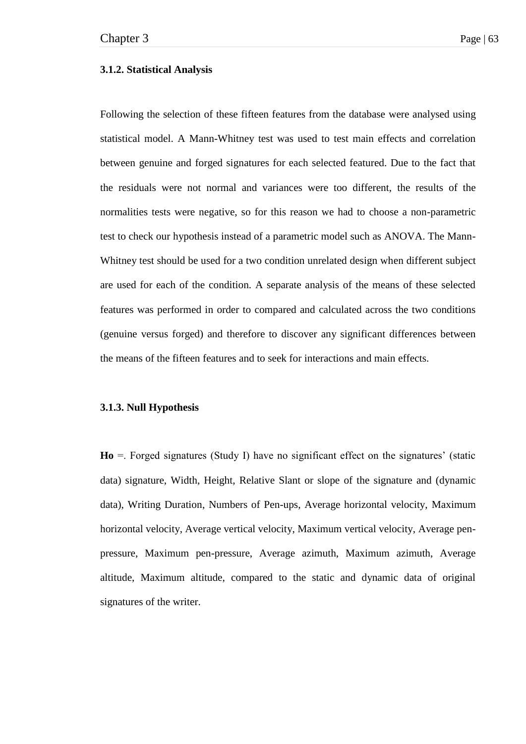### 3.1.2. Statistical Analysis

Following the selection of these fifteen features from the database were analysed using statistical model. A Mann-Whitney test was used to test main effects and correlation between genuine and forged signatures for each selected featured. Due to the fact that the residuals were not normal and variances were too different, the results of the normalities tests were negative, so for this reason we had to choose a non-parametric test to check our hypothesis instead of a parametric model such as ANOVA. The Mann-Whitney test should be used for a two condition unrelated design when different subject are used for each of the condition. A separate analysis of the means of these selected features was performed in order to compared and calculated across the two conditions (genuine versus forged) and therefore to discover any significant differences between the means of the fifteen features and to seek for interactions and main effects.

### 3.1.3. Null Hypothesis

**Ho** =. Forged signatures (Study I) have no significant effect on the signatures' (static data) signature, Width, Height, Relative Slant or slope of the signature and (dynamic data), Writing Duration, Numbers of Pen-ups, Average horizontal velocity, Maximum horizontal velocity, Average vertical velocity, Maximum vertical velocity, Average pen-pressure, Maximum pen-pressure, Average azimuth, Maximum azimuth, Average altitude, Maximum altitude, compared to the static and dynamic data of original signatures of the writer.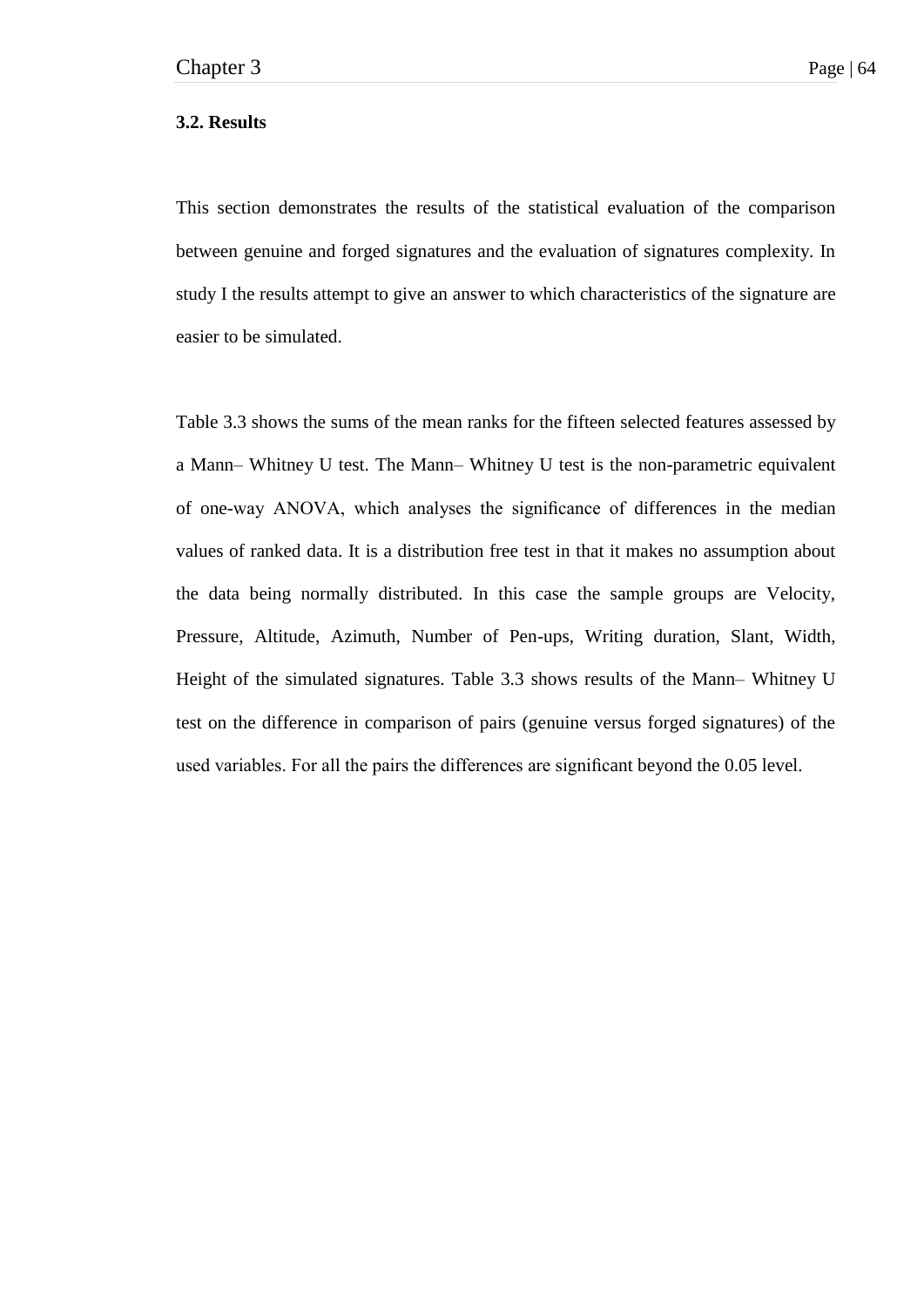### 3.2. Results

This section demonstrates the results of the statistical evaluation of the comparison between genuine and forged signatures and the evaluation of signatures complexity. In study I the results attempt to give an answer to which characteristics of the signature are easier to be simulated.

Table 3.3 shows the sums of the mean ranks for the fifteen selected features assessed by a Mann– Whitney U test. The Mann– Whitney U test is the non-parametric equivalent of one-way ANOVA, which analyses the significance of differences in the median values of ranked data. It is a distribution free test in that it makes no assumption about the data being normally distributed. In this case the sample groups are Velocity, Pressure, Altitude, Azimuth, Number of Pen-ups, Writing duration, Slant, Width, Height of the simulated signatures. Table 3.3 shows results of the Mann– Whitney U test on the difference in comparison of pairs (genuine versus forged signatures) of the used variables. For all the pairs the differences are significant beyond the 0.05 level.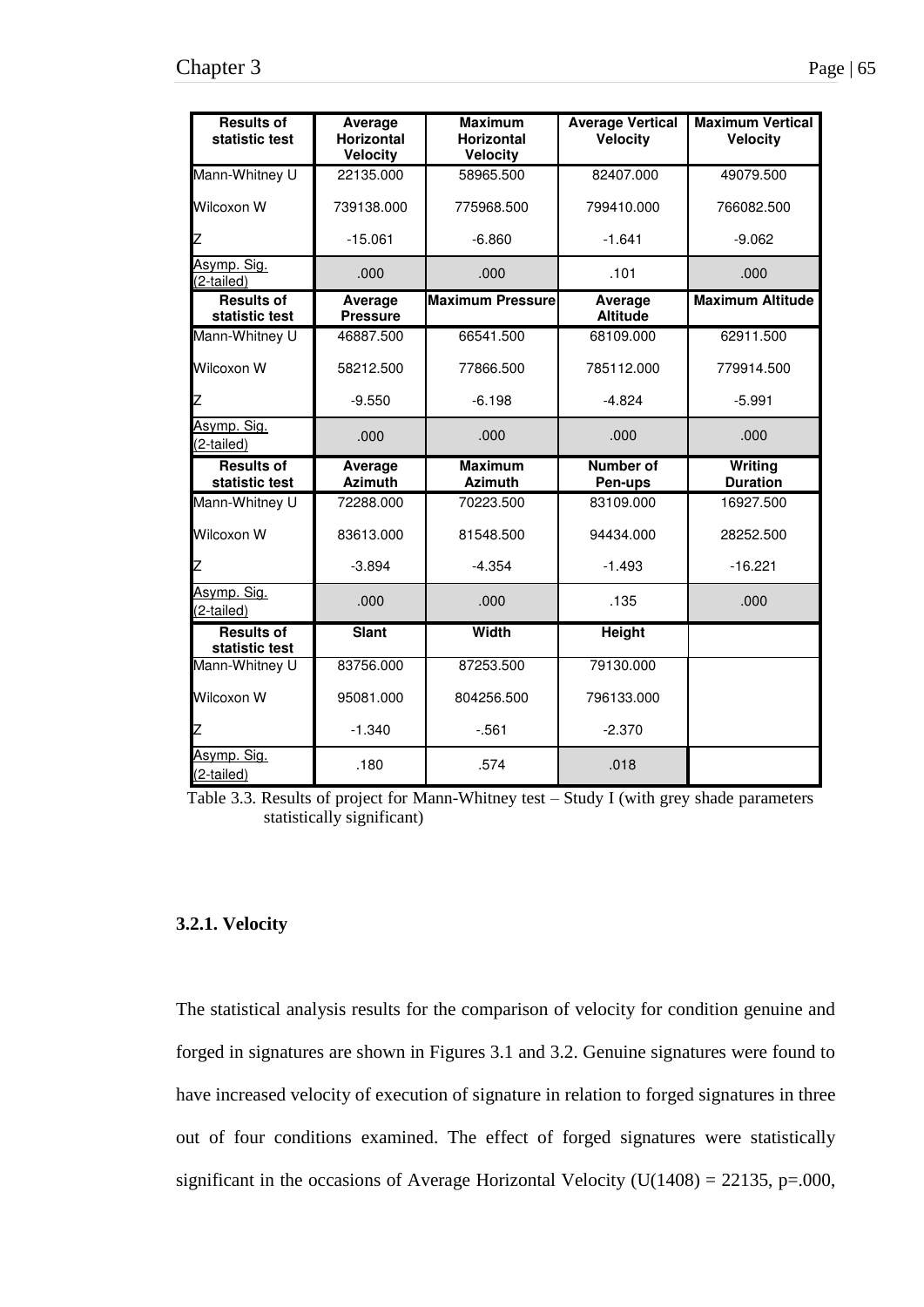| Results of statistic test | Average Horizontal Velocity | Maximum Horizontal Velocity | Average Vertical Velocity | Maximum Vertical Velocity |
|---|---|---|---|---|
| Mann-Whitney U | 22135.000 | 58965.500 | 82407.000 | 49079.500 |
| Wilcoxon W | 739138.000 | 775968.500 | 799410.000 | 766082.500 |
| Z | -15.061 | -6.860 | -1.641 | -9.062 |
| Asymp. Sig. (2-tailed) | .000 | .000 | .101 | .000 |
| **Results of statistic test** | **Average Pressure** | **Maximum Pressure** | **Average Altitude** | **Maximum Altitude** |
| Mann-Whitney U | 46887.500 | 66541.500 | 68109.000 | 62911.500 |
| Wilcoxon W | 58212.500 | 77866.500 | 785112.000 | 779914.500 |
| Z | -9.550 | -6.198 | -4.824 | -5.991 |
| Asymp. Sig. (2-tailed) | .000 | .000 | .000 | .000 |
| **Results of statistic test** | **Average Azimuth** | **Maximum Azimuth** | **Number of Pen-ups** | **Writing Duration** |
| Mann-Whitney U | 72288.000 | 70223.500 | 83109.000 | 16927.500 |
| Wilcoxon W | 83613.000 | 81548.500 | 94434.000 | 28252.500 |
| Z | -3.894 | -4.354 | -1.493 | -16.221 |
| Asymp. Sig. (2-tailed) | .000 | .000 | .135 | .000 |
| **Results of statistic test** | **Slant** | **Width** | **Height** | |
| Mann-Whitney U | 83756.000 | 87253.500 | 79130.000 | |
| Wilcoxon W | 95081.000 | 804256.500 | 796133.000 | |
| Z | -1.340 | -.561 | -2.370 | |
| Asymp. Sig. (2-tailed) | .180 | .574 | .018 | |

Table 3.3. Results of project for Mann-Whitney test – Study I (with grey shade parameters statistically significant)

### 3.2.1. Velocity

The statistical analysis results for the comparison of velocity for condition genuine and forged in signatures are shown in Figures 3.1 and 3.2. Genuine signatures were found to have increased velocity of execution of signature in relation to forged signatures in three out of four conditions examined. The effect of forged signatures were statistically significant in the occasions of Average Horizontal Velocity ($U(1408) = 22135$, $p=.000$,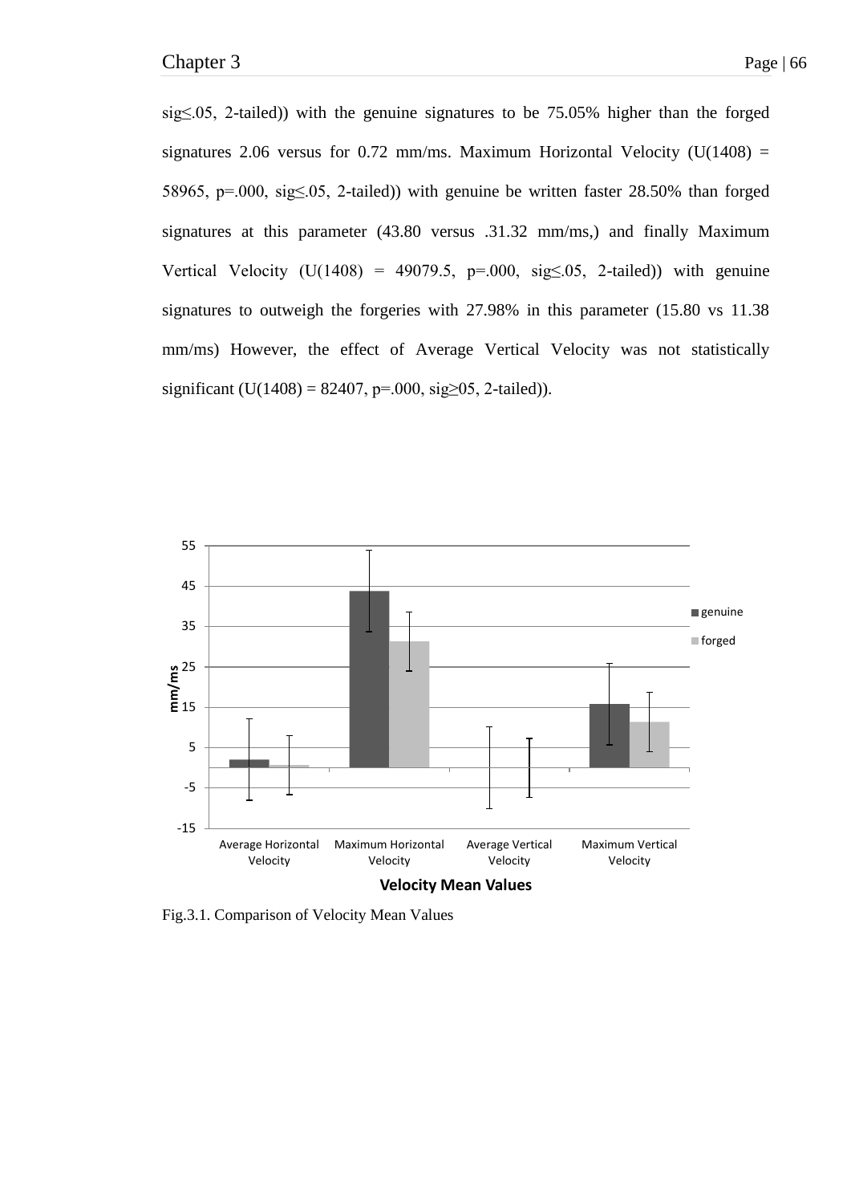sig≤.05, 2-tailed)) with the genuine signatures to be 75.05% higher than the forged signatures 2.06 versus for 0.72 mm/ms. Maximum Horizontal Velocity (U(1408) = 58965, p=.000, sig≤.05, 2-tailed)) with genuine be written faster 28.50% than forged signatures at this parameter (43.80 versus .31.32 mm/ms,) and finally Maximum Vertical Velocity (U(1408) = 49079.5, p=.000, sig≤.05, 2-tailed)) with genuine signatures to outweigh the forgeries with 27.98% in this parameter (15.80 vs 11.38 mm/ms) However, the effect of Average Vertical Velocity was not statistically significant (U(1408) = 82407, p=.000, sig≥05, 2-tailed)).

Fig.3.1. Comparison of Velocity Mean Values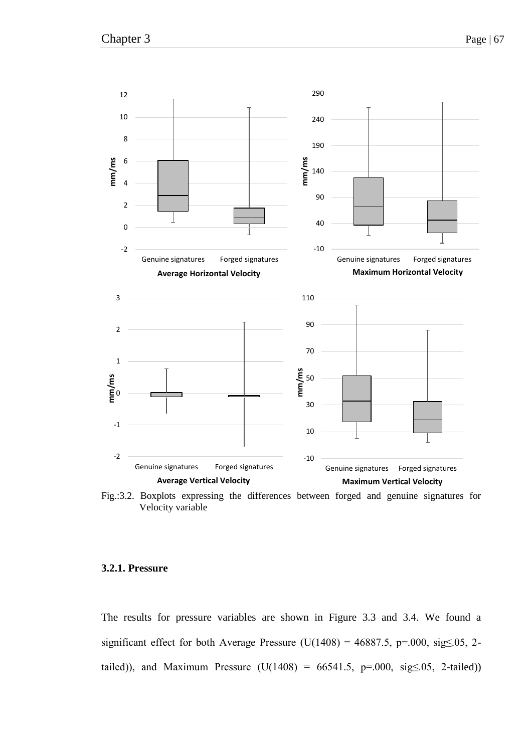Fig.:3.2. Boxplots expressing the differences between forged and genuine signatures for Velocity variable

### 3.2.1. Pressure

The results for pressure variables are shown in Figure 3.3 and 3.4. We found a significant effect for both Average Pressure ($U(1408) = 46887.5$, $p=.000$, sig$\leq.05$, 2-tailed)), and Maximum Pressure ($U(1408) = 66541.5$, $p=.000$, sig$\leq.05$, 2-tailed))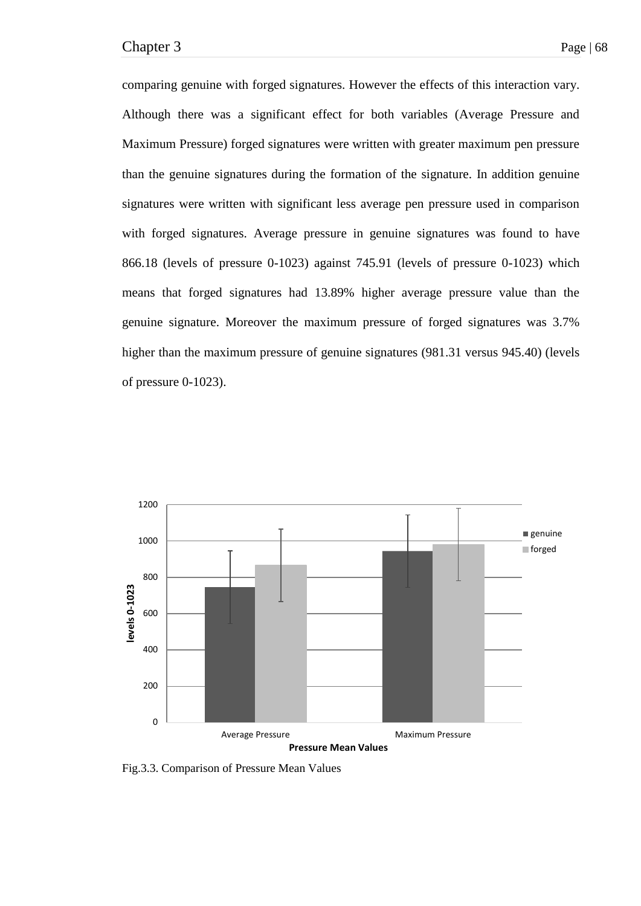comparing genuine with forged signatures. However the effects of this interaction vary. Although there was a significant effect for both variables (Average Pressure and Maximum Pressure) forged signatures were written with greater maximum pen pressure than the genuine signatures during the formation of the signature. In addition genuine signatures were written with significant less average pen pressure used in comparison with forged signatures. Average pressure in genuine signatures was found to have 866.18 (levels of pressure 0-1023) against 745.91 (levels of pressure 0-1023) which means that forged signatures had 13.89% higher average pressure value than the genuine signature. Moreover the maximum pressure of forged signatures was 3.7% higher than the maximum pressure of genuine signatures (981.31 versus 945.40) (levels of pressure 0-1023).

Fig.3.3. Comparison of Pressure Mean Values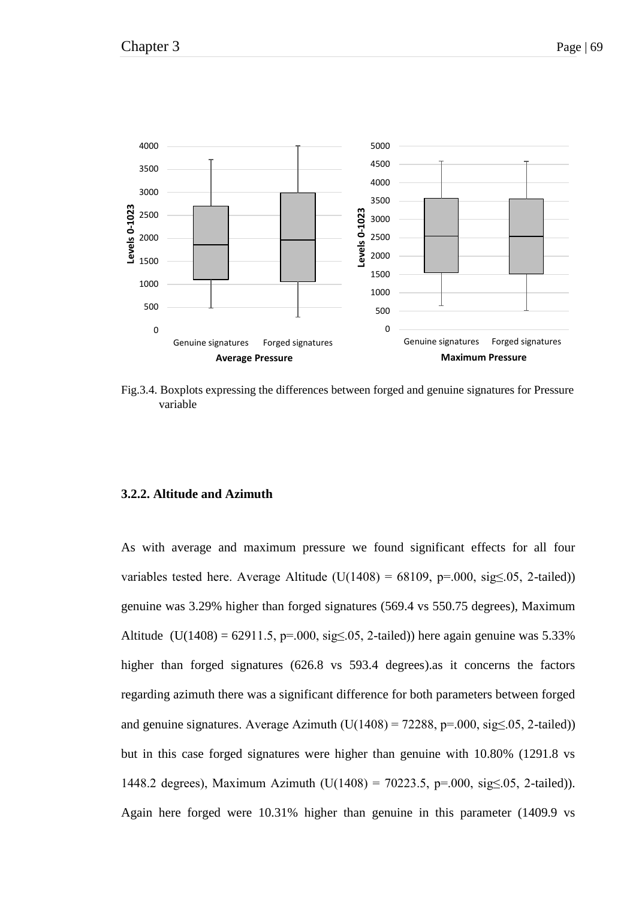Fig.3.4. Boxplots expressing the differences between forged and genuine signatures for Pressure variable

### 3.2.2. Altitude and Azimuth

As with average and maximum pressure we found significant effects for all four variables tested here. Average Altitude (U(1408) = 68109, p=.000, sig≤.05, 2-tailed)) genuine was 3.29% higher than forged signatures (569.4 vs 550.75 degrees), Maximum Altitude (U(1408) = 62911.5, p=.000, sig≤.05, 2-tailed)) here again genuine was 5.33% higher than forged signatures (626.8 vs 593.4 degrees).as it concerns the factors regarding azimuth there was a significant difference for both parameters between forged and genuine signatures. Average Azimuth (U(1408) = 72288, p=.000, sig≤.05, 2-tailed)) but in this case forged signatures were higher than genuine with 10.80% (1291.8 vs 1448.2 degrees), Maximum Azimuth (U(1408) = 70223.5, p=.000, sig≤.05, 2-tailed)). Again here forged were 10.31% higher than genuine in this parameter (1409.9 vs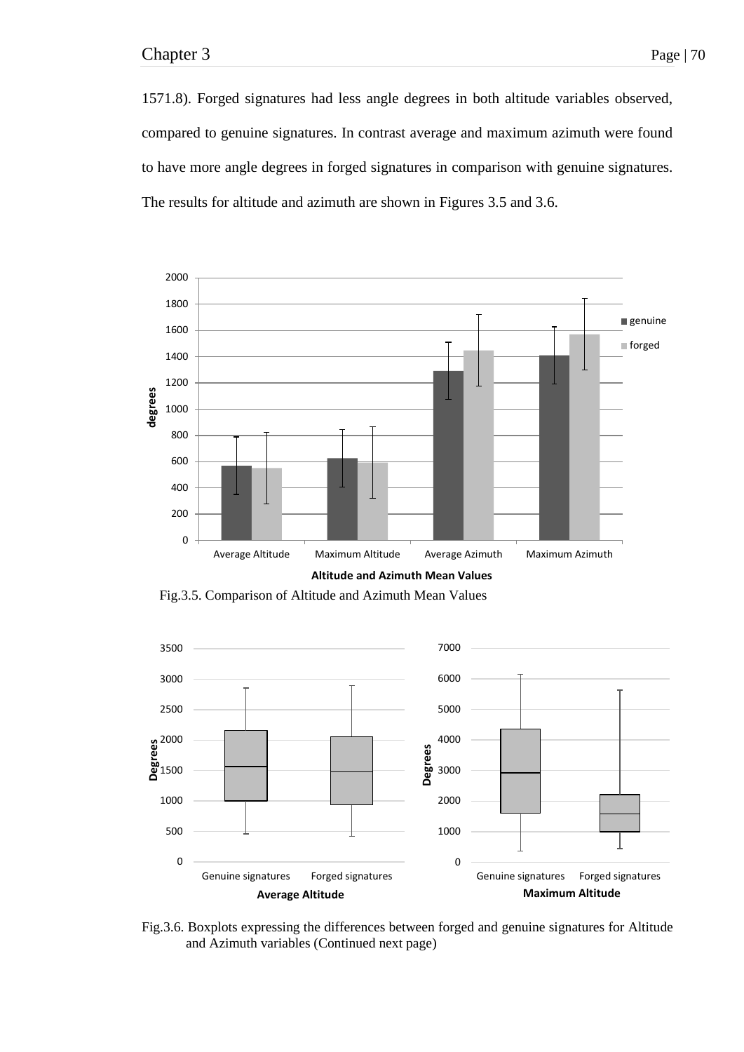1571.8). Forged signatures had less angle degrees in both altitude variables observed, compared to genuine signatures. In contrast average and maximum azimuth were found to have more angle degrees in forged signatures in comparison with genuine signatures. The results for altitude and azimuth are shown in Figures 3.5 and 3.6.

Fig.3.5. Comparison of Altitude and Azimuth Mean Values

Fig.3.6. Boxplots expressing the differences between forged and genuine signatures for Altitude and Azimuth variables (Continued next page)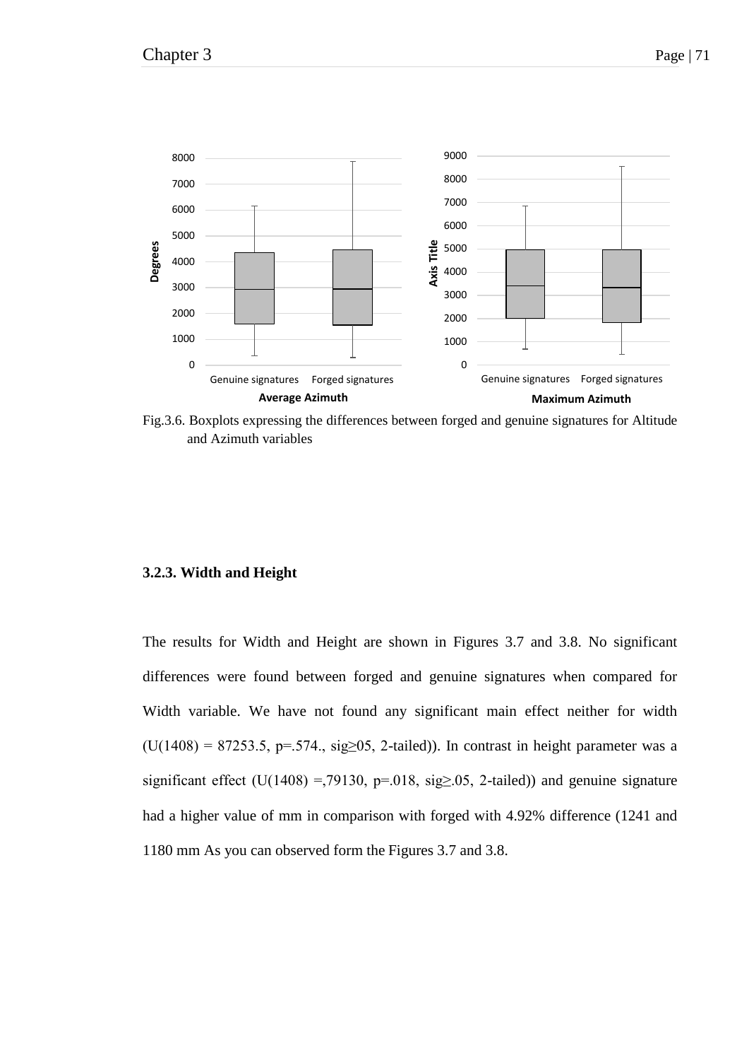Fig.3.6. Boxplots expressing the differences between forged and genuine signatures for Altitude and Azimuth variables

### 3.2.3. Width and Height

The results for Width and Height are shown in Figures 3.7 and 3.8. No significant differences were found between forged and genuine signatures when compared for Width variable. We have not found any significant main effect neither for width ($U(1408) = 87253.5$, p=.574., sig≥05, 2-tailed)). In contrast in height parameter was a significant effect ($U(1408)$ =,79130, p=.018, sig≥.05, 2-tailed)) and genuine signature had a higher value of mm in comparison with forged with 4.92% difference (1241 and 1180 mm As you can observed form the Figures 3.7 and 3.8.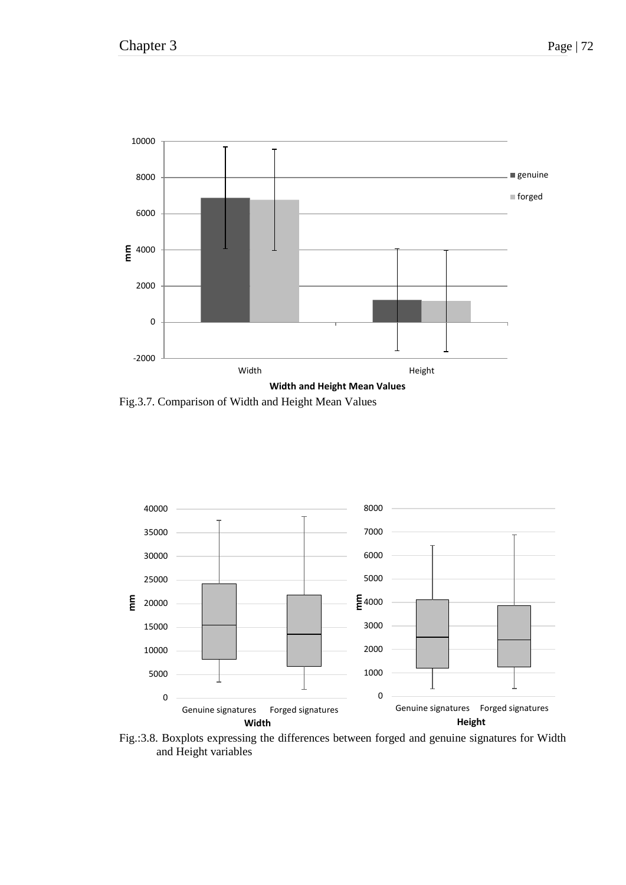Fig.3.7. Comparison of Width and Height Mean Values

Fig.:3.8. Boxplots expressing the differences between forged and genuine signatures for Width and Height variables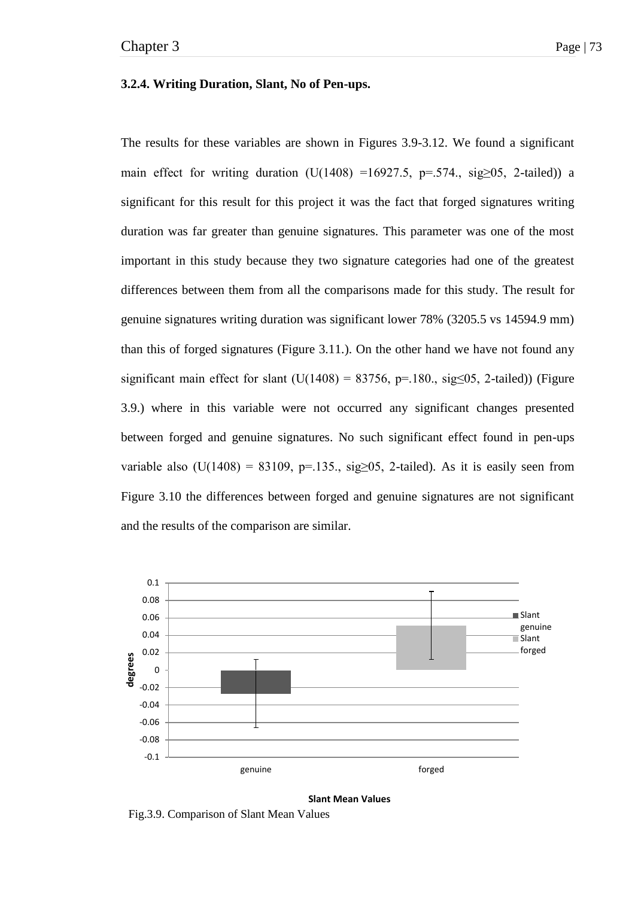### 3.2.4. Writing Duration, Slant, No of Pen-ups.

The results for these variables are shown in Figures 3.9-3.12. We found a significant main effect for writing duration ($U(1408)$ =16927.5, $p$=.574., sig≥05, 2-tailed)) a significant for this result for this project it was the fact that forged signatures writing duration was far greater than genuine signatures. This parameter was one of the most important in this study because they two signature categories had one of the greatest differences between them from all the comparisons made for this study. The result for genuine signatures writing duration was significant lower 78% (3205.5 vs 14594.9 mm) than this of forged signatures (Figure 3.11.). On the other hand we have not found any significant main effect for slant ($U(1408)$ = 83756, $p$=.180., sig≤05, 2-tailed)) (Figure 3.9.) where in this variable were not occurred any significant changes presented between forged and genuine signatures. No such significant effect found in pen-ups variable also ($U(1408)$ = 83109, $p$=.135., sig≥05, 2-tailed). As it is easily seen from Figure 3.10 the differences between forged and genuine signatures are not significant and the results of the comparison are similar.

Fig.3.9. Comparison of Slant Mean Values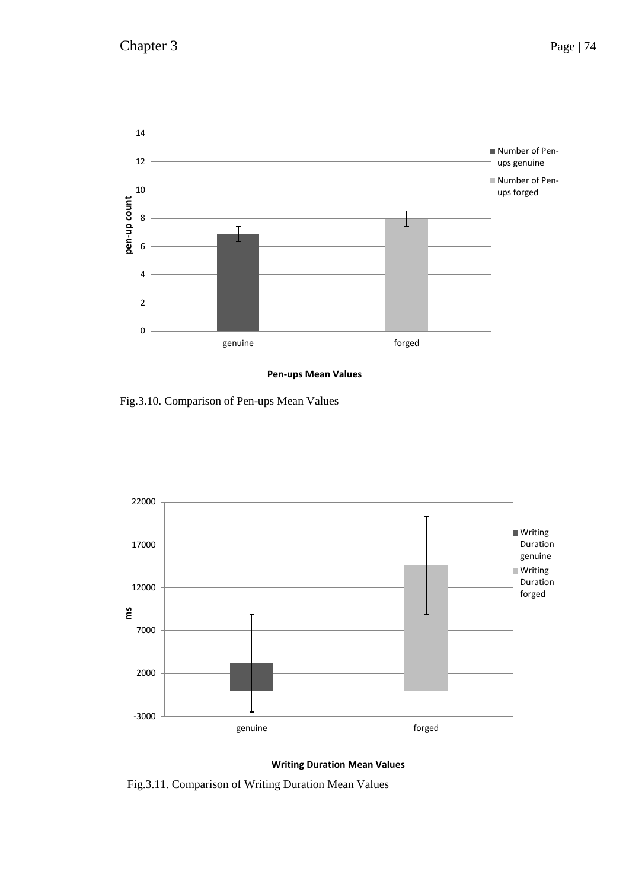Pen-ups Mean Values

Fig.3.10. Comparison of Pen-ups Mean Values

Writing Duration Mean Values

Fig.3.11. Comparison of Writing Duration Mean Values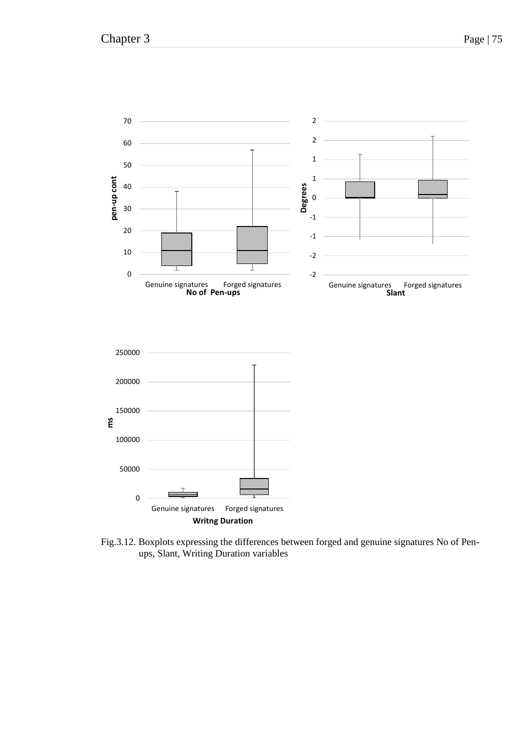Fig.3.12. Boxplots expressing the differences between forged and genuine signatures No of Pen-ups, Slant, Writing Duration variables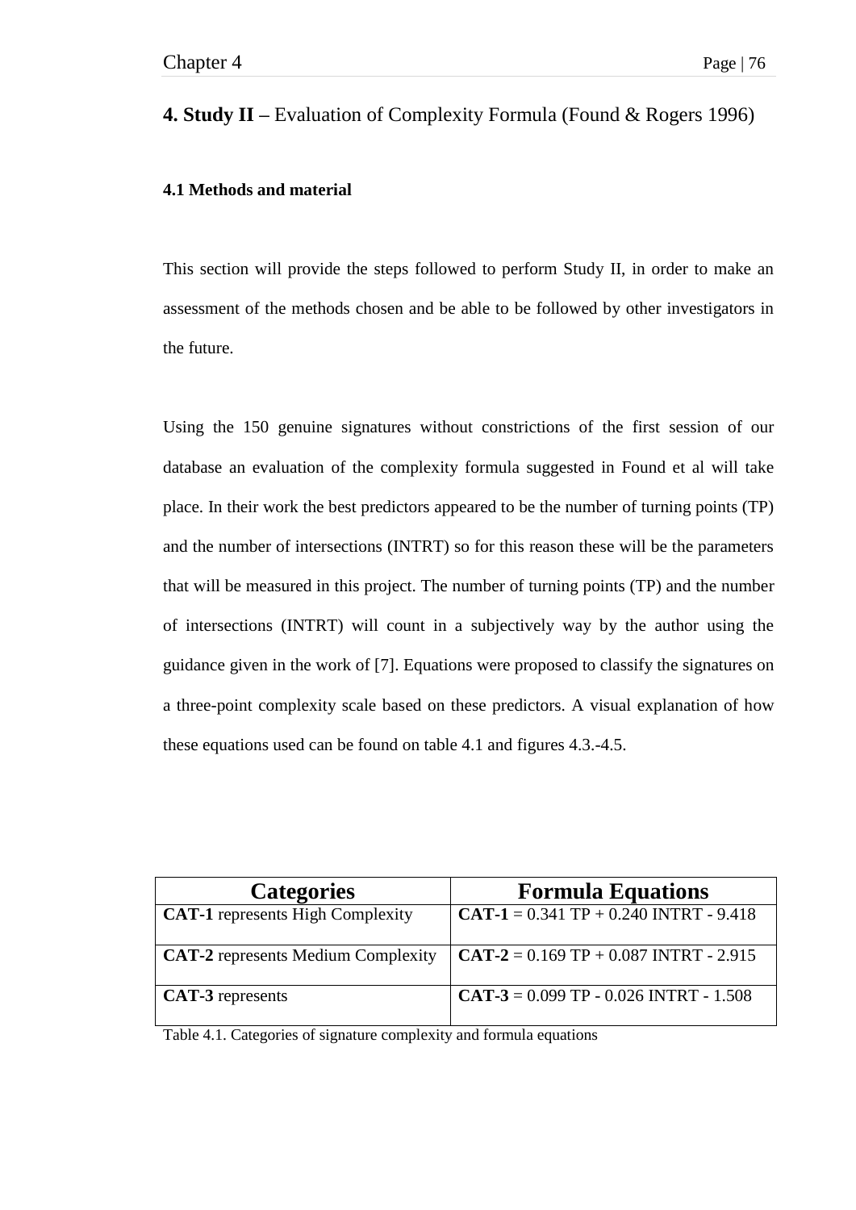# 4. Study II – Evaluation of Complexity Formula (Found & Rogers 1996)

### 4.1 Methods and material

This section will provide the steps followed to perform Study II, in order to make an assessment of the methods chosen and be able to be followed by other investigators in the future.

Using the 150 genuine signatures without constrictions of the first session of our database an evaluation of the complexity formula suggested in Found et al will take place. In their work the best predictors appeared to be the number of turning points (TP) and the number of intersections (INTRT) so for this reason these will be the parameters that will be measured in this project. The number of turning points (TP) and the number of intersections (INTRT) will count in a subjectively way by the author using the guidance given in the work of [7]. Equations were proposed to classify the signatures on a three-point complexity scale based on these predictors. A visual explanation of how these equations used can be found on table 4.1 and figures 4.3.-4.5.

| Categories | Formula Equations |
|---|---|
| **CAT-1** represents High Complexity | **CAT-1** = 0.341 TP + 0.240 INTRT - 9.418 |
| **CAT-2** represents Medium Complexity | **CAT-2** = 0.169 TP + 0.087 INTRT - 2.915 |
| **CAT-3** represents | **CAT-3** = 0.099 TP - 0.026 INTRT - 1.508 |

Table 4.1. Categories of signature complexity and formula equations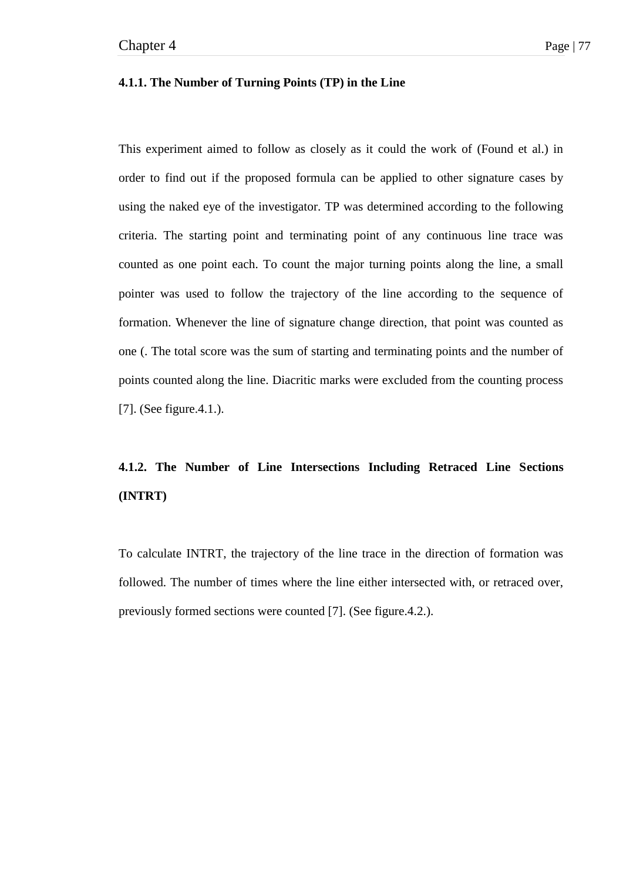#### 4.1.1. The Number of Turning Points (TP) in the Line

This experiment aimed to follow as closely as it could the work of (Found et al.) in order to find out if the proposed formula can be applied to other signature cases by using the naked eye of the investigator. TP was determined according to the following criteria. The starting point and terminating point of any continuous line trace was counted as one point each. To count the major turning points along the line, a small pointer was used to follow the trajectory of the line according to the sequence of formation. Whenever the line of signature change direction, that point was counted as one (. The total score was the sum of starting and terminating points and the number of points counted along the line. Diacritic marks were excluded from the counting process [7]. (See figure.4.1.).

#### 4.1.2. The Number of Line Intersections Including Retraced Line Sections (INTRT)

To calculate INTRT, the trajectory of the line trace in the direction of formation was followed. The number of times where the line either intersected with, or retraced over, previously formed sections were counted [7]. (See figure.4.2.).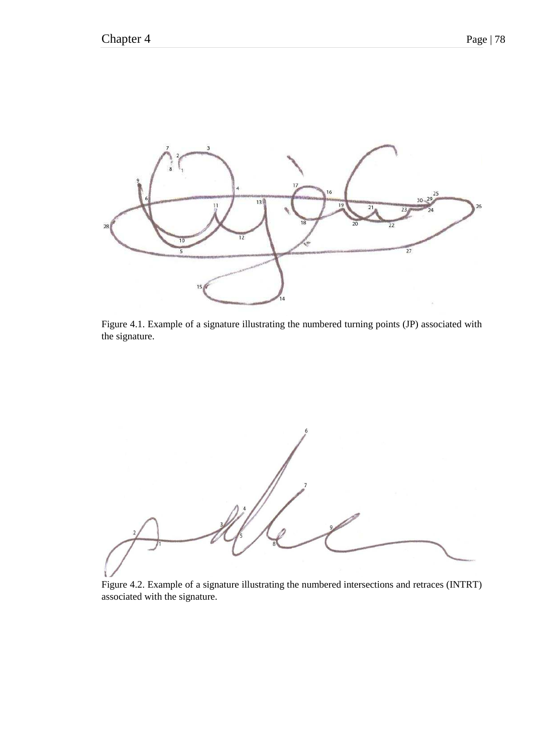Figure 4.1. Example of a signature illustrating the numbered turning points (JP) associated with the signature.

Figure 4.2. Example of a signature illustrating the numbered intersections and retraces (INTRT) associated with the signature.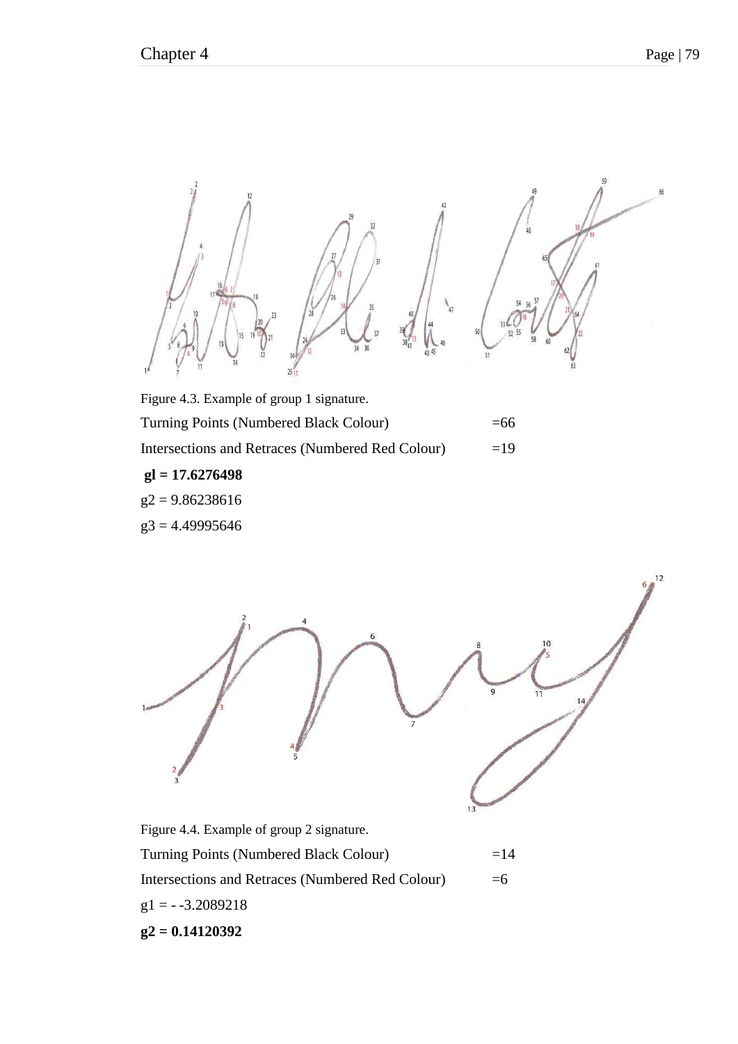Figure 4.3. Example of group 1 signature.

Turning Points (Numbered Black Colour) =66

Intersections and Retraces (Numbered Red Colour) =19

**gl = 17.6276498**

g2 = 9.86238616

g3 = 4.49995646

Figure 4.4. Example of group 2 signature.

Turning Points (Numbered Black Colour) =14

Intersections and Retraces (Numbered Red Colour) =6

g1 = - -3.2089218

**g2 = 0.14120392**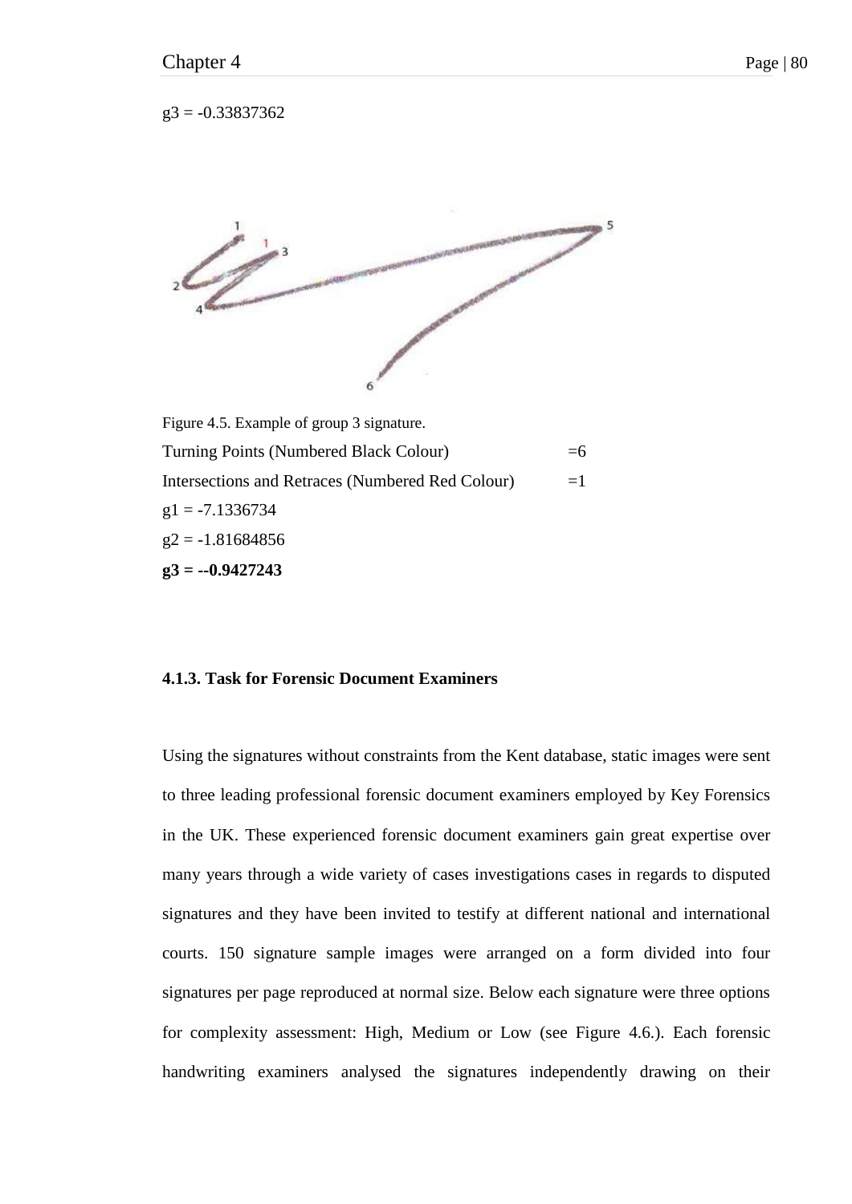g3 = -0.33837362

Figure 4.5. Example of group 3 signature.

Turning Points (Numbered Black Colour) =6

Intersections and Retraces (Numbered Red Colour) =1

g1 = -7.1336734

g2 = -1.81684856

**g3 = --0.9427243**

### 4.1.3. Task for Forensic Document Examiners

Using the signatures without constraints from the Kent database, static images were sent to three leading professional forensic document examiners employed by Key Forensics in the UK. These experienced forensic document examiners gain great expertise over many years through a wide variety of cases investigations cases in regards to disputed signatures and they have been invited to testify at different national and international courts. 150 signature sample images were arranged on a form divided into four signatures per page reproduced at normal size. Below each signature were three options for complexity assessment: High, Medium or Low (see Figure 4.6.). Each forensic handwriting examiners analysed the signatures independently drawing on their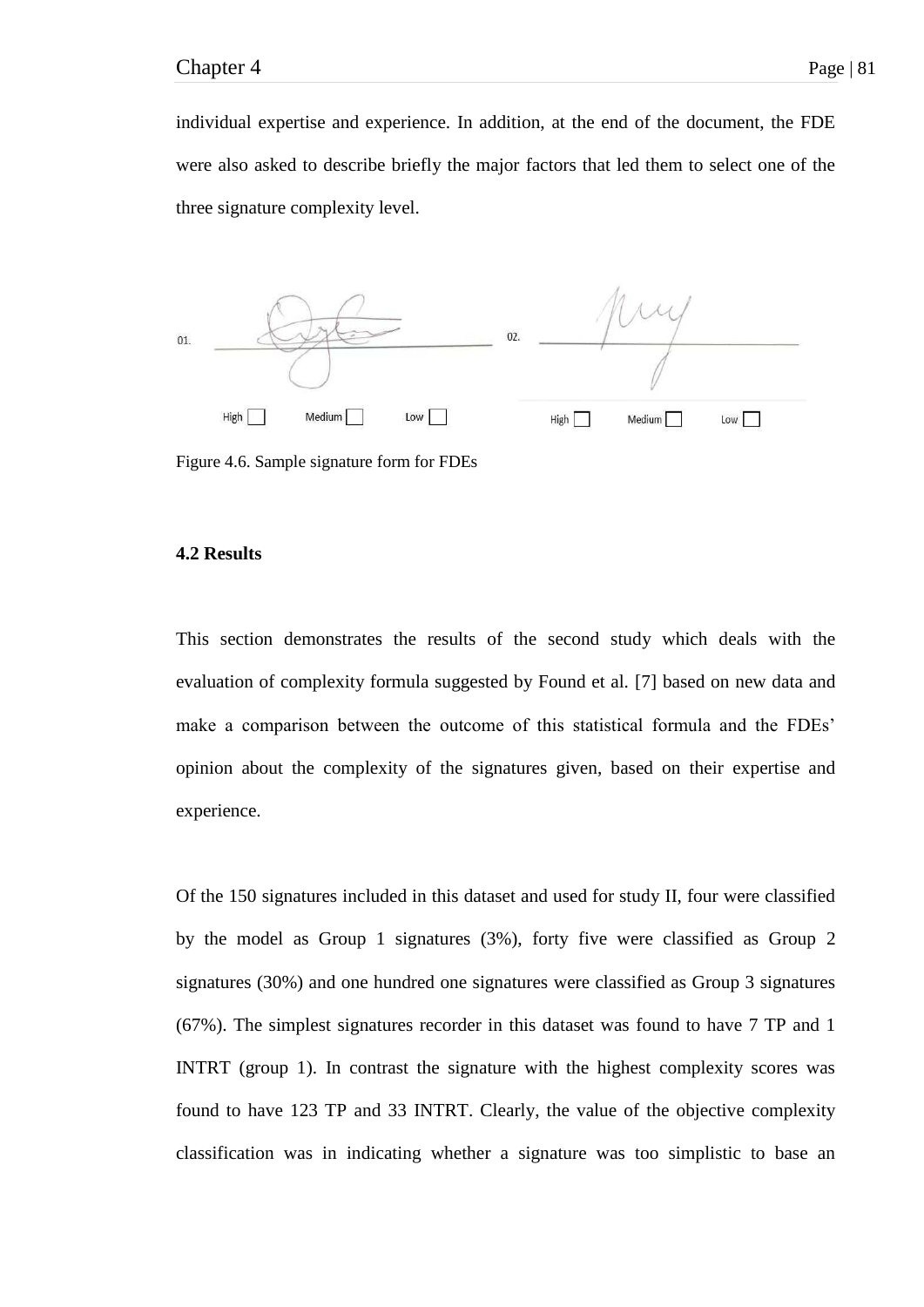individual expertise and experience. In addition, at the end of the document, the FDE were also asked to describe briefly the major factors that led them to select one of the three signature complexity level.

Figure 4.6. Sample signature form for FDEs

#### 4.2 Results

This section demonstrates the results of the second study which deals with the evaluation of complexity formula suggested by Found et al. [7] based on new data and make a comparison between the outcome of this statistical formula and the FDEs' opinion about the complexity of the signatures given, based on their expertise and experience.

Of the 150 signatures included in this dataset and used for study II, four were classified by the model as Group 1 signatures (3%), forty five were classified as Group 2 signatures (30%) and one hundred one signatures were classified as Group 3 signatures (67%). The simplest signatures recorder in this dataset was found to have 7 TP and 1 INTRT (group 1). In contrast the signature with the highest complexity scores was found to have 123 TP and 33 INTRT. Clearly, the value of the objective complexity classification was in indicating whether a signature was too simplistic to base an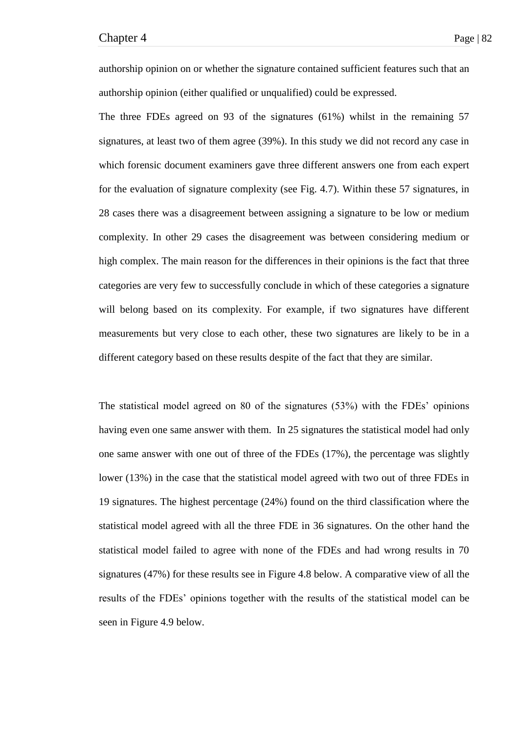authorship opinion on or whether the signature contained sufficient features such that an authorship opinion (either qualified or unqualified) could be expressed.

The three FDEs agreed on 93 of the signatures (61%) whilst in the remaining 57 signatures, at least two of them agree (39%). In this study we did not record any case in which forensic document examiners gave three different answers one from each expert for the evaluation of signature complexity (see Fig. 4.7). Within these 57 signatures, in 28 cases there was a disagreement between assigning a signature to be low or medium complexity. In other 29 cases the disagreement was between considering medium or high complex. The main reason for the differences in their opinions is the fact that three categories are very few to successfully conclude in which of these categories a signature will belong based on its complexity. For example, if two signatures have different measurements but very close to each other, these two signatures are likely to be in a different category based on these results despite of the fact that they are similar.

The statistical model agreed on 80 of the signatures (53%) with the FDEs' opinions having even one same answer with them. In 25 signatures the statistical model had only one same answer with one out of three of the FDEs (17%), the percentage was slightly lower (13%) in the case that the statistical model agreed with two out of three FDEs in 19 signatures. The highest percentage (24%) found on the third classification where the statistical model agreed with all the three FDE in 36 signatures. On the other hand the statistical model failed to agree with none of the FDEs and had wrong results in 70 signatures (47%) for these results see in Figure 4.8 below. A comparative view of all the results of the FDEs' opinions together with the results of the statistical model can be seen in Figure 4.9 below.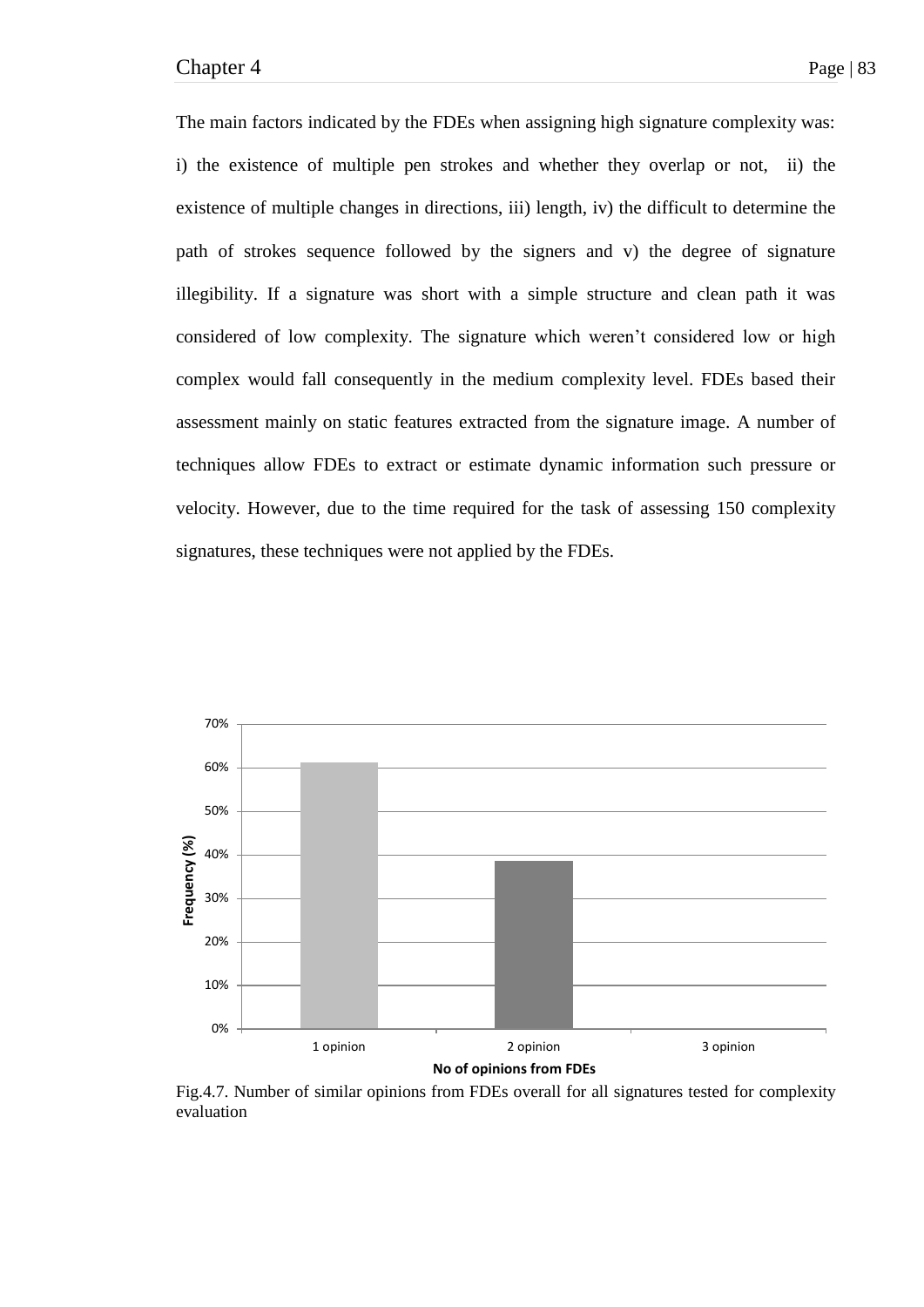The main factors indicated by the FDEs when assigning high signature complexity was: i) the existence of multiple pen strokes and whether they overlap or not, ii) the existence of multiple changes in directions, iii) length, iv) the difficult to determine the path of strokes sequence followed by the signers and v) the degree of signature illegibility. If a signature was short with a simple structure and clean path it was considered of low complexity. The signature which weren't considered low or high complex would fall consequently in the medium complexity level. FDEs based their assessment mainly on static features extracted from the signature image. A number of techniques allow FDEs to extract or estimate dynamic information such pressure or velocity. However, due to the time required for the task of assessing 150 complexity signatures, these techniques were not applied by the FDEs.

Fig.4.7. Number of similar opinions from FDEs overall for all signatures tested for complexity evaluation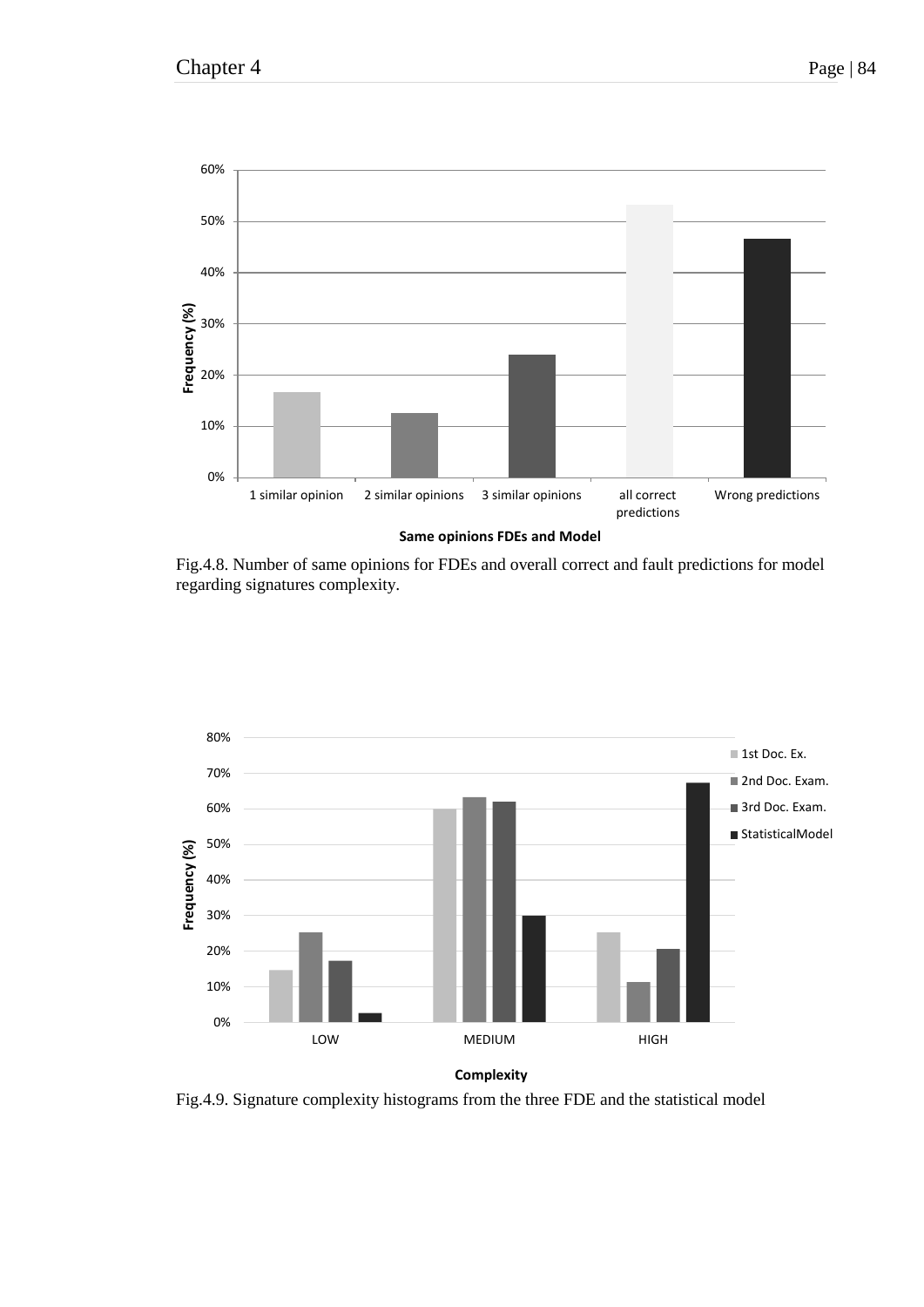Fig.4.8. Number of same opinions for FDEs and overall correct and fault predictions for model regarding signatures complexity.

Fig.4.9. Signature complexity histograms from the three FDE and the statistical model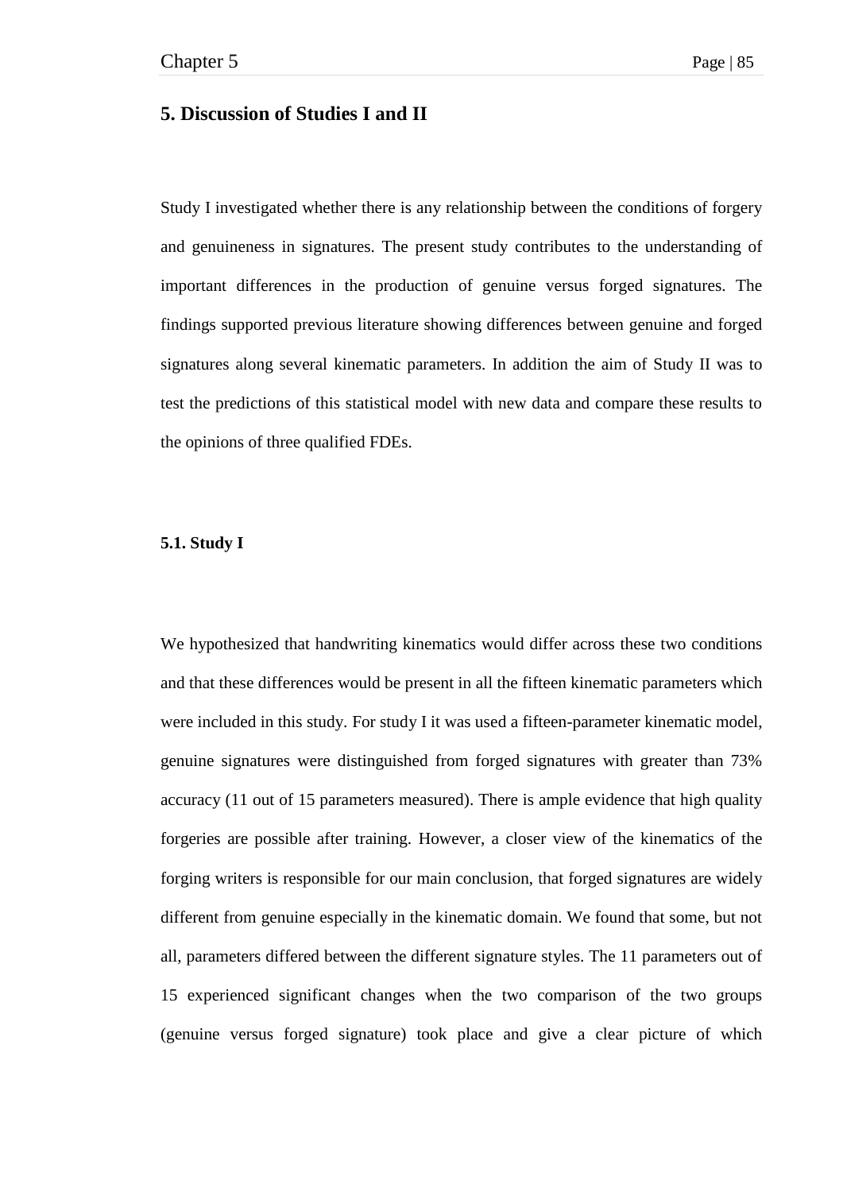# 5. Discussion of Studies I and II

Study I investigated whether there is any relationship between the conditions of forgery and genuineness in signatures. The present study contributes to the understanding of important differences in the production of genuine versus forged signatures. The findings supported previous literature showing differences between genuine and forged signatures along several kinematic parameters. In addition the aim of Study II was to test the predictions of this statistical model with new data and compare these results to the opinions of three qualified FDEs.

## 5.1. Study I

We hypothesized that handwriting kinematics would differ across these two conditions and that these differences would be present in all the fifteen kinematic parameters which were included in this study. For study I it was used a fifteen-parameter kinematic model, genuine signatures were distinguished from forged signatures with greater than 73% accuracy (11 out of 15 parameters measured). There is ample evidence that high quality forgeries are possible after training. However, a closer view of the kinematics of the forging writers is responsible for our main conclusion, that forged signatures are widely different from genuine especially in the kinematic domain. We found that some, but not all, parameters differed between the different signature styles. The 11 parameters out of 15 experienced significant changes when the two comparison of the two groups (genuine versus forged signature) took place and give a clear picture of which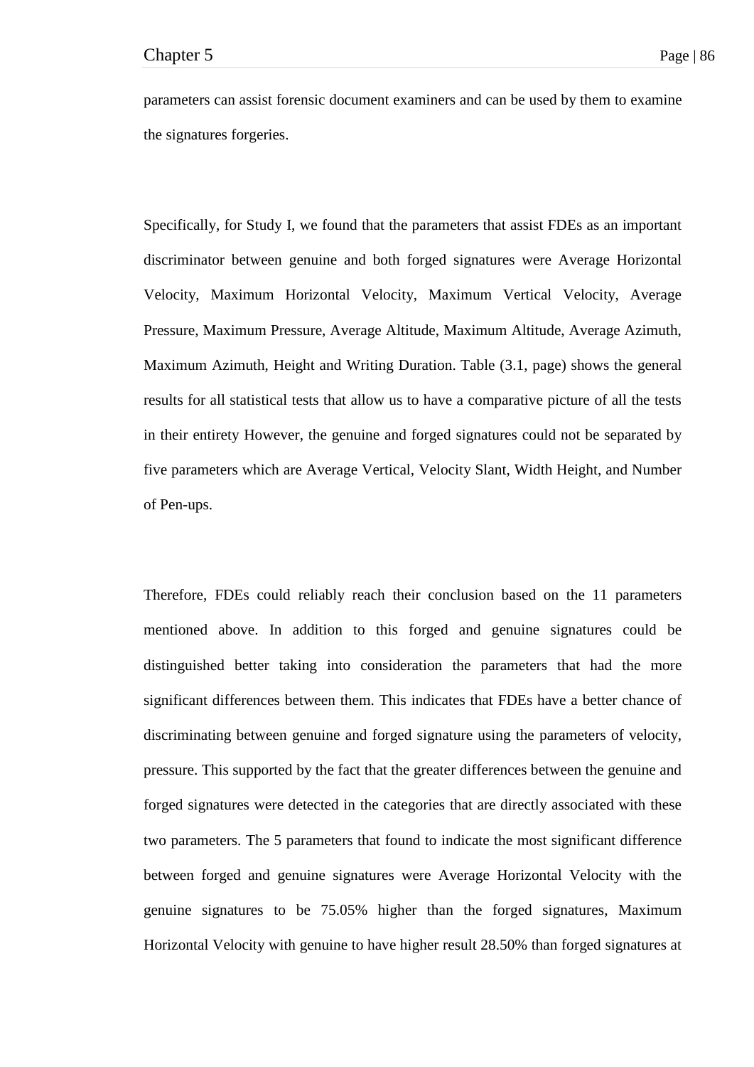parameters can assist forensic document examiners and can be used by them to examine the signatures forgeries.

Specifically, for Study I, we found that the parameters that assist FDEs as an important discriminator between genuine and both forged signatures were Average Horizontal Velocity, Maximum Horizontal Velocity, Maximum Vertical Velocity, Average Pressure, Maximum Pressure, Average Altitude, Maximum Altitude, Average Azimuth, Maximum Azimuth, Height and Writing Duration. Table (3.1, page) shows the general results for all statistical tests that allow us to have a comparative picture of all the tests in their entirety However, the genuine and forged signatures could not be separated by five parameters which are Average Vertical, Velocity Slant, Width Height, and Number of Pen-ups.

Therefore, FDEs could reliably reach their conclusion based on the 11 parameters mentioned above. In addition to this forged and genuine signatures could be distinguished better taking into consideration the parameters that had the more significant differences between them. This indicates that FDEs have a better chance of discriminating between genuine and forged signature using the parameters of velocity, pressure. This supported by the fact that the greater differences between the genuine and forged signatures were detected in the categories that are directly associated with these two parameters. The 5 parameters that found to indicate the most significant difference between forged and genuine signatures were Average Horizontal Velocity with the genuine signatures to be 75.05% higher than the forged signatures, Maximum Horizontal Velocity with genuine to have higher result 28.50% than forged signatures at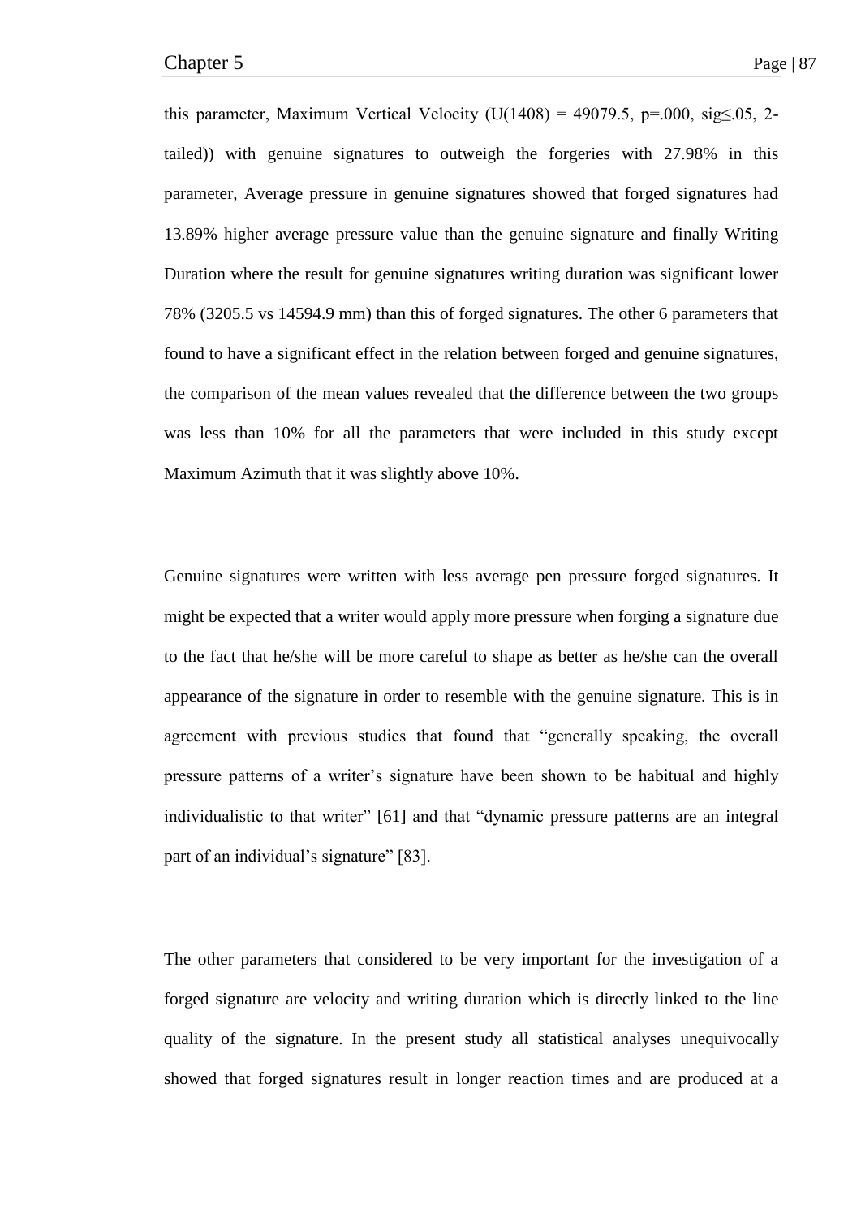this parameter, Maximum Vertical Velocity ($U(1408) = 49079.5$, $p=.000$, $sig \leq .05$, 2-tailed)) with genuine signatures to outweigh the forgeries with 27.98% in this parameter, Average pressure in genuine signatures showed that forged signatures had 13.89% higher average pressure value than the genuine signature and finally Writing Duration where the result for genuine signatures writing duration was significant lower 78% (3205.5 vs 14594.9 mm) than this of forged signatures. The other 6 parameters that found to have a significant effect in the relation between forged and genuine signatures, the comparison of the mean values revealed that the difference between the two groups was less than 10% for all the parameters that were included in this study except Maximum Azimuth that it was slightly above 10%.

Genuine signatures were written with less average pen pressure forged signatures. It might be expected that a writer would apply more pressure when forging a signature due to the fact that he/she will be more careful to shape as better as he/she can the overall appearance of the signature in order to resemble with the genuine signature. This is in agreement with previous studies that found that "generally speaking, the overall pressure patterns of a writer's signature have been shown to be habitual and highly individualistic to that writer" [61] and that "dynamic pressure patterns are an integral part of an individual's signature" [83].

The other parameters that considered to be very important for the investigation of a forged signature are velocity and writing duration which is directly linked to the line quality of the signature. In the present study all statistical analyses unequivocally showed that forged signatures result in longer reaction times and are produced at a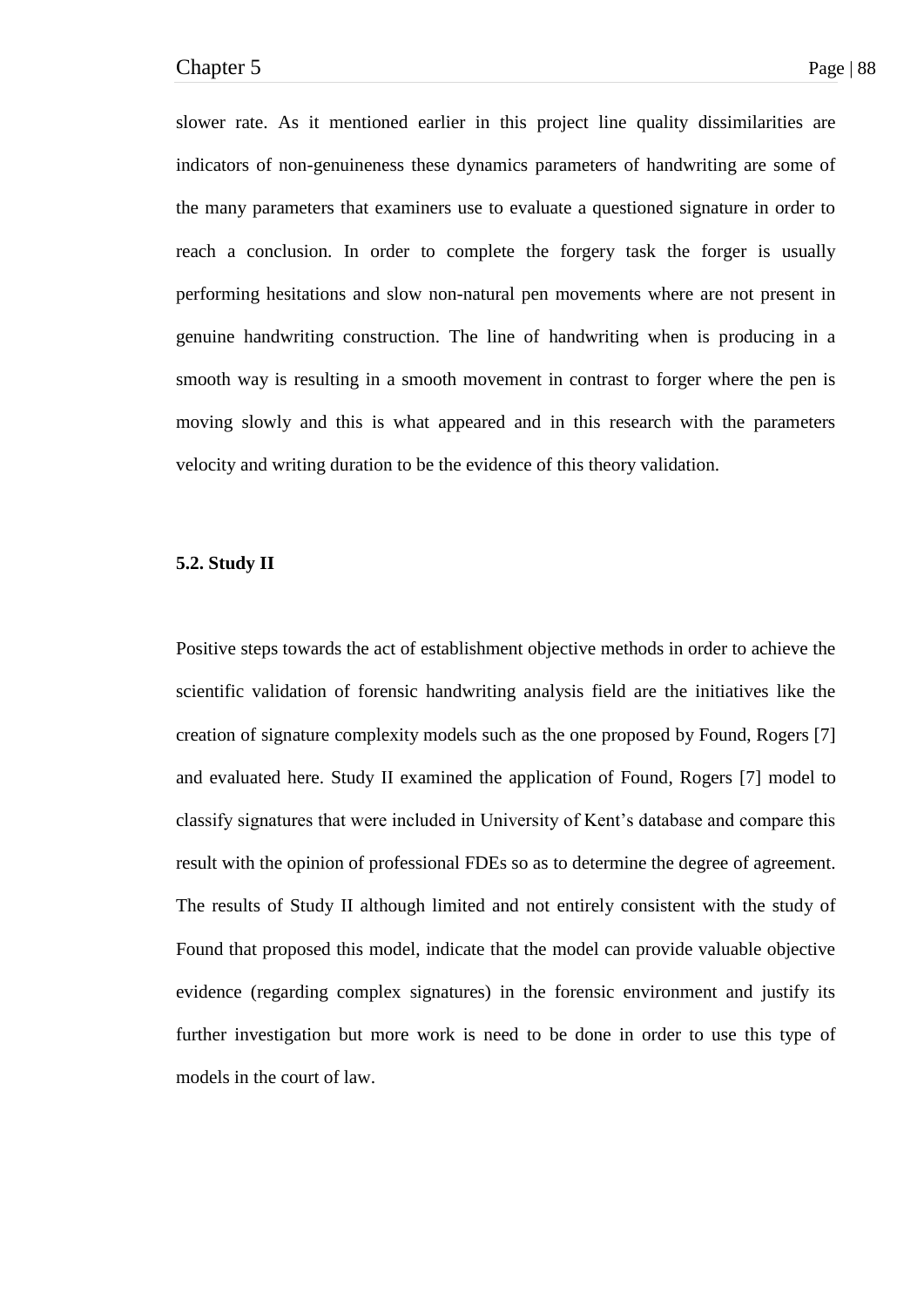slower rate. As it mentioned earlier in this project line quality dissimilarities are indicators of non-genuineness these dynamics parameters of handwriting are some of the many parameters that examiners use to evaluate a questioned signature in order to reach a conclusion. In order to complete the forgery task the forger is usually performing hesitations and slow non-natural pen movements where are not present in genuine handwriting construction. The line of handwriting when is producing in a smooth way is resulting in a smooth movement in contrast to forger where the pen is moving slowly and this is what appeared and in this research with the parameters velocity and writing duration to be the evidence of this theory validation.

## 5.2. Study II

Positive steps towards the act of establishment objective methods in order to achieve the scientific validation of forensic handwriting analysis field are the initiatives like the creation of signature complexity models such as the one proposed by Found, Rogers [7] and evaluated here. Study II examined the application of Found, Rogers [7] model to classify signatures that were included in University of Kent's database and compare this result with the opinion of professional FDEs so as to determine the degree of agreement. The results of Study II although limited and not entirely consistent with the study of Found that proposed this model, indicate that the model can provide valuable objective evidence (regarding complex signatures) in the forensic environment and justify its further investigation but more work is need to be done in order to use this type of models in the court of law.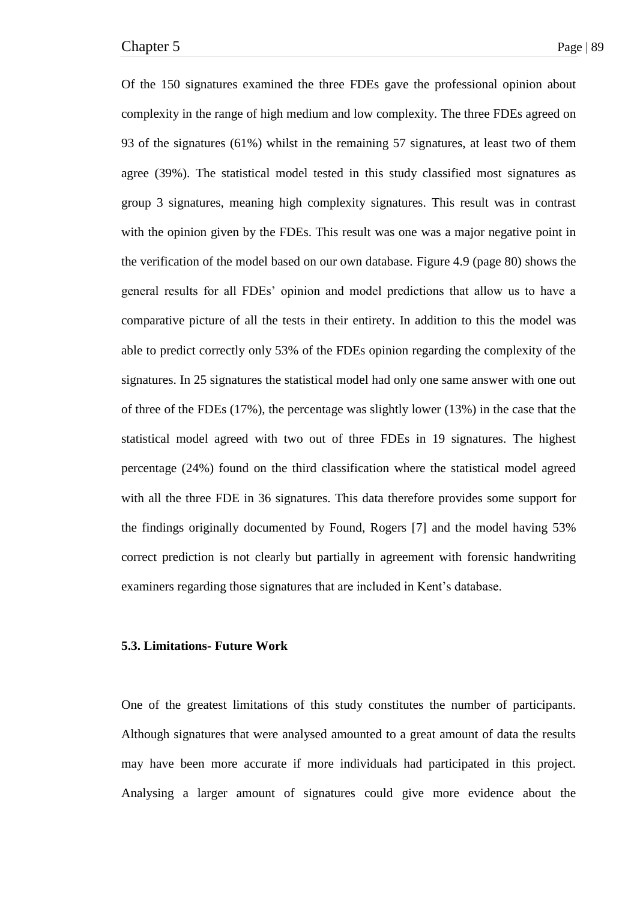Of the 150 signatures examined the three FDEs gave the professional opinion about complexity in the range of high medium and low complexity. The three FDEs agreed on 93 of the signatures (61%) whilst in the remaining 57 signatures, at least two of them agree (39%). The statistical model tested in this study classified most signatures as group 3 signatures, meaning high complexity signatures. This result was in contrast with the opinion given by the FDEs. This result was one was a major negative point in the verification of the model based on our own database. Figure 4.9 (page 80) shows the general results for all FDEs' opinion and model predictions that allow us to have a comparative picture of all the tests in their entirety. In addition to this the model was able to predict correctly only 53% of the FDEs opinion regarding the complexity of the signatures. In 25 signatures the statistical model had only one same answer with one out of three of the FDEs (17%), the percentage was slightly lower (13%) in the case that the statistical model agreed with two out of three FDEs in 19 signatures. The highest percentage (24%) found on the third classification where the statistical model agreed with all the three FDE in 36 signatures. This data therefore provides some support for the findings originally documented by Found, Rogers [7] and the model having 53% correct prediction is not clearly but partially in agreement with forensic handwriting examiners regarding those signatures that are included in Kent's database.

### 5.3. Limitations- Future Work

One of the greatest limitations of this study constitutes the number of participants. Although signatures that were analysed amounted to a great amount of data the results may have been more accurate if more individuals had participated in this project. Analysing a larger amount of signatures could give more evidence about the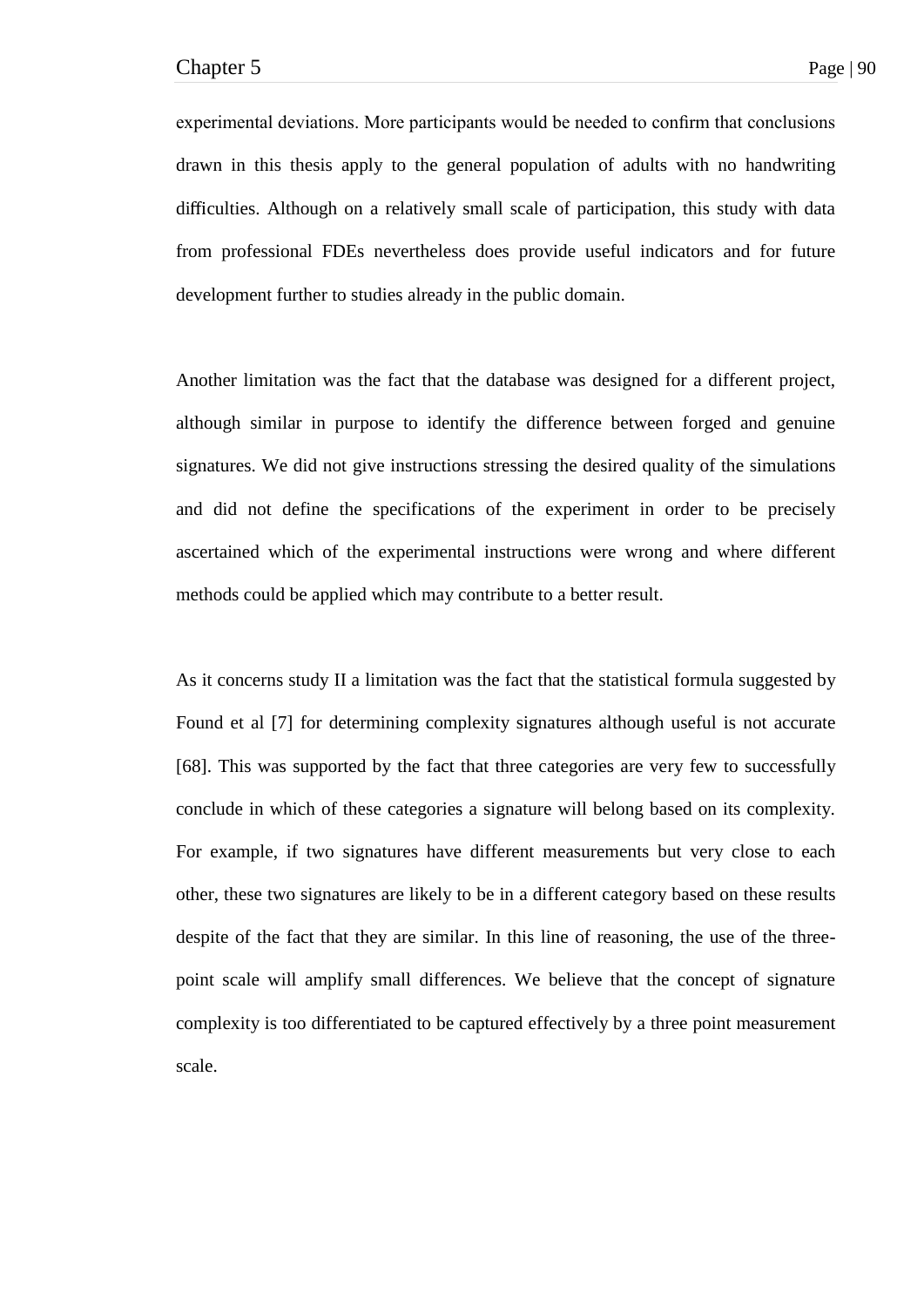experimental deviations. More participants would be needed to confirm that conclusions drawn in this thesis apply to the general population of adults with no handwriting difficulties. Although on a relatively small scale of participation, this study with data from professional FDEs nevertheless does provide useful indicators and for future development further to studies already in the public domain.

Another limitation was the fact that the database was designed for a different project, although similar in purpose to identify the difference between forged and genuine signatures. We did not give instructions stressing the desired quality of the simulations and did not define the specifications of the experiment in order to be precisely ascertained which of the experimental instructions were wrong and where different methods could be applied which may contribute to a better result.

As it concerns study II a limitation was the fact that the statistical formula suggested by Found et al [7] for determining complexity signatures although useful is not accurate [68]. This was supported by the fact that three categories are very few to successfully conclude in which of these categories a signature will belong based on its complexity. For example, if two signatures have different measurements but very close to each other, these two signatures are likely to be in a different category based on these results despite of the fact that they are similar. In this line of reasoning, the use of the three-point scale will amplify small differences. We believe that the concept of signature complexity is too differentiated to be captured effectively by a three point measurement scale.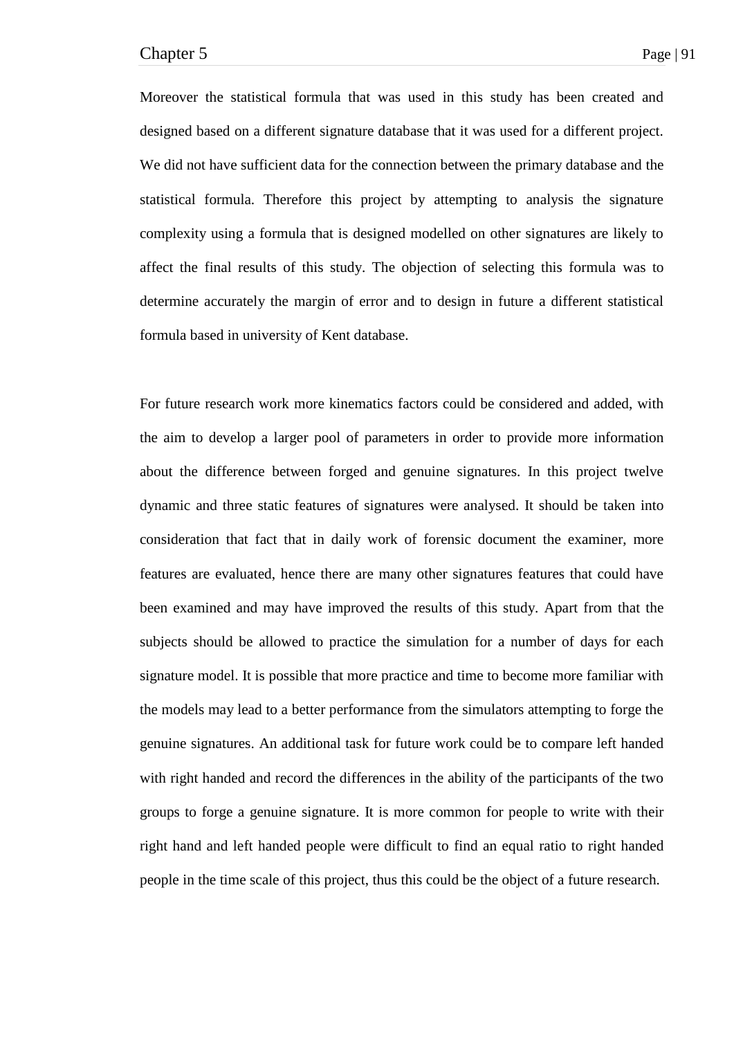Moreover the statistical formula that was used in this study has been created and designed based on a different signature database that it was used for a different project. We did not have sufficient data for the connection between the primary database and the statistical formula. Therefore this project by attempting to analysis the signature complexity using a formula that is designed modelled on other signatures are likely to affect the final results of this study. The objection of selecting this formula was to determine accurately the margin of error and to design in future a different statistical formula based in university of Kent database.

For future research work more kinematics factors could be considered and added, with the aim to develop a larger pool of parameters in order to provide more information about the difference between forged and genuine signatures. In this project twelve dynamic and three static features of signatures were analysed. It should be taken into consideration that fact that in daily work of forensic document the examiner, more features are evaluated, hence there are many other signatures features that could have been examined and may have improved the results of this study. Apart from that the subjects should be allowed to practice the simulation for a number of days for each signature model. It is possible that more practice and time to become more familiar with the models may lead to a better performance from the simulators attempting to forge the genuine signatures. An additional task for future work could be to compare left handed with right handed and record the differences in the ability of the participants of the two groups to forge a genuine signature. It is more common for people to write with their right hand and left handed people were difficult to find an equal ratio to right handed people in the time scale of this project, thus this could be the object of a future research.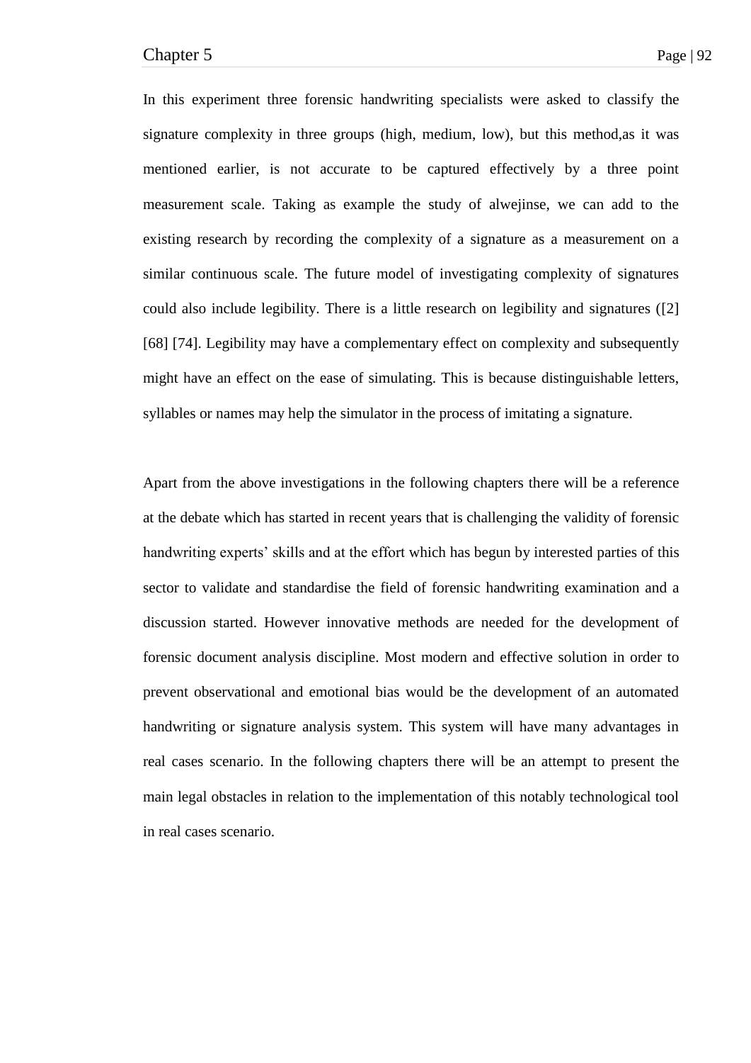In this experiment three forensic handwriting specialists were asked to classify the signature complexity in three groups (high, medium, low), but this method,as it was mentioned earlier, is not accurate to be captured effectively by a three point measurement scale. Taking as example the study of alwejinse, we can add to the existing research by recording the complexity of a signature as a measurement on a similar continuous scale. The future model of investigating complexity of signatures could also include legibility. There is a little research on legibility and signatures ([2] [68] [74]. Legibility may have a complementary effect on complexity and subsequently might have an effect on the ease of simulating. This is because distinguishable letters, syllables or names may help the simulator in the process of imitating a signature.

Apart from the above investigations in the following chapters there will be a reference at the debate which has started in recent years that is challenging the validity of forensic handwriting experts' skills and at the effort which has begun by interested parties of this sector to validate and standardise the field of forensic handwriting examination and a discussion started. However innovative methods are needed for the development of forensic document analysis discipline. Most modern and effective solution in order to prevent observational and emotional bias would be the development of an automated handwriting or signature analysis system. This system will have many advantages in real cases scenario. In the following chapters there will be an attempt to present the main legal obstacles in relation to the implementation of this notably technological tool in real cases scenario.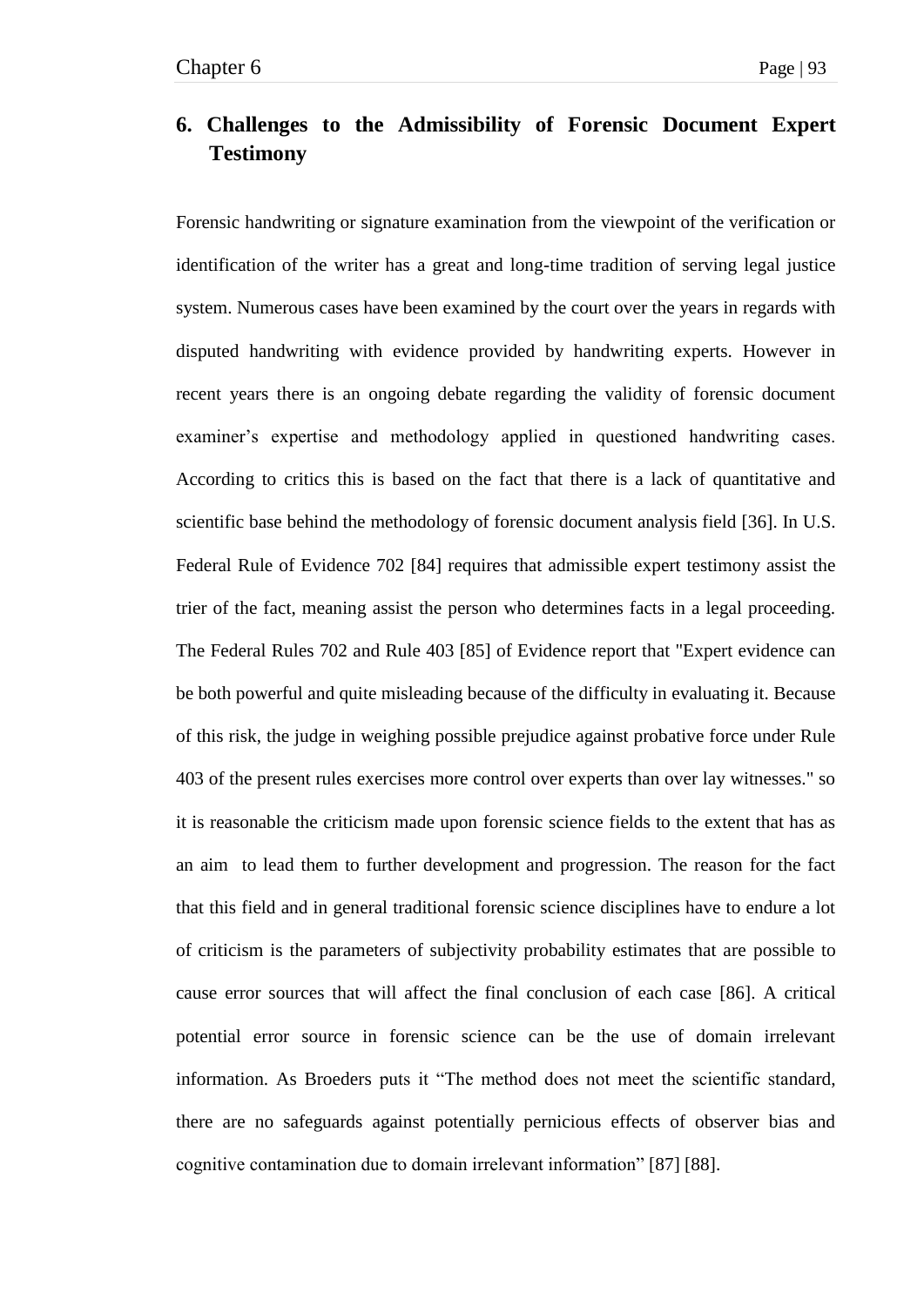# 6. Challenges to the Admissibility of Forensic Document Expert Testimony

Forensic handwriting or signature examination from the viewpoint of the verification or identification of the writer has a great and long-time tradition of serving legal justice system. Numerous cases have been examined by the court over the years in regards with disputed handwriting with evidence provided by handwriting experts. However in recent years there is an ongoing debate regarding the validity of forensic document examiner's expertise and methodology applied in questioned handwriting cases. According to critics this is based on the fact that there is a lack of quantitative and scientific base behind the methodology of forensic document analysis field [36]. In U.S. Federal Rule of Evidence 702 [84] requires that admissible expert testimony assist the trier of the fact, meaning assist the person who determines facts in a legal proceeding. The Federal Rules 702 and Rule 403 [85] of Evidence report that "Expert evidence can be both powerful and quite misleading because of the difficulty in evaluating it. Because of this risk, the judge in weighing possible prejudice against probative force under Rule 403 of the present rules exercises more control over experts than over lay witnesses." so it is reasonable the criticism made upon forensic science fields to the extent that has as an aim to lead them to further development and progression. The reason for the fact that this field and in general traditional forensic science disciplines have to endure a lot of criticism is the parameters of subjectivity probability estimates that are possible to cause error sources that will affect the final conclusion of each case [86]. A critical potential error source in forensic science can be the use of domain irrelevant information. As Broeders puts it "The method does not meet the scientific standard, there are no safeguards against potentially pernicious effects of observer bias and cognitive contamination due to domain irrelevant information" [87] [88].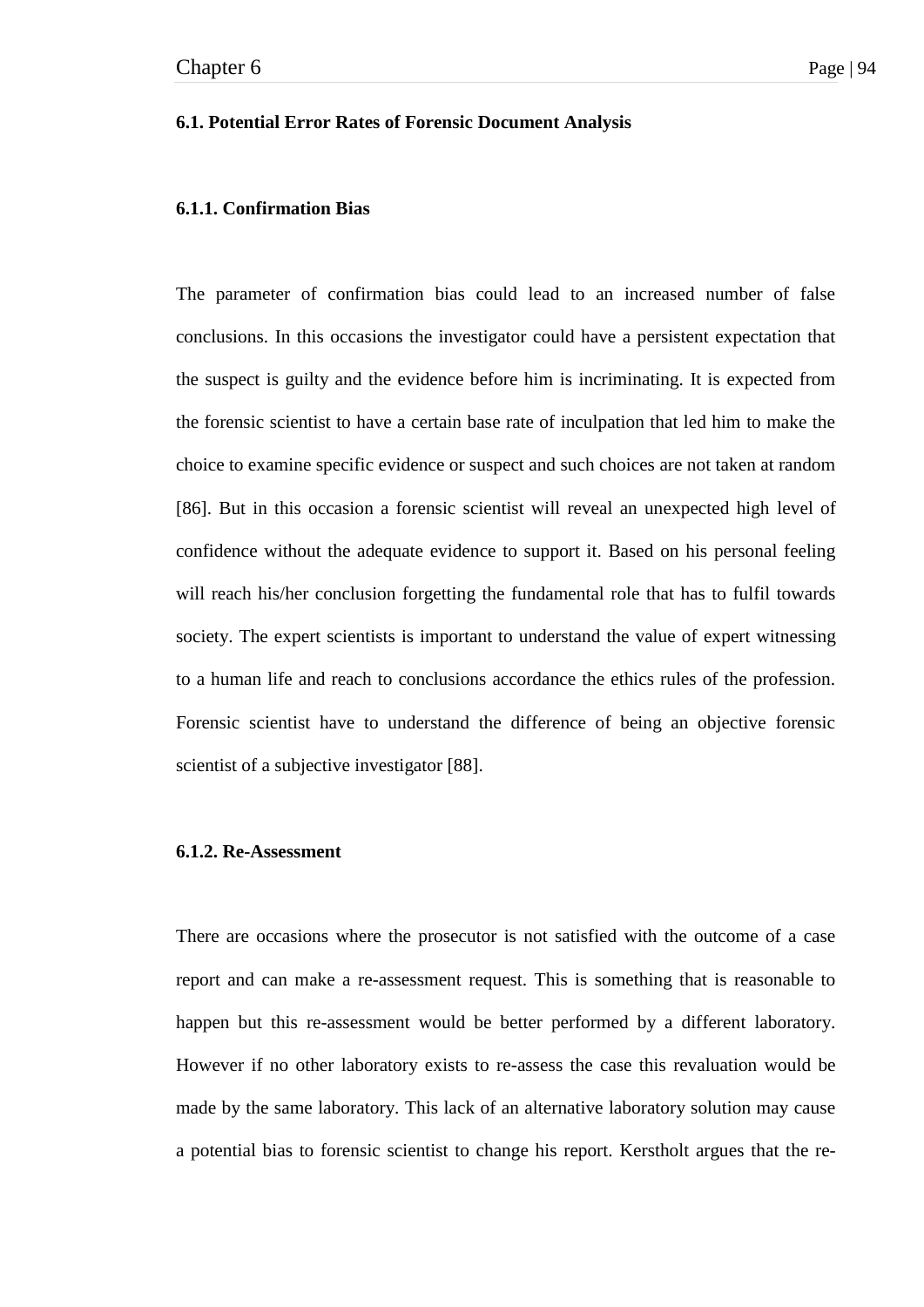### 6.1. Potential Error Rates of Forensic Document Analysis

#### 6.1.1. Confirmation Bias

The parameter of confirmation bias could lead to an increased number of false conclusions. In this occasions the investigator could have a persistent expectation that the suspect is guilty and the evidence before him is incriminating. It is expected from the forensic scientist to have a certain base rate of inculpation that led him to make the choice to examine specific evidence or suspect and such choices are not taken at random [86]. But in this occasion a forensic scientist will reveal an unexpected high level of confidence without the adequate evidence to support it. Based on his personal feeling will reach his/her conclusion forgetting the fundamental role that has to fulfil towards society. The expert scientists is important to understand the value of expert witnessing to a human life and reach to conclusions accordance the ethics rules of the profession. Forensic scientist have to understand the difference of being an objective forensic scientist of a subjective investigator [88].

#### 6.1.2. Re-Assessment

There are occasions where the prosecutor is not satisfied with the outcome of a case report and can make a re-assessment request. This is something that is reasonable to happen but this re-assessment would be better performed by a different laboratory. However if no other laboratory exists to re-assess the case this revaluation would be made by the same laboratory. This lack of an alternative laboratory solution may cause a potential bias to forensic scientist to change his report. Kerstholt argues that the re-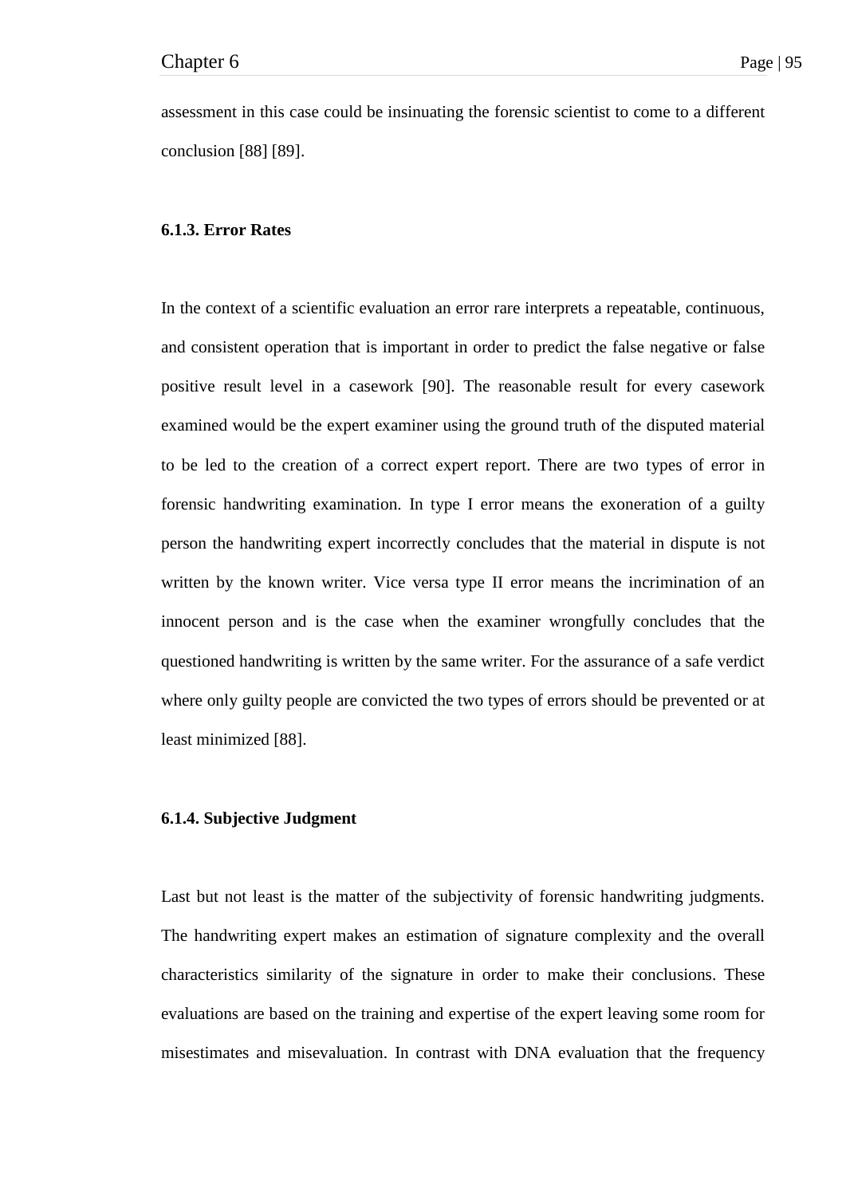assessment in this case could be insinuating the forensic scientist to come to a different conclusion [88] [89].

### 6.1.3. Error Rates

In the context of a scientific evaluation an error rare interprets a repeatable, continuous, and consistent operation that is important in order to predict the false negative or false positive result level in a casework [90]. The reasonable result for every casework examined would be the expert examiner using the ground truth of the disputed material to be led to the creation of a correct expert report. There are two types of error in forensic handwriting examination. In type I error means the exoneration of a guilty person the handwriting expert incorrectly concludes that the material in dispute is not written by the known writer. Vice versa type II error means the incrimination of an innocent person and is the case when the examiner wrongfully concludes that the questioned handwriting is written by the same writer. For the assurance of a safe verdict where only guilty people are convicted the two types of errors should be prevented or at least minimized [88].

### 6.1.4. Subjective Judgment

Last but not least is the matter of the subjectivity of forensic handwriting judgments. The handwriting expert makes an estimation of signature complexity and the overall characteristics similarity of the signature in order to make their conclusions. These evaluations are based on the training and expertise of the expert leaving some room for misestimates and misevaluation. In contrast with DNA evaluation that the frequency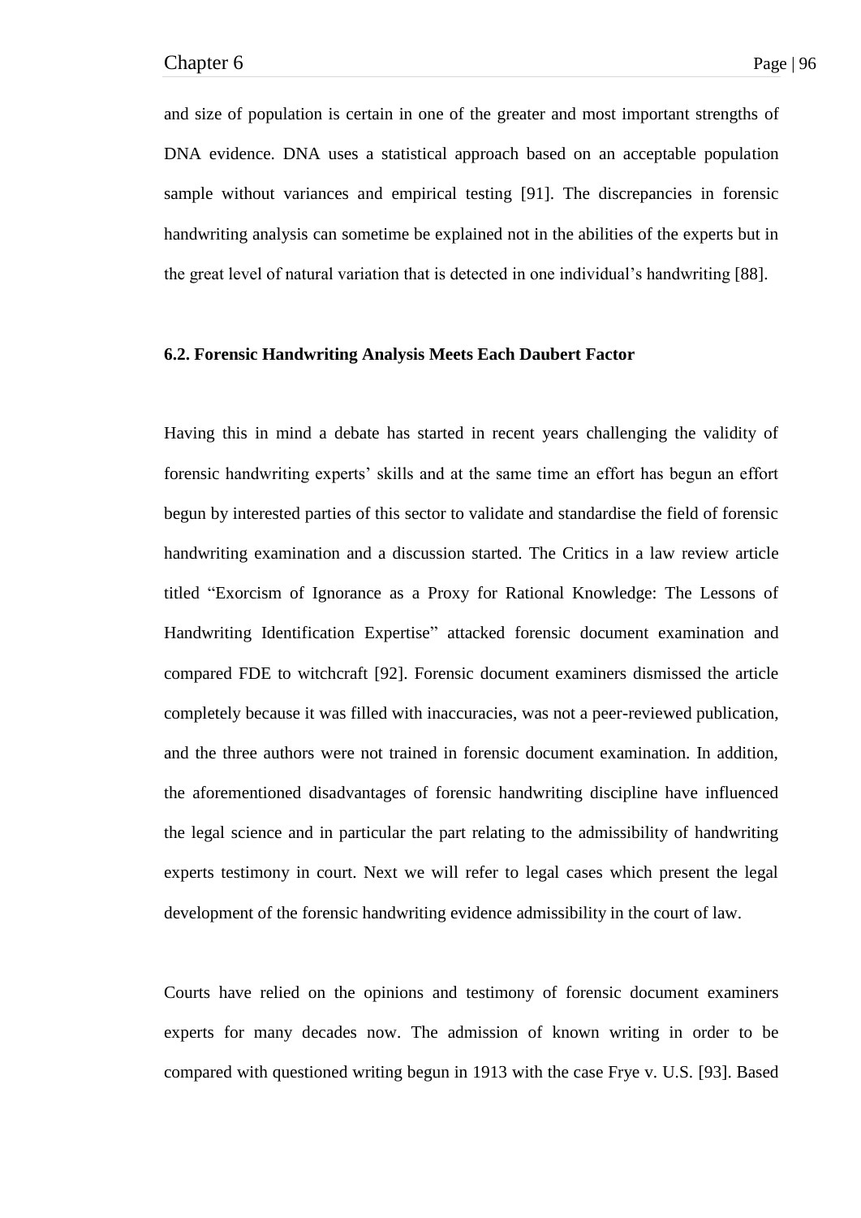and size of population is certain in one of the greater and most important strengths of DNA evidence. DNA uses a statistical approach based on an acceptable population sample without variances and empirical testing [91]. The discrepancies in forensic handwriting analysis can sometime be explained not in the abilities of the experts but in the great level of natural variation that is detected in one individual's handwriting [88].

### 6.2. Forensic Handwriting Analysis Meets Each Daubert Factor

Having this in mind a debate has started in recent years challenging the validity of forensic handwriting experts' skills and at the same time an effort has begun an effort begun by interested parties of this sector to validate and standardise the field of forensic handwriting examination and a discussion started. The Critics in a law review article titled "Exorcism of Ignorance as a Proxy for Rational Knowledge: The Lessons of Handwriting Identification Expertise" attacked forensic document examination and compared FDE to witchcraft [92]. Forensic document examiners dismissed the article completely because it was filled with inaccuracies, was not a peer-reviewed publication, and the three authors were not trained in forensic document examination. In addition, the aforementioned disadvantages of forensic handwriting discipline have influenced the legal science and in particular the part relating to the admissibility of handwriting experts testimony in court. Next we will refer to legal cases which present the legal development of the forensic handwriting evidence admissibility in the court of law.

Courts have relied on the opinions and testimony of forensic document examiners experts for many decades now. The admission of known writing in order to be compared with questioned writing begun in 1913 with the case Frye v. U.S. [93]. Based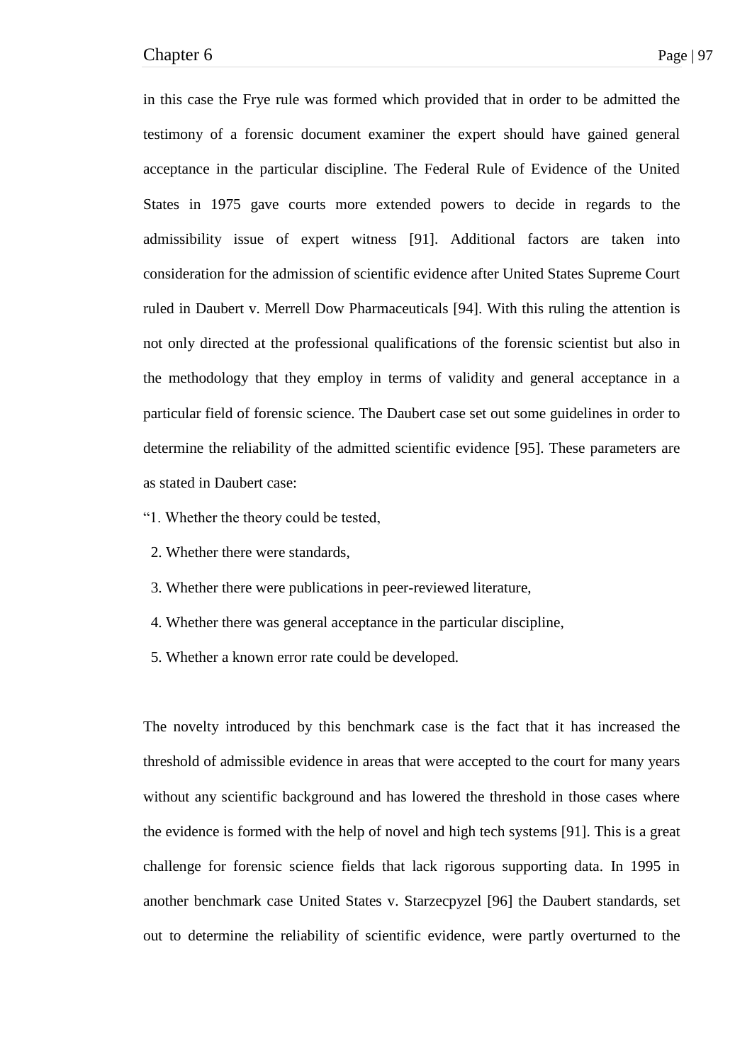in this case the Frye rule was formed which provided that in order to be admitted the testimony of a forensic document examiner the expert should have gained general acceptance in the particular discipline. The Federal Rule of Evidence of the United States in 1975 gave courts more extended powers to decide in regards to the admissibility issue of expert witness [91]. Additional factors are taken into consideration for the admission of scientific evidence after United States Supreme Court ruled in Daubert v. Merrell Dow Pharmaceuticals [94]. With this ruling the attention is not only directed at the professional qualifications of the forensic scientist but also in the methodology that they employ in terms of validity and general acceptance in a particular field of forensic science. The Daubert case set out some guidelines in order to determine the reliability of the admitted scientific evidence [95]. These parameters are as stated in Daubert case:

"1. Whether the theory could be tested,

2. Whether there were standards,

3. Whether there were publications in peer-reviewed literature,

4. Whether there was general acceptance in the particular discipline,

5. Whether a known error rate could be developed.

The novelty introduced by this benchmark case is the fact that it has increased the threshold of admissible evidence in areas that were accepted to the court for many years without any scientific background and has lowered the threshold in those cases where the evidence is formed with the help of novel and high tech systems [91]. This is a great challenge for forensic science fields that lack rigorous supporting data. In 1995 in another benchmark case United States v. Starzecpyzel [96] the Daubert standards, set out to determine the reliability of scientific evidence, were partly overturned to the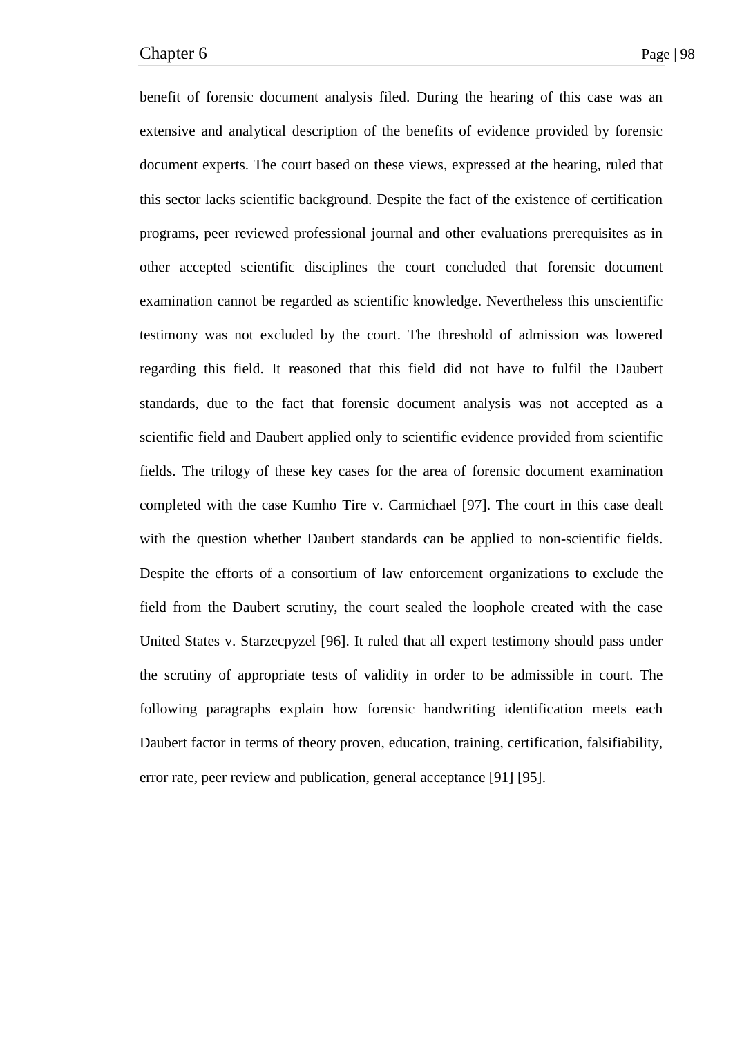benefit of forensic document analysis filed. During the hearing of this case was an extensive and analytical description of the benefits of evidence provided by forensic document experts. The court based on these views, expressed at the hearing, ruled that this sector lacks scientific background. Despite the fact of the existence of certification programs, peer reviewed professional journal and other evaluations prerequisites as in other accepted scientific disciplines the court concluded that forensic document examination cannot be regarded as scientific knowledge. Nevertheless this unscientific testimony was not excluded by the court. The threshold of admission was lowered regarding this field. It reasoned that this field did not have to fulfil the Daubert standards, due to the fact that forensic document analysis was not accepted as a scientific field and Daubert applied only to scientific evidence provided from scientific fields. The trilogy of these key cases for the area of forensic document examination completed with the case Kumho Tire v. Carmichael [97]. The court in this case dealt with the question whether Daubert standards can be applied to non-scientific fields. Despite the efforts of a consortium of law enforcement organizations to exclude the field from the Daubert scrutiny, the court sealed the loophole created with the case United States v. Starzecpyzel [96]. It ruled that all expert testimony should pass under the scrutiny of appropriate tests of validity in order to be admissible in court. The following paragraphs explain how forensic handwriting identification meets each Daubert factor in terms of theory proven, education, training, certification, falsifiability, error rate, peer review and publication, general acceptance [91] [95].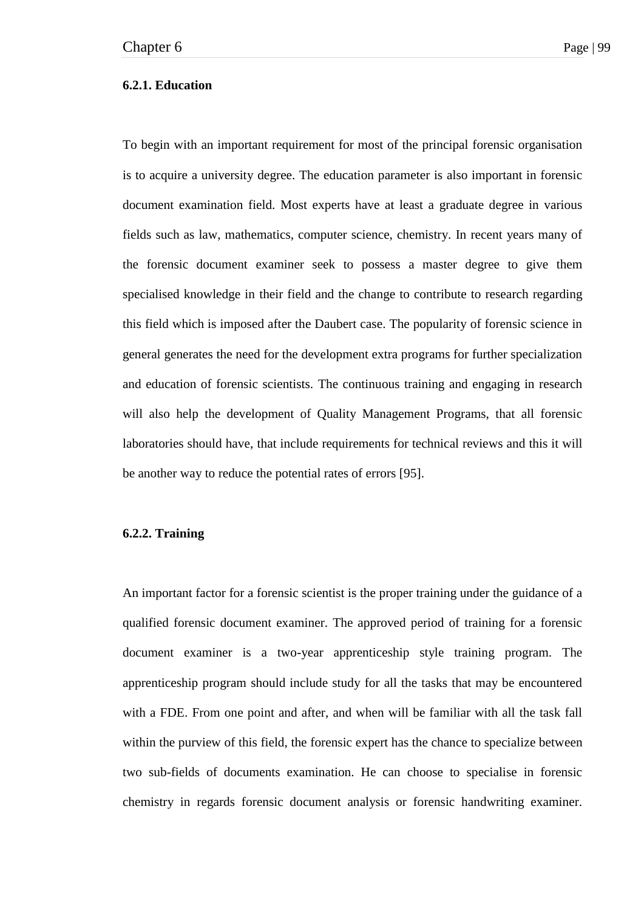### 6.2.1. Education

To begin with an important requirement for most of the principal forensic organisation is to acquire a university degree. The education parameter is also important in forensic document examination field. Most experts have at least a graduate degree in various fields such as law, mathematics, computer science, chemistry. In recent years many of the forensic document examiner seek to possess a master degree to give them specialised knowledge in their field and the change to contribute to research regarding this field which is imposed after the Daubert case. The popularity of forensic science in general generates the need for the development extra programs for further specialization and education of forensic scientists. The continuous training and engaging in research will also help the development of Quality Management Programs, that all forensic laboratories should have, that include requirements for technical reviews and this it will be another way to reduce the potential rates of errors [95].

### 6.2.2. Training

An important factor for a forensic scientist is the proper training under the guidance of a qualified forensic document examiner. The approved period of training for a forensic document examiner is a two-year apprenticeship style training program. The apprenticeship program should include study for all the tasks that may be encountered with a FDE. From one point and after, and when will be familiar with all the task fall within the purview of this field, the forensic expert has the chance to specialize between two sub-fields of documents examination. He can choose to specialise in forensic chemistry in regards forensic document analysis or forensic handwriting examiner.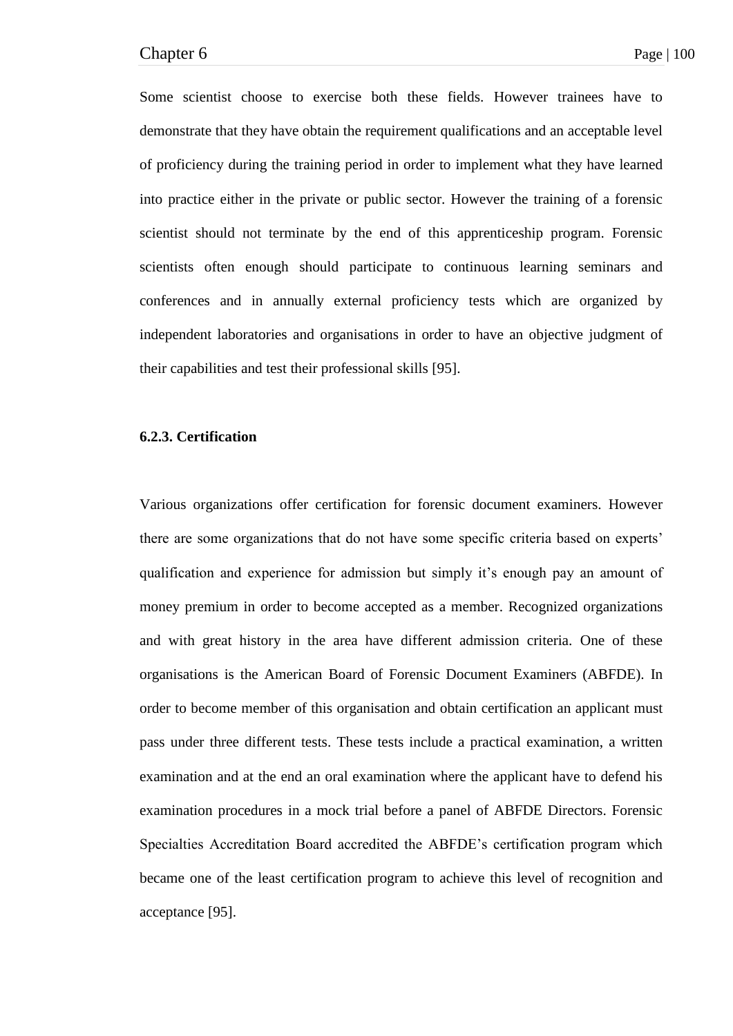Some scientist choose to exercise both these fields. However trainees have to demonstrate that they have obtain the requirement qualifications and an acceptable level of proficiency during the training period in order to implement what they have learned into practice either in the private or public sector. However the training of a forensic scientist should not terminate by the end of this apprenticeship program. Forensic scientists often enough should participate to continuous learning seminars and conferences and in annually external proficiency tests which are organized by independent laboratories and organisations in order to have an objective judgment of their capabilities and test their professional skills [95].

### 6.2.3. Certification

Various organizations offer certification for forensic document examiners. However there are some organizations that do not have some specific criteria based on experts' qualification and experience for admission but simply it's enough pay an amount of money premium in order to become accepted as a member. Recognized organizations and with great history in the area have different admission criteria. One of these organisations is the American Board of Forensic Document Examiners (ABFDE). In order to become member of this organisation and obtain certification an applicant must pass under three different tests. These tests include a practical examination, a written examination and at the end an oral examination where the applicant have to defend his examination procedures in a mock trial before a panel of ABFDE Directors. Forensic Specialties Accreditation Board accredited the ABFDE's certification program which became one of the least certification program to achieve this level of recognition and acceptance [95].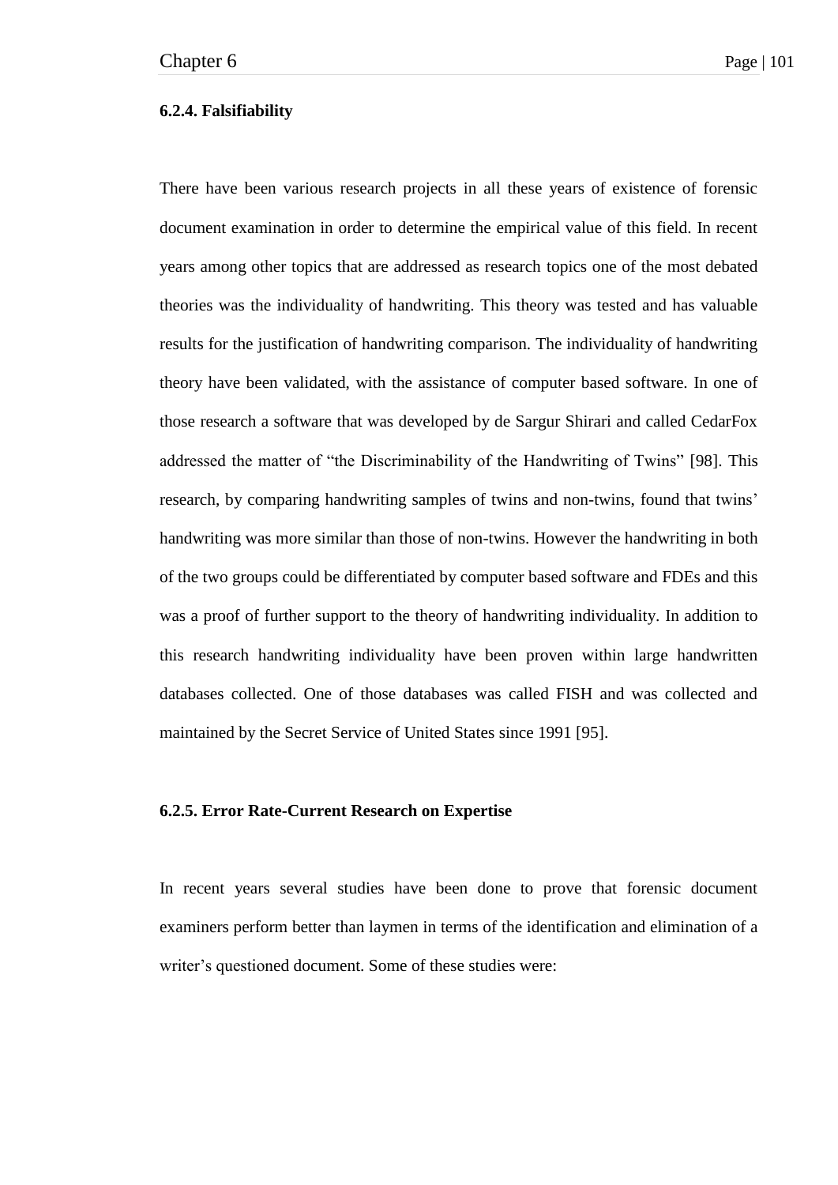#### 6.2.4. Falsifiability

There have been various research projects in all these years of existence of forensic document examination in order to determine the empirical value of this field. In recent years among other topics that are addressed as research topics one of the most debated theories was the individuality of handwriting. This theory was tested and has valuable results for the justification of handwriting comparison. The individuality of handwriting theory have been validated, with the assistance of computer based software. In one of those research a software that was developed by de Sargur Shirari and called CedarFox addressed the matter of "the Discriminability of the Handwriting of Twins" [98]. This research, by comparing handwriting samples of twins and non-twins, found that twins' handwriting was more similar than those of non-twins. However the handwriting in both of the two groups could be differentiated by computer based software and FDEs and this was a proof of further support to the theory of handwriting individuality. In addition to this research handwriting individuality have been proven within large handwritten databases collected. One of those databases was called FISH and was collected and maintained by the Secret Service of United States since 1991 [95].

#### 6.2.5. Error Rate-Current Research on Expertise

In recent years several studies have been done to prove that forensic document examiners perform better than laymen in terms of the identification and elimination of a writer's questioned document. Some of these studies were: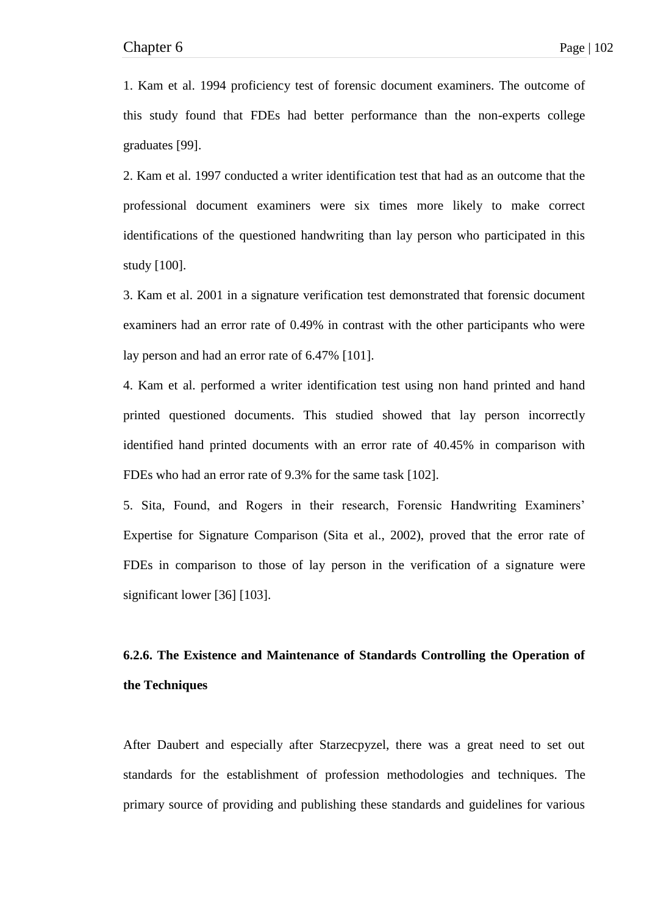1. Kam et al. 1994 proficiency test of forensic document examiners. The outcome of this study found that FDEs had better performance than the non-experts college graduates [99].

2. Kam et al. 1997 conducted a writer identification test that had as an outcome that the professional document examiners were six times more likely to make correct identifications of the questioned handwriting than lay person who participated in this study [100].

3. Kam et al. 2001 in a signature verification test demonstrated that forensic document examiners had an error rate of 0.49% in contrast with the other participants who were lay person and had an error rate of 6.47% [101].

4. Kam et al. performed a writer identification test using non hand printed and hand printed questioned documents. This studied showed that lay person incorrectly identified hand printed documents with an error rate of 40.45% in comparison with FDEs who had an error rate of 9.3% for the same task [102].

5. Sita, Found, and Rogers in their research, Forensic Handwriting Examiners' Expertise for Signature Comparison (Sita et al., 2002), proved that the error rate of FDEs in comparison to those of lay person in the verification of a signature were significant lower [36] [103].

### 6.2.6. The Existence and Maintenance of Standards Controlling the Operation of the Techniques

After Daubert and especially after Starzecpyzel, there was a great need to set out standards for the establishment of profession methodologies and techniques. The primary source of providing and publishing these standards and guidelines for various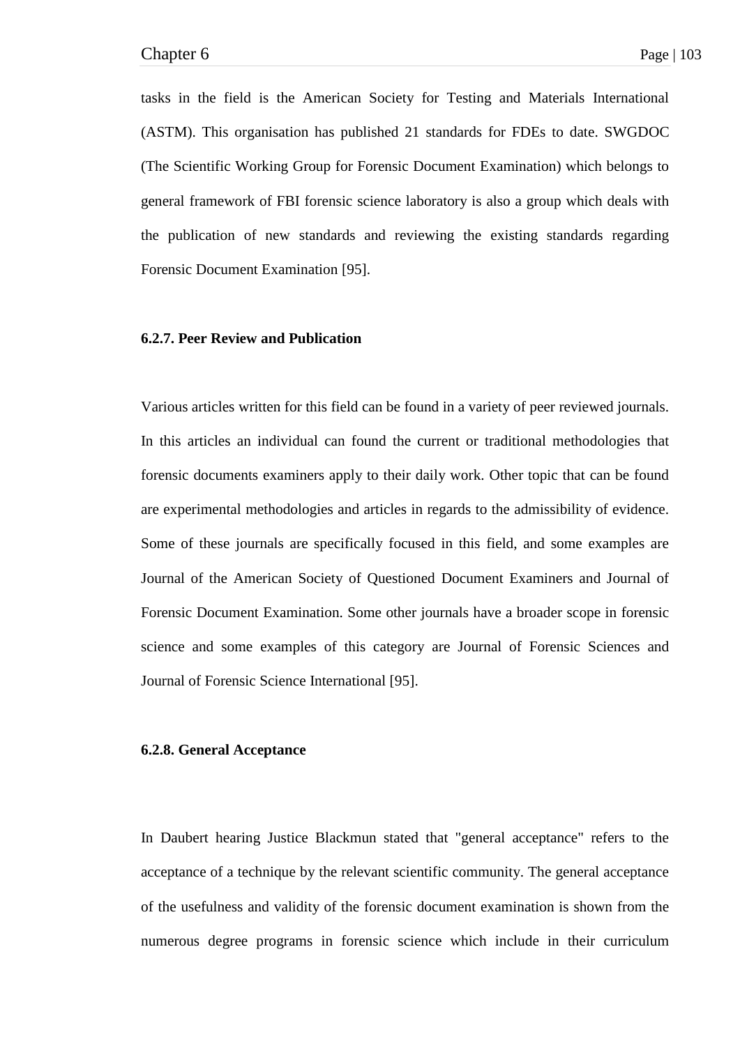tasks in the field is the American Society for Testing and Materials International (ASTM). This organisation has published 21 standards for FDEs to date. SWGDOC (The Scientific Working Group for Forensic Document Examination) which belongs to general framework of FBI forensic science laboratory is also a group which deals with the publication of new standards and reviewing the existing standards regarding Forensic Document Examination [95].

#### 6.2.7. Peer Review and Publication

Various articles written for this field can be found in a variety of peer reviewed journals. In this articles an individual can found the current or traditional methodologies that forensic documents examiners apply to their daily work. Other topic that can be found are experimental methodologies and articles in regards to the admissibility of evidence. Some of these journals are specifically focused in this field, and some examples are Journal of the American Society of Questioned Document Examiners and Journal of Forensic Document Examination. Some other journals have a broader scope in forensic science and some examples of this category are Journal of Forensic Sciences and Journal of Forensic Science International [95].

#### 6.2.8. General Acceptance

In Daubert hearing Justice Blackmun stated that "general acceptance" refers to the acceptance of a technique by the relevant scientific community. The general acceptance of the usefulness and validity of the forensic document examination is shown from the numerous degree programs in forensic science which include in their curriculum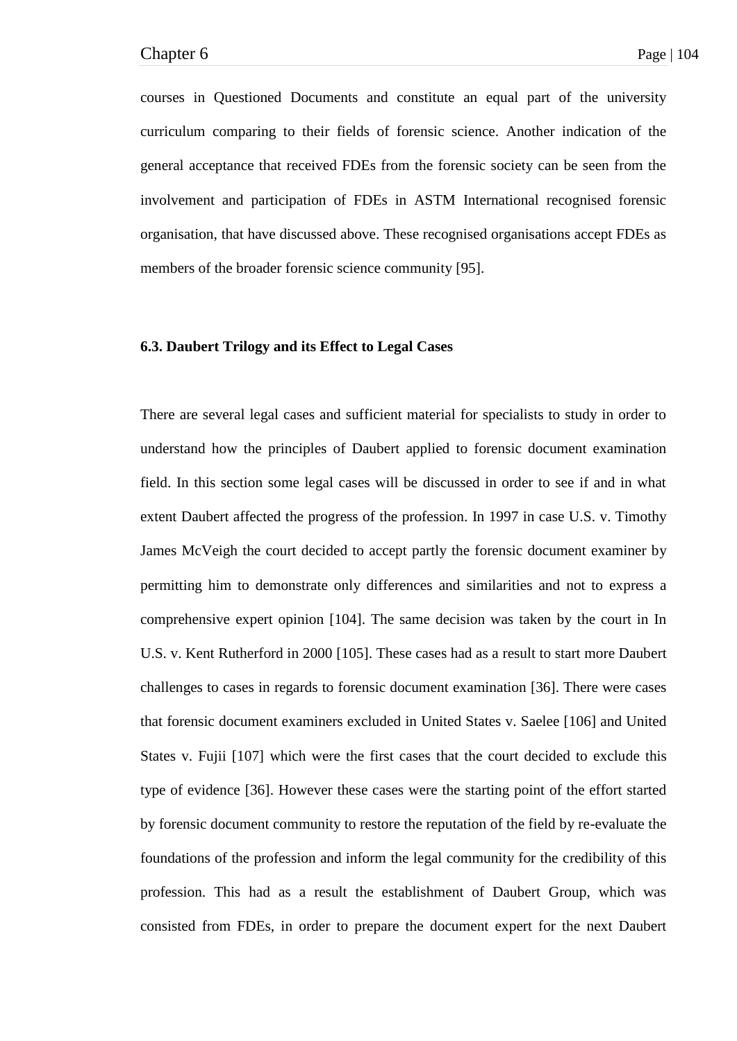courses in Questioned Documents and constitute an equal part of the university curriculum comparing to their fields of forensic science. Another indication of the general acceptance that received FDEs from the forensic society can be seen from the involvement and participation of FDEs in ASTM International recognised forensic organisation, that have discussed above. These recognised organisations accept FDEs as members of the broader forensic science community [95].

### 6.3. Daubert Trilogy and its Effect to Legal Cases

There are several legal cases and sufficient material for specialists to study in order to understand how the principles of Daubert applied to forensic document examination field. In this section some legal cases will be discussed in order to see if and in what extent Daubert affected the progress of the profession. In 1997 in case U.S. v. Timothy James McVeigh the court decided to accept partly the forensic document examiner by permitting him to demonstrate only differences and similarities and not to express a comprehensive expert opinion [104]. The same decision was taken by the court in In U.S. v. Kent Rutherford in 2000 [105]. These cases had as a result to start more Daubert challenges to cases in regards to forensic document examination [36]. There were cases that forensic document examiners excluded in United States v. Saelee [106] and United States v. Fujii [107] which were the first cases that the court decided to exclude this type of evidence [36]. However these cases were the starting point of the effort started by forensic document community to restore the reputation of the field by re-evaluate the foundations of the profession and inform the legal community for the credibility of this profession. This had as a result the establishment of Daubert Group, which was consisted from FDEs, in order to prepare the document expert for the next Daubert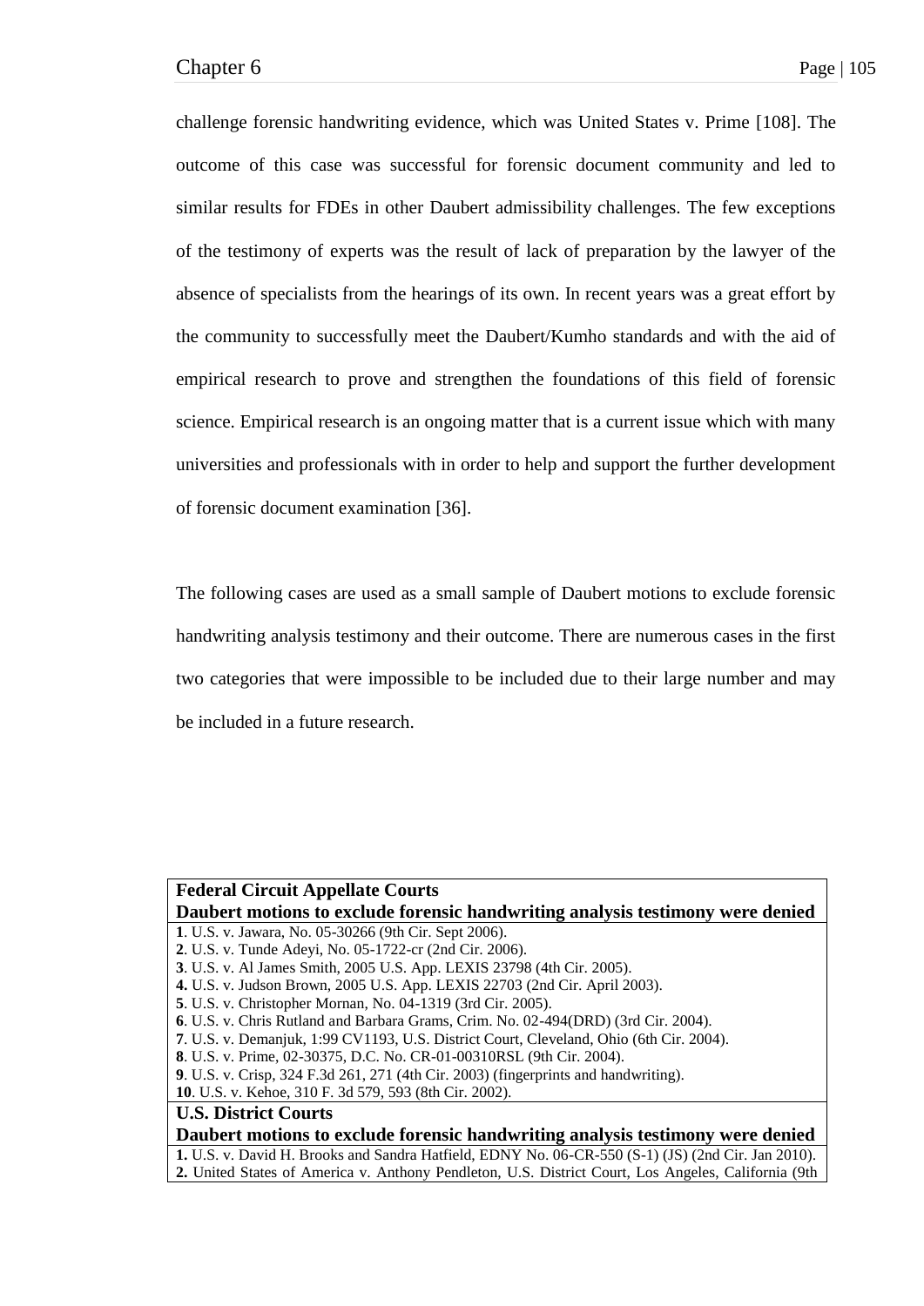challenge forensic handwriting evidence, which was United States v. Prime [108]. The outcome of this case was successful for forensic document community and led to similar results for FDEs in other Daubert admissibility challenges. The few exceptions of the testimony of experts was the result of lack of preparation by the lawyer of the absence of specialists from the hearings of its own. In recent years was a great effort by the community to successfully meet the Daubert/Kumho standards and with the aid of empirical research to prove and strengthen the foundations of this field of forensic science. Empirical research is an ongoing matter that is a current issue which with many universities and professionals with in order to help and support the further development of forensic document examination [36].

The following cases are used as a small sample of Daubert motions to exclude forensic handwriting analysis testimony and their outcome. There are numerous cases in the first two categories that were impossible to be included due to their large number and may be included in a future research.

| **Federal Circuit Appellate Courts**<br>**Daubert motions to exclude forensic handwriting analysis testimony were denied** |
|---|
| **1**. U.S. v. Jawara, No. 05-30266 (9th Cir. Sept 2006).<br>**2**. U.S. v. Tunde Adeyi, No. 05-1722-cr (2nd Cir. 2006).<br>**3**. U.S. v. Al James Smith, 2005 U.S. App. LEXIS 23798 (4th Cir. 2005).<br>**4.** U.S. v. Judson Brown, 2005 U.S. App. LEXIS 22703 (2nd Cir. April 2003).<br>**5**. U.S. v. Christopher Mornan, No. 04-1319 (3rd Cir. 2005).<br>**6**. U.S. v. Chris Rutland and Barbara Grams, Crim. No. 02-494(DRD) (3rd Cir. 2004).<br>**7**. U.S. v. Demanjuk, 1:99 CV1193, U.S. District Court, Cleveland, Ohio (6th Cir. 2004).<br>**8**. U.S. v. Prime, 02-30375, D.C. No. CR-01-00310RSL (9th Cir. 2004).<br>**9**. U.S. v. Crisp, 324 F.3d 261, 271 (4th Cir. 2003) (fingerprints and handwriting).<br>**10**. U.S. v. Kehoe, 310 F. 3d 579, 593 (8th Cir. 2002). |
| **U.S. District Courts**<br>**Daubert motions to exclude forensic handwriting analysis testimony were denied** |
| **1.** U.S. v. David H. Brooks and Sandra Hatfield, EDNY No. 06-CR-550 (S-1) (JS) (2nd Cir. Jan 2010).<br>**2.** United States of America v. Anthony Pendleton, U.S. District Court, Los Angeles, California (9th |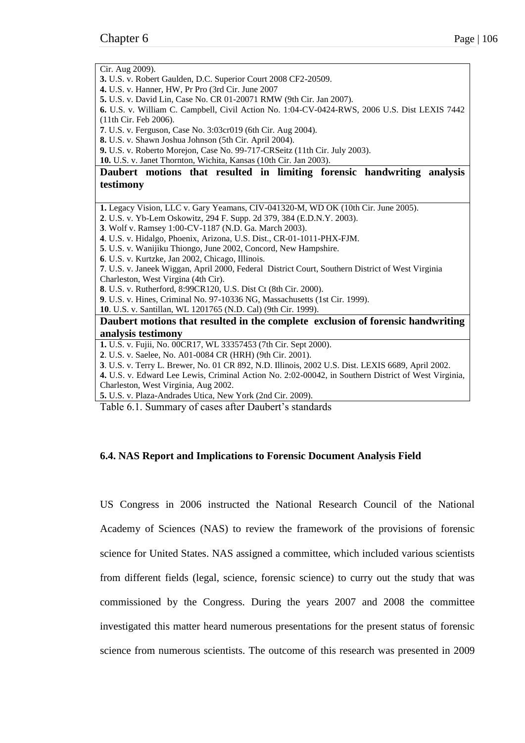| Cir. Aug 2009). |
|---|
| **3.** U.S. v. Robert Gaulden, D.C. Superior Court 2008 CF2-20509. |
| **4.** U.S. v. Hanner, HW, Pr Pro (3rd Cir. June 2007 |
| **5.** U.S. v. David Lin, Case No. CR 01-20071 RMW (9th Cir. Jan 2007). |
| **6.** U.S. v. William C. Campbell, Civil Action No. 1:04-CV-0424-RWS, 2006 U.S. Dist LEXIS 7442 (11th Cir. Feb 2006). |
| **7**. U.S. v. Ferguson, Case No. 3:03cr019 (6th Cir. Aug 2004). |
| **8.** U.S. v. Shawn Joshua Johnson (5th Cir. April 2004). |
| **9.** U.S. v. Roberto Morejon, Case No. 99-717-CRSeitz (11th Cir. July 2003). |
| **10.** U.S. v. Janet Thornton, Wichita, Kansas (10th Cir. Jan 2003). |
| **Daubert motions that resulted in limiting forensic handwriting analysis testimony** |
| **1.** Legacy Vision, LLC v. Gary Yeamans, CIV-041320-M, WD OK (10th Cir. June 2005). |
| **2**. U.S. v. Yb-Lem Oskowitz, 294 F. Supp. 2d 379, 384 (E.D.N.Y. 2003). |
| **3**. Wolf v. Ramsey 1:00-CV-1187 (N.D. Ga. March 2003). |
| **4**. U.S. v. Hidalgo, Phoenix, Arizona, U.S. Dist., CR-01-1011-PHX-FJM. |
| **5**. U.S. v. Wanijiku Thiongo, June 2002, Concord, New Hampshire. |
| **6**. U.S. v. Kurtzke, Jan 2002, Chicago, Illinois. |
| **7**. U.S. v. Janeek Wiggan, April 2000, Federal District Court, Southern District of West Virginia Charleston, West Virgina (4th Cir). |
| **8**. U.S. v. Rutherford, 8:99CR120, U.S. Dist Ct (8th Cir. 2000). |
| **9**. U.S. v. Hines, Criminal No. 97-10336 NG, Massachusetts (1st Cir. 1999). |
| **10**. U.S. v. Santillan, WL 1201765 (N.D. Cal) (9th Cir. 1999). |
| **Daubert motions that resulted in the complete exclusion of forensic handwriting analysis testimony** |
| **1.** U.S. v. Fujii, No. 00CR17, WL 33357453 (7th Cir. Sept 2000). |
| **2**. U.S. v. Saelee, No. A01-0084 CR (HRH) (9th Cir. 2001). |
| **3**. U.S. v. Terry L. Brewer, No. 01 CR 892, N.D. Illinois, 2002 U.S. Dist. LEXIS 6689, April 2002. |
| **4.** U.S. v. Edward Lee Lewis, Criminal Action No. 2:02-00042, in Southern District of West Virginia, Charleston, West Virginia, Aug 2002. |
| **5.** U.S. v. Plaza-Andrades Utica, New York (2nd Cir. 2009). |

Table 6.1. Summary of cases after Daubert's standards

### 6.4. NAS Report and Implications to Forensic Document Analysis Field

US Congress in 2006 instructed the National Research Council of the National Academy of Sciences (NAS) to review the framework of the provisions of forensic science for United States. NAS assigned a committee, which included various scientists from different fields (legal, science, forensic science) to curry out the study that was commissioned by the Congress. During the years 2007 and 2008 the committee investigated this matter heard numerous presentations for the present status of forensic science from numerous scientists. The outcome of this research was presented in 2009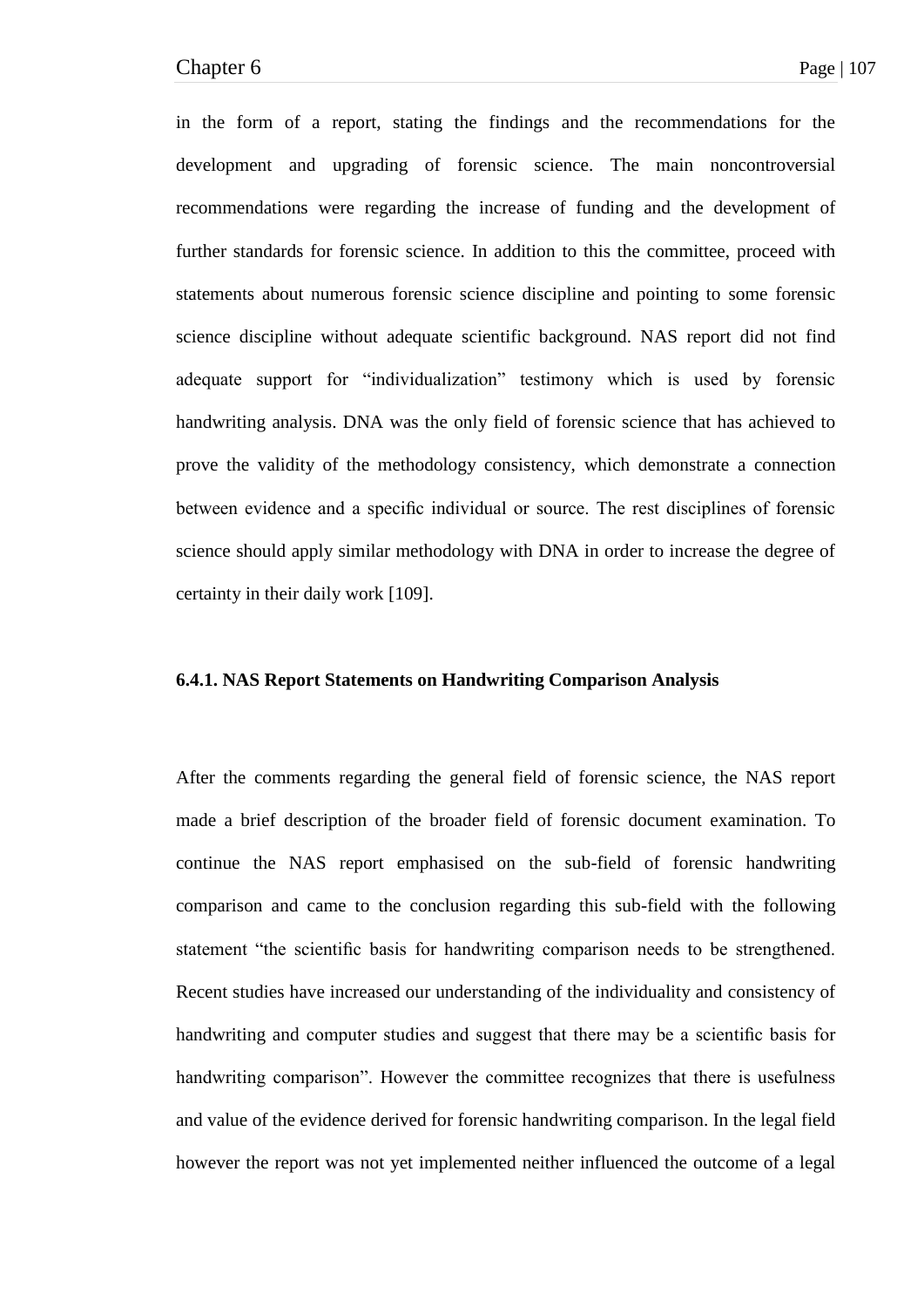in the form of a report, stating the findings and the recommendations for the development and upgrading of forensic science. The main noncontroversial recommendations were regarding the increase of funding and the development of further standards for forensic science. In addition to this the committee, proceed with statements about numerous forensic science discipline and pointing to some forensic science discipline without adequate scientific background. NAS report did not find adequate support for "individualization" testimony which is used by forensic handwriting analysis. DNA was the only field of forensic science that has achieved to prove the validity of the methodology consistency, which demonstrate a connection between evidence and a specific individual or source. The rest disciplines of forensic science should apply similar methodology with DNA in order to increase the degree of certainty in their daily work [109].

#### 6.4.1. NAS Report Statements on Handwriting Comparison Analysis

After the comments regarding the general field of forensic science, the NAS report made a brief description of the broader field of forensic document examination. To continue the NAS report emphasised on the sub-field of forensic handwriting comparison and came to the conclusion regarding this sub-field with the following statement "the scientific basis for handwriting comparison needs to be strengthened. Recent studies have increased our understanding of the individuality and consistency of handwriting and computer studies and suggest that there may be a scientific basis for handwriting comparison". However the committee recognizes that there is usefulness and value of the evidence derived for forensic handwriting comparison. In the legal field however the report was not yet implemented neither influenced the outcome of a legal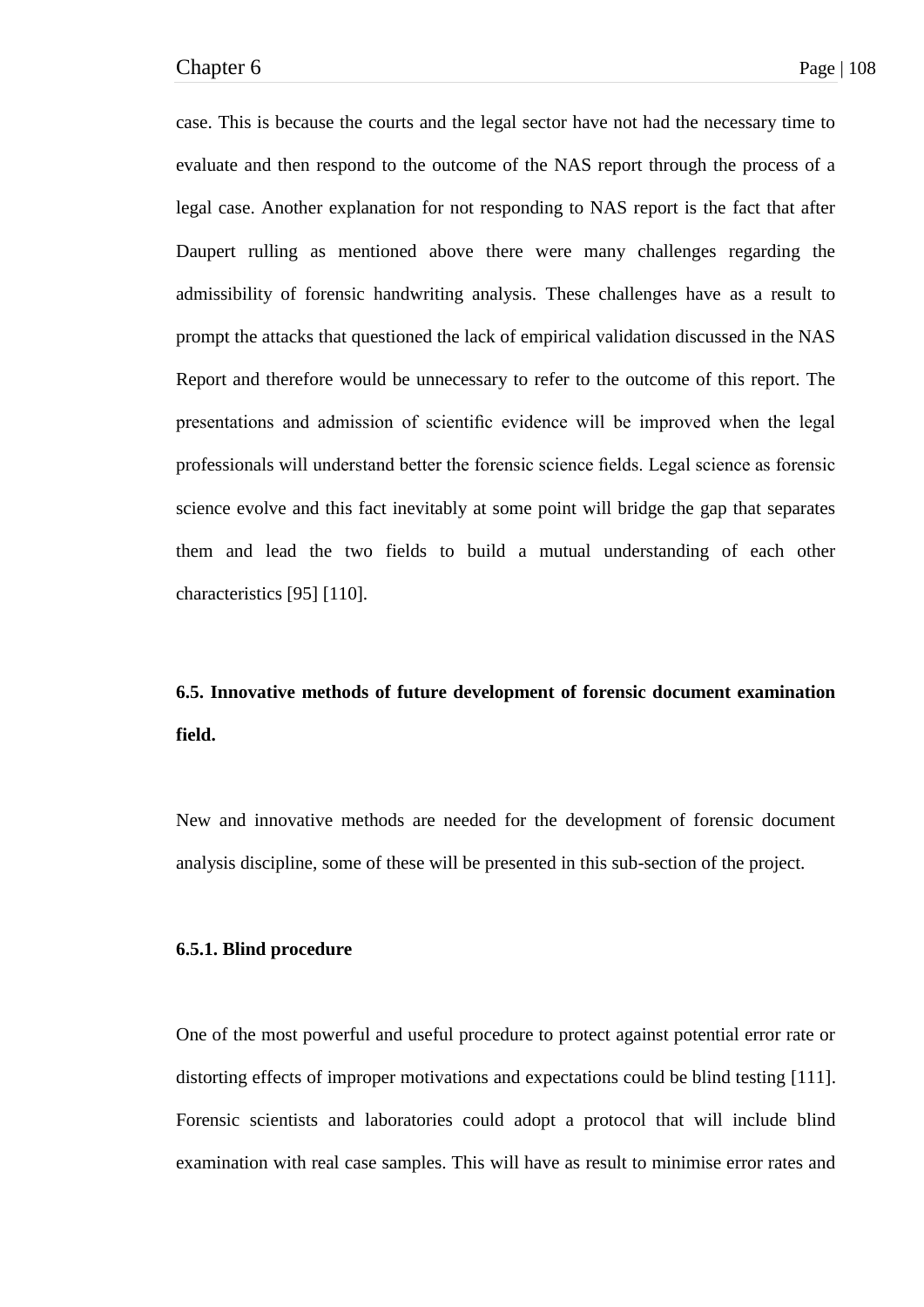case. This is because the courts and the legal sector have not had the necessary time to evaluate and then respond to the outcome of the NAS report through the process of a legal case. Another explanation for not responding to NAS report is the fact that after Daupert rulling as mentioned above there were many challenges regarding the admissibility of forensic handwriting analysis. These challenges have as a result to prompt the attacks that questioned the lack of empirical validation discussed in the NAS Report and therefore would be unnecessary to refer to the outcome of this report. The presentations and admission of scientific evidence will be improved when the legal professionals will understand better the forensic science fields. Legal science as forensic science evolve and this fact inevitably at some point will bridge the gap that separates them and lead the two fields to build a mutual understanding of each other characteristics [95] [110].

## 6.5. Innovative methods of future development of forensic document examination field.

New and innovative methods are needed for the development of forensic document analysis discipline, some of these will be presented in this sub-section of the project.

### 6.5.1. Blind procedure

One of the most powerful and useful procedure to protect against potential error rate or distorting effects of improper motivations and expectations could be blind testing [111]. Forensic scientists and laboratories could adopt a protocol that will include blind examination with real case samples. This will have as result to minimise error rates and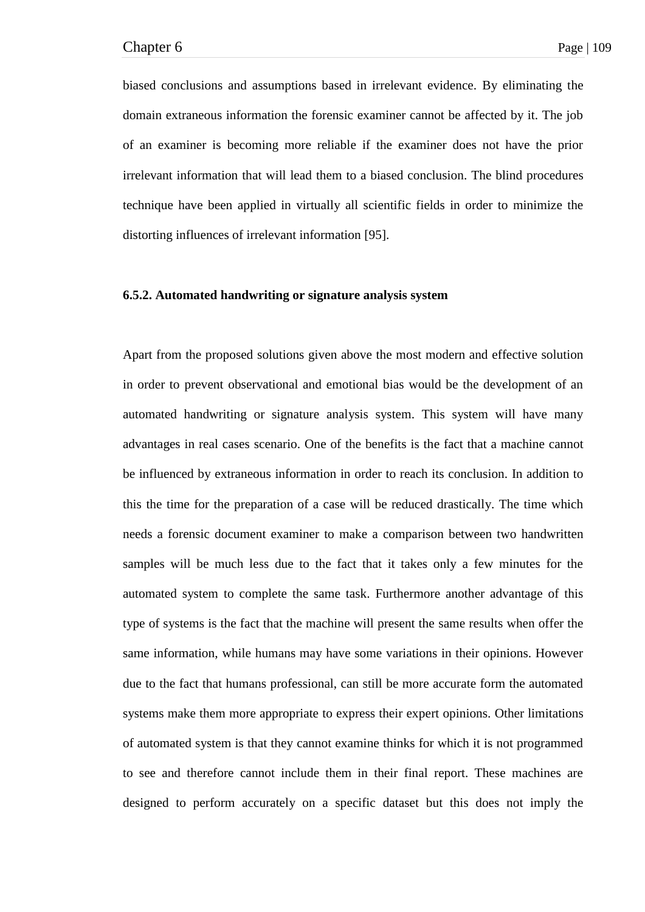biased conclusions and assumptions based in irrelevant evidence. By eliminating the domain extraneous information the forensic examiner cannot be affected by it. The job of an examiner is becoming more reliable if the examiner does not have the prior irrelevant information that will lead them to a biased conclusion. The blind procedures technique have been applied in virtually all scientific fields in order to minimize the distorting influences of irrelevant information [95].

### 6.5.2. Automated handwriting or signature analysis system

Apart from the proposed solutions given above the most modern and effective solution in order to prevent observational and emotional bias would be the development of an automated handwriting or signature analysis system. This system will have many advantages in real cases scenario. One of the benefits is the fact that a machine cannot be influenced by extraneous information in order to reach its conclusion. In addition to this the time for the preparation of a case will be reduced drastically. The time which needs a forensic document examiner to make a comparison between two handwritten samples will be much less due to the fact that it takes only a few minutes for the automated system to complete the same task. Furthermore another advantage of this type of systems is the fact that the machine will present the same results when offer the same information, while humans may have some variations in their opinions. However due to the fact that humans professional, can still be more accurate form the automated systems make them more appropriate to express their expert opinions. Other limitations of automated system is that they cannot examine thinks for which it is not programmed to see and therefore cannot include them in their final report. These machines are designed to perform accurately on a specific dataset but this does not imply the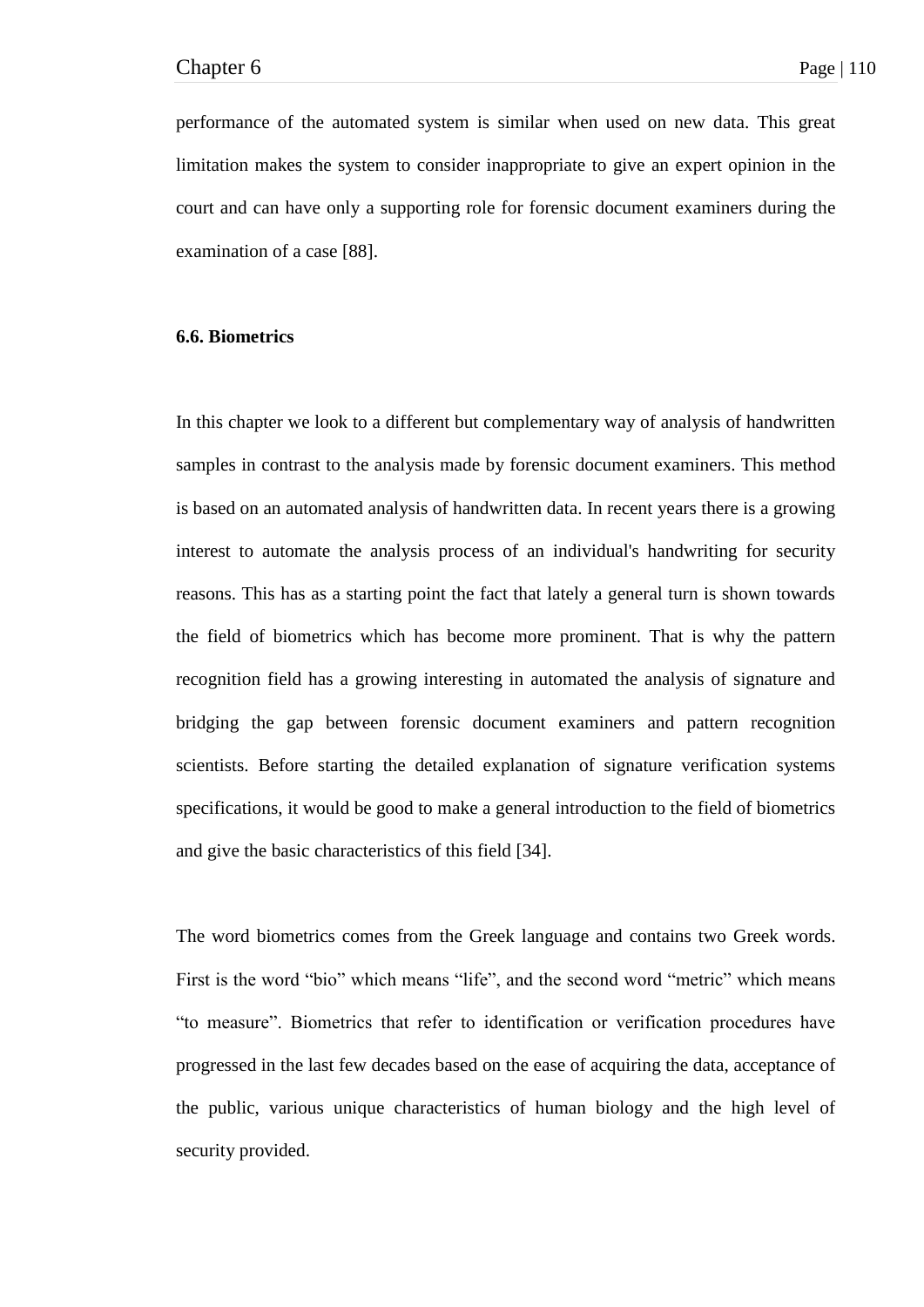performance of the automated system is similar when used on new data. This great limitation makes the system to consider inappropriate to give an expert opinion in the court and can have only a supporting role for forensic document examiners during the examination of a case [88].

### 6.6. Biometrics

In this chapter we look to a different but complementary way of analysis of handwritten samples in contrast to the analysis made by forensic document examiners. This method is based on an automated analysis of handwritten data. In recent years there is a growing interest to automate the analysis process of an individual's handwriting for security reasons. This has as a starting point the fact that lately a general turn is shown towards the field of biometrics which has become more prominent. That is why the pattern recognition field has a growing interesting in automated the analysis of signature and bridging the gap between forensic document examiners and pattern recognition scientists. Before starting the detailed explanation of signature verification systems specifications, it would be good to make a general introduction to the field of biometrics and give the basic characteristics of this field [34].

The word biometrics comes from the Greek language and contains two Greek words. First is the word "bio" which means "life", and the second word "metric" which means "to measure". Biometrics that refer to identification or verification procedures have progressed in the last few decades based on the ease of acquiring the data, acceptance of the public, various unique characteristics of human biology and the high level of security provided.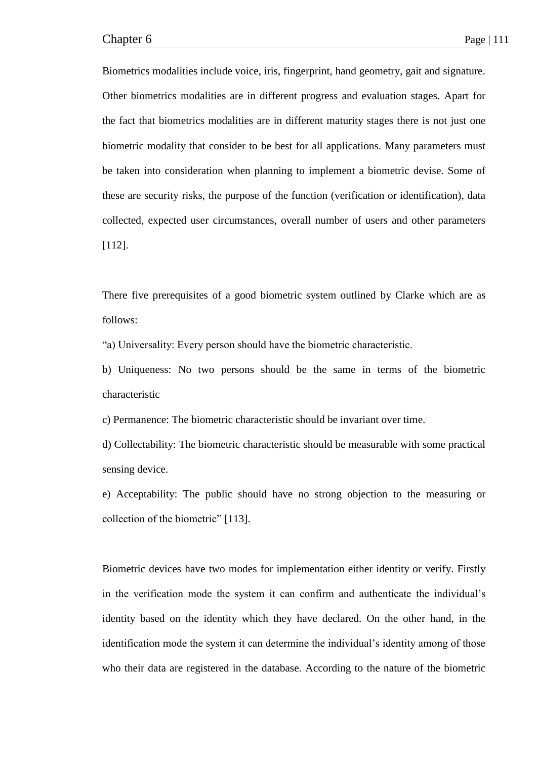Biometrics modalities include voice, iris, fingerprint, hand geometry, gait and signature. Other biometrics modalities are in different progress and evaluation stages. Apart for the fact that biometrics modalities are in different maturity stages there is not just one biometric modality that consider to be best for all applications. Many parameters must be taken into consideration when planning to implement a biometric devise. Some of these are security risks, the purpose of the function (verification or identification), data collected, expected user circumstances, overall number of users and other parameters [112].

There five prerequisites of a good biometric system outlined by Clarke which are as follows:

“a) Universality: Every person should have the biometric characteristic.

b) Uniqueness: No two persons should be the same in terms of the biometric characteristic

c) Permanence: The biometric characteristic should be invariant over time.

d) Collectability: The biometric characteristic should be measurable with some practical sensing device.

e) Acceptability: The public should have no strong objection to the measuring or collection of the biometric” [113].

Biometric devices have two modes for implementation either identity or verify. Firstly in the verification mode the system it can confirm and authenticate the individual’s identity based on the identity which they have declared. On the other hand, in the identification mode the system it can determine the individual’s identity among of those who their data are registered in the database. According to the nature of the biometric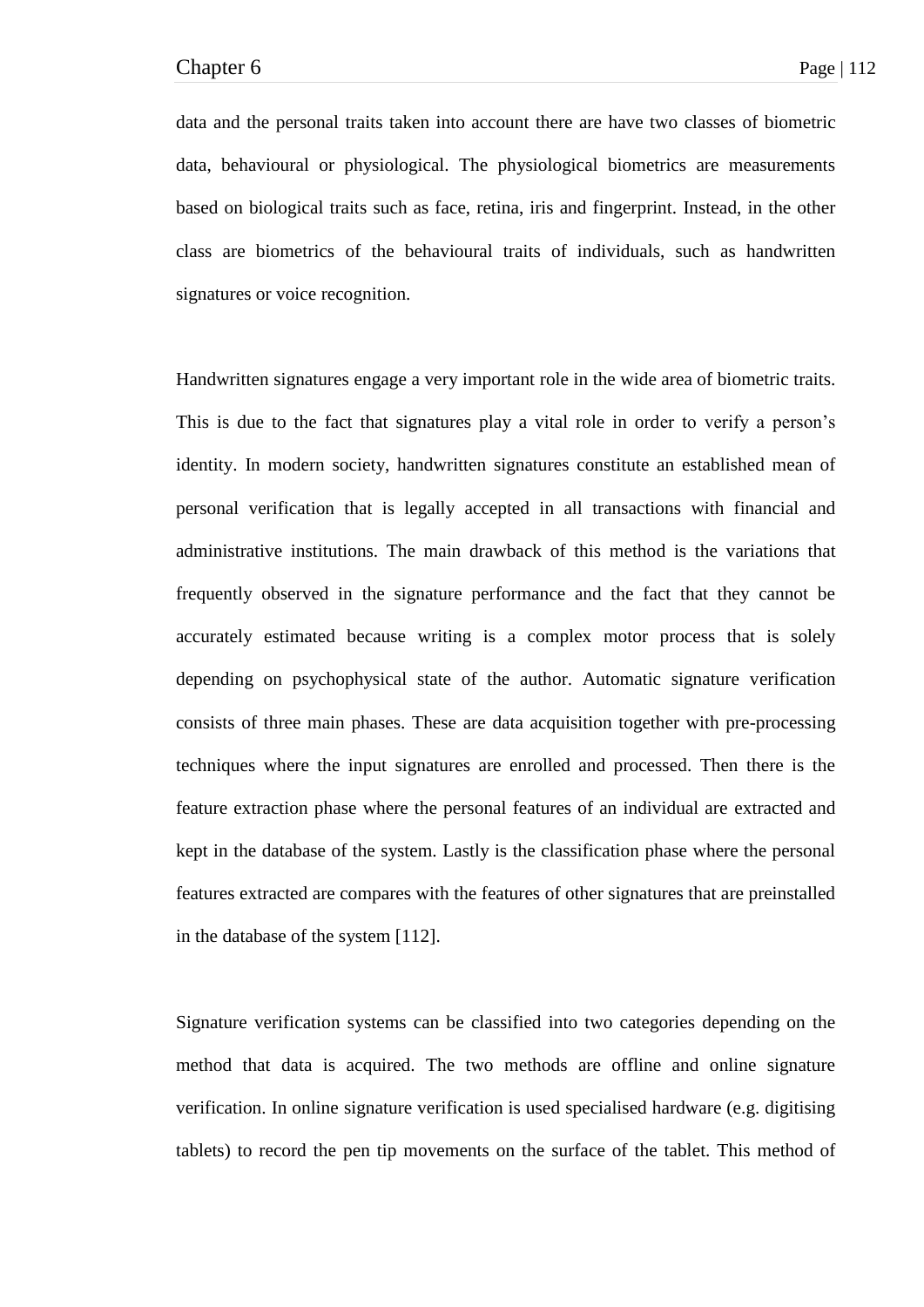data and the personal traits taken into account there are have two classes of biometric data, behavioural or physiological. The physiological biometrics are measurements based on biological traits such as face, retina, iris and fingerprint. Instead, in the other class are biometrics of the behavioural traits of individuals, such as handwritten signatures or voice recognition.

Handwritten signatures engage a very important role in the wide area of biometric traits. This is due to the fact that signatures play a vital role in order to verify a person's identity. In modern society, handwritten signatures constitute an established mean of personal verification that is legally accepted in all transactions with financial and administrative institutions. The main drawback of this method is the variations that frequently observed in the signature performance and the fact that they cannot be accurately estimated because writing is a complex motor process that is solely depending on psychophysical state of the author. Automatic signature verification consists of three main phases. These are data acquisition together with pre-processing techniques where the input signatures are enrolled and processed. Then there is the feature extraction phase where the personal features of an individual are extracted and kept in the database of the system. Lastly is the classification phase where the personal features extracted are compares with the features of other signatures that are preinstalled in the database of the system [112].

Signature verification systems can be classified into two categories depending on the method that data is acquired. The two methods are offline and online signature verification. In online signature verification is used specialised hardware (e.g. digitising tablets) to record the pen tip movements on the surface of the tablet. This method of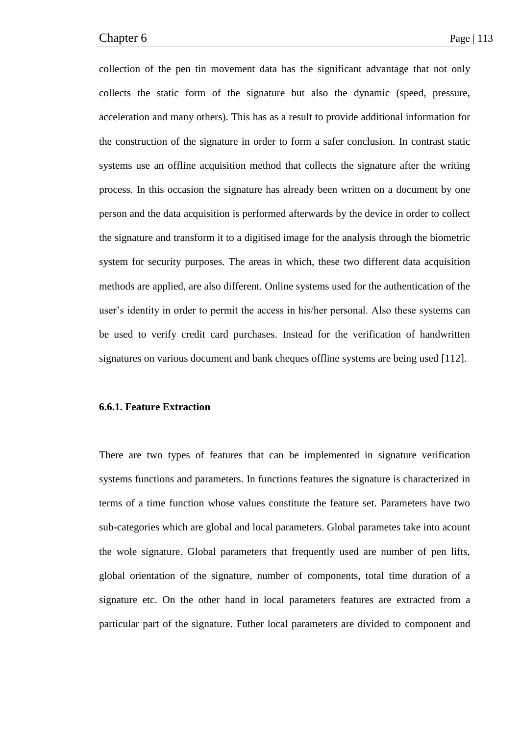collection of the pen tin movement data has the significant advantage that not only collects the static form of the signature but also the dynamic (speed, pressure, acceleration and many others). This has as a result to provide additional information for the construction of the signature in order to form a safer conclusion. In contrast static systems use an offline acquisition method that collects the signature after the writing process. In this occasion the signature has already been written on a document by one person and the data acquisition is performed afterwards by the device in order to collect the signature and transform it to a digitised image for the analysis through the biometric system for security purposes. The areas in which, these two different data acquisition methods are applied, are also different. Online systems used for the authentication of the user's identity in order to permit the access in his/her personal. Also these systems can be used to verify credit card purchases. Instead for the verification of handwritten signatures on various document and bank cheques offline systems are being used [112].

### 6.6.1. Feature Extraction

There are two types of features that can be implemented in signature verification systems functions and parameters. In functions features the signature is characterized in terms of a time function whose values constitute the feature set. Parameters have two sub-categories which are global and local parameters. Global parametes take into acount the wole signature. Global parameters that frequently used are number of pen lifts, global orientation of the signature, number of components, total time duration of a signature etc. On the other hand in local parameters features are extracted from a particular part of the signature. Futher local parameters are divided to component and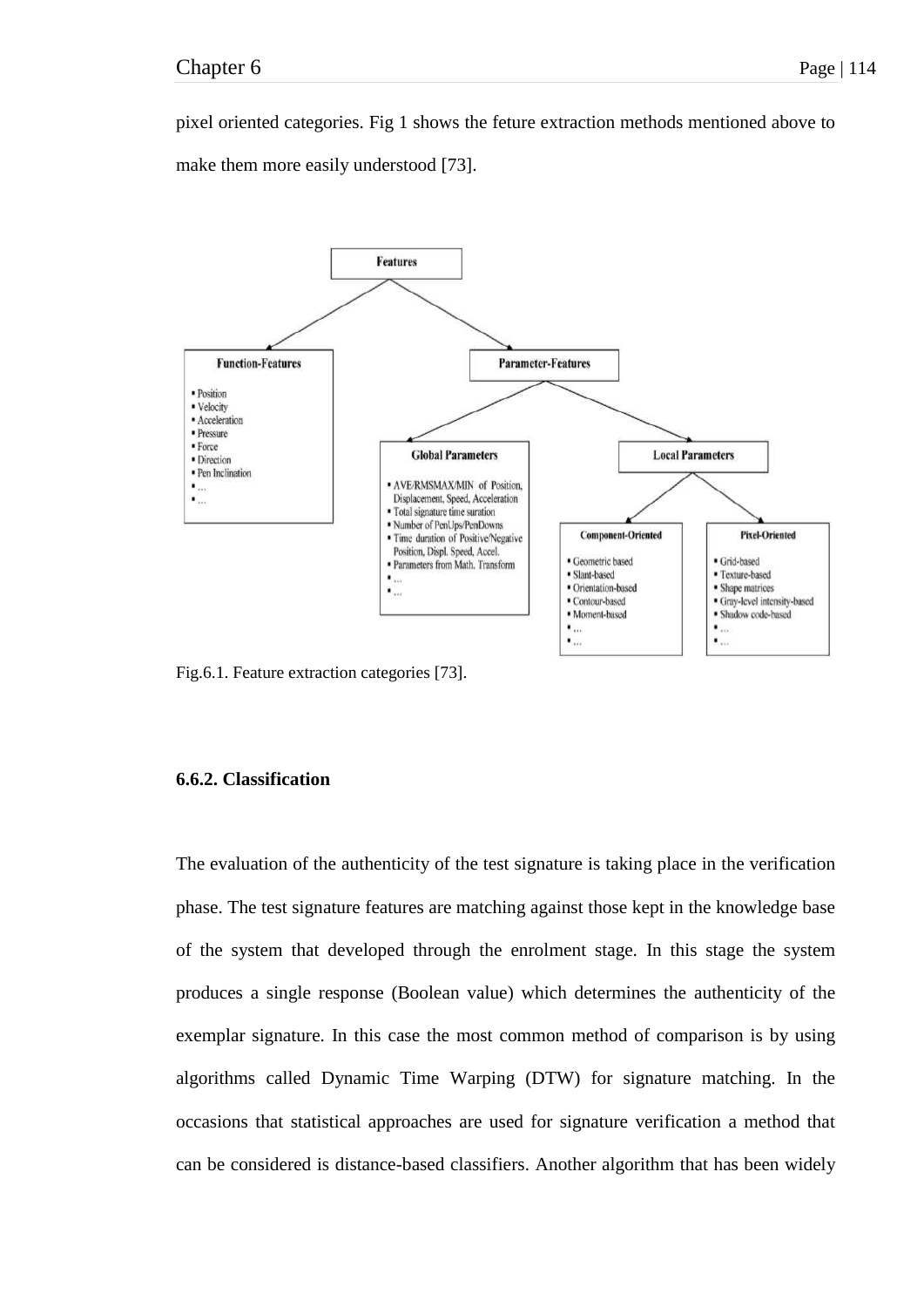pixel oriented categories. Fig 1 shows the feture extraction methods mentioned above to make them more easily understood [73].

Fig.6.1. Feature extraction categories [73].

### 6.6.2. Classification

The evaluation of the authenticity of the test signature is taking place in the verification phase. The test signature features are matching against those kept in the knowledge base of the system that developed through the enrolment stage. In this stage the system produces a single response (Boolean value) which determines the authenticity of the exemplar signature. In this case the most common method of comparison is by using algorithms called Dynamic Time Warping (DTW) for signature matching. In the occasions that statistical approaches are used for signature verification a method that can be considered is distance-based classifiers. Another algorithm that has been widely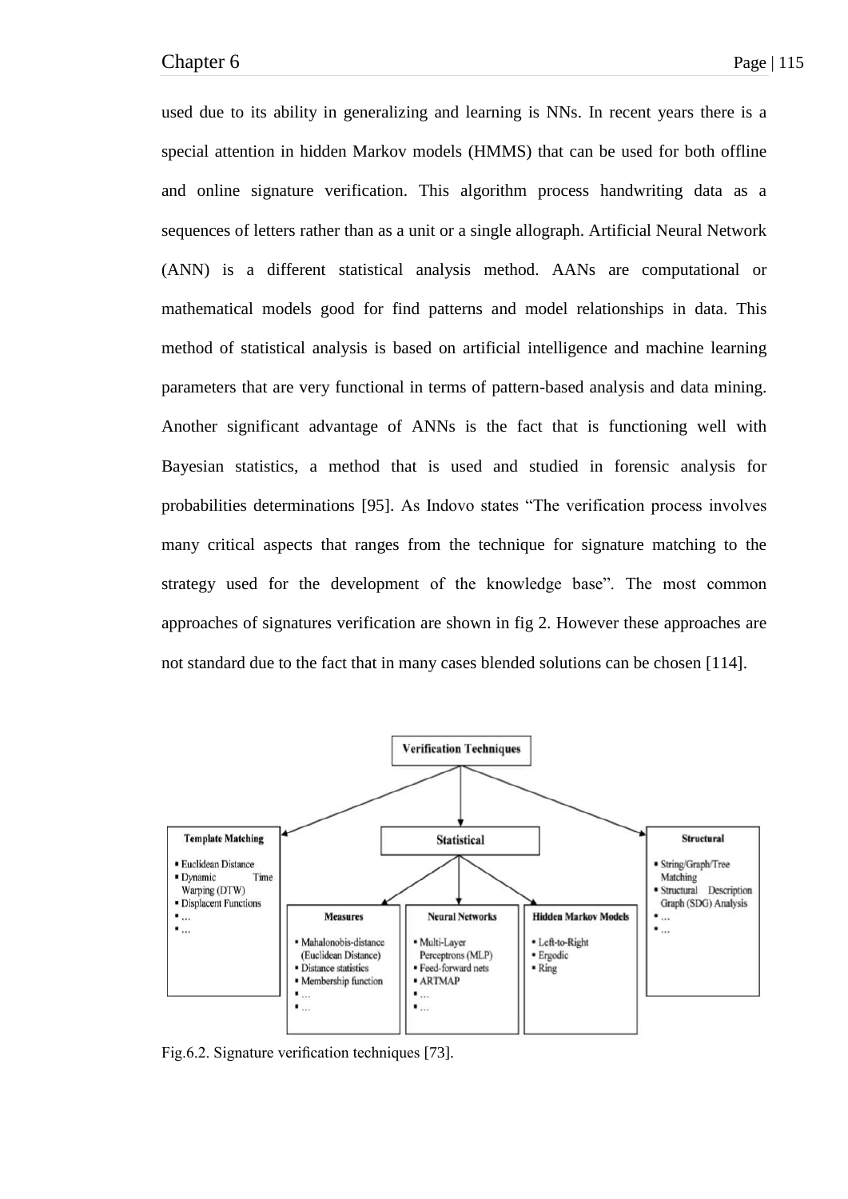used due to its ability in generalizing and learning is NNs. In recent years there is a special attention in hidden Markov models (HMMS) that can be used for both offline and online signature verification. This algorithm process handwriting data as a sequences of letters rather than as a unit or a single allograph. Artificial Neural Network (ANN) is a different statistical analysis method. AANs are computational or mathematical models good for find patterns and model relationships in data. This method of statistical analysis is based on artificial intelligence and machine learning parameters that are very functional in terms of pattern-based analysis and data mining. Another significant advantage of ANNs is the fact that is functioning well with Bayesian statistics, a method that is used and studied in forensic analysis for probabilities determinations [95]. As Indovo states "The verification process involves many critical aspects that ranges from the technique for signature matching to the strategy used for the development of the knowledge base". The most common approaches of signatures verification are shown in fig 2. However these approaches are not standard due to the fact that in many cases blended solutions can be chosen [114].

**Verification Techniques**

- **Template Matching**
  - Euclidean Distance
  - Dynamic Time Warping (DTW)
  - Displacent Functions
  - ...
  - ...
- **Statistical**
  - **Measures**
    - Mahalonobis-distance (Euclidean Distance)
    - Distance statistics
    - Membership function
    - ...
    - ...
  - **Neural Networks**
    - Multi-Layer Perceptrons (MLP)
    - Feed-forward nets
    - ARTMAP
    - ...
    - ...
  - **Hidden Markov Models**
    - Left-to-Right
    - Ergodic
    - Ring
- **Structural**
  - String/Graph/Tree Matching
  - Structural Description Graph (SDG) Analysis
  - ...
  - ...

Fig.6.2. Signature verification techniques [73].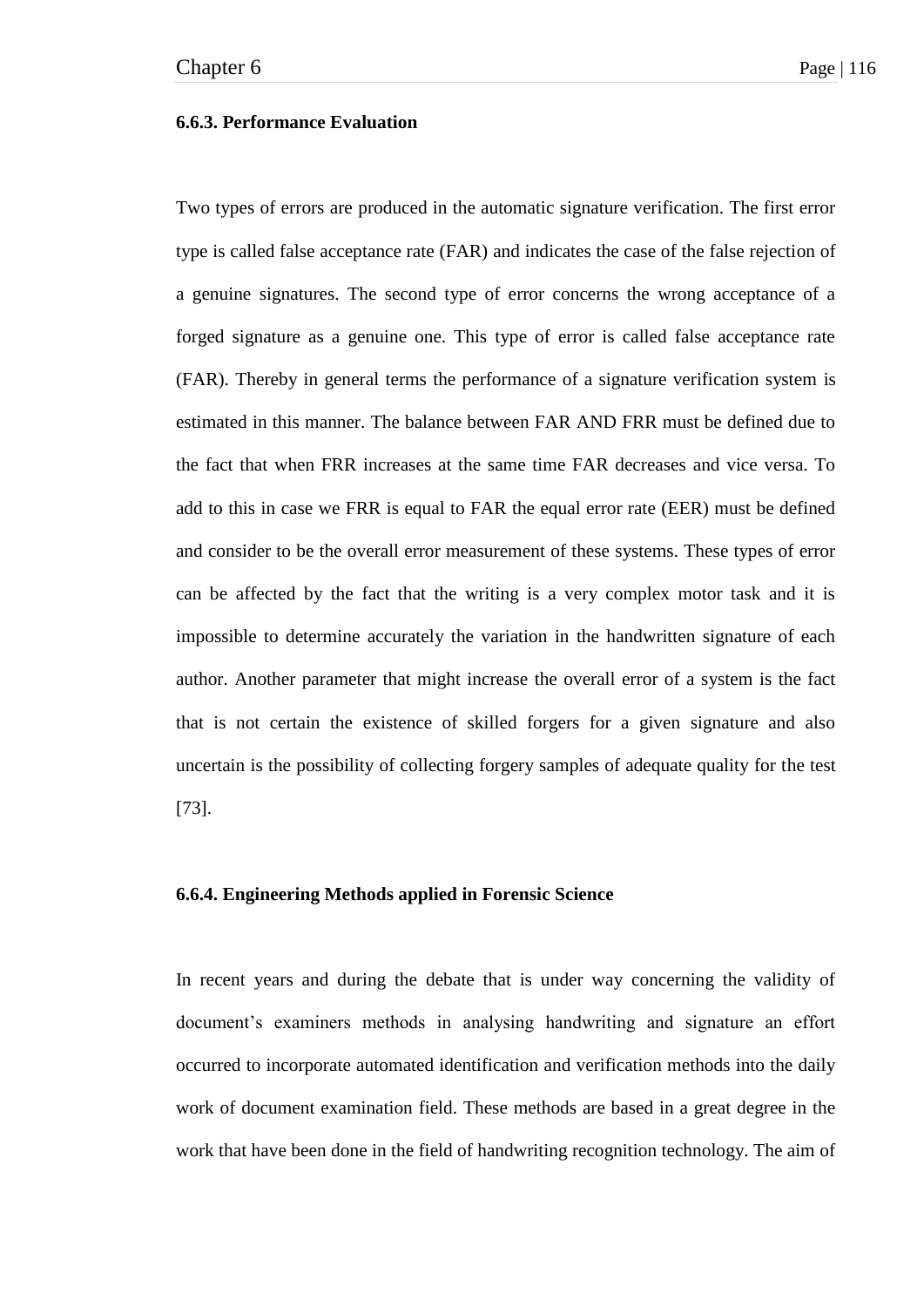### 6.6.3. Performance Evaluation

Two types of errors are produced in the automatic signature verification. The first error type is called false acceptance rate (FAR) and indicates the case of the false rejection of a genuine signatures. The second type of error concerns the wrong acceptance of a forged signature as a genuine one. This type of error is called false acceptance rate (FAR). Thereby in general terms the performance of a signature verification system is estimated in this manner. The balance between FAR AND FRR must be defined due to the fact that when FRR increases at the same time FAR decreases and vice versa. To add to this in case we FRR is equal to FAR the equal error rate (EER) must be defined and consider to be the overall error measurement of these systems. These types of error can be affected by the fact that the writing is a very complex motor task and it is impossible to determine accurately the variation in the handwritten signature of each author. Another parameter that might increase the overall error of a system is the fact that is not certain the existence of skilled forgers for a given signature and also uncertain is the possibility of collecting forgery samples of adequate quality for the test [73].

### 6.6.4. Engineering Methods applied in Forensic Science

In recent years and during the debate that is under way concerning the validity of document's examiners methods in analysing handwriting and signature an effort occurred to incorporate automated identification and verification methods into the daily work of document examination field. These methods are based in a great degree in the work that have been done in the field of handwriting recognition technology. The aim of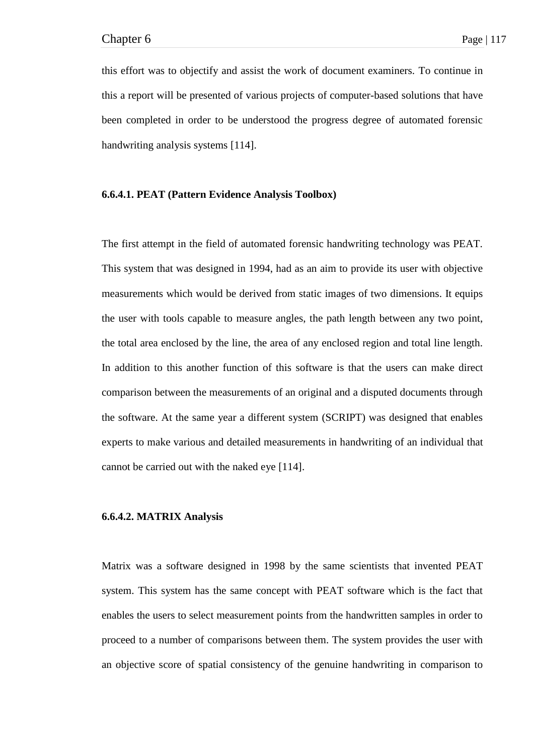this effort was to objectify and assist the work of document examiners. To continue in this a report will be presented of various projects of computer-based solutions that have been completed in order to be understood the progress degree of automated forensic handwriting analysis systems [114].

#### 6.6.4.1. PEAT (Pattern Evidence Analysis Toolbox)

The first attempt in the field of automated forensic handwriting technology was PEAT. This system that was designed in 1994, had as an aim to provide its user with objective measurements which would be derived from static images of two dimensions. It equips the user with tools capable to measure angles, the path length between any two point, the total area enclosed by the line, the area of any enclosed region and total line length. In addition to this another function of this software is that the users can make direct comparison between the measurements of an original and a disputed documents through the software. At the same year a different system (SCRIPT) was designed that enables experts to make various and detailed measurements in handwriting of an individual that cannot be carried out with the naked eye [114].

#### 6.6.4.2. MATRIX Analysis

Matrix was a software designed in 1998 by the same scientists that invented PEAT system. This system has the same concept with PEAT software which is the fact that enables the users to select measurement points from the handwritten samples in order to proceed to a number of comparisons between them. The system provides the user with an objective score of spatial consistency of the genuine handwriting in comparison to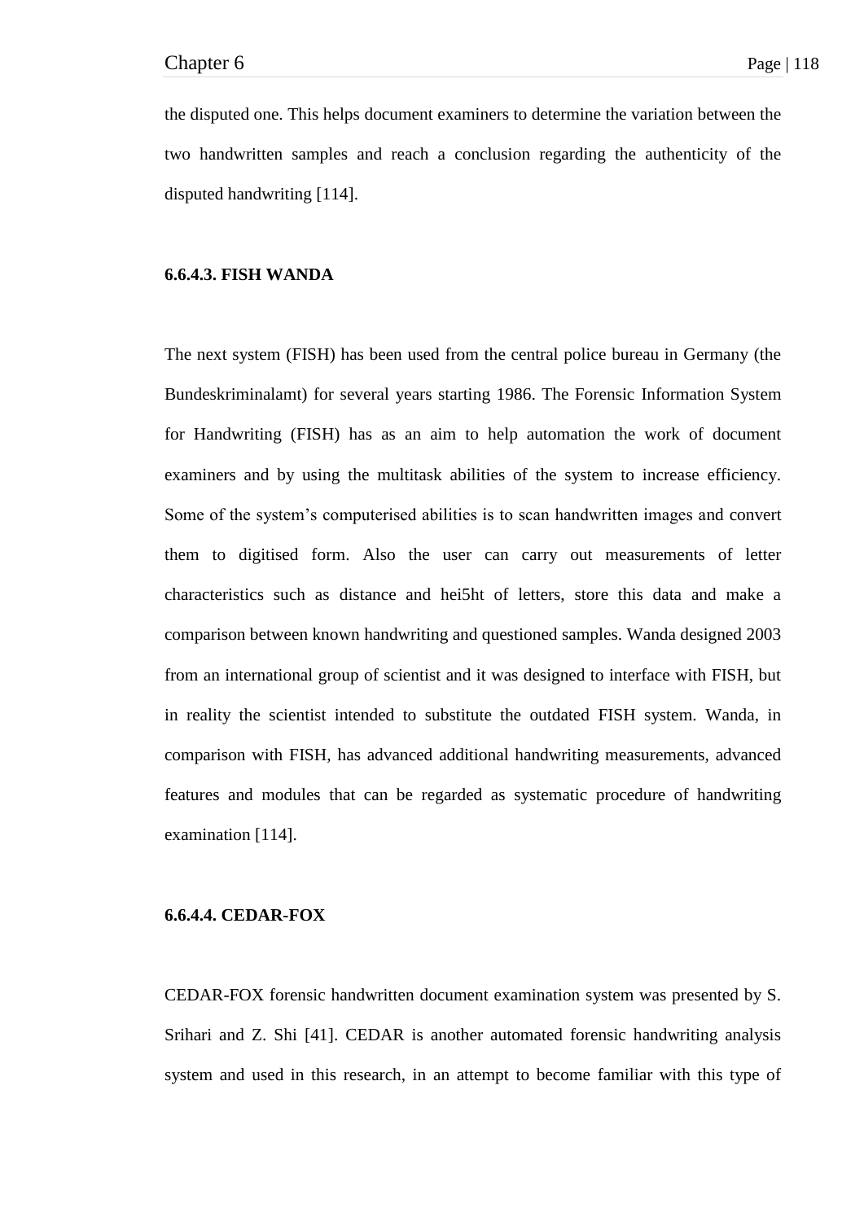the disputed one. This helps document examiners to determine the variation between the two handwritten samples and reach a conclusion regarding the authenticity of the disputed handwriting [114].

#### 6.6.4.3. FISH WANDA

The next system (FISH) has been used from the central police bureau in Germany (the Bundeskriminalamt) for several years starting 1986. The Forensic Information System for Handwriting (FISH) has as an aim to help automation the work of document examiners and by using the multitask abilities of the system to increase efficiency. Some of the system's computerised abilities is to scan handwritten images and convert them to digitised form. Also the user can carry out measurements of letter characteristics such as distance and hei5ht of letters, store this data and make a comparison between known handwriting and questioned samples. Wanda designed 2003 from an international group of scientist and it was designed to interface with FISH, but in reality the scientist intended to substitute the outdated FISH system. Wanda, in comparison with FISH, has advanced additional handwriting measurements, advanced features and modules that can be regarded as systematic procedure of handwriting examination [114].

#### 6.6.4.4. CEDAR-FOX

CEDAR-FOX forensic handwritten document examination system was presented by S. Srihari and Z. Shi [41]. CEDAR is another automated forensic handwriting analysis system and used in this research, in an attempt to become familiar with this type of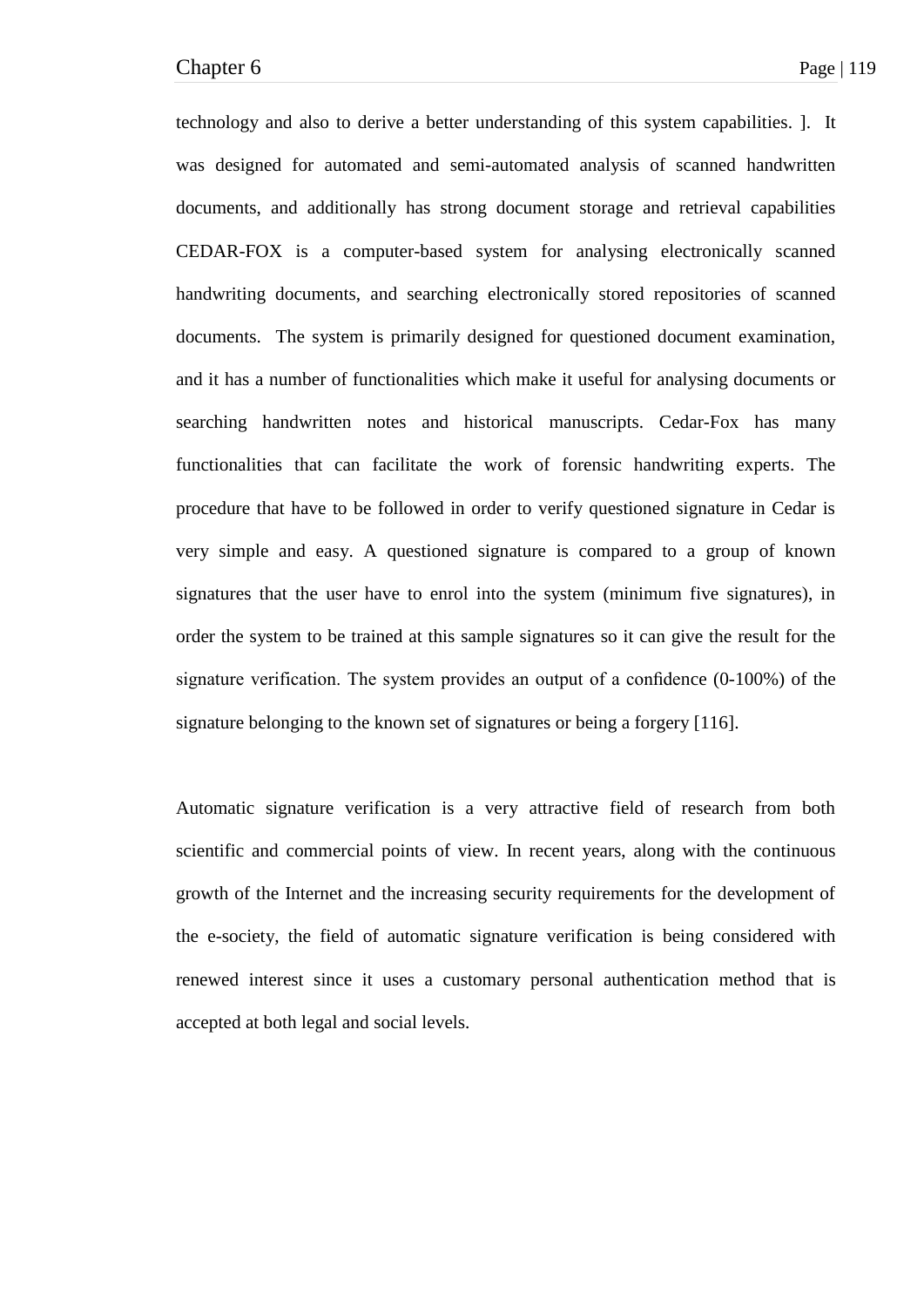technology and also to derive a better understanding of this system capabilities. ]. It was designed for automated and semi-automated analysis of scanned handwritten documents, and additionally has strong document storage and retrieval capabilities CEDAR-FOX is a computer-based system for analysing electronically scanned handwriting documents, and searching electronically stored repositories of scanned documents. The system is primarily designed for questioned document examination, and it has a number of functionalities which make it useful for analysing documents or searching handwritten notes and historical manuscripts. Cedar-Fox has many functionalities that can facilitate the work of forensic handwriting experts. The procedure that have to be followed in order to verify questioned signature in Cedar is very simple and easy. A questioned signature is compared to a group of known signatures that the user have to enrol into the system (minimum five signatures), in order the system to be trained at this sample signatures so it can give the result for the signature verification. The system provides an output of a confidence (0-100%) of the signature belonging to the known set of signatures or being a forgery [116].

Automatic signature verification is a very attractive field of research from both scientific and commercial points of view. In recent years, along with the continuous growth of the Internet and the increasing security requirements for the development of the e-society, the field of automatic signature verification is being considered with renewed interest since it uses a customary personal authentication method that is accepted at both legal and social levels.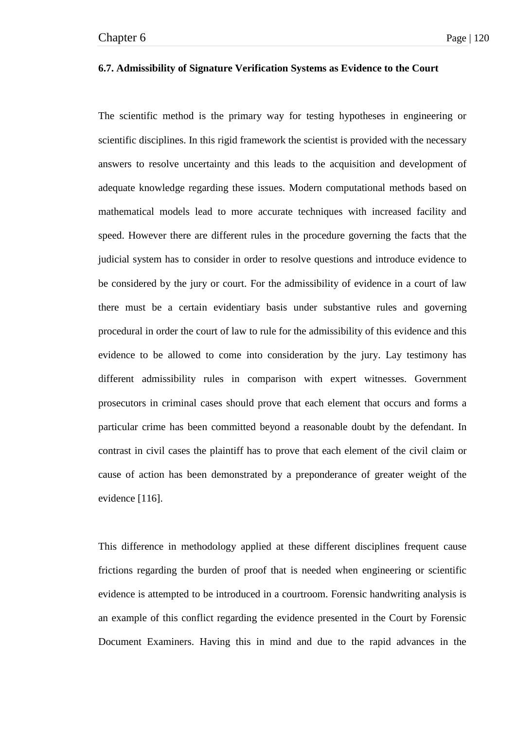### 6.7. Admissibility of Signature Verification Systems as Evidence to the Court

The scientific method is the primary way for testing hypotheses in engineering or scientific disciplines. In this rigid framework the scientist is provided with the necessary answers to resolve uncertainty and this leads to the acquisition and development of adequate knowledge regarding these issues. Modern computational methods based on mathematical models lead to more accurate techniques with increased facility and speed. However there are different rules in the procedure governing the facts that the judicial system has to consider in order to resolve questions and introduce evidence to be considered by the jury or court. For the admissibility of evidence in a court of law there must be a certain evidentiary basis under substantive rules and governing procedural in order the court of law to rule for the admissibility of this evidence and this evidence to be allowed to come into consideration by the jury. Lay testimony has different admissibility rules in comparison with expert witnesses. Government prosecutors in criminal cases should prove that each element that occurs and forms a particular crime has been committed beyond a reasonable doubt by the defendant. In contrast in civil cases the plaintiff has to prove that each element of the civil claim or cause of action has been demonstrated by a preponderance of greater weight of the evidence [116].

This difference in methodology applied at these different disciplines frequent cause frictions regarding the burden of proof that is needed when engineering or scientific evidence is attempted to be introduced in a courtroom. Forensic handwriting analysis is an example of this conflict regarding the evidence presented in the Court by Forensic Document Examiners. Having this in mind and due to the rapid advances in the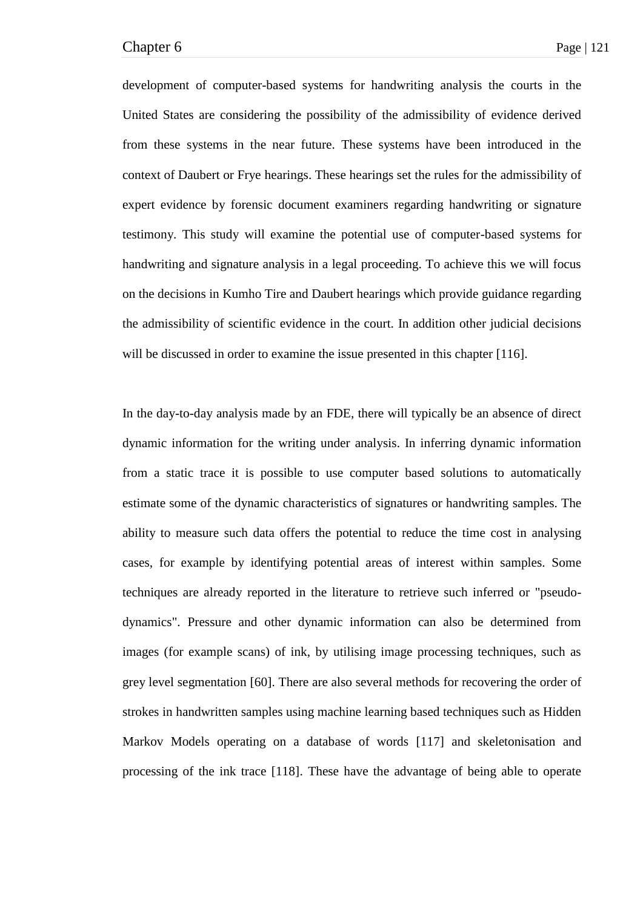development of computer-based systems for handwriting analysis the courts in the United States are considering the possibility of the admissibility of evidence derived from these systems in the near future. These systems have been introduced in the context of Daubert or Frye hearings. These hearings set the rules for the admissibility of expert evidence by forensic document examiners regarding handwriting or signature testimony. This study will examine the potential use of computer-based systems for handwriting and signature analysis in a legal proceeding. To achieve this we will focus on the decisions in Kumho Tire and Daubert hearings which provide guidance regarding the admissibility of scientific evidence in the court. In addition other judicial decisions will be discussed in order to examine the issue presented in this chapter [116].

In the day-to-day analysis made by an FDE, there will typically be an absence of direct dynamic information for the writing under analysis. In inferring dynamic information from a static trace it is possible to use computer based solutions to automatically estimate some of the dynamic characteristics of signatures or handwriting samples. The ability to measure such data offers the potential to reduce the time cost in analysing cases, for example by identifying potential areas of interest within samples. Some techniques are already reported in the literature to retrieve such inferred or "pseudo-dynamics". Pressure and other dynamic information can also be determined from images (for example scans) of ink, by utilising image processing techniques, such as grey level segmentation [60]. There are also several methods for recovering the order of strokes in handwritten samples using machine learning based techniques such as Hidden Markov Models operating on a database of words [117] and skeletonisation and processing of the ink trace [118]. These have the advantage of being able to operate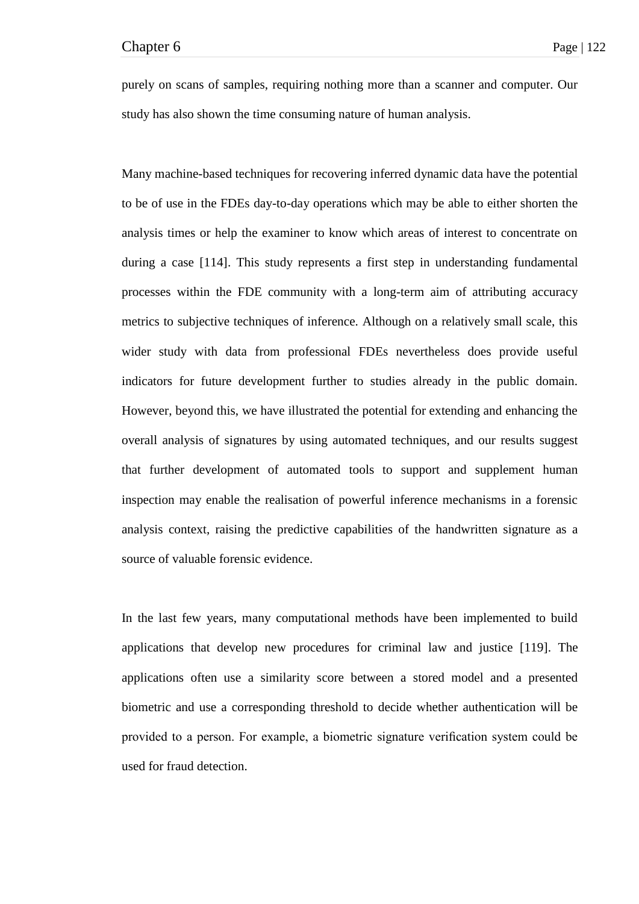purely on scans of samples, requiring nothing more than a scanner and computer. Our study has also shown the time consuming nature of human analysis.

Many machine-based techniques for recovering inferred dynamic data have the potential to be of use in the FDEs day-to-day operations which may be able to either shorten the analysis times or help the examiner to know which areas of interest to concentrate on during a case [114]. This study represents a first step in understanding fundamental processes within the FDE community with a long-term aim of attributing accuracy metrics to subjective techniques of inference. Although on a relatively small scale, this wider study with data from professional FDEs nevertheless does provide useful indicators for future development further to studies already in the public domain. However, beyond this, we have illustrated the potential for extending and enhancing the overall analysis of signatures by using automated techniques, and our results suggest that further development of automated tools to support and supplement human inspection may enable the realisation of powerful inference mechanisms in a forensic analysis context, raising the predictive capabilities of the handwritten signature as a source of valuable forensic evidence.

In the last few years, many computational methods have been implemented to build applications that develop new procedures for criminal law and justice [119]. The applications often use a similarity score between a stored model and a presented biometric and use a corresponding threshold to decide whether authentication will be provided to a person. For example, a biometric signature verification system could be used for fraud detection.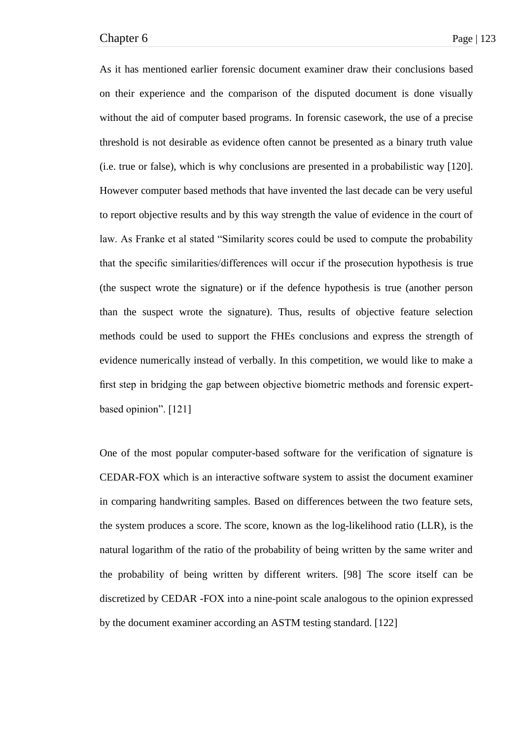As it has mentioned earlier forensic document examiner draw their conclusions based on their experience and the comparison of the disputed document is done visually without the aid of computer based programs. In forensic casework, the use of a precise threshold is not desirable as evidence often cannot be presented as a binary truth value (i.e. true or false), which is why conclusions are presented in a probabilistic way [120]. However computer based methods that have invented the last decade can be very useful to report objective results and by this way strength the value of evidence in the court of law. As Franke et al stated "Similarity scores could be used to compute the probability that the specific similarities/differences will occur if the prosecution hypothesis is true (the suspect wrote the signature) or if the defence hypothesis is true (another person than the suspect wrote the signature). Thus, results of objective feature selection methods could be used to support the FHEs conclusions and express the strength of evidence numerically instead of verbally. In this competition, we would like to make a first step in bridging the gap between objective biometric methods and forensic expert-based opinion". [121]

One of the most popular computer-based software for the verification of signature is CEDAR-FOX which is an interactive software system to assist the document examiner in comparing handwriting samples. Based on differences between the two feature sets, the system produces a score. The score, known as the log-likelihood ratio (LLR), is the natural logarithm of the ratio of the probability of being written by the same writer and the probability of being written by different writers. [98] The score itself can be discretized by CEDAR -FOX into a nine-point scale analogous to the opinion expressed by the document examiner according an ASTM testing standard. [122]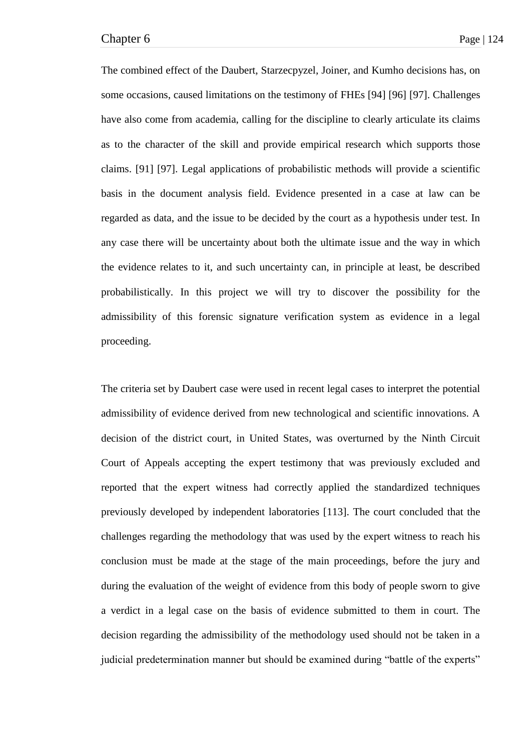The combined effect of the Daubert, Starzecpyzel, Joiner, and Kumho decisions has, on some occasions, caused limitations on the testimony of FHEs [94] [96] [97]. Challenges have also come from academia, calling for the discipline to clearly articulate its claims as to the character of the skill and provide empirical research which supports those claims. [91] [97]. Legal applications of probabilistic methods will provide a scientific basis in the document analysis field. Evidence presented in a case at law can be regarded as data, and the issue to be decided by the court as a hypothesis under test. In any case there will be uncertainty about both the ultimate issue and the way in which the evidence relates to it, and such uncertainty can, in principle at least, be described probabilistically. In this project we will try to discover the possibility for the admissibility of this forensic signature verification system as evidence in a legal proceeding.

The criteria set by Daubert case were used in recent legal cases to interpret the potential admissibility of evidence derived from new technological and scientific innovations. A decision of the district court, in United States, was overturned by the Ninth Circuit Court of Appeals accepting the expert testimony that was previously excluded and reported that the expert witness had correctly applied the standardized techniques previously developed by independent laboratories [113]. The court concluded that the challenges regarding the methodology that was used by the expert witness to reach his conclusion must be made at the stage of the main proceedings, before the jury and during the evaluation of the weight of evidence from this body of people sworn to give a verdict in a legal case on the basis of evidence submitted to them in court. The decision regarding the admissibility of the methodology used should not be taken in a judicial predetermination manner but should be examined during "battle of the experts"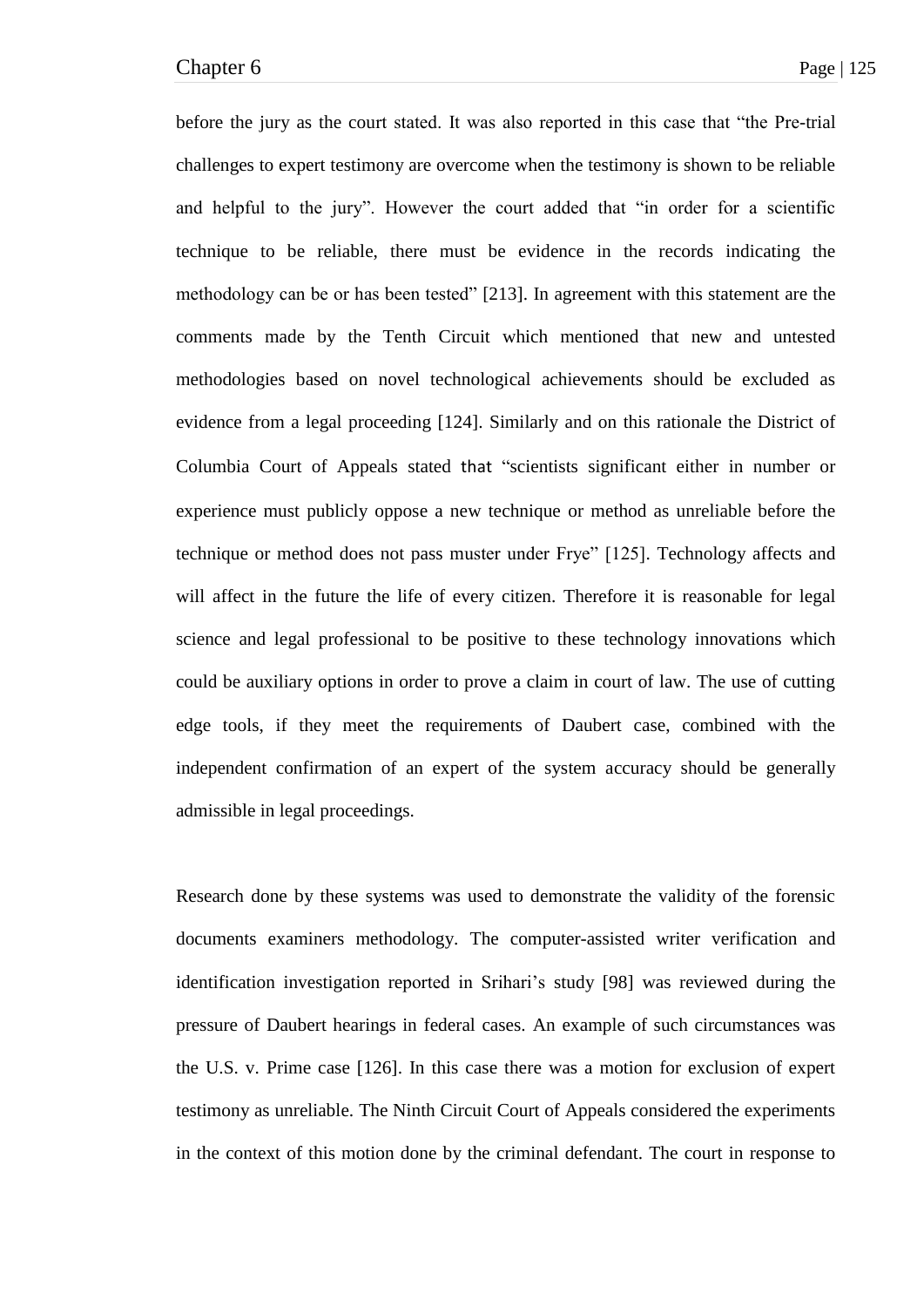before the jury as the court stated. It was also reported in this case that "the Pre-trial challenges to expert testimony are overcome when the testimony is shown to be reliable and helpful to the jury". However the court added that "in order for a scientific technique to be reliable, there must be evidence in the records indicating the methodology can be or has been tested" [213]. In agreement with this statement are the comments made by the Tenth Circuit which mentioned that new and untested methodologies based on novel technological achievements should be excluded as evidence from a legal proceeding [124]. Similarly and on this rationale the District of Columbia Court of Appeals stated that "scientists significant either in number or experience must publicly oppose a new technique or method as unreliable before the technique or method does not pass muster under Frye" [125]. Technology affects and will affect in the future the life of every citizen. Therefore it is reasonable for legal science and legal professional to be positive to these technology innovations which could be auxiliary options in order to prove a claim in court of law. The use of cutting edge tools, if they meet the requirements of Daubert case, combined with the independent confirmation of an expert of the system accuracy should be generally admissible in legal proceedings.

Research done by these systems was used to demonstrate the validity of the forensic documents examiners methodology. The computer-assisted writer verification and identification investigation reported in Srihari's study [98] was reviewed during the pressure of Daubert hearings in federal cases. An example of such circumstances was the U.S. v. Prime case [126]. In this case there was a motion for exclusion of expert testimony as unreliable. The Ninth Circuit Court of Appeals considered the experiments in the context of this motion done by the criminal defendant. The court in response to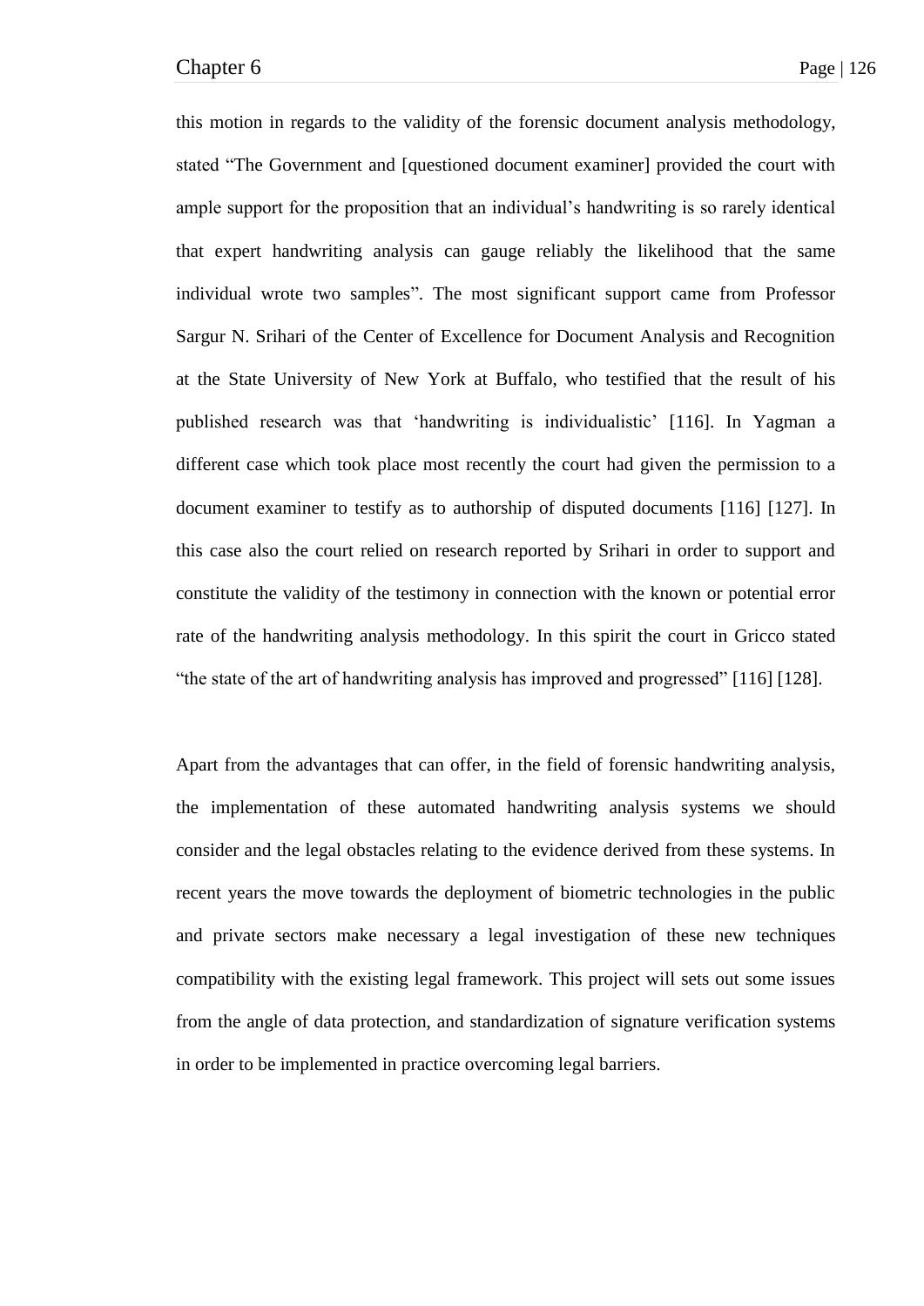this motion in regards to the validity of the forensic document analysis methodology, stated "The Government and [questioned document examiner] provided the court with ample support for the proposition that an individual's handwriting is so rarely identical that expert handwriting analysis can gauge reliably the likelihood that the same individual wrote two samples". The most significant support came from Professor Sargur N. Srihari of the Center of Excellence for Document Analysis and Recognition at the State University of New York at Buffalo, who testified that the result of his published research was that 'handwriting is individualistic' [116]. In Yagman a different case which took place most recently the court had given the permission to a document examiner to testify as to authorship of disputed documents [116] [127]. In this case also the court relied on research reported by Srihari in order to support and constitute the validity of the testimony in connection with the known or potential error rate of the handwriting analysis methodology. In this spirit the court in Gricco stated "the state of the art of handwriting analysis has improved and progressed" [116] [128].

Apart from the advantages that can offer, in the field of forensic handwriting analysis, the implementation of these automated handwriting analysis systems we should consider and the legal obstacles relating to the evidence derived from these systems. In recent years the move towards the deployment of biometric technologies in the public and private sectors make necessary a legal investigation of these new techniques compatibility with the existing legal framework. This project will sets out some issues from the angle of data protection, and standardization of signature verification systems in order to be implemented in practice overcoming legal barriers.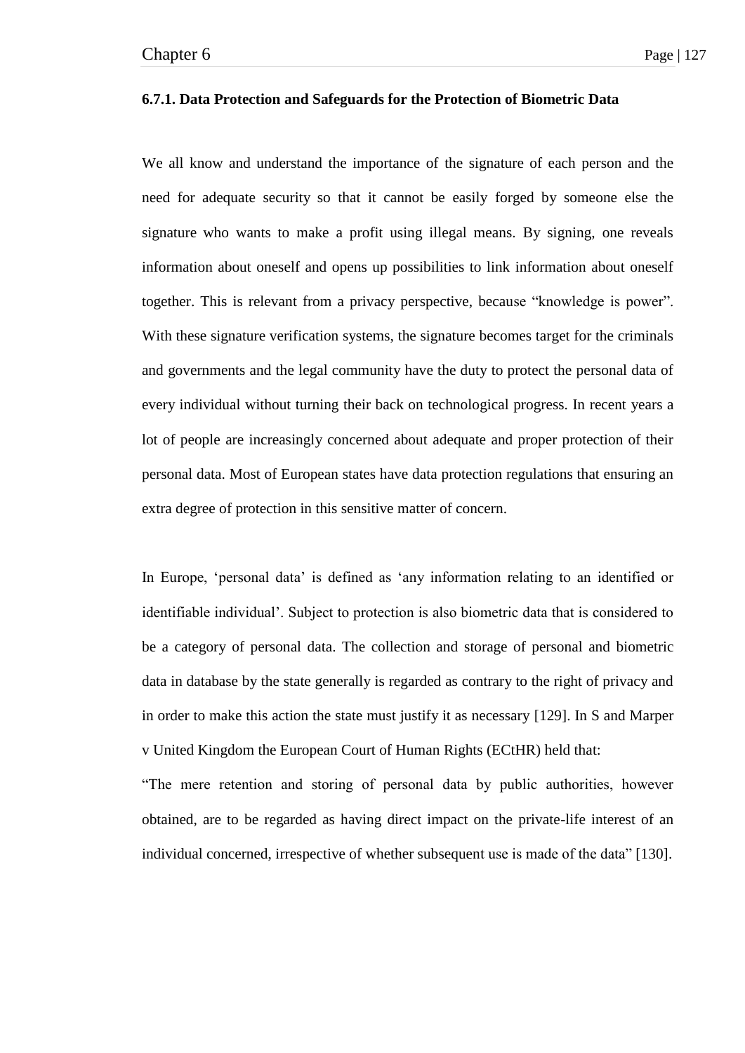### 6.7.1. Data Protection and Safeguards for the Protection of Biometric Data

We all know and understand the importance of the signature of each person and the need for adequate security so that it cannot be easily forged by someone else the signature who wants to make a profit using illegal means. By signing, one reveals information about oneself and opens up possibilities to link information about oneself together. This is relevant from a privacy perspective, because "knowledge is power". With these signature verification systems, the signature becomes target for the criminals and governments and the legal community have the duty to protect the personal data of every individual without turning their back on technological progress. In recent years a lot of people are increasingly concerned about adequate and proper protection of their personal data. Most of European states have data protection regulations that ensuring an extra degree of protection in this sensitive matter of concern.

In Europe, 'personal data' is defined as 'any information relating to an identified or identifiable individual'. Subject to protection is also biometric data that is considered to be a category of personal data. The collection and storage of personal and biometric data in database by the state generally is regarded as contrary to the right of privacy and in order to make this action the state must justify it as necessary [129]. In S and Marper v United Kingdom the European Court of Human Rights (ECtHR) held that:

"The mere retention and storing of personal data by public authorities, however obtained, are to be regarded as having direct impact on the private-life interest of an individual concerned, irrespective of whether subsequent use is made of the data" [130].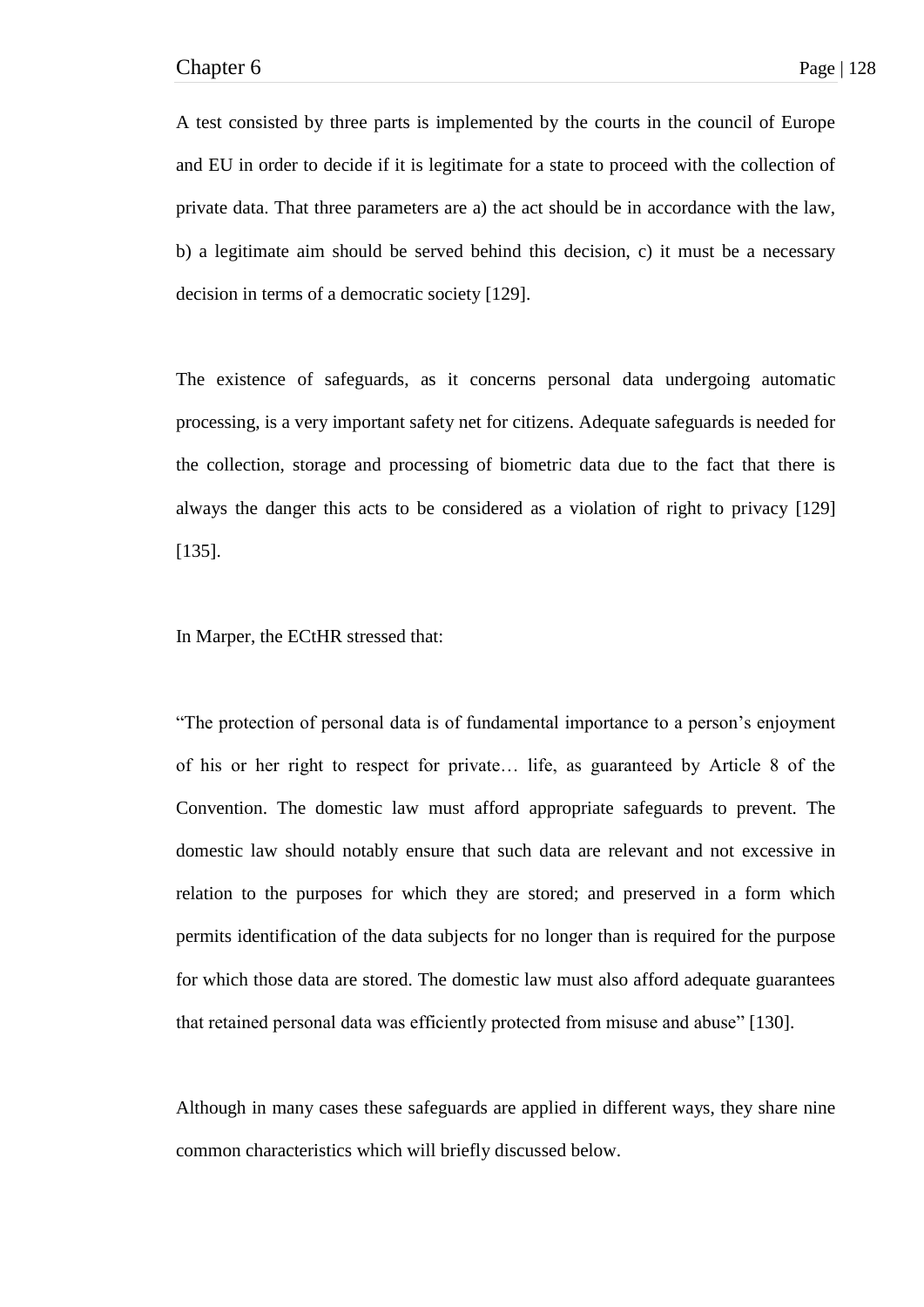A test consisted by three parts is implemented by the courts in the council of Europe and EU in order to decide if it is legitimate for a state to proceed with the collection of private data. That three parameters are a) the act should be in accordance with the law, b) a legitimate aim should be served behind this decision, c) it must be a necessary decision in terms of a democratic society [129].

The existence of safeguards, as it concerns personal data undergoing automatic processing, is a very important safety net for citizens. Adequate safeguards is needed for the collection, storage and processing of biometric data due to the fact that there is always the danger this acts to be considered as a violation of right to privacy [129] [135].

In Marper, the ECtHR stressed that:

"The protection of personal data is of fundamental importance to a person's enjoyment of his or her right to respect for private… life, as guaranteed by Article 8 of the Convention. The domestic law must afford appropriate safeguards to prevent. The domestic law should notably ensure that such data are relevant and not excessive in relation to the purposes for which they are stored; and preserved in a form which permits identification of the data subjects for no longer than is required for the purpose for which those data are stored. The domestic law must also afford adequate guarantees that retained personal data was efficiently protected from misuse and abuse" [130].

Although in many cases these safeguards are applied in different ways, they share nine common characteristics which will briefly discussed below.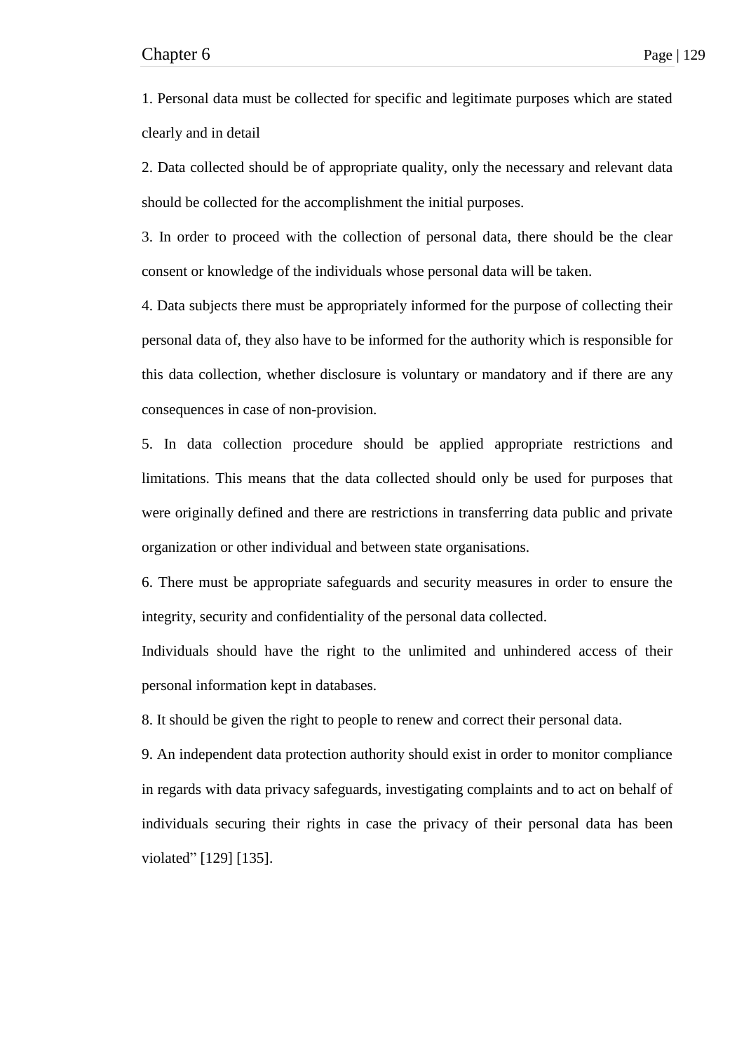1. Personal data must be collected for specific and legitimate purposes which are stated clearly and in detail

2. Data collected should be of appropriate quality, only the necessary and relevant data should be collected for the accomplishment the initial purposes.

3. In order to proceed with the collection of personal data, there should be the clear consent or knowledge of the individuals whose personal data will be taken.

4. Data subjects there must be appropriately informed for the purpose of collecting their personal data of, they also have to be informed for the authority which is responsible for this data collection, whether disclosure is voluntary or mandatory and if there are any consequences in case of non-provision.

5. In data collection procedure should be applied appropriate restrictions and limitations. This means that the data collected should only be used for purposes that were originally defined and there are restrictions in transferring data public and private organization or other individual and between state organisations.

6. There must be appropriate safeguards and security measures in order to ensure the integrity, security and confidentiality of the personal data collected.

Individuals should have the right to the unlimited and unhindered access of their personal information kept in databases.

8. It should be given the right to people to renew and correct their personal data.

9. An independent data protection authority should exist in order to monitor compliance in regards with data privacy safeguards, investigating complaints and to act on behalf of individuals securing their rights in case the privacy of their personal data has been violated" [129] [135].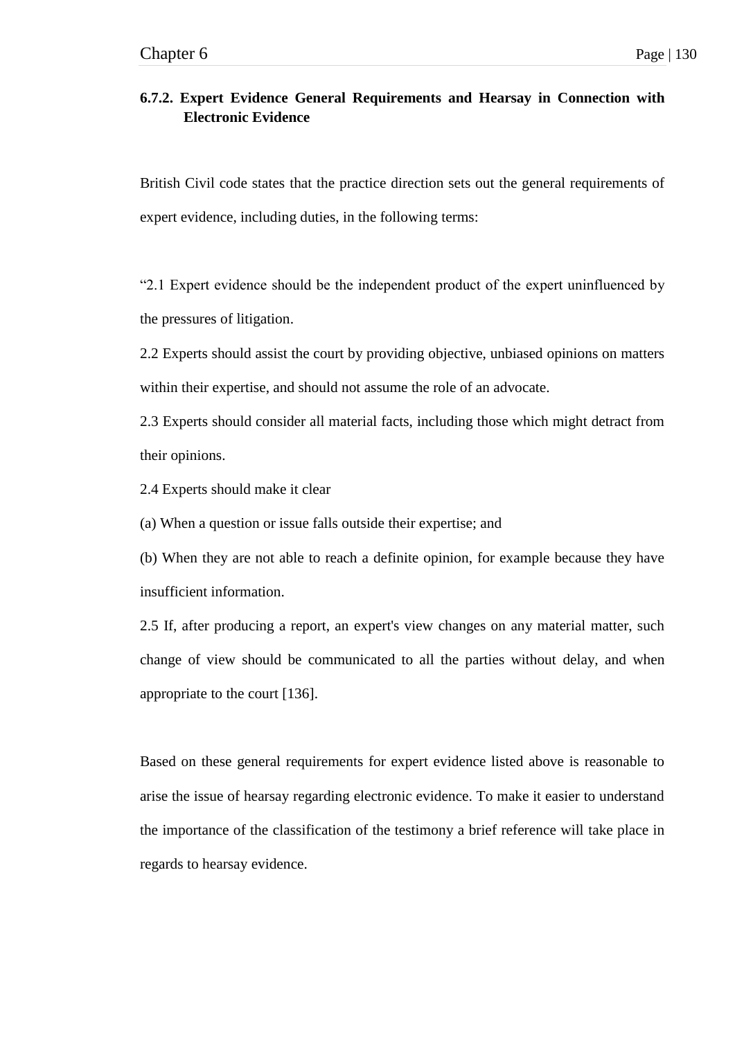### 6.7.2. Expert Evidence General Requirements and Hearsay in Connection with Electronic Evidence

British Civil code states that the practice direction sets out the general requirements of expert evidence, including duties, in the following terms:

"2.1 Expert evidence should be the independent product of the expert uninfluenced by the pressures of litigation.

2.2 Experts should assist the court by providing objective, unbiased opinions on matters within their expertise, and should not assume the role of an advocate.

2.3 Experts should consider all material facts, including those which might detract from their opinions.

2.4 Experts should make it clear

(a) When a question or issue falls outside their expertise; and

(b) When they are not able to reach a definite opinion, for example because they have insufficient information.

2.5 If, after producing a report, an expert's view changes on any material matter, such change of view should be communicated to all the parties without delay, and when appropriate to the court [136].

Based on these general requirements for expert evidence listed above is reasonable to arise the issue of hearsay regarding electronic evidence. To make it easier to understand the importance of the classification of the testimony a brief reference will take place in regards to hearsay evidence.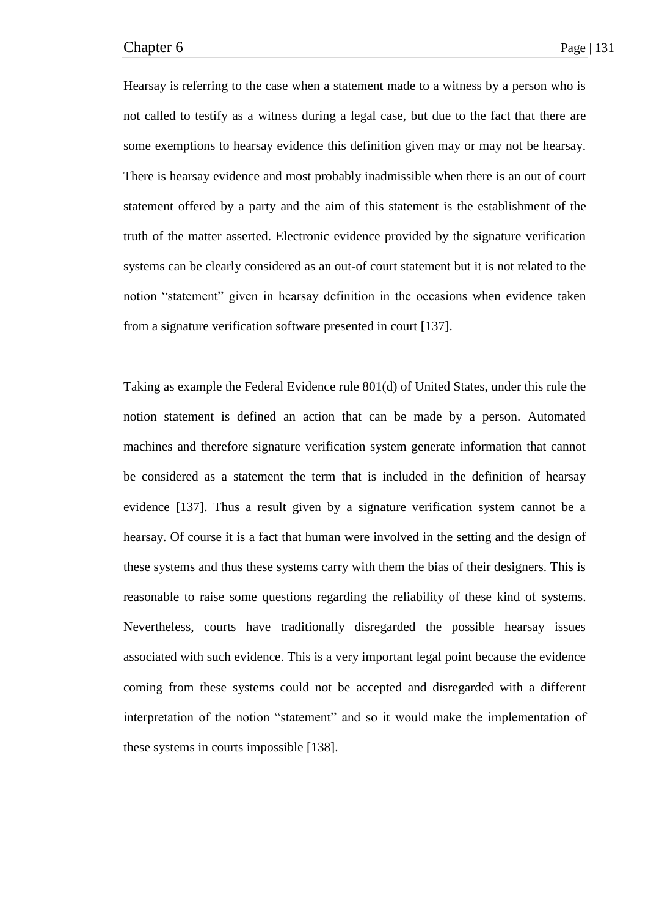Hearsay is referring to the case when a statement made to a witness by a person who is not called to testify as a witness during a legal case, but due to the fact that there are some exemptions to hearsay evidence this definition given may or may not be hearsay. There is hearsay evidence and most probably inadmissible when there is an out of court statement offered by a party and the aim of this statement is the establishment of the truth of the matter asserted. Electronic evidence provided by the signature verification systems can be clearly considered as an out-of court statement but it is not related to the notion “statement” given in hearsay definition in the occasions when evidence taken from a signature verification software presented in court [137].

Taking as example the Federal Evidence rule 801(d) of United States, under this rule the notion statement is defined an action that can be made by a person. Automated machines and therefore signature verification system generate information that cannot be considered as a statement the term that is included in the definition of hearsay evidence [137]. Thus a result given by a signature verification system cannot be a hearsay. Of course it is a fact that human were involved in the setting and the design of these systems and thus these systems carry with them the bias of their designers. This is reasonable to raise some questions regarding the reliability of these kind of systems. Nevertheless, courts have traditionally disregarded the possible hearsay issues associated with such evidence. This is a very important legal point because the evidence coming from these systems could not be accepted and disregarded with a different interpretation of the notion “statement” and so it would make the implementation of these systems in courts impossible [138].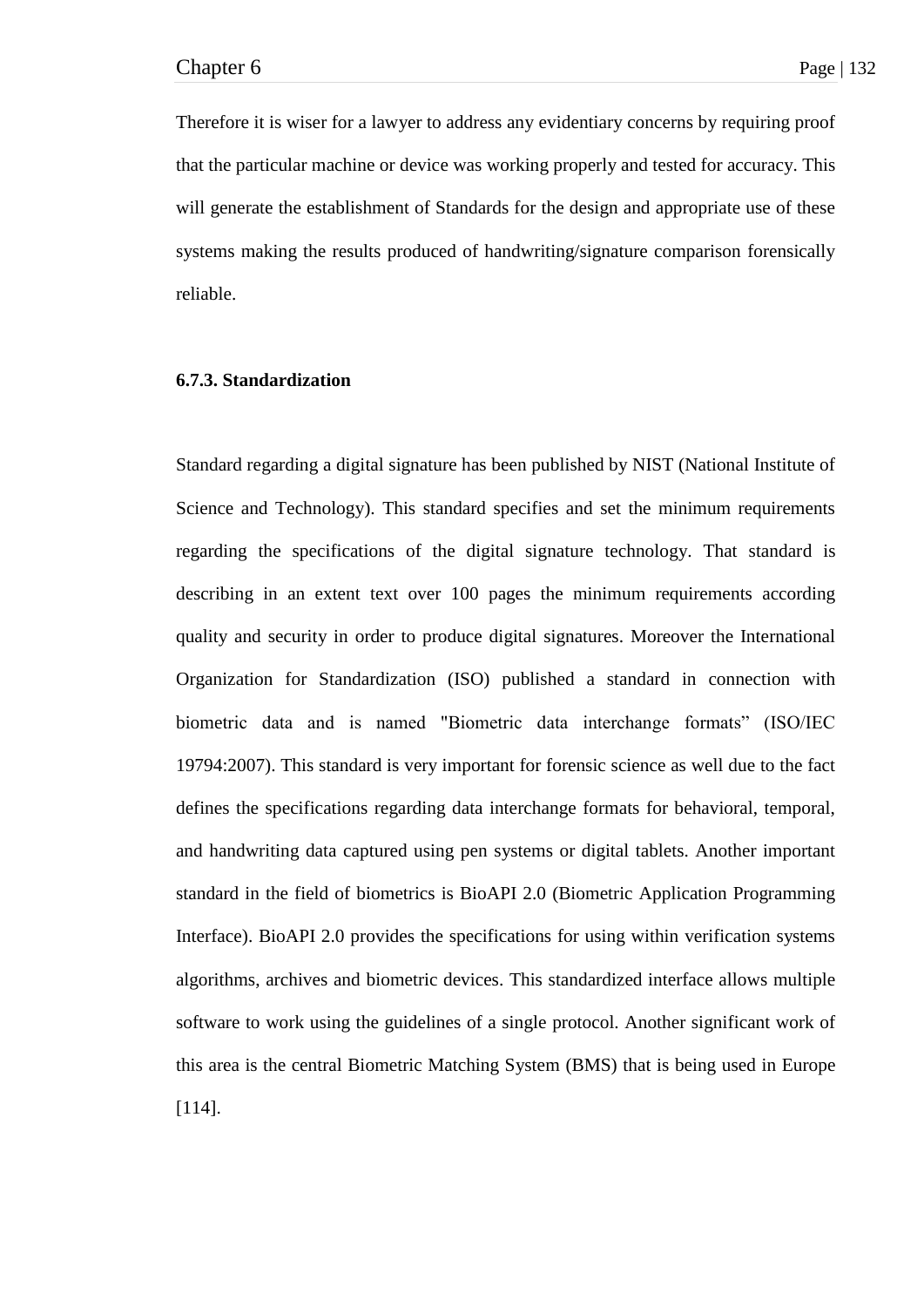Therefore it is wiser for a lawyer to address any evidentiary concerns by requiring proof that the particular machine or device was working properly and tested for accuracy. This will generate the establishment of Standards for the design and appropriate use of these systems making the results produced of handwriting/signature comparison forensically reliable.

### 6.7.3. Standardization

Standard regarding a digital signature has been published by NIST (National Institute of Science and Technology). This standard specifies and set the minimum requirements regarding the specifications of the digital signature technology. That standard is describing in an extent text over 100 pages the minimum requirements according quality and security in order to produce digital signatures. Moreover the International Organization for Standardization (ISO) published a standard in connection with biometric data and is named "Biometric data interchange formats" (ISO/IEC 19794:2007). This standard is very important for forensic science as well due to the fact defines the specifications regarding data interchange formats for behavioral, temporal, and handwriting data captured using pen systems or digital tablets. Another important standard in the field of biometrics is BioAPI 2.0 (Biometric Application Programming Interface). BioAPI 2.0 provides the specifications for using within verification systems algorithms, archives and biometric devices. This standardized interface allows multiple software to work using the guidelines of a single protocol. Another significant work of this area is the central Biometric Matching System (BMS) that is being used in Europe [114].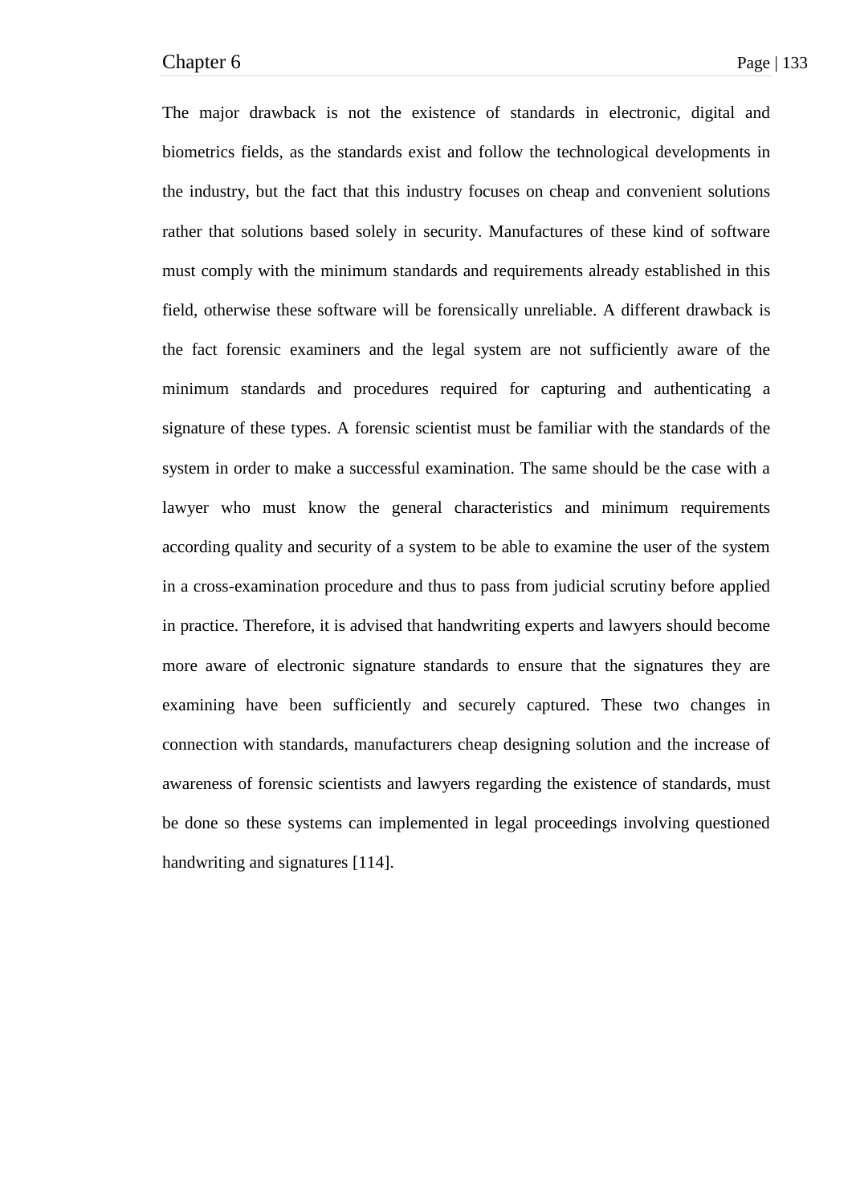The major drawback is not the existence of standards in electronic, digital and biometrics fields, as the standards exist and follow the technological developments in the industry, but the fact that this industry focuses on cheap and convenient solutions rather that solutions based solely in security. Manufactures of these kind of software must comply with the minimum standards and requirements already established in this field, otherwise these software will be forensically unreliable. A different drawback is the fact forensic examiners and the legal system are not sufficiently aware of the minimum standards and procedures required for capturing and authenticating a signature of these types. A forensic scientist must be familiar with the standards of the system in order to make a successful examination. The same should be the case with a lawyer who must know the general characteristics and minimum requirements according quality and security of a system to be able to examine the user of the system in a cross-examination procedure and thus to pass from judicial scrutiny before applied in practice. Therefore, it is advised that handwriting experts and lawyers should become more aware of electronic signature standards to ensure that the signatures they are examining have been sufficiently and securely captured. These two changes in connection with standards, manufacturers cheap designing solution and the increase of awareness of forensic scientists and lawyers regarding the existence of standards, must be done so these systems can implemented in legal proceedings involving questioned handwriting and signatures [114].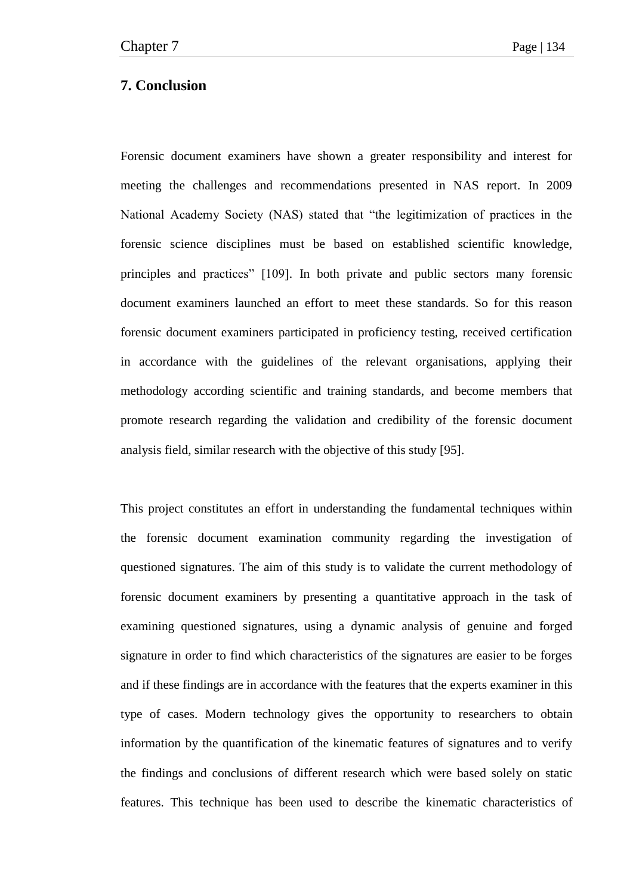# 7. Conclusion

Forensic document examiners have shown a greater responsibility and interest for meeting the challenges and recommendations presented in NAS report. In 2009 National Academy Society (NAS) stated that “the legitimization of practices in the forensic science disciplines must be based on established scientific knowledge, principles and practices” [109]. In both private and public sectors many forensic document examiners launched an effort to meet these standards. So for this reason forensic document examiners participated in proficiency testing, received certification in accordance with the guidelines of the relevant organisations, applying their methodology according scientific and training standards, and become members that promote research regarding the validation and credibility of the forensic document analysis field, similar research with the objective of this study [95].

This project constitutes an effort in understanding the fundamental techniques within the forensic document examination community regarding the investigation of questioned signatures. The aim of this study is to validate the current methodology of forensic document examiners by presenting a quantitative approach in the task of examining questioned signatures, using a dynamic analysis of genuine and forged signature in order to find which characteristics of the signatures are easier to be forges and if these findings are in accordance with the features that the experts examiner in this type of cases. Modern technology gives the opportunity to researchers to obtain information by the quantification of the kinematic features of signatures and to verify the findings and conclusions of different research which were based solely on static features. This technique has been used to describe the kinematic characteristics of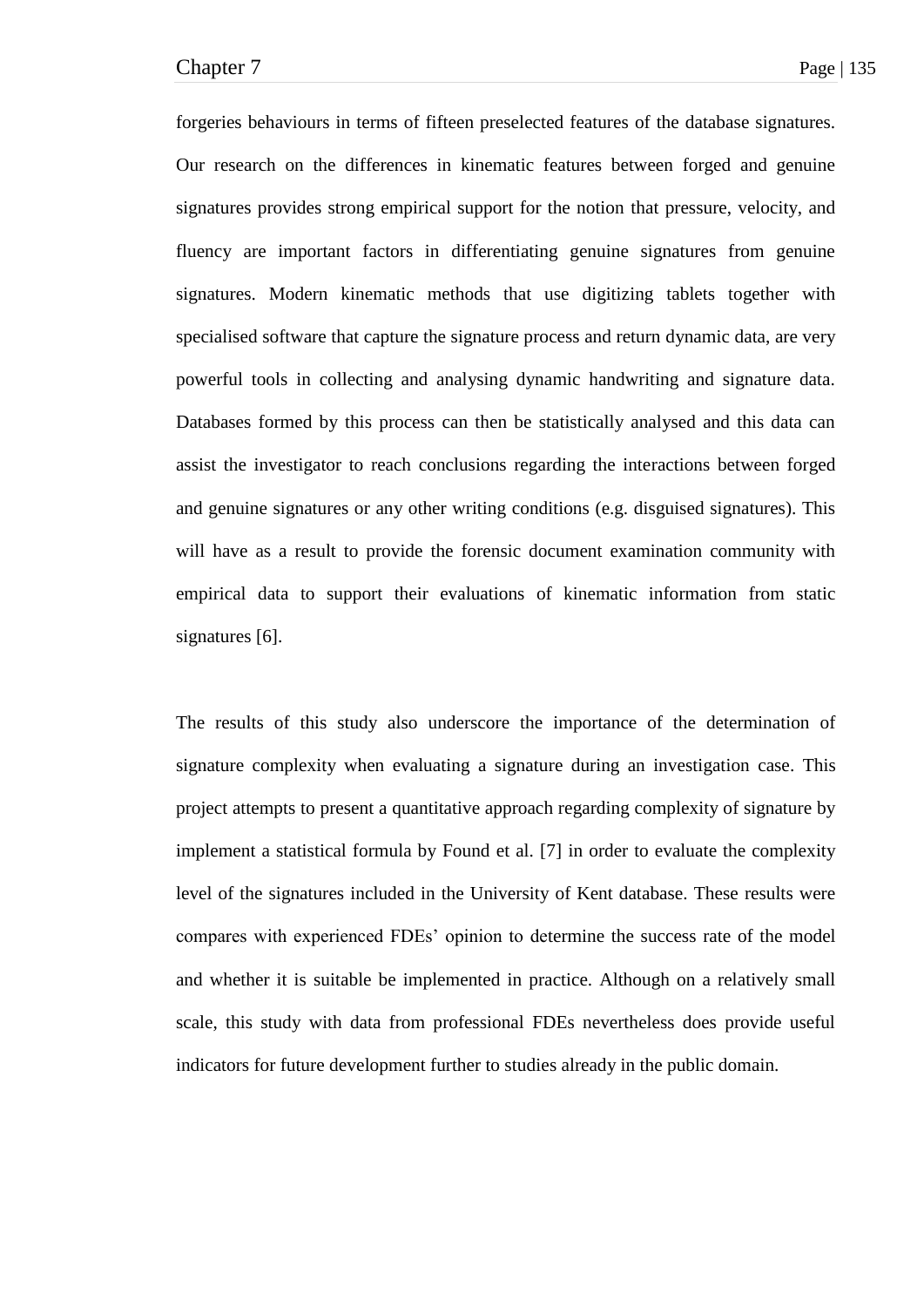forgeries behaviours in terms of fifteen preselected features of the database signatures. Our research on the differences in kinematic features between forged and genuine signatures provides strong empirical support for the notion that pressure, velocity, and fluency are important factors in differentiating genuine signatures from genuine signatures. Modern kinematic methods that use digitizing tablets together with specialised software that capture the signature process and return dynamic data, are very powerful tools in collecting and analysing dynamic handwriting and signature data. Databases formed by this process can then be statistically analysed and this data can assist the investigator to reach conclusions regarding the interactions between forged and genuine signatures or any other writing conditions (e.g. disguised signatures). This will have as a result to provide the forensic document examination community with empirical data to support their evaluations of kinematic information from static signatures [6].

The results of this study also underscore the importance of the determination of signature complexity when evaluating a signature during an investigation case. This project attempts to present a quantitative approach regarding complexity of signature by implement a statistical formula by Found et al. [7] in order to evaluate the complexity level of the signatures included in the University of Kent database. These results were compares with experienced FDEs' opinion to determine the success rate of the model and whether it is suitable be implemented in practice. Although on a relatively small scale, this study with data from professional FDEs nevertheless does provide useful indicators for future development further to studies already in the public domain.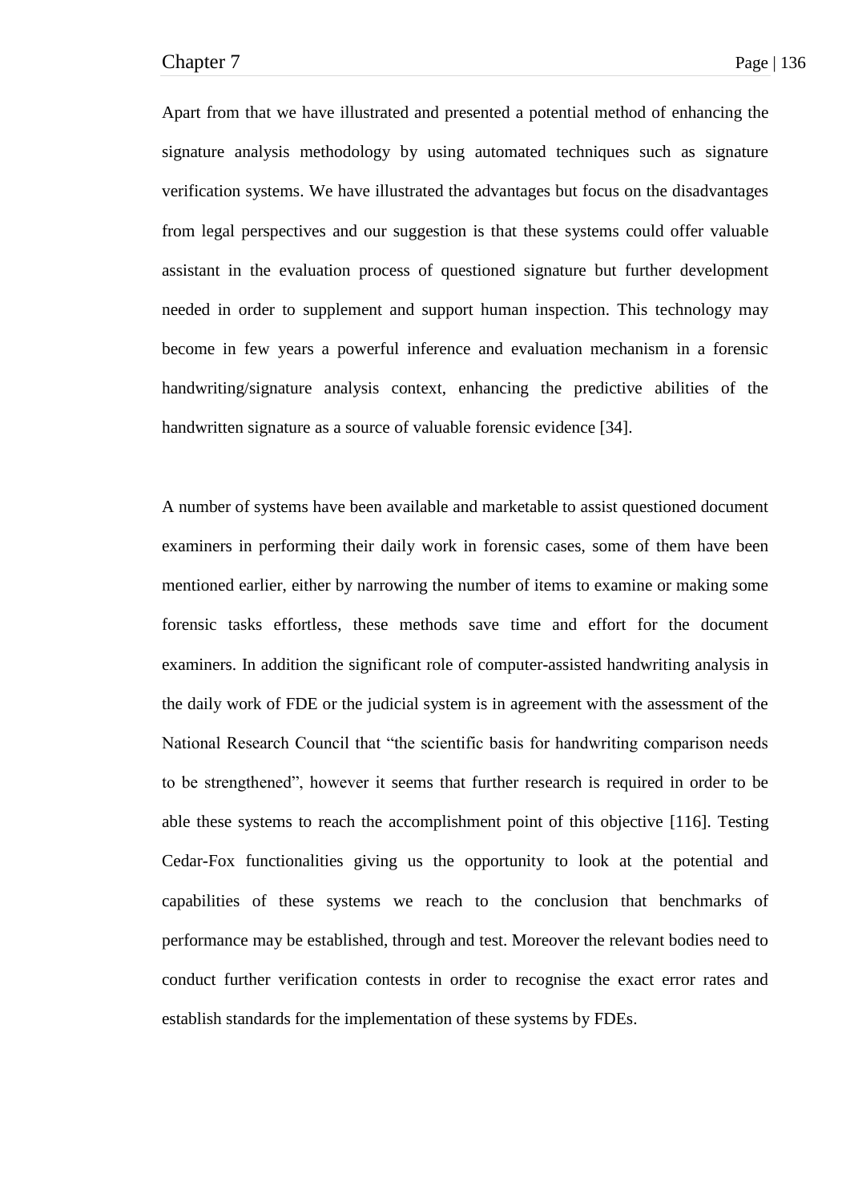Apart from that we have illustrated and presented a potential method of enhancing the signature analysis methodology by using automated techniques such as signature verification systems. We have illustrated the advantages but focus on the disadvantages from legal perspectives and our suggestion is that these systems could offer valuable assistant in the evaluation process of questioned signature but further development needed in order to supplement and support human inspection. This technology may become in few years a powerful inference and evaluation mechanism in a forensic handwriting/signature analysis context, enhancing the predictive abilities of the handwritten signature as a source of valuable forensic evidence [34].

A number of systems have been available and marketable to assist questioned document examiners in performing their daily work in forensic cases, some of them have been mentioned earlier, either by narrowing the number of items to examine or making some forensic tasks effortless, these methods save time and effort for the document examiners. In addition the significant role of computer-assisted handwriting analysis in the daily work of FDE or the judicial system is in agreement with the assessment of the National Research Council that "the scientific basis for handwriting comparison needs to be strengthened", however it seems that further research is required in order to be able these systems to reach the accomplishment point of this objective [116]. Testing Cedar-Fox functionalities giving us the opportunity to look at the potential and capabilities of these systems we reach to the conclusion that benchmarks of performance may be established, through and test. Moreover the relevant bodies need to conduct further verification contests in order to recognise the exact error rates and establish standards for the implementation of these systems by FDEs.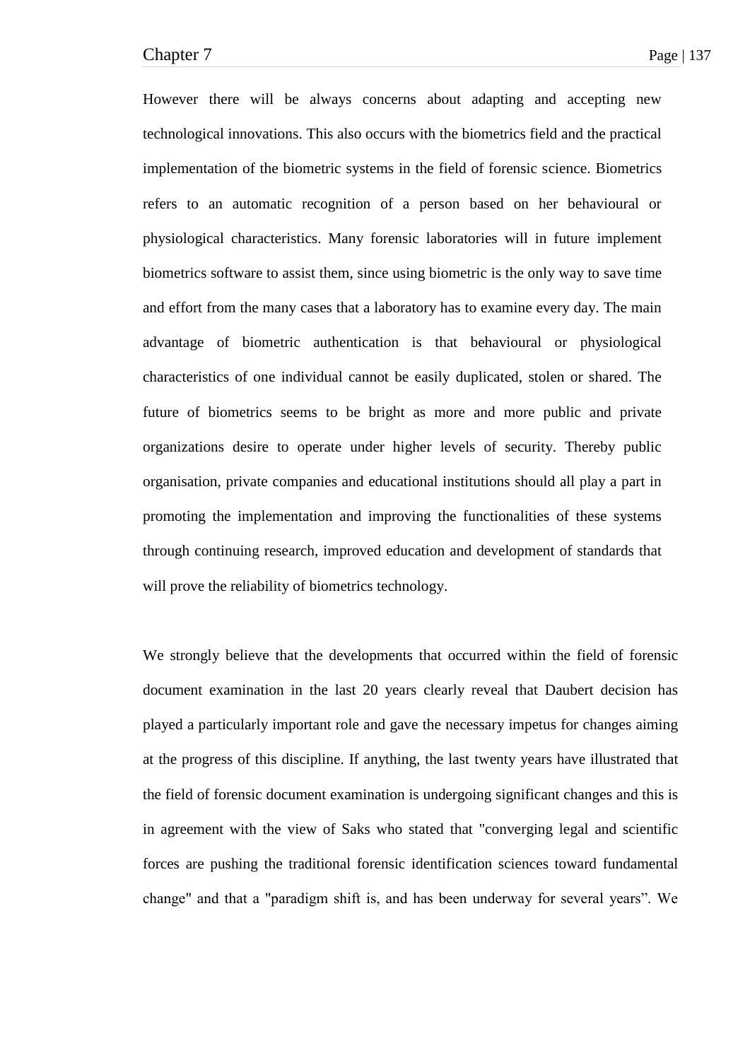However there will be always concerns about adapting and accepting new technological innovations. This also occurs with the biometrics field and the practical implementation of the biometric systems in the field of forensic science. Biometrics refers to an automatic recognition of a person based on her behavioural or physiological characteristics. Many forensic laboratories will in future implement biometrics software to assist them, since using biometric is the only way to save time and effort from the many cases that a laboratory has to examine every day. The main advantage of biometric authentication is that behavioural or physiological characteristics of one individual cannot be easily duplicated, stolen or shared. The future of biometrics seems to be bright as more and more public and private organizations desire to operate under higher levels of security. Thereby public organisation, private companies and educational institutions should all play a part in promoting the implementation and improving the functionalities of these systems through continuing research, improved education and development of standards that will prove the reliability of biometrics technology.

We strongly believe that the developments that occurred within the field of forensic document examination in the last 20 years clearly reveal that Daubert decision has played a particularly important role and gave the necessary impetus for changes aiming at the progress of this discipline. If anything, the last twenty years have illustrated that the field of forensic document examination is undergoing significant changes and this is in agreement with the view of Saks who stated that "converging legal and scientific forces are pushing the traditional forensic identification sciences toward fundamental change" and that a "paradigm shift is, and has been underway for several years". We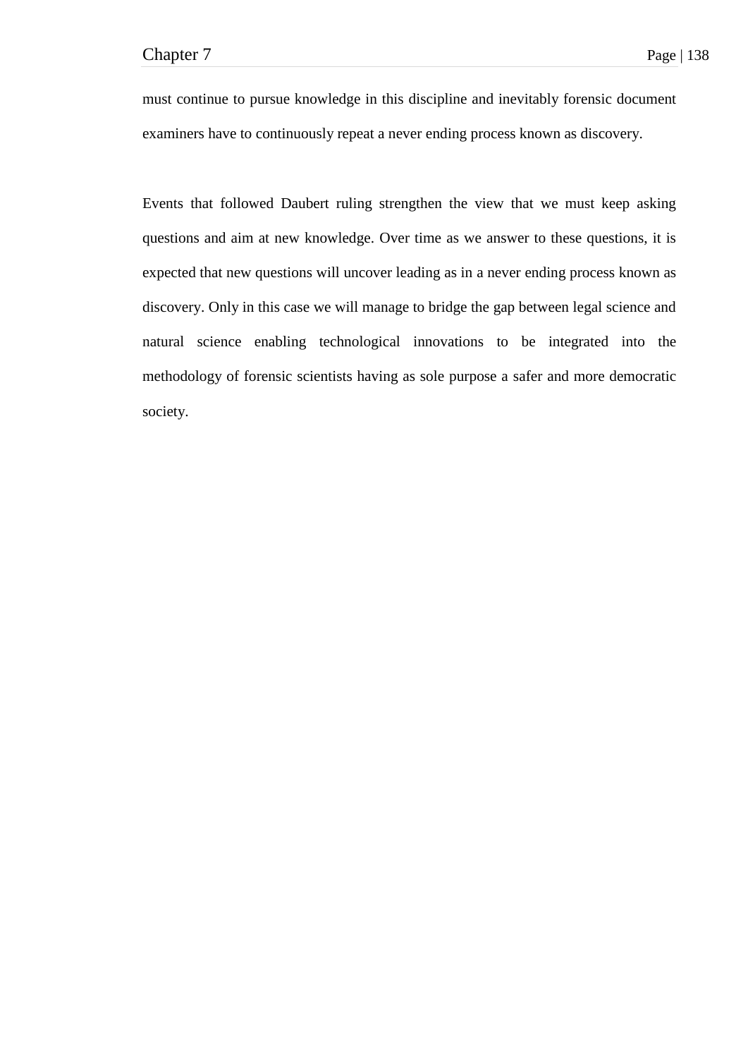must continue to pursue knowledge in this discipline and inevitably forensic document examiners have to continuously repeat a never ending process known as discovery.

Events that followed Daubert ruling strengthen the view that we must keep asking questions and aim at new knowledge. Over time as we answer to these questions, it is expected that new questions will uncover leading as in a never ending process known as discovery. Only in this case we will manage to bridge the gap between legal science and natural science enabling technological innovations to be integrated into the methodology of forensic scientists having as sole purpose a safer and more democratic society.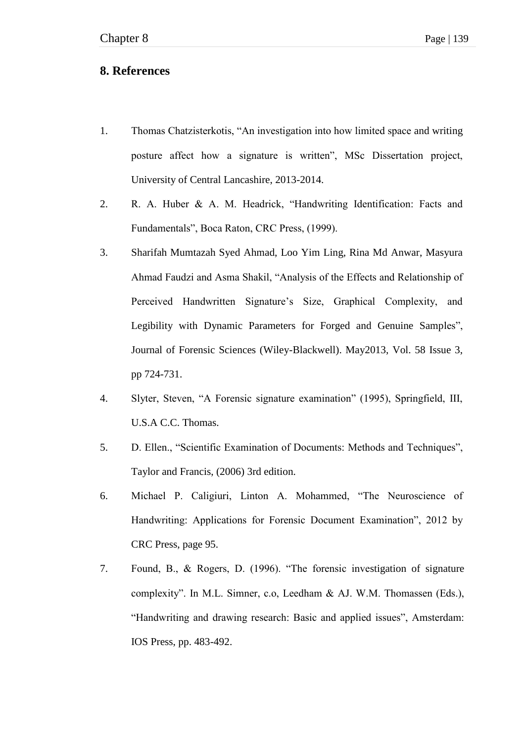## 8. References

1. Thomas Chatzisterkotis, "An investigation into how limited space and writing posture affect how a signature is written", MSc Dissertation project, University of Central Lancashire, 2013-2014.
2. R. A. Huber & A. M. Headrick, "Handwriting Identification: Facts and Fundamentals", Boca Raton, CRC Press, (1999).
3. Sharifah Mumtazah Syed Ahmad, Loo Yim Ling, Rina Md Anwar, Masyura Ahmad Faudzi and Asma Shakil, "Analysis of the Effects and Relationship of Perceived Handwritten Signature's Size, Graphical Complexity, and Legibility with Dynamic Parameters for Forged and Genuine Samples", Journal of Forensic Sciences (Wiley-Blackwell). May2013, Vol. 58 Issue 3, pp 724-731.
4. Slyter, Steven, "A Forensic signature examination" (1995), Springfield, III, U.S.A C.C. Thomas.
5. D. Ellen., "Scientific Examination of Documents: Methods and Techniques", Taylor and Francis, (2006) 3rd edition.
6. Michael P. Caligiuri, Linton A. Mohammed, "The Neuroscience of Handwriting: Applications for Forensic Document Examination", 2012 by CRC Press, page 95.
7. Found, B., & Rogers, D. (1996). "The forensic investigation of signature complexity". In M.L. Simner, c.o, Leedham & AJ. W.M. Thomassen (Eds.), "Handwriting and drawing research: Basic and applied issues", Amsterdam: IOS Press, pp. 483-492.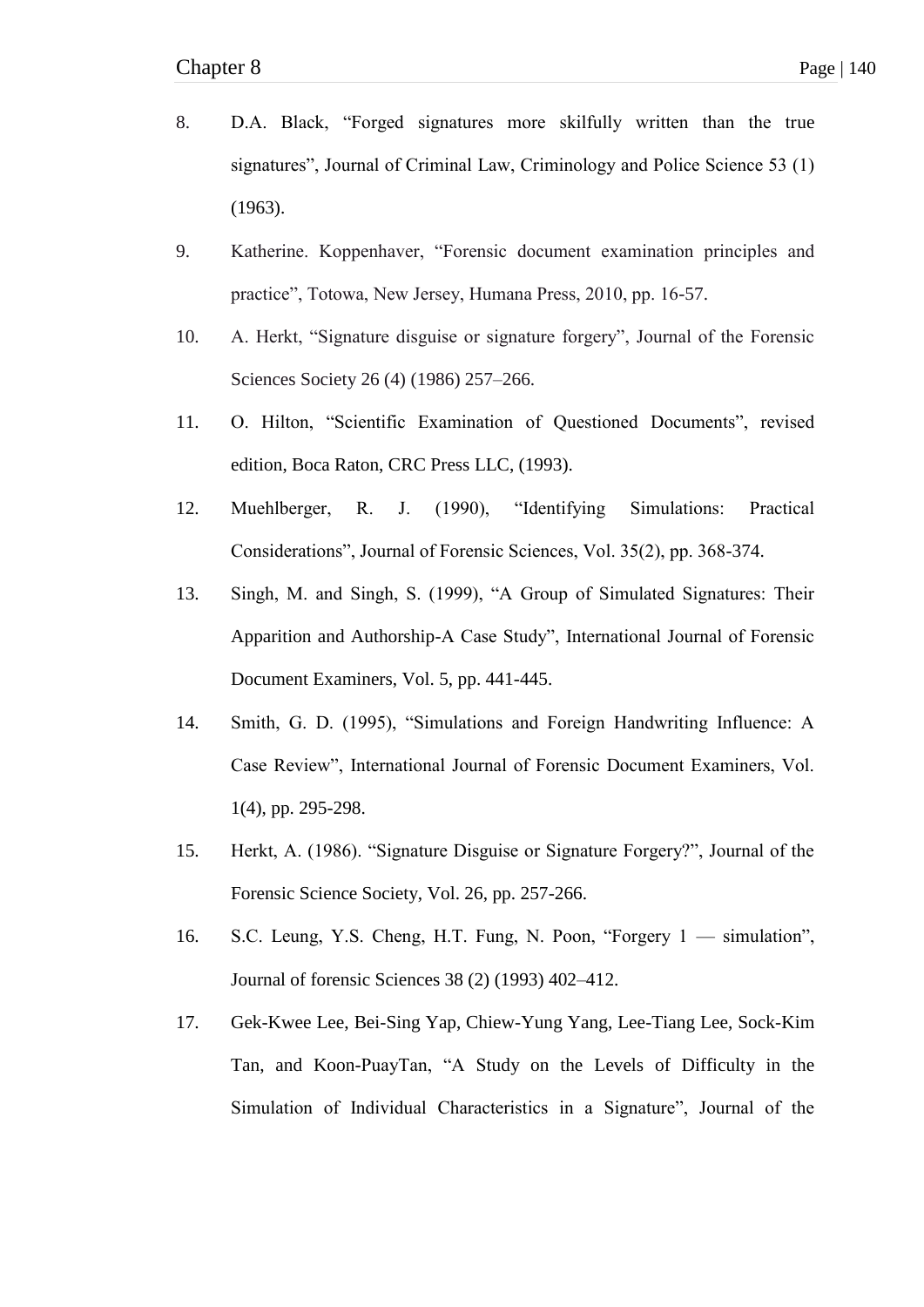8. D.A. Black, “Forged signatures more skilfully written than the true signatures”, Journal of Criminal Law, Criminology and Police Science 53 (1) (1963).

9. Katherine. Koppenhaver, “Forensic document examination principles and practice”, Totowa, New Jersey, Humana Press, 2010, pp. 16-57.

10. A. Herkt, “Signature disguise or signature forgery”, Journal of the Forensic Sciences Society 26 (4) (1986) 257–266.

11. O. Hilton, “Scientific Examination of Questioned Documents”, revised edition, Boca Raton, CRC Press LLC, (1993).

12. Muehlberger, R. J. (1990), “Identifying Simulations: Practical Considerations”, Journal of Forensic Sciences, Vol. 35(2), pp. 368-374.

13. Singh, M. and Singh, S. (1999), “A Group of Simulated Signatures: Their Apparition and Authorship-A Case Study”, International Journal of Forensic Document Examiners, Vol. 5, pp. 441-445.

14. Smith, G. D. (1995), “Simulations and Foreign Handwriting Influence: A Case Review”, International Journal of Forensic Document Examiners, Vol. 1(4), pp. 295-298.

15. Herkt, A. (1986). “Signature Disguise or Signature Forgery?”, Journal of the Forensic Science Society, Vol. 26, pp. 257-266.

16. S.C. Leung, Y.S. Cheng, H.T. Fung, N. Poon, “Forgery 1 — simulation”, Journal of forensic Sciences 38 (2) (1993) 402–412.

17. Gek-Kwee Lee, Bei-Sing Yap, Chiew-Yung Yang, Lee-Tiang Lee, Sock-Kim Tan, and Koon-PuayTan, “A Study on the Levels of Difficulty in the Simulation of Individual Characteristics in a Signature”, Journal of the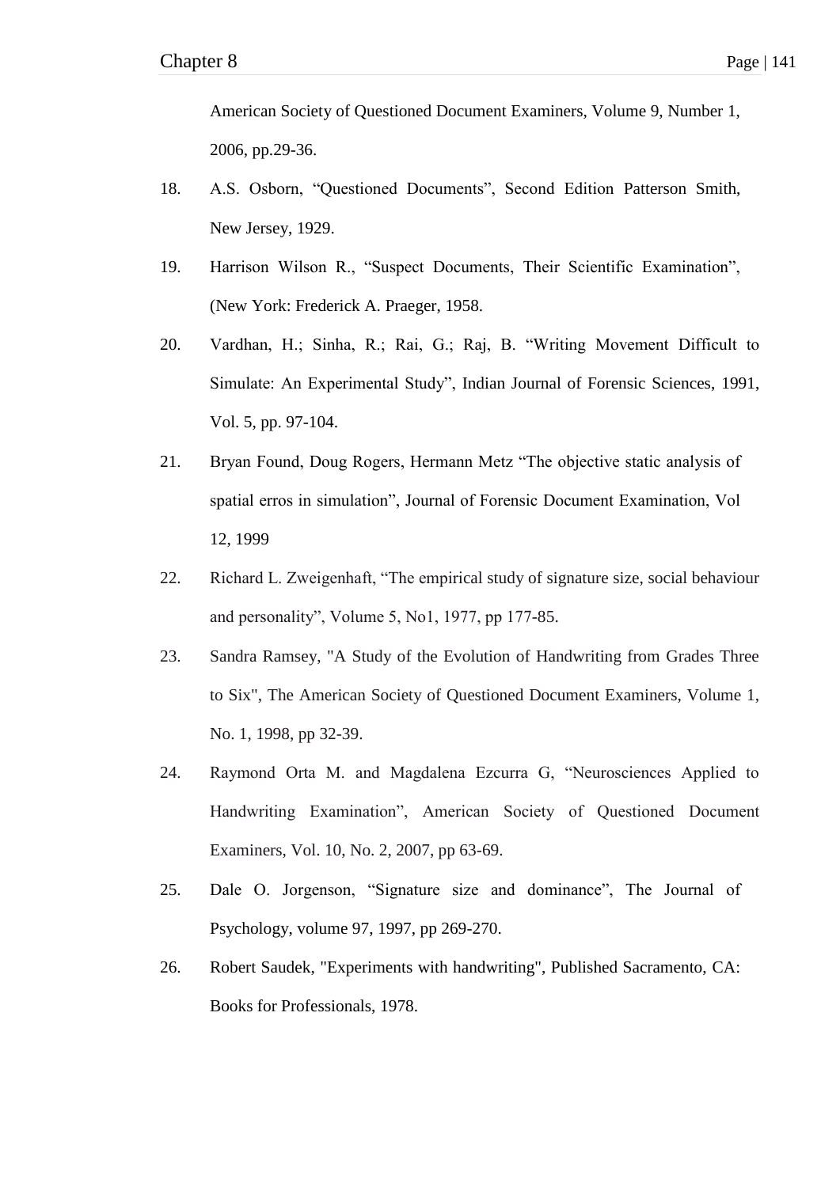American Society of Questioned Document Examiners, Volume 9, Number 1, 2006, pp.29-36.

18. A.S. Osborn, "Questioned Documents", Second Edition Patterson Smith, New Jersey, 1929.

19. Harrison Wilson R., "Suspect Documents, Their Scientific Examination", (New York: Frederick A. Praeger, 1958.

20. Vardhan, H.; Sinha, R.; Rai, G.; Raj, B. "Writing Movement Difficult to Simulate: An Experimental Study", Indian Journal of Forensic Sciences, 1991, Vol. 5, pp. 97-104.

21. Bryan Found, Doug Rogers, Hermann Metz "The objective static analysis of spatial erros in simulation", Journal of Forensic Document Examination, Vol 12, 1999

22. Richard L. Zweigenhaft, "The empirical study of signature size, social behaviour and personality", Volume 5, No1, 1977, pp 177-85.

23. Sandra Ramsey, "A Study of the Evolution of Handwriting from Grades Three to Six", The American Society of Questioned Document Examiners, Volume 1, No. 1, 1998, pp 32-39.

24. Raymond Orta M. and Magdalena Ezcurra G, "Neurosciences Applied to Handwriting Examination", American Society of Questioned Document Examiners, Vol. 10, No. 2, 2007, pp 63-69.

25. Dale O. Jorgenson, "Signature size and dominance", The Journal of Psychology, volume 97, 1997, pp 269-270.

26. Robert Saudek, "Experiments with handwriting", Published Sacramento, CA: Books for Professionals, 1978.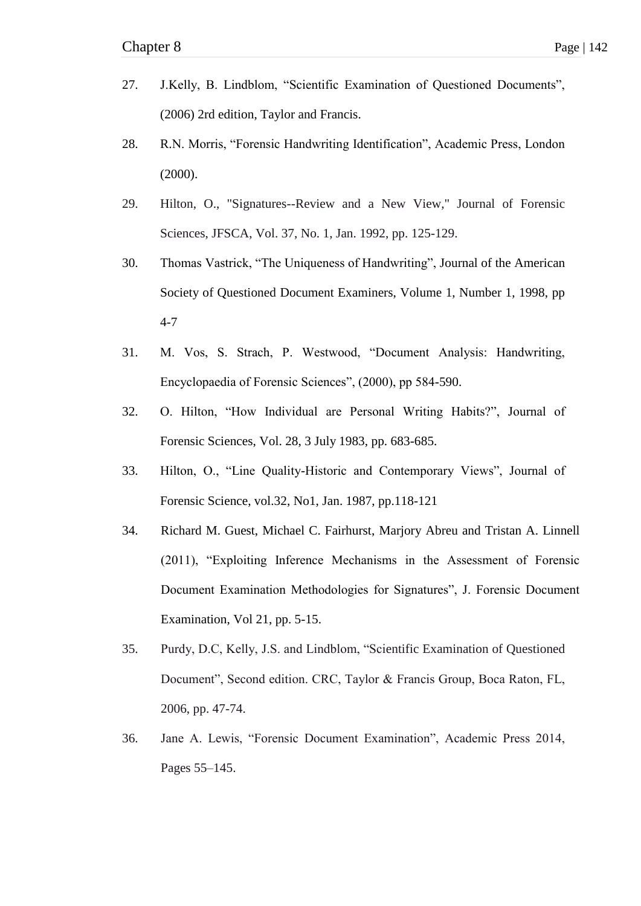27. J.Kelly, B. Lindblom, "Scientific Examination of Questioned Documents", (2006) 2rd edition, Taylor and Francis.

28. R.N. Morris, "Forensic Handwriting Identification", Academic Press, London (2000).

29. Hilton, O., "Signatures--Review and a New View," Journal of Forensic Sciences, JFSCA, Vol. 37, No. 1, Jan. 1992, pp. 125-129.

30. Thomas Vastrick, "The Uniqueness of Handwriting", Journal of the American Society of Questioned Document Examiners, Volume 1, Number 1, 1998, pp 4-7

31. M. Vos, S. Strach, P. Westwood, "Document Analysis: Handwriting, Encyclopaedia of Forensic Sciences", (2000), pp 584-590.

32. O. Hilton, "How Individual are Personal Writing Habits?", Journal of Forensic Sciences, Vol. 28, 3 July 1983, pp. 683-685.

33. Hilton, O., "Line Quality-Historic and Contemporary Views", Journal of Forensic Science, vol.32, No1, Jan. 1987, pp.118-121

34. Richard M. Guest, Michael C. Fairhurst, Marjory Abreu and Tristan A. Linnell (2011), "Exploiting Inference Mechanisms in the Assessment of Forensic Document Examination Methodologies for Signatures", J. Forensic Document Examination, Vol 21, pp. 5-15.

35. Purdy, D.C, Kelly, J.S. and Lindblom, "Scientific Examination of Questioned Document", Second edition. CRC, Taylor & Francis Group, Boca Raton, FL, 2006, pp. 47-74.

36. Jane A. Lewis, "Forensic Document Examination", Academic Press 2014, Pages 55–145.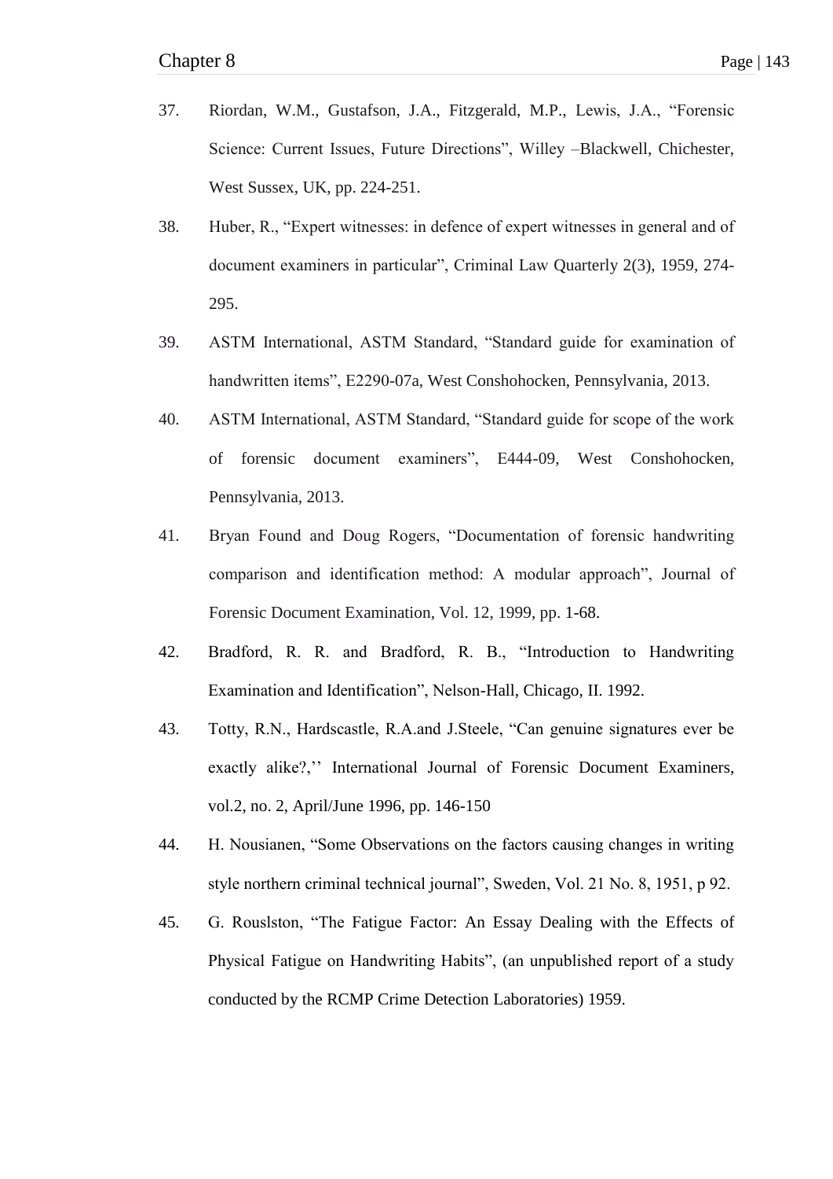37. Riordan, W.M., Gustafson, J.A., Fitzgerald, M.P., Lewis, J.A., "Forensic Science: Current Issues, Future Directions", Willey –Blackwell, Chichester, West Sussex, UK, pp. 224-251.

38. Huber, R., "Expert witnesses: in defence of expert witnesses in general and of document examiners in particular", Criminal Law Quarterly 2(3), 1959, 274-295.

39. ASTM International, ASTM Standard, "Standard guide for examination of handwritten items", E2290-07a, West Conshohocken, Pennsylvania, 2013.

40. ASTM International, ASTM Standard, "Standard guide for scope of the work of forensic document examiners", E444-09, West Conshohocken, Pennsylvania, 2013.

41. Bryan Found and Doug Rogers, "Documentation of forensic handwriting comparison and identification method: A modular approach", Journal of Forensic Document Examination, Vol. 12, 1999, pp. 1-68.

42. Bradford, R. R. and Bradford, R. B., "Introduction to Handwriting Examination and Identification", Nelson-Hall, Chicago, II. 1992.

43. Totty, R.N., Hardscastle, R.A.and J.Steele, "Can genuine signatures ever be exactly alike?,'' International Journal of Forensic Document Examiners, vol.2, no. 2, April/June 1996, pp. 146-150

44. H. Nousianen, "Some Observations on the factors causing changes in writing style northern criminal technical journal", Sweden, Vol. 21 No. 8, 1951, p 92.

45. G. Rouslston, "The Fatigue Factor: An Essay Dealing with the Effects of Physical Fatigue on Handwriting Habits", (an unpublished report of a study conducted by the RCMP Crime Detection Laboratories) 1959.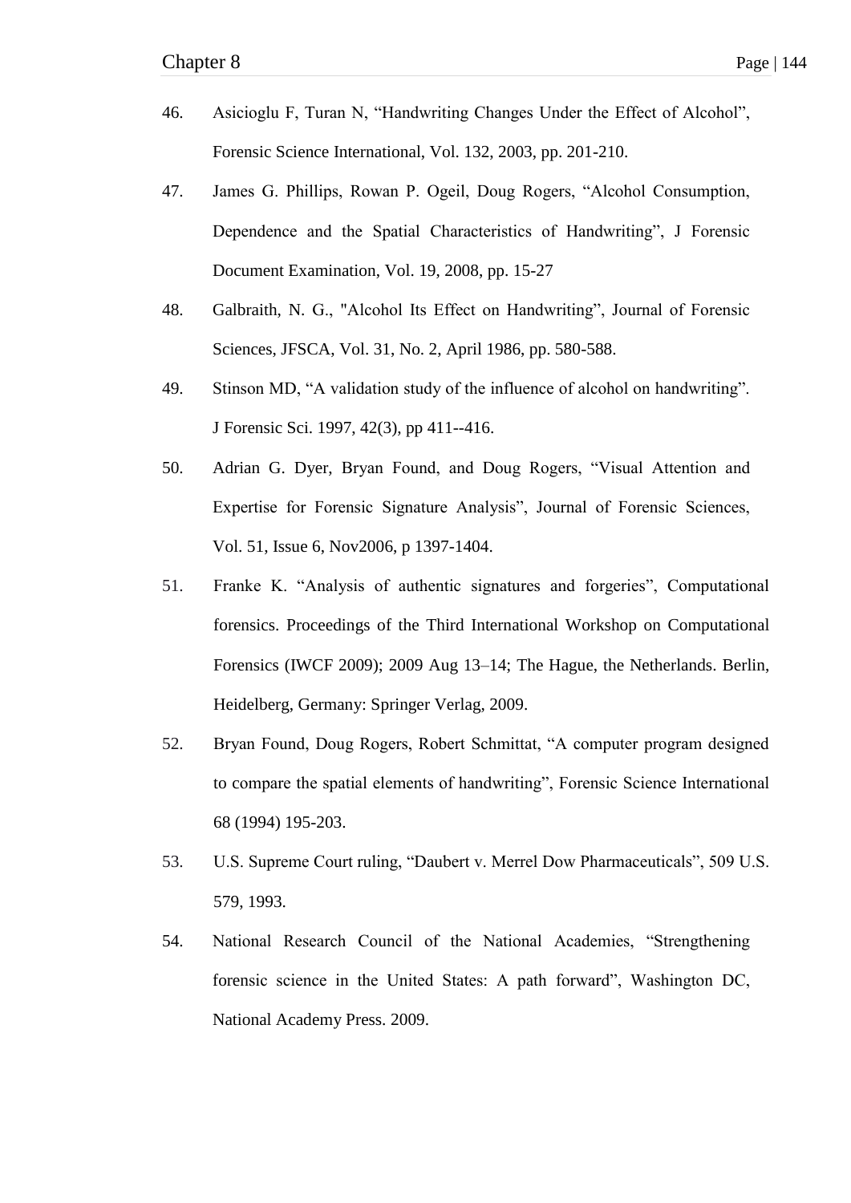46. Asicioglu F, Turan N, "Handwriting Changes Under the Effect of Alcohol", Forensic Science International, Vol. 132, 2003, pp. 201-210.

47. James G. Phillips, Rowan P. Ogeil, Doug Rogers, "Alcohol Consumption, Dependence and the Spatial Characteristics of Handwriting", J Forensic Document Examination, Vol. 19, 2008, pp. 15-27

48. Galbraith, N. G., "Alcohol Its Effect on Handwriting", Journal of Forensic Sciences, JFSCA, Vol. 31, No. 2, April 1986, pp. 580-588.

49. Stinson MD, "A validation study of the influence of alcohol on handwriting". J Forensic Sci. 1997, 42(3), pp 411--416.

50. Adrian G. Dyer, Bryan Found, and Doug Rogers, "Visual Attention and Expertise for Forensic Signature Analysis", Journal of Forensic Sciences, Vol. 51, Issue 6, Nov2006, p 1397-1404.

51. Franke K. "Analysis of authentic signatures and forgeries", Computational forensics. Proceedings of the Third International Workshop on Computational Forensics (IWCF 2009); 2009 Aug 13–14; The Hague, the Netherlands. Berlin, Heidelberg, Germany: Springer Verlag, 2009.

52. Bryan Found, Doug Rogers, Robert Schmittat, "A computer program designed to compare the spatial elements of handwriting", Forensic Science International 68 (1994) 195-203.

53. U.S. Supreme Court ruling, "Daubert v. Merrel Dow Pharmaceuticals", 509 U.S. 579, 1993.

54. National Research Council of the National Academies, "Strengthening forensic science in the United States: A path forward", Washington DC, National Academy Press. 2009.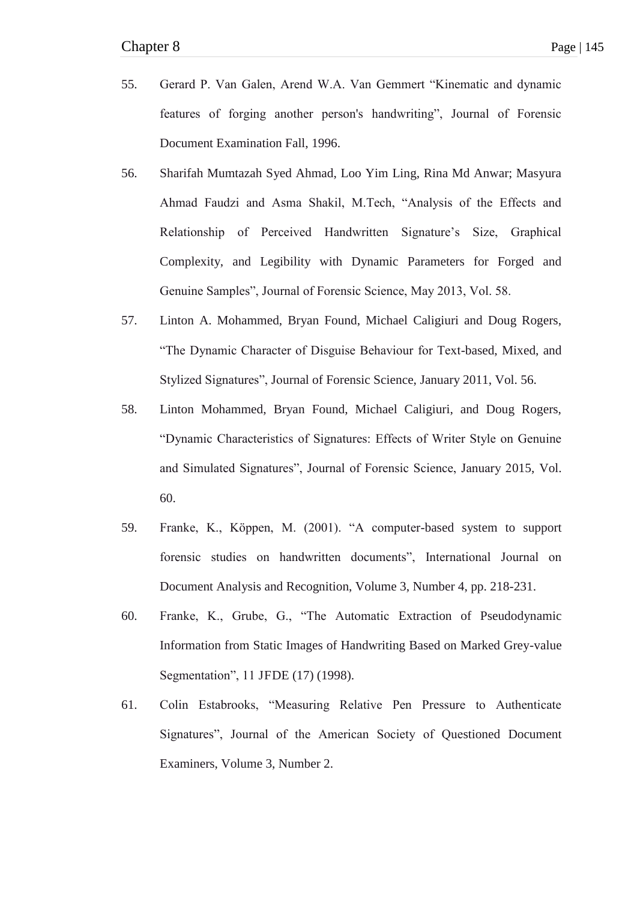55. Gerard P. Van Galen, Arend W.A. Van Gemmert "Kinematic and dynamic features of forging another person's handwriting", Journal of Forensic Document Examination Fall, 1996.

56. Sharifah Mumtazah Syed Ahmad, Loo Yim Ling, Rina Md Anwar; Masyura Ahmad Faudzi and Asma Shakil, M.Tech, "Analysis of the Effects and Relationship of Perceived Handwritten Signature's Size, Graphical Complexity, and Legibility with Dynamic Parameters for Forged and Genuine Samples", Journal of Forensic Science, May 2013, Vol. 58.

57. Linton A. Mohammed, Bryan Found, Michael Caligiuri and Doug Rogers, "The Dynamic Character of Disguise Behaviour for Text-based, Mixed, and Stylized Signatures", Journal of Forensic Science, January 2011, Vol. 56.

58. Linton Mohammed, Bryan Found, Michael Caligiuri, and Doug Rogers, "Dynamic Characteristics of Signatures: Effects of Writer Style on Genuine and Simulated Signatures", Journal of Forensic Science, January 2015, Vol. 60.

59. Franke, K., Köppen, M. (2001). "A computer-based system to support forensic studies on handwritten documents", International Journal on Document Analysis and Recognition, Volume 3, Number 4, pp. 218-231.

60. Franke, K., Grube, G., "The Automatic Extraction of Pseudodynamic Information from Static Images of Handwriting Based on Marked Grey-value Segmentation", 11 JFDE (17) (1998).

61. Colin Estabrooks, "Measuring Relative Pen Pressure to Authenticate Signatures", Journal of the American Society of Questioned Document Examiners, Volume 3, Number 2.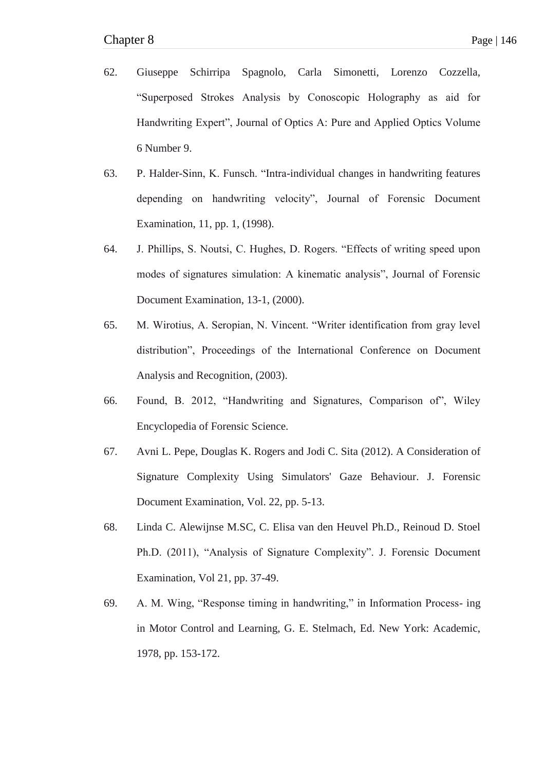62. Giuseppe Schirripa Spagnolo, Carla Simonetti, Lorenzo Cozzella, “Superposed Strokes Analysis by Conoscopic Holography as aid for Handwriting Expert”, Journal of Optics A: Pure and Applied Optics Volume 6 Number 9.
63. P. Halder-Sinn, K. Funsch. “Intra-individual changes in handwriting features depending on handwriting velocity”, Journal of Forensic Document Examination, 11, pp. 1, (1998).
64. J. Phillips, S. Noutsi, C. Hughes, D. Rogers. “Effects of writing speed upon modes of signatures simulation: A kinematic analysis”, Journal of Forensic Document Examination, 13-1, (2000).
65. M. Wirotius, A. Seropian, N. Vincent. “Writer identification from gray level distribution”, Proceedings of the International Conference on Document Analysis and Recognition, (2003).
66. Found, B. 2012, “Handwriting and Signatures, Comparison of”, Wiley Encyclopedia of Forensic Science.
67. Avni L. Pepe, Douglas K. Rogers and Jodi C. Sita (2012). A Consideration of Signature Complexity Using Simulators' Gaze Behaviour. J. Forensic Document Examination, Vol. 22, pp. 5-13.
68. Linda C. Alewijnse M.SC, C. Elisa van den Heuvel Ph.D., Reinoud D. Stoel Ph.D. (2011), “Analysis of Signature Complexity”. J. Forensic Document Examination, Vol 21, pp. 37-49.
69. A. M. Wing, “Response timing in handwriting,” in Information Process- ing in Motor Control and Learning, G. E. Stelmach, Ed. New York: Academic, 1978, pp. 153-172.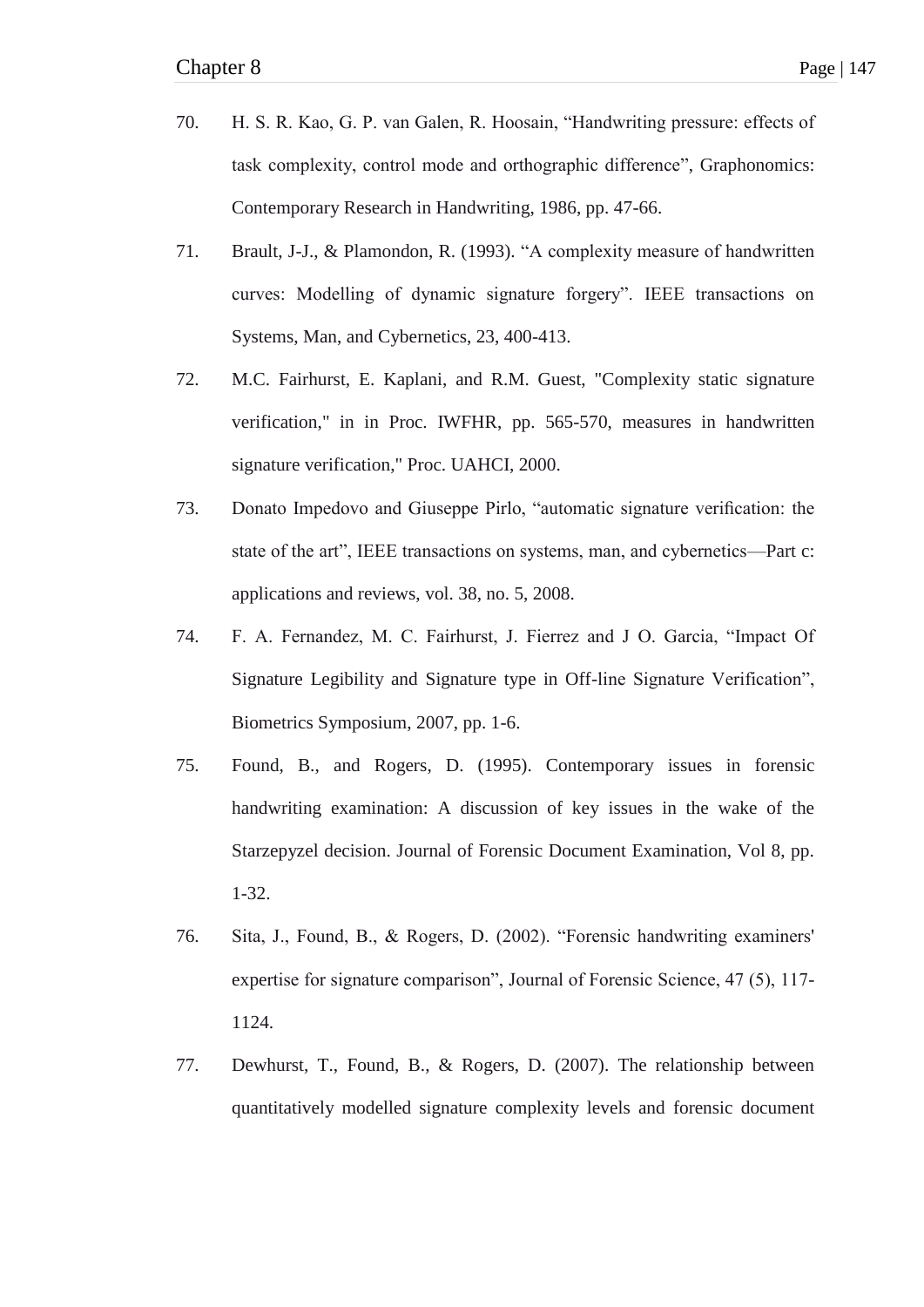70. H. S. R. Kao, G. P. van Galen, R. Hoosain, “Handwriting pressure: effects of task complexity, control mode and orthographic difference”, Graphonomics: Contemporary Research in Handwriting, 1986, pp. 47-66.

71. Brault, J-J., & Plamondon, R. (1993). “A complexity measure of handwritten curves: Modelling of dynamic signature forgery”. IEEE transactions on Systems, Man, and Cybernetics, 23, 400-413.

72. M.C. Fairhurst, E. Kaplani, and R.M. Guest, "Complexity static signature verification," in in Proc. IWFHR, pp. 565-570, measures in handwritten signature verification," Proc. UAHCI, 2000.

73. Donato Impedovo and Giuseppe Pirlo, “automatic signature verification: the state of the art”, IEEE transactions on systems, man, and cybernetics—Part c: applications and reviews, vol. 38, no. 5, 2008.

74. F. A. Fernandez, M. C. Fairhurst, J. Fierrez and J O. Garcia, “Impact Of Signature Legibility and Signature type in Off-line Signature Verification”, Biometrics Symposium, 2007, pp. 1-6.

75. Found, B., and Rogers, D. (1995). Contemporary issues in forensic handwriting examination: A discussion of key issues in the wake of the Starzepyzel decision. Journal of Forensic Document Examination, Vol 8, pp. 1-32.

76. Sita, J., Found, B., & Rogers, D. (2002). “Forensic handwriting examiners' expertise for signature comparison”, Journal of Forensic Science, 47 (5), 117-1124.

77. Dewhurst, T., Found, B., & Rogers, D. (2007). The relationship between quantitatively modelled signature complexity levels and forensic document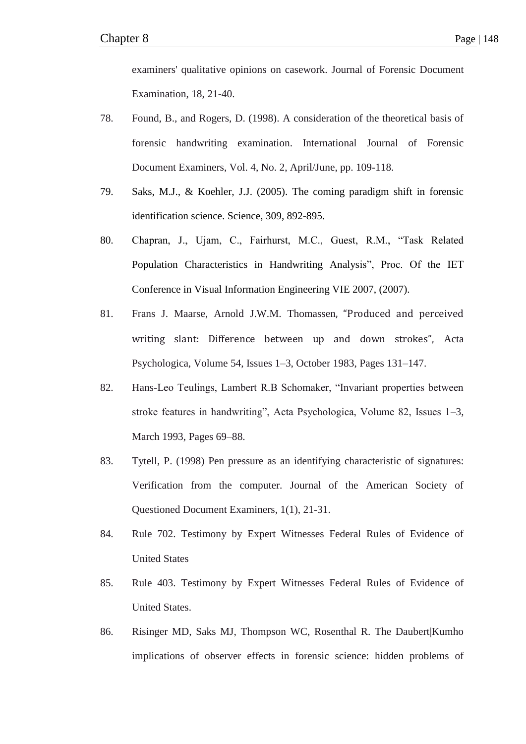examiners' qualitative opinions on casework. Journal of Forensic Document Examination, 18, 21-40.

78. Found, B., and Rogers, D. (1998). A consideration of the theoretical basis of forensic handwriting examination. International Journal of Forensic Document Examiners, Vol. 4, No. 2, April/June, pp. 109-118.

79. Saks, M.J., & Koehler, J.J. (2005). The coming paradigm shift in forensic identification science. Science, 309, 892-895.

80. Chapran, J., Ujam, C., Fairhurst, M.C., Guest, R.M., "Task Related Population Characteristics in Handwriting Analysis", Proc. Of the IET Conference in Visual Information Engineering VIE 2007, (2007).

81. Frans J. Maarse, Arnold J.W.M. Thomassen, "Produced and perceived writing slant: Difference between up and down strokes", Acta Psychologica, Volume 54, Issues 1–3, October 1983, Pages 131–147.

82. Hans-Leo Teulings, Lambert R.B Schomaker, "Invariant properties between stroke features in handwriting", Acta Psychologica, Volume 82, Issues 1–3, March 1993, Pages 69–88.

83. Tytell, P. (1998) Pen pressure as an identifying characteristic of signatures: Verification from the computer. Journal of the American Society of Questioned Document Examiners, 1(1), 21-31.

84. Rule 702. Testimony by Expert Witnesses Federal Rules of Evidence of United States

85. Rule 403. Testimony by Expert Witnesses Federal Rules of Evidence of United States.

86. Risinger MD, Saks MJ, Thompson WC, Rosenthal R. The Daubert|Kumho implications of observer effects in forensic science: hidden problems of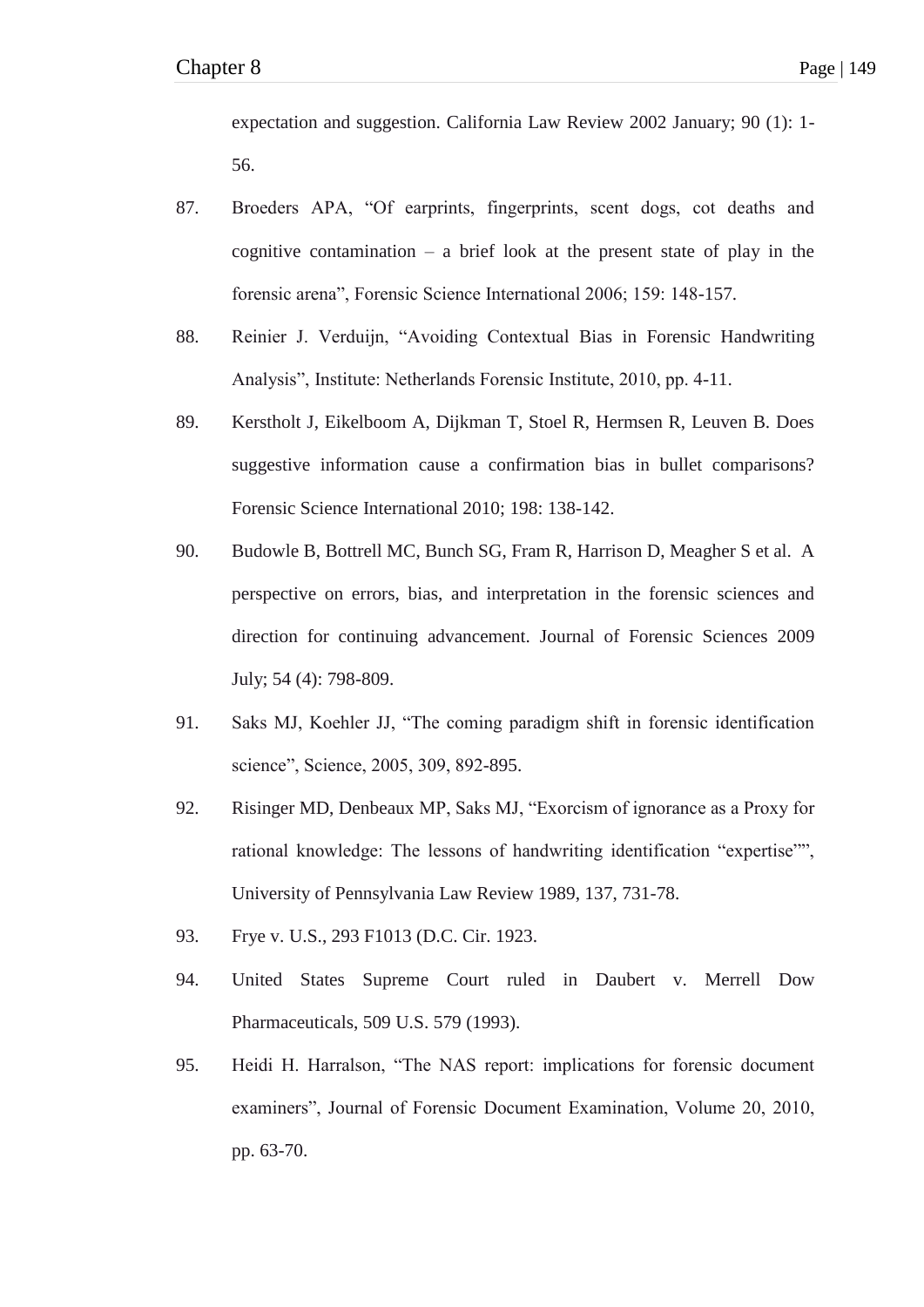expectation and suggestion. California Law Review 2002 January; 90 (1): 1-56.

87. Broeders APA, “Of earprints, fingerprints, scent dogs, cot deaths and cognitive contamination – a brief look at the present state of play in the forensic arena”, Forensic Science International 2006; 159: 148-157.

88. Reinier J. Verduijn, “Avoiding Contextual Bias in Forensic Handwriting Analysis”, Institute: Netherlands Forensic Institute, 2010, pp. 4-11.

89. Kerstholt J, Eikelboom A, Dijkman T, Stoel R, Hermsen R, Leuven B. Does suggestive information cause a confirmation bias in bullet comparisons? Forensic Science International 2010; 198: 138-142.

90. Budowle B, Bottrell MC, Bunch SG, Fram R, Harrison D, Meagher S et al. A perspective on errors, bias, and interpretation in the forensic sciences and direction for continuing advancement. Journal of Forensic Sciences 2009 July; 54 (4): 798-809.

91. Saks MJ, Koehler JJ, “The coming paradigm shift in forensic identification science”, Science, 2005, 309, 892-895.

92. Risinger MD, Denbeaux MP, Saks MJ, “Exorcism of ignorance as a Proxy for rational knowledge: The lessons of handwriting identification “expertise””, University of Pennsylvania Law Review 1989, 137, 731-78.

93. Frye v. U.S., 293 F1013 (D.C. Cir. 1923.

94. United States Supreme Court ruled in Daubert v. Merrell Dow Pharmaceuticals, 509 U.S. 579 (1993).

95. Heidi H. Harralson, “The NAS report: implications for forensic document examiners”, Journal of Forensic Document Examination, Volume 20, 2010, pp. 63-70.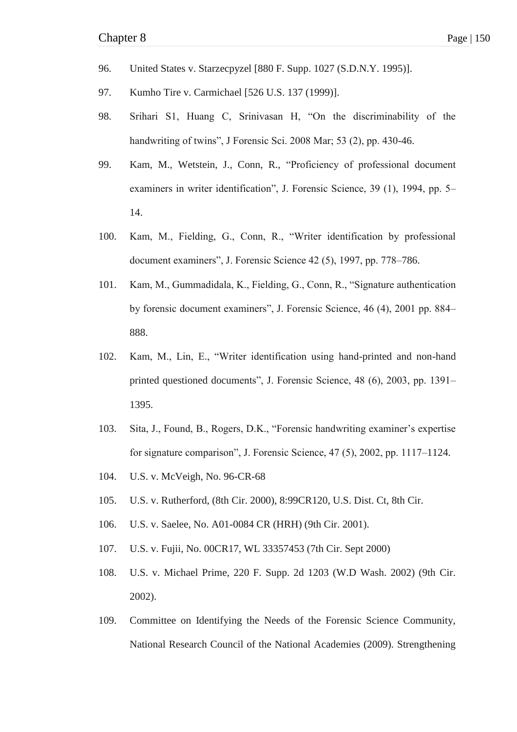96. United States v. Starzecpyzel [880 F. Supp. 1027 (S.D.N.Y. 1995)].

97. Kumho Tire v. Carmichael [526 U.S. 137 (1999)].

98. Srihari S1, Huang C, Srinivasan H, “On the discriminability of the handwriting of twins”, J Forensic Sci. 2008 Mar; 53 (2), pp. 430-46.

99. Kam, M., Wetstein, J., Conn, R., “Proficiency of professional document examiners in writer identification”, J. Forensic Science, 39 (1), 1994, pp. 5–14.

100. Kam, M., Fielding, G., Conn, R., “Writer identification by professional document examiners”, J. Forensic Science 42 (5), 1997, pp. 778–786.

101. Kam, M., Gummadidala, K., Fielding, G., Conn, R., “Signature authentication by forensic document examiners”, J. Forensic Science, 46 (4), 2001 pp. 884–888.

102. Kam, M., Lin, E., “Writer identification using hand-printed and non-hand printed questioned documents”, J. Forensic Science, 48 (6), 2003, pp. 1391–1395.

103. Sita, J., Found, B., Rogers, D.K., “Forensic handwriting examiner’s expertise for signature comparison”, J. Forensic Science, 47 (5), 2002, pp. 1117–1124.

104. U.S. v. McVeigh, No. 96-CR-68

105. U.S. v. Rutherford, (8th Cir. 2000), 8:99CR120, U.S. Dist. Ct, 8th Cir.

106. U.S. v. Saelee, No. A01-0084 CR (HRH) (9th Cir. 2001).

107. U.S. v. Fujii, No. 00CR17, WL 33357453 (7th Cir. Sept 2000)

108. U.S. v. Michael Prime, 220 F. Supp. 2d 1203 (W.D Wash. 2002) (9th Cir. 2002).

109. Committee on Identifying the Needs of the Forensic Science Community, National Research Council of the National Academies (2009). Strengthening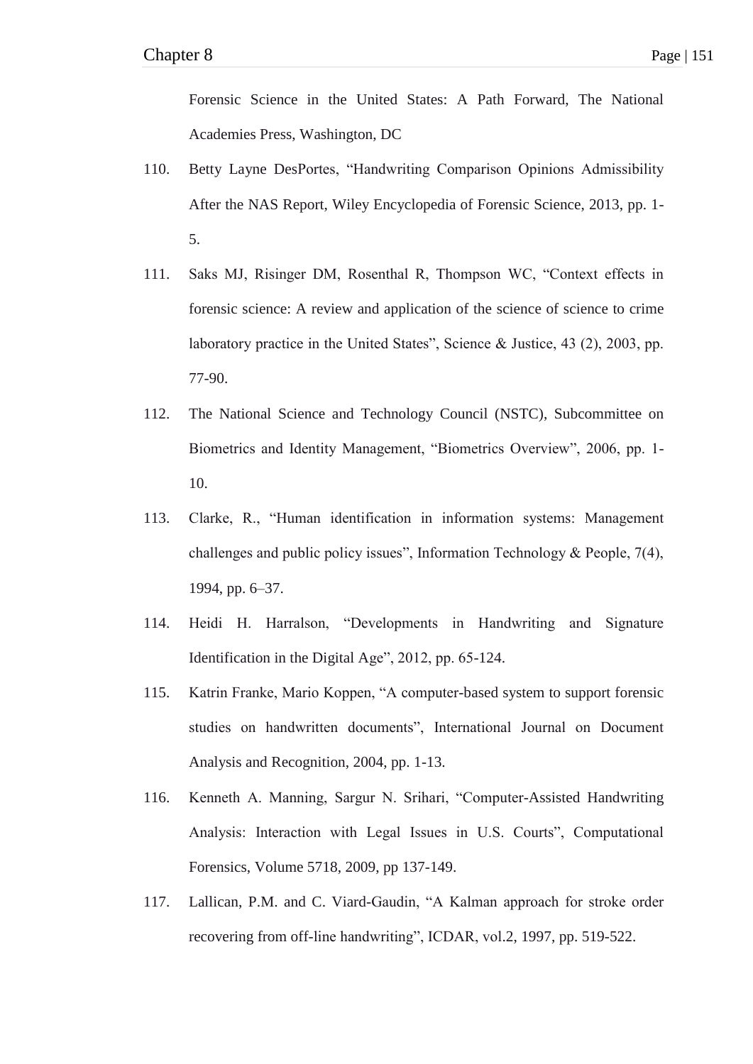Forensic Science in the United States: A Path Forward, The National Academies Press, Washington, DC

110. Betty Layne DesPortes, “Handwriting Comparison Opinions Admissibility After the NAS Report, Wiley Encyclopedia of Forensic Science, 2013, pp. 1-5.

111. Saks MJ, Risinger DM, Rosenthal R, Thompson WC, “Context effects in forensic science: A review and application of the science of science to crime laboratory practice in the United States”, Science & Justice, 43 (2), 2003, pp. 77-90.

112. The National Science and Technology Council (NSTC), Subcommittee on Biometrics and Identity Management, “Biometrics Overview”, 2006, pp. 1-10.

113. Clarke, R., “Human identification in information systems: Management challenges and public policy issues”, Information Technology & People, 7(4), 1994, pp. 6–37.

114. Heidi H. Harralson, “Developments in Handwriting and Signature Identification in the Digital Age”, 2012, pp. 65-124.

115. Katrin Franke, Mario Koppen, “A computer-based system to support forensic studies on handwritten documents”, International Journal on Document Analysis and Recognition, 2004, pp. 1-13.

116. Kenneth A. Manning, Sargur N. Srihari, “Computer-Assisted Handwriting Analysis: Interaction with Legal Issues in U.S. Courts”, Computational Forensics, Volume 5718, 2009, pp 137-149.

117. Lallican, P.M. and C. Viard-Gaudin, “A Kalman approach for stroke order recovering from off-line handwriting”, ICDAR, vol.2, 1997, pp. 519-522.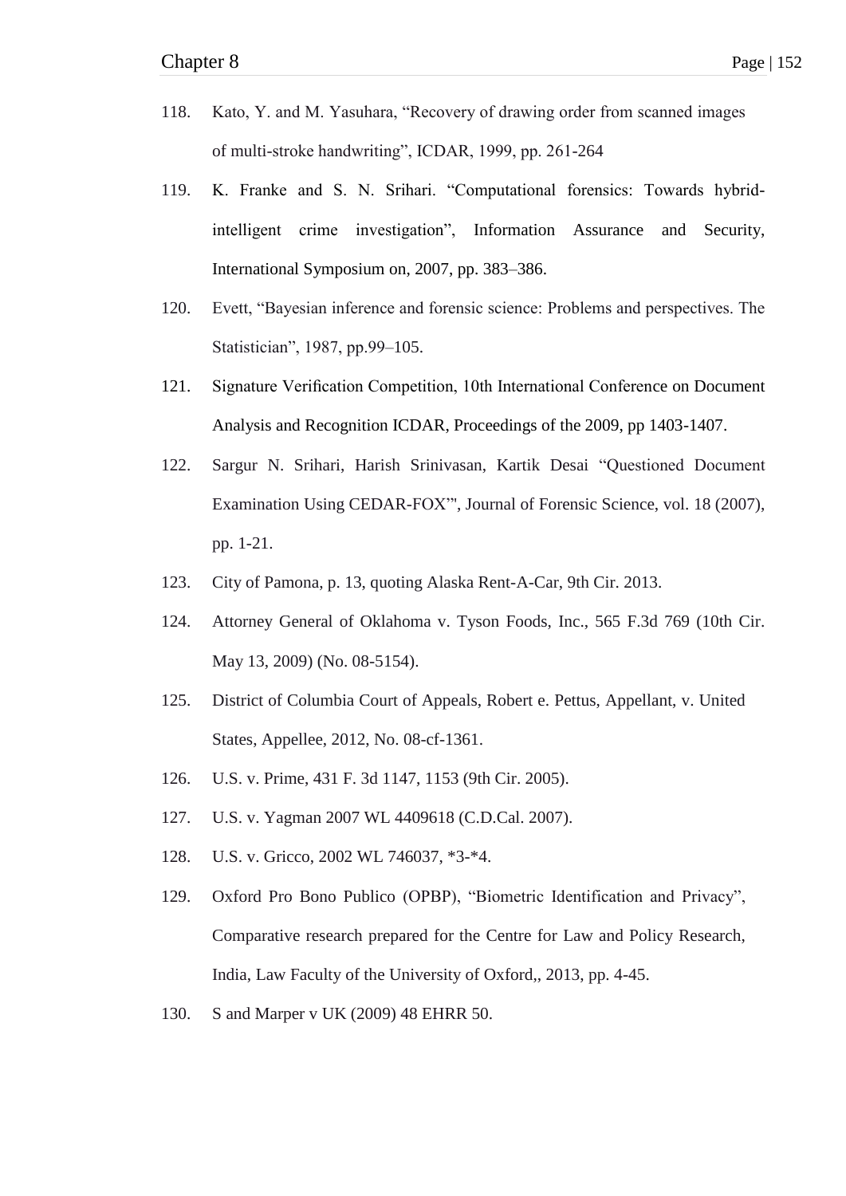118. Kato, Y. and M. Yasuhara, "Recovery of drawing order from scanned images of multi-stroke handwriting", ICDAR, 1999, pp. 261-264

119. K. Franke and S. N. Srihari. "Computational forensics: Towards hybrid-intelligent crime investigation", Information Assurance and Security, International Symposium on, 2007, pp. 383–386.

120. Evett, "Bayesian inference and forensic science: Problems and perspectives. The Statistician", 1987, pp.99–105.

121. Signature Verification Competition, 10th International Conference on Document Analysis and Recognition ICDAR, Proceedings of the 2009, pp 1403-1407.

122. Sargur N. Srihari, Harish Srinivasan, Kartik Desai "Questioned Document Examination Using CEDAR-FOX'", Journal of Forensic Science, vol. 18 (2007), pp. 1-21.

123. City of Pamona, p. 13, quoting Alaska Rent-A-Car, 9th Cir. 2013.

124. Attorney General of Oklahoma v. Tyson Foods, Inc., 565 F.3d 769 (10th Cir. May 13, 2009) (No. 08-5154).

125. District of Columbia Court of Appeals, Robert e. Pettus, Appellant, v. United States, Appellee, 2012, No. 08-cf-1361.

126. U.S. v. Prime, 431 F. 3d 1147, 1153 (9th Cir. 2005).

127. U.S. v. Yagman 2007 WL 4409618 (C.D.Cal. 2007).

128. U.S. v. Gricco, 2002 WL 746037, *3-*4.

129. Oxford Pro Bono Publico (OPBP), "Biometric Identification and Privacy", Comparative research prepared for the Centre for Law and Policy Research, India, Law Faculty of the University of Oxford,, 2013, pp. 4-45.

130. S and Marper v UK (2009) 48 EHRR 50.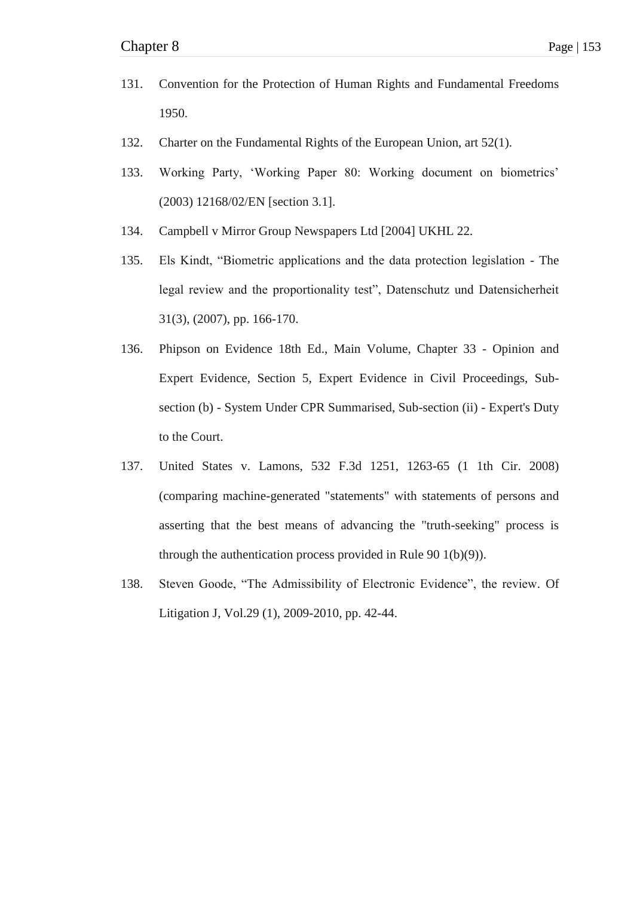131. Convention for the Protection of Human Rights and Fundamental Freedoms 1950.

132. Charter on the Fundamental Rights of the European Union, art 52(1).

133. Working Party, 'Working Paper 80: Working document on biometrics' (2003) 12168/02/EN [section 3.1].

134. Campbell v Mirror Group Newspapers Ltd [2004] UKHL 22.

135. Els Kindt, "Biometric applications and the data protection legislation - The legal review and the proportionality test", Datenschutz und Datensicherheit 31(3), (2007), pp. 166-170.

136. Phipson on Evidence 18th Ed., Main Volume, Chapter 33 - Opinion and Expert Evidence, Section 5, Expert Evidence in Civil Proceedings, Sub-section (b) - System Under CPR Summarised, Sub-section (ii) - Expert's Duty to the Court.

137. United States v. Lamons, 532 F.3d 1251, 1263-65 (1 1th Cir. 2008) (comparing machine-generated "statements" with statements of persons and asserting that the best means of advancing the "truth-seeking" process is through the authentication process provided in Rule 90 1(b)(9)).

138. Steven Goode, "The Admissibility of Electronic Evidence", the review. Of Litigation J, Vol.29 (1), 2009-2010, pp. 42-44.